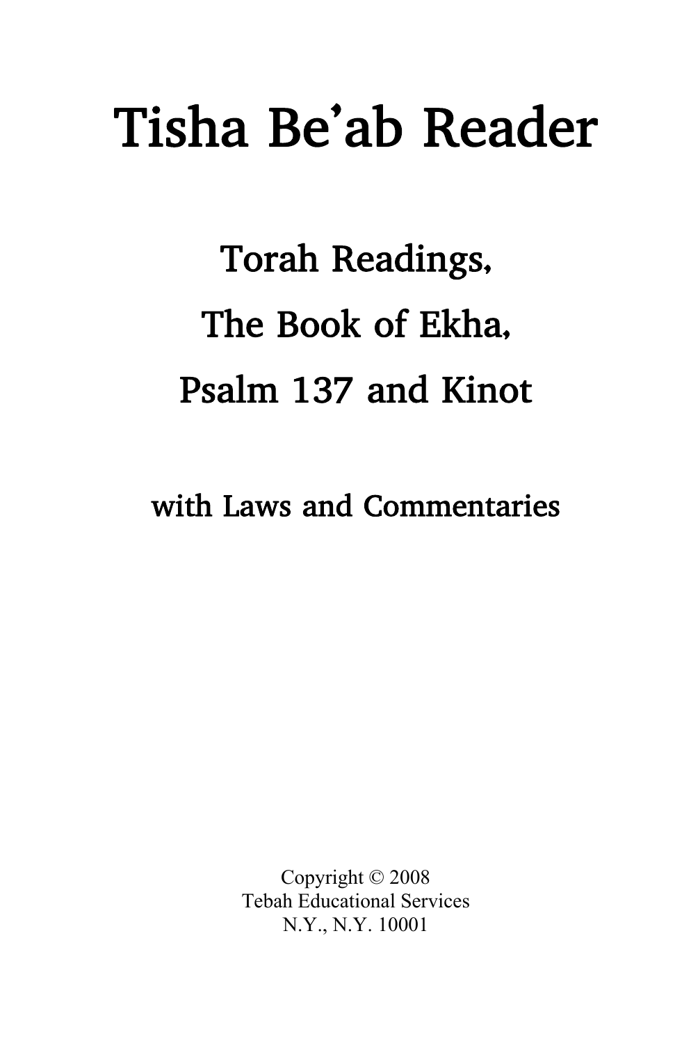# Tisha Be'ab Reader

## Torah Readings,
## The Book of Ekha,
## Psalm 137 and Kinot

### with Laws and Commentaries

Copyright © 2008
Tebah Educational Services
N.Y., N.Y. 10001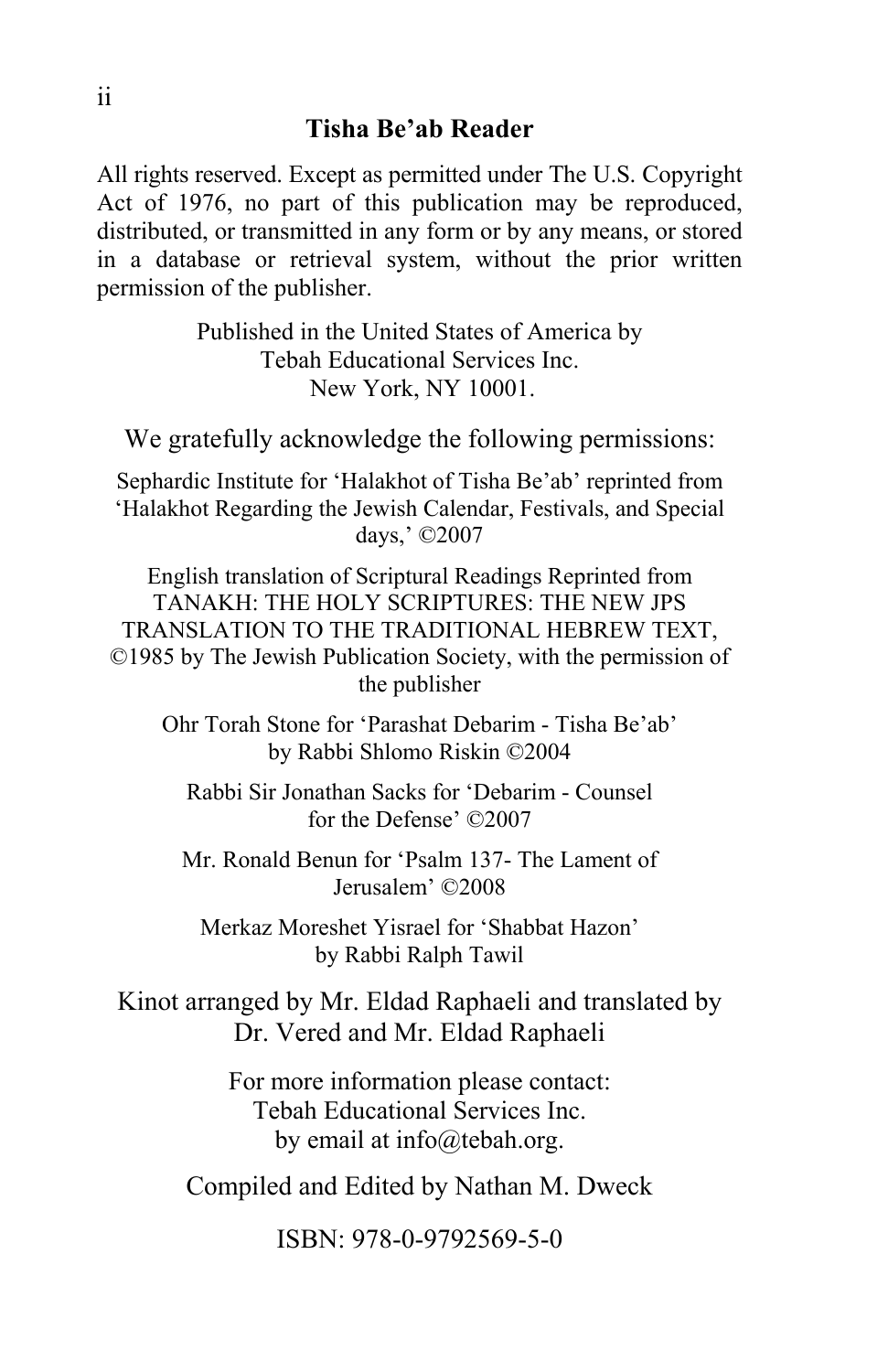## Tisha Be'ab Reader

All rights reserved. Except as permitted under The U.S. Copyright Act of 1976, no part of this publication may be reproduced, distributed, or transmitted in any form or by any means, or stored in a database or retrieval system, without the prior written permission of the publisher.

Published in the United States of America by
Tebah Educational Services Inc.
New York, NY 10001.

We gratefully acknowledge the following permissions:

Sephardic Institute for 'Halakhot of Tisha Be'ab' reprinted from 'Halakhot Regarding the Jewish Calendar, Festivals, and Special days,' ©2007

English translation of Scriptural Readings Reprinted from TANAKH: THE HOLY SCRIPTURES: THE NEW JPS TRANSLATION TO THE TRADITIONAL HEBREW TEXT, ©1985 by The Jewish Publication Society, with the permission of the publisher

Ohr Torah Stone for 'Parashat Debarim - Tisha Be'ab' by Rabbi Shlomo Riskin ©2004

Rabbi Sir Jonathan Sacks for 'Debarim - Counsel for the Defense' ©2007

Mr. Ronald Benun for 'Psalm 137- The Lament of Jerusalem' ©2008

Merkaz Moreshet Yisrael for 'Shabbat Hazon' by Rabbi Ralph Tawil

Kinot arranged by Mr. Eldad Raphaeli and translated by Dr. Vered and Mr. Eldad Raphaeli

For more information please contact:
Tebah Educational Services Inc.
by email at info@tebah.org.

Compiled and Edited by Nathan M. Dweck

ISBN: 978-0-9792569-5-0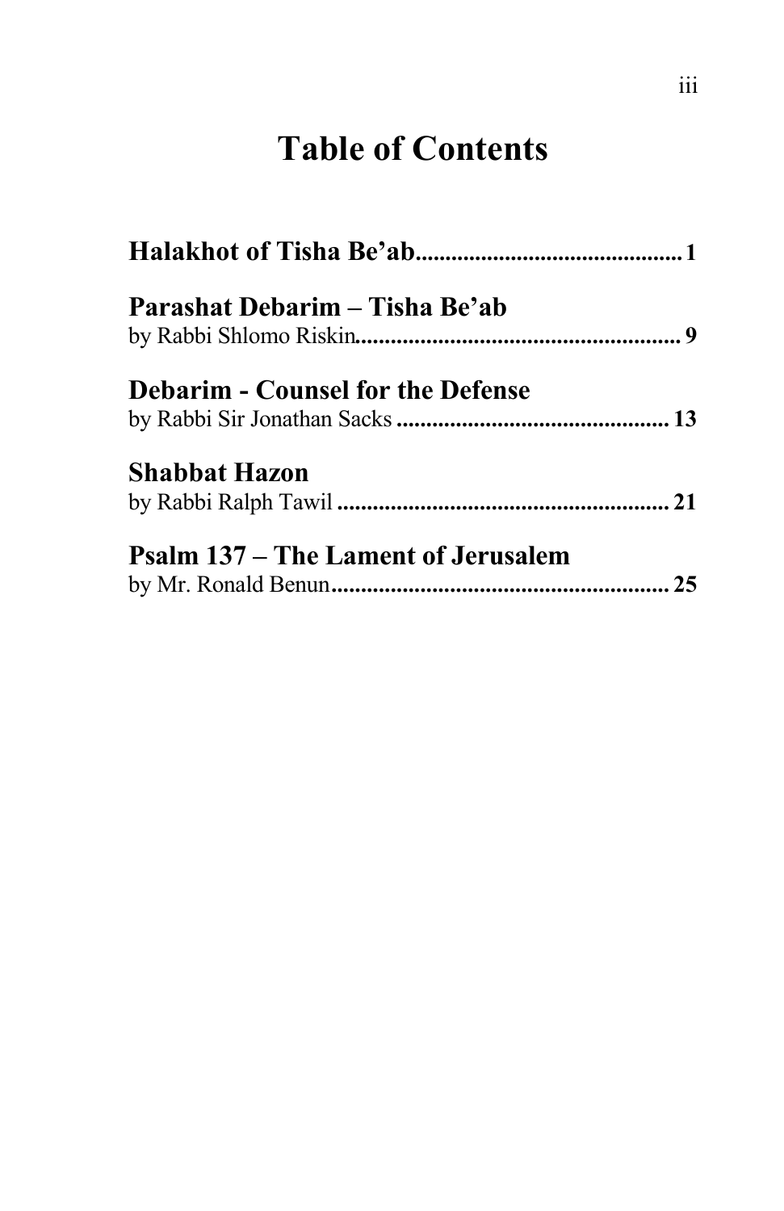# Table of Contents

**Halakhot of Tisha Be'ab**............................................ **1**

**Parashat Debarim – Tisha Be'ab**
by Rabbi Shlomo Riskin....................................................... **9**

**Debarim - Counsel for the Defense**
by Rabbi Sir Jonathan Sacks .............................................. **13**

**Shabbat Hazon**
by Rabbi Ralph Tawil ......................................................... **21**

**Psalm 137 – The Lament of Jerusalem**
by Mr. Ronald Benun.......................................................... **25**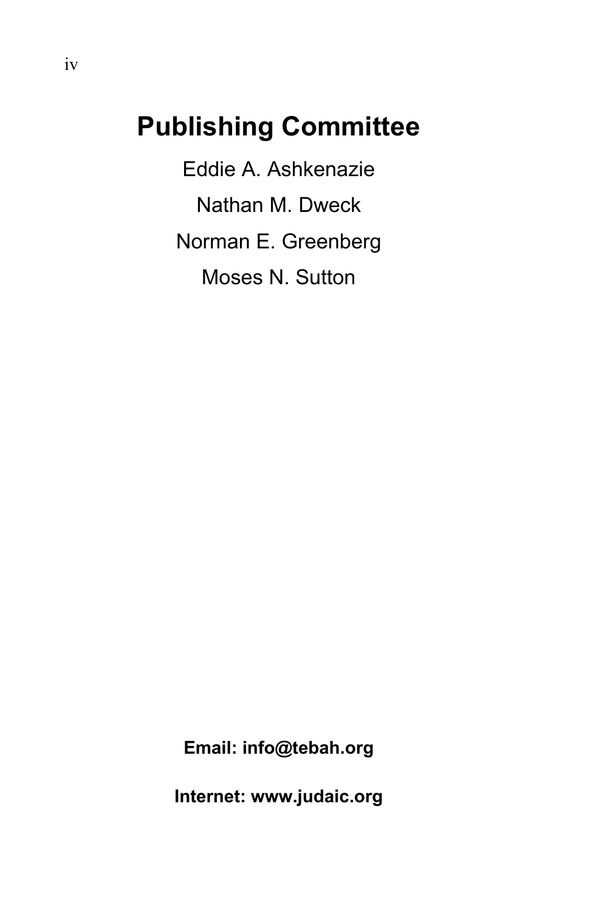# Publishing Committee

Eddie A. Ashkenazie

Nathan M. Dweck

Norman E. Greenberg

Moses N. Sutton

**Email: info@tebah.org**

**Internet: www.judaic.org**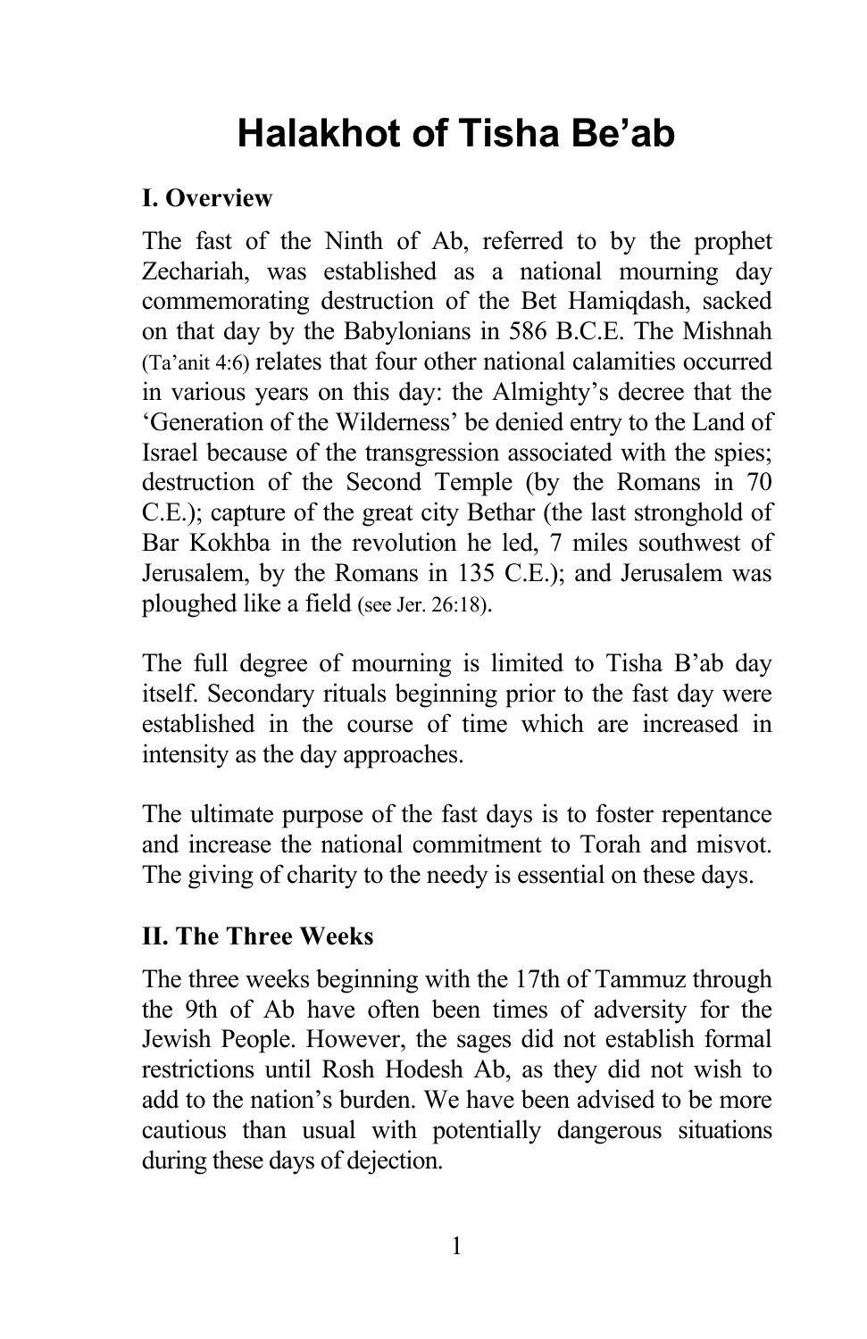# Halakhot of Tisha Be'ab

## I. Overview

The fast of the Ninth of Ab, referred to by the prophet Zechariah, was established as a national mourning day commemorating destruction of the Bet Hamiqdash, sacked on that day by the Babylonians in 586 B.C.E. The Mishnah (Ta'anit 4:6) relates that four other national calamities occurred in various years on this day: the Almighty's decree that the 'Generation of the Wilderness' be denied entry to the Land of Israel because of the transgression associated with the spies; destruction of the Second Temple (by the Romans in 70 C.E.); capture of the great city Bethar (the last stronghold of Bar Kokhba in the revolution he led, 7 miles southwest of Jerusalem, by the Romans in 135 C.E.); and Jerusalem was ploughed like a field (see Jer. 26:18).

The full degree of mourning is limited to Tisha B'ab day itself. Secondary rituals beginning prior to the fast day were established in the course of time which are increased in intensity as the day approaches.

The ultimate purpose of the fast days is to foster repentance and increase the national commitment to Torah and misvot. The giving of charity to the needy is essential on these days.

## II. The Three Weeks

The three weeks beginning with the 17th of Tammuz through the 9th of Ab have often been times of adversity for the Jewish People. However, the sages did not establish formal restrictions until Rosh Hodesh Ab, as they did not wish to add to the nation's burden. We have been advised to be more cautious than usual with potentially dangerous situations during these days of dejection.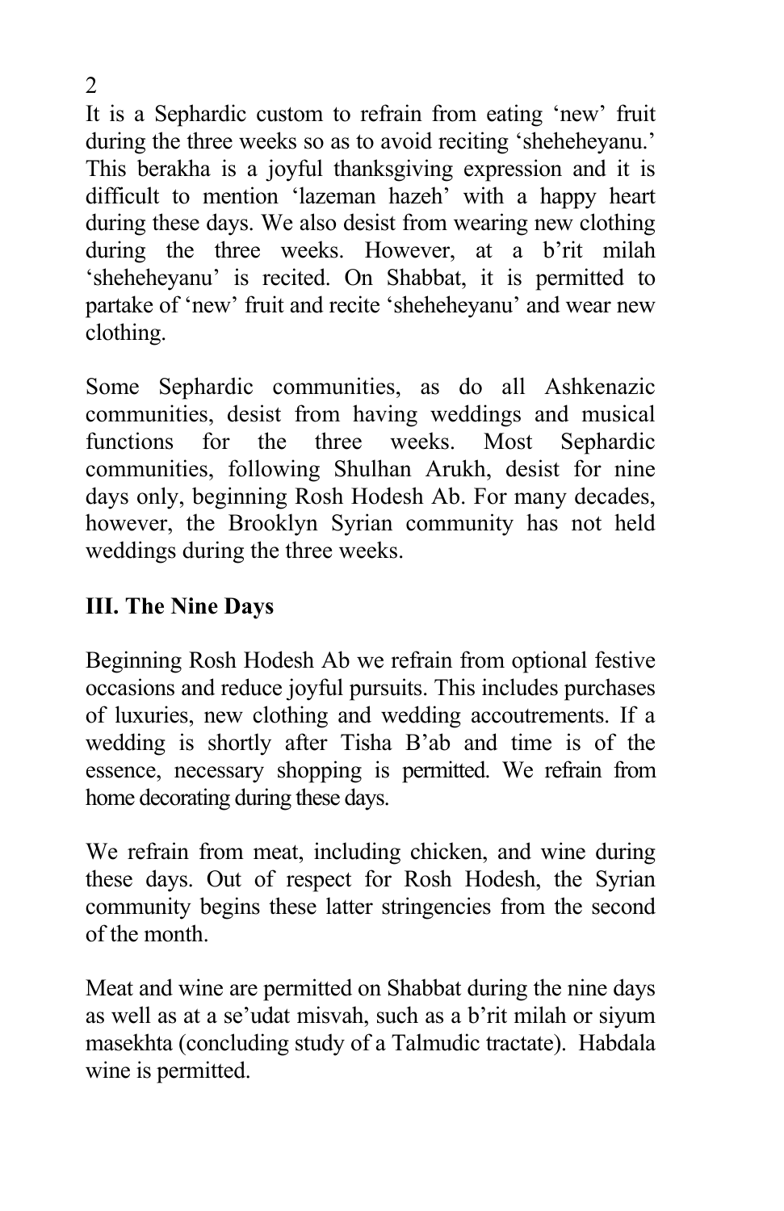It is a Sephardic custom to refrain from eating 'new' fruit during the three weeks so as to avoid reciting 'sheheheyanu.' This berakha is a joyful thanksgiving expression and it is difficult to mention 'lazeman hazeh' with a happy heart during these days. We also desist from wearing new clothing during the three weeks. However, at a b'rit milah 'sheheheyanu' is recited. On Shabbat, it is permitted to partake of 'new' fruit and recite 'sheheheyanu' and wear new clothing.

Some Sephardic communities, as do all Ashkenazic communities, desist from having weddings and musical functions for the three weeks. Most Sephardic communities, following Shulhan Arukh, desist for nine days only, beginning Rosh Hodesh Ab. For many decades, however, the Brooklyn Syrian community has not held weddings during the three weeks.

### III. The Nine Days

Beginning Rosh Hodesh Ab we refrain from optional festive occasions and reduce joyful pursuits. This includes purchases of luxuries, new clothing and wedding accoutrements. If a wedding is shortly after Tisha B'ab and time is of the essence, necessary shopping is permitted. We refrain from home decorating during these days.

We refrain from meat, including chicken, and wine during these days. Out of respect for Rosh Hodesh, the Syrian community begins these latter stringencies from the second of the month.

Meat and wine are permitted on Shabbat during the nine days as well as at a se'udat misvah, such as a b'rit milah or siyum masekhta (concluding study of a Talmudic tractate). Habdala wine is permitted.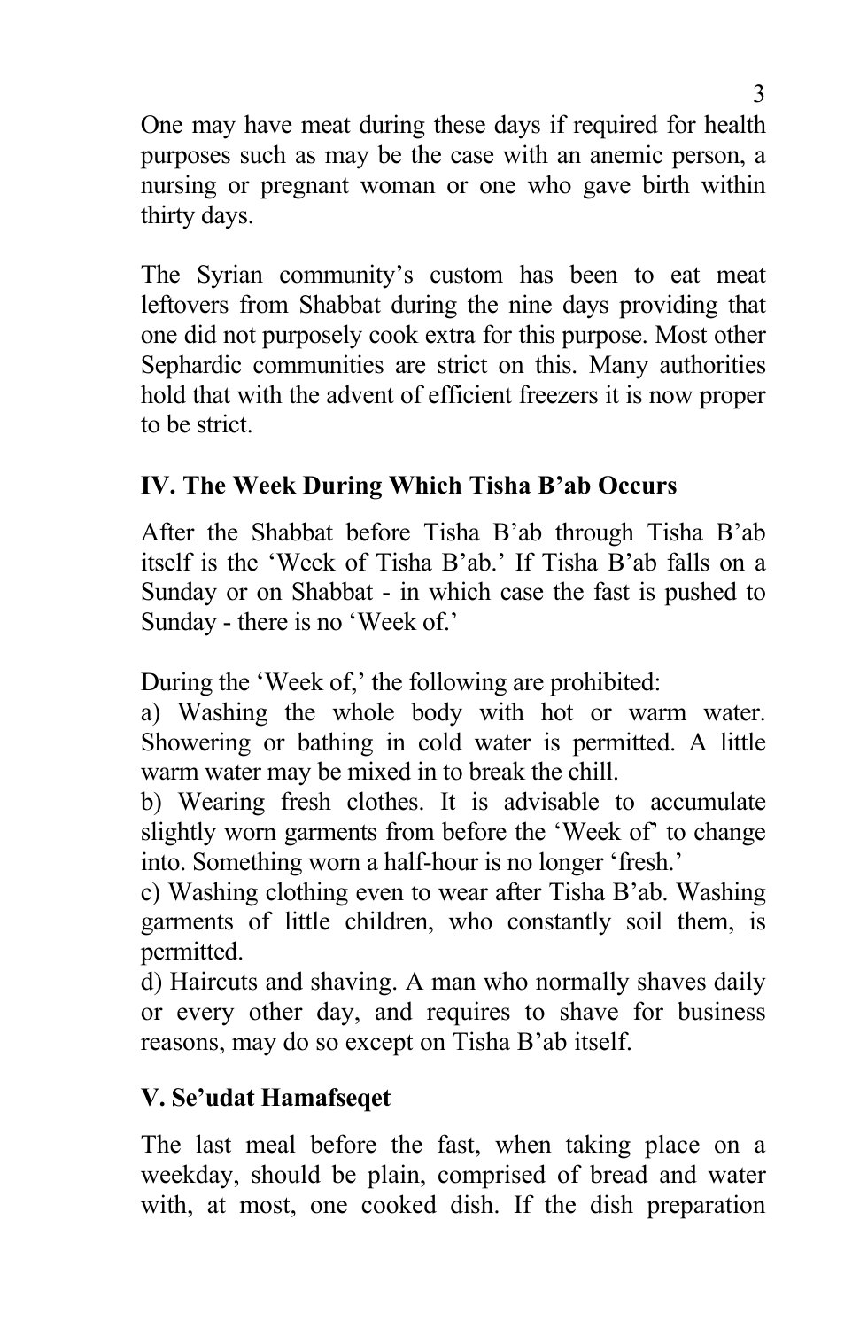One may have meat during these days if required for health purposes such as may be the case with an anemic person, a nursing or pregnant woman or one who gave birth within thirty days.

The Syrian community's custom has been to eat meat leftovers from Shabbat during the nine days providing that one did not purposely cook extra for this purpose. Most other Sephardic communities are strict on this. Many authorities hold that with the advent of efficient freezers it is now proper to be strict.

## IV. The Week During Which Tisha B'ab Occurs

After the Shabbat before Tisha B'ab through Tisha B'ab itself is the 'Week of Tisha B'ab.' If Tisha B'ab falls on a Sunday or on Shabbat - in which case the fast is pushed to Sunday - there is no 'Week of.'

During the 'Week of,' the following are prohibited:
a) Washing the whole body with hot or warm water. Showering or bathing in cold water is permitted. A little warm water may be mixed in to break the chill.
b) Wearing fresh clothes. It is advisable to accumulate slightly worn garments from before the 'Week of' to change into. Something worn a half-hour is no longer 'fresh.'
c) Washing clothing even to wear after Tisha B'ab. Washing garments of little children, who constantly soil them, is permitted.
d) Haircuts and shaving. A man who normally shaves daily or every other day, and requires to shave for business reasons, may do so except on Tisha B'ab itself.

## V. Se'udat Hamafseqet

The last meal before the fast, when taking place on a weekday, should be plain, comprised of bread and water with, at most, one cooked dish. If the dish preparation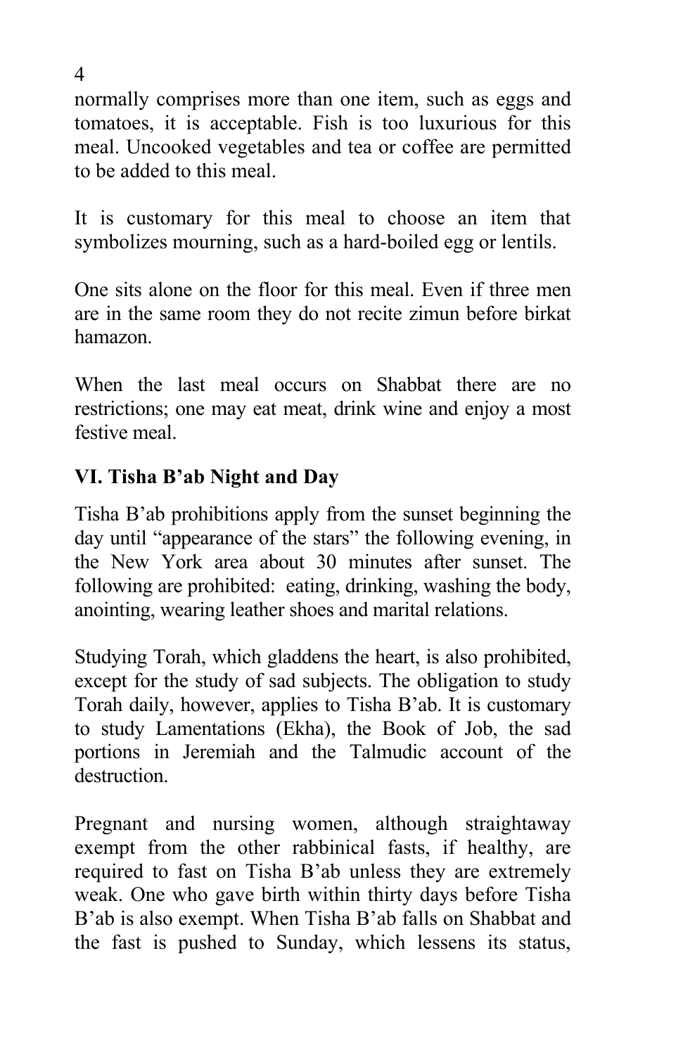normally comprises more than one item, such as eggs and tomatoes, it is acceptable. Fish is too luxurious for this meal. Uncooked vegetables and tea or coffee are permitted to be added to this meal.

It is customary for this meal to choose an item that symbolizes mourning, such as a hard-boiled egg or lentils.

One sits alone on the floor for this meal. Even if three men are in the same room they do not recite zimun before birkat hamazon.

When the last meal occurs on Shabbat there are no restrictions; one may eat meat, drink wine and enjoy a most festive meal.

## VI. Tisha B'ab Night and Day

Tisha B'ab prohibitions apply from the sunset beginning the day until "appearance of the stars" the following evening, in the New York area about 30 minutes after sunset. The following are prohibited: eating, drinking, washing the body, anointing, wearing leather shoes and marital relations.

Studying Torah, which gladdens the heart, is also prohibited, except for the study of sad subjects. The obligation to study Torah daily, however, applies to Tisha B'ab. It is customary to study Lamentations (Ekha), the Book of Job, the sad portions in Jeremiah and the Talmudic account of the destruction.

Pregnant and nursing women, although straightaway exempt from the other rabbinical fasts, if healthy, are required to fast on Tisha B'ab unless they are extremely weak. One who gave birth within thirty days before Tisha B'ab is also exempt. When Tisha B'ab falls on Shabbat and the fast is pushed to Sunday, which lessens its status,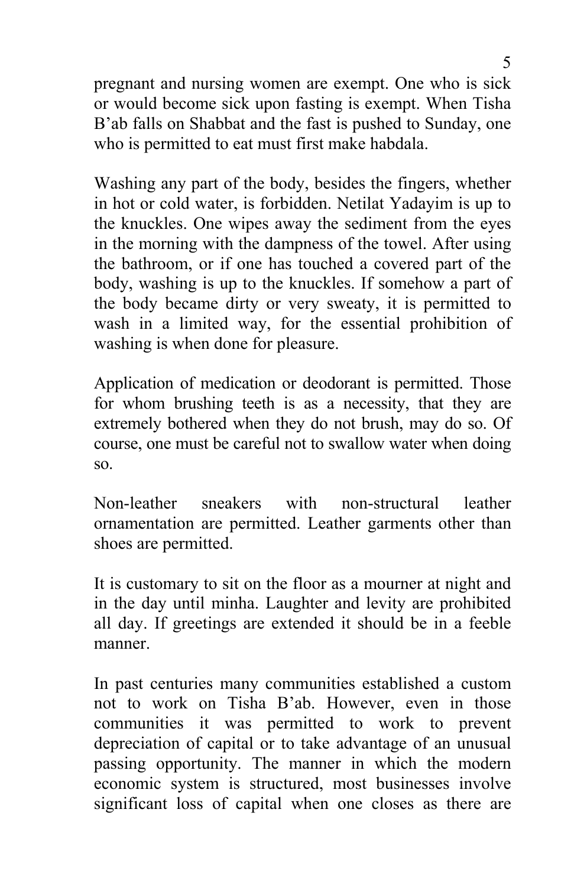pregnant and nursing women are exempt. One who is sick or would become sick upon fasting is exempt. When Tisha B'ab falls on Shabbat and the fast is pushed to Sunday, one who is permitted to eat must first make habdala.

Washing any part of the body, besides the fingers, whether in hot or cold water, is forbidden. Netilat Yadayim is up to the knuckles. One wipes away the sediment from the eyes in the morning with the dampness of the towel. After using the bathroom, or if one has touched a covered part of the body, washing is up to the knuckles. If somehow a part of the body became dirty or very sweaty, it is permitted to wash in a limited way, for the essential prohibition of washing is when done for pleasure.

Application of medication or deodorant is permitted. Those for whom brushing teeth is as a necessity, that they are extremely bothered when they do not brush, may do so. Of course, one must be careful not to swallow water when doing so.

Non-leather sneakers with non-structural leather ornamentation are permitted. Leather garments other than shoes are permitted.

It is customary to sit on the floor as a mourner at night and in the day until minha. Laughter and levity are prohibited all day. If greetings are extended it should be in a feeble manner.

In past centuries many communities established a custom not to work on Tisha B'ab. However, even in those communities it was permitted to work to prevent depreciation of capital or to take advantage of an unusual passing opportunity. The manner in which the modern economic system is structured, most businesses involve significant loss of capital when one closes as there are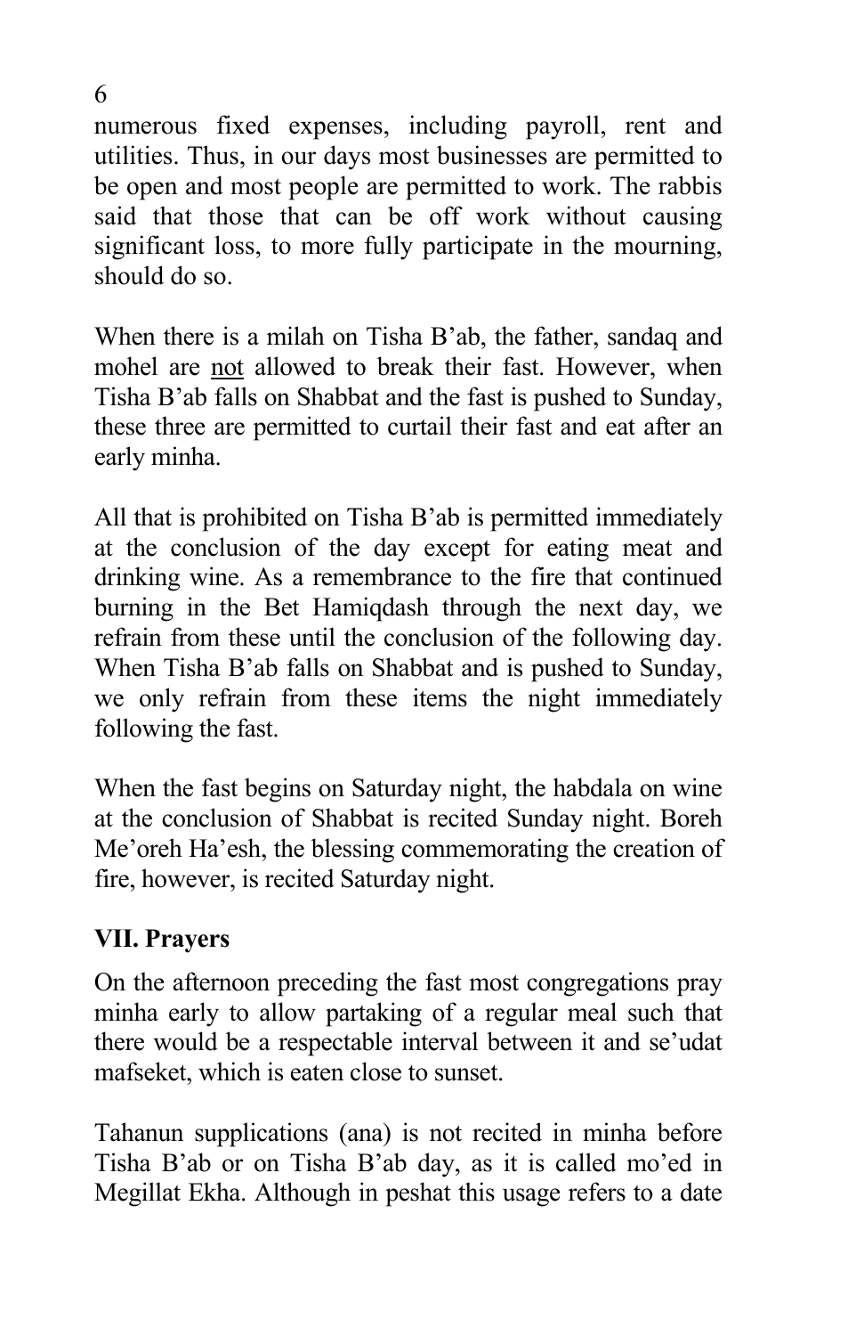numerous fixed expenses, including payroll, rent and utilities. Thus, in our days most businesses are permitted to be open and most people are permitted to work. The rabbis said that those that can be off work without causing significant loss, to more fully participate in the mourning, should do so.

When there is a milah on Tisha B'ab, the father, sandaq and mohel are <u>not</u> allowed to break their fast. However, when Tisha B'ab falls on Shabbat and the fast is pushed to Sunday, these three are permitted to curtail their fast and eat after an early minha.

All that is prohibited on Tisha B'ab is permitted immediately at the conclusion of the day except for eating meat and drinking wine. As a remembrance to the fire that continued burning in the Bet Hamiqdash through the next day, we refrain from these until the conclusion of the following day. When Tisha B'ab falls on Shabbat and is pushed to Sunday, we only refrain from these items the night immediately following the fast.

When the fast begins on Saturday night, the habdala on wine at the conclusion of Shabbat is recited Sunday night. Boreh Me'oreh Ha'esh, the blessing commemorating the creation of fire, however, is recited Saturday night.

## VII. Prayers

On the afternoon preceding the fast most congregations pray minha early to allow partaking of a regular meal such that there would be a respectable interval between it and se'udat mafseket, which is eaten close to sunset.

Tahanun supplications (ana) is not recited in minha before Tisha B'ab or on Tisha B'ab day, as it is called mo'ed in Megillat Ekha. Although in peshat this usage refers to a date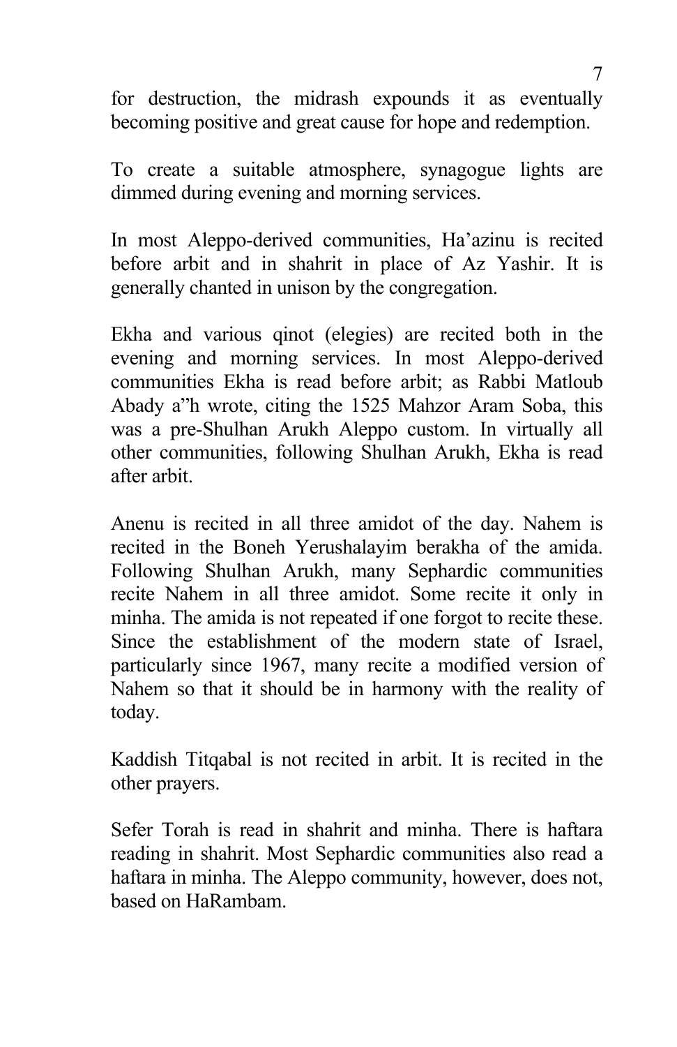for destruction, the midrash expounds it as eventually becoming positive and great cause for hope and redemption.

To create a suitable atmosphere, synagogue lights are dimmed during evening and morning services.

In most Aleppo-derived communities, Ha'azinu is recited before arbit and in shahrit in place of Az Yashir. It is generally chanted in unison by the congregation.

Ekha and various qinot (elegies) are recited both in the evening and morning services. In most Aleppo-derived communities Ekha is read before arbit; as Rabbi Matloub Abady a"h wrote, citing the 1525 Mahzor Aram Soba, this was a pre-Shulhan Arukh Aleppo custom. In virtually all other communities, following Shulhan Arukh, Ekha is read after arbit.

Anenu is recited in all three amidot of the day. Nahem is recited in the Boneh Yerushalayim berakha of the amida. Following Shulhan Arukh, many Sephardic communities recite Nahem in all three amidot. Some recite it only in minha. The amida is not repeated if one forgot to recite these. Since the establishment of the modern state of Israel, particularly since 1967, many recite a modified version of Nahem so that it should be in harmony with the reality of today.

Kaddish Titqabal is not recited in arbit. It is recited in the other prayers.

Sefer Torah is read in shahrit and minha. There is haftara reading in shahrit. Most Sephardic communities also read a haftara in minha. The Aleppo community, however, does not, based on HaRambam.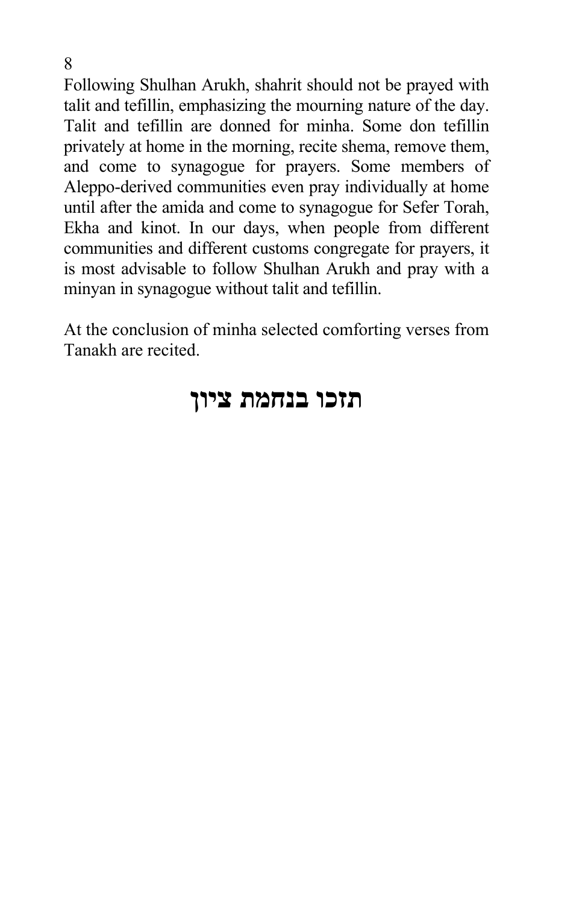Following Shulhan Arukh, shahrit should not be prayed with talit and tefillin, emphasizing the mourning nature of the day. Talit and tefillin are donned for minha. Some don tefillin privately at home in the morning, recite shema, remove them, and come to synagogue for prayers. Some members of Aleppo-derived communities even pray individually at home until after the amida and come to synagogue for Sefer Torah, Ekha and kinot. In our days, when people from different communities and different customs congregate for prayers, it is most advisable to follow Shulhan Arukh and pray with a minyan in synagogue without talit and tefillin.

At the conclusion of minha selected comforting verses from Tanakh are recited.

**תזכו בנחמת ציון**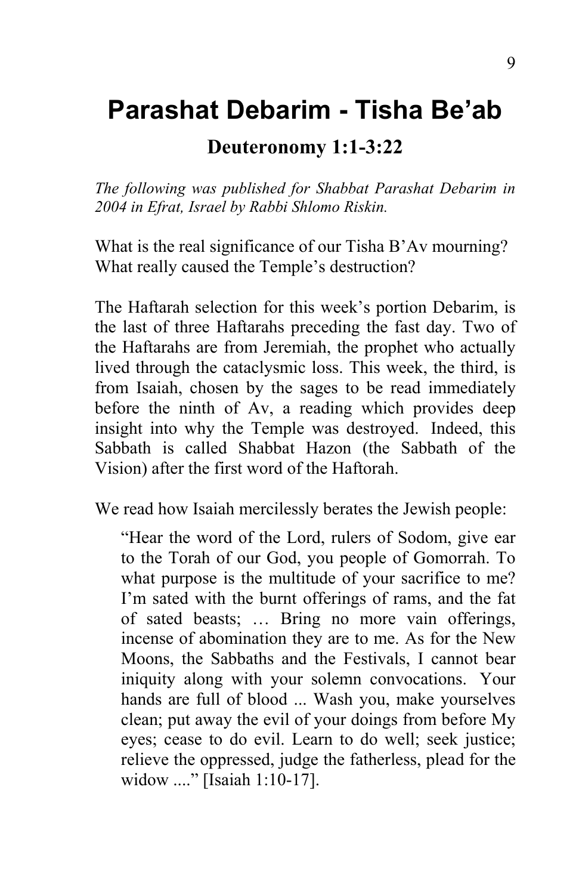# Parashat Debarim - Tisha Be'ab

## Deuteronomy 1:1-3:22

*The following was published for Shabbat Parashat Debarim in 2004 in Efrat, Israel by Rabbi Shlomo Riskin.*

What is the real significance of our Tisha B'Av mourning? What really caused the Temple's destruction?

The Haftarah selection for this week's portion Debarim, is the last of three Haftarahs preceding the fast day. Two of the Haftarahs are from Jeremiah, the prophet who actually lived through the cataclysmic loss. This week, the third, is from Isaiah, chosen by the sages to be read immediately before the ninth of Av, a reading which provides deep insight into why the Temple was destroyed. Indeed, this Sabbath is called Shabbat Hazon (the Sabbath of the Vision) after the first word of the Haftorah.

We read how Isaiah mercilessly berates the Jewish people:

> "Hear the word of the Lord, rulers of Sodom, give ear to the Torah of our God, you people of Gomorrah. To what purpose is the multitude of your sacrifice to me? I'm sated with the burnt offerings of rams, and the fat of sated beasts; … Bring no more vain offerings, incense of abomination they are to me. As for the New Moons, the Sabbaths and the Festivals, I cannot bear iniquity along with your solemn convocations. Your hands are full of blood ... Wash you, make yourselves clean; put away the evil of your doings from before My eyes; cease to do evil. Learn to do well; seek justice; relieve the oppressed, judge the fatherless, plead for the widow ...." [Isaiah 1:10-17].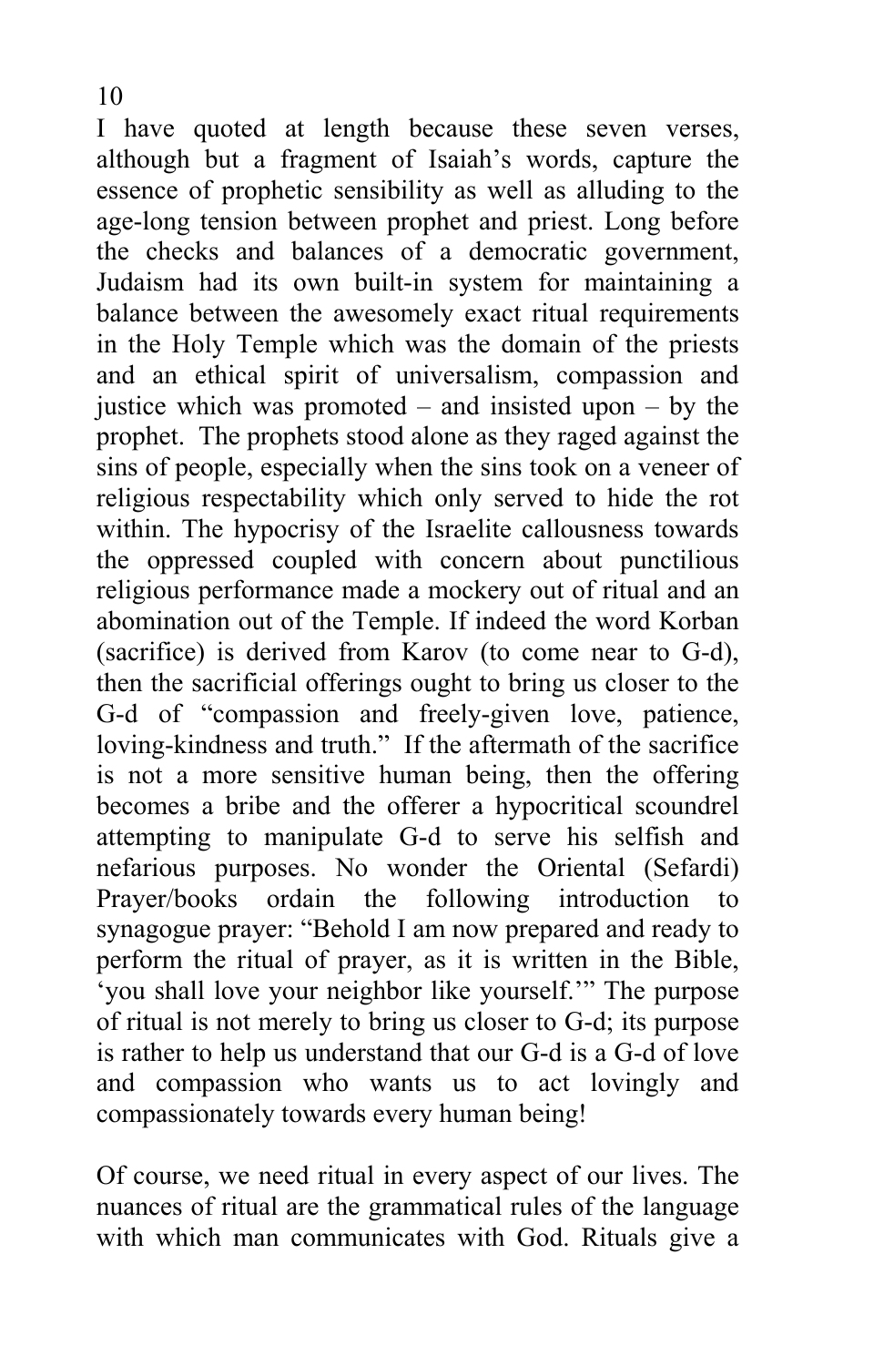I have quoted at length because these seven verses, although but a fragment of Isaiah's words, capture the essence of prophetic sensibility as well as alluding to the age-long tension between prophet and priest. Long before the checks and balances of a democratic government, Judaism had its own built-in system for maintaining a balance between the awesomely exact ritual requirements in the Holy Temple which was the domain of the priests and an ethical spirit of universalism, compassion and justice which was promoted – and insisted upon – by the prophet. The prophets stood alone as they raged against the sins of people, especially when the sins took on a veneer of religious respectability which only served to hide the rot within. The hypocrisy of the Israelite callousness towards the oppressed coupled with concern about punctilious religious performance made a mockery out of ritual and an abomination out of the Temple. If indeed the word Korban (sacrifice) is derived from Karov (to come near to G-d), then the sacrificial offerings ought to bring us closer to the G-d of "compassion and freely-given love, patience, loving-kindness and truth." If the aftermath of the sacrifice is not a more sensitive human being, then the offering becomes a bribe and the offerer a hypocritical scoundrel attempting to manipulate G-d to serve his selfish and nefarious purposes. No wonder the Oriental (Sefardi) Prayer/books ordain the following introduction to synagogue prayer: "Behold I am now prepared and ready to perform the ritual of prayer, as it is written in the Bible, 'you shall love your neighbor like yourself.'" The purpose of ritual is not merely to bring us closer to G-d; its purpose is rather to help us understand that our G-d is a G-d of love and compassion who wants us to act lovingly and compassionately towards every human being!

Of course, we need ritual in every aspect of our lives. The nuances of ritual are the grammatical rules of the language with which man communicates with God. Rituals give a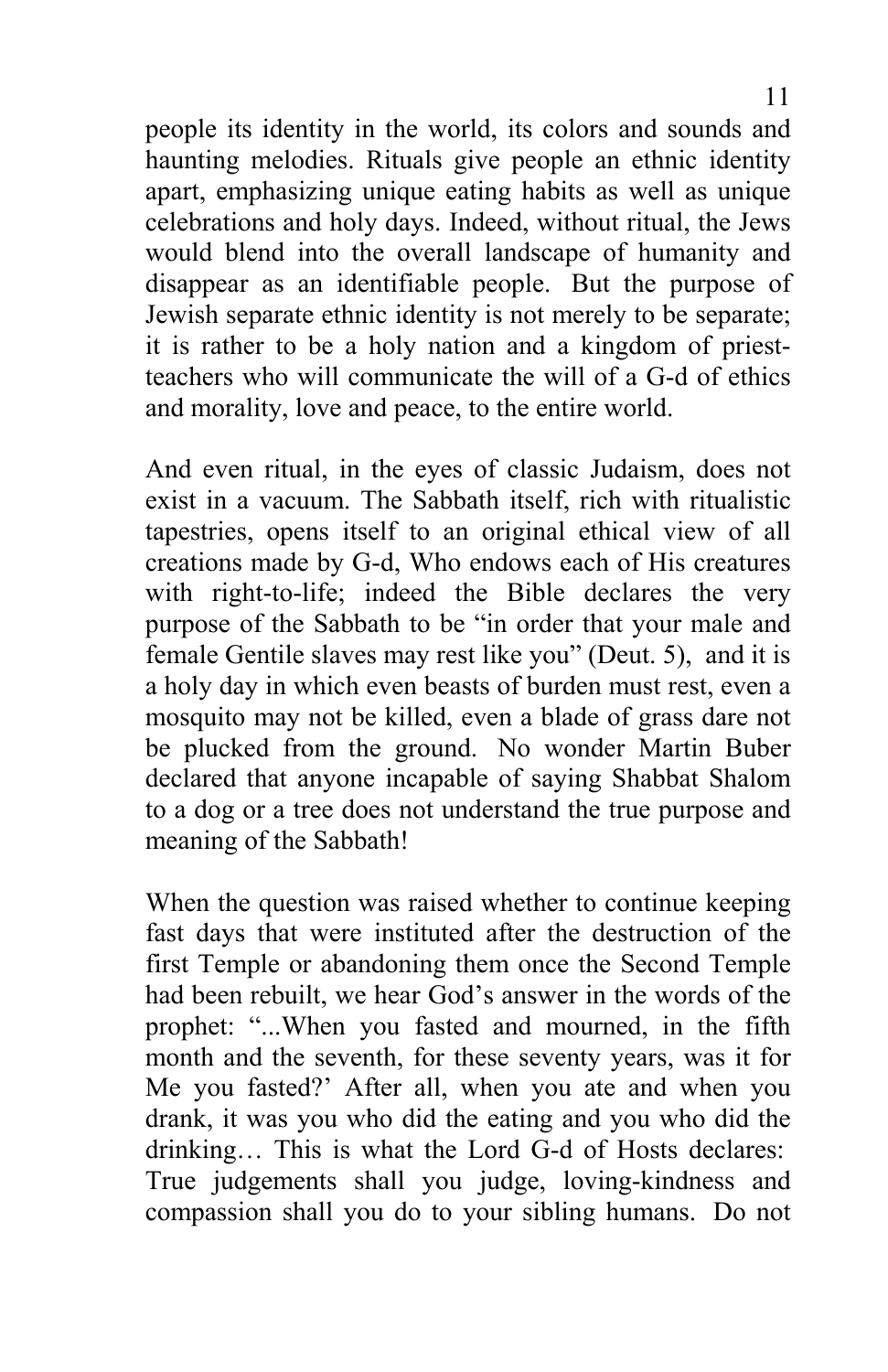people its identity in the world, its colors and sounds and haunting melodies. Rituals give people an ethnic identity apart, emphasizing unique eating habits as well as unique celebrations and holy days. Indeed, without ritual, the Jews would blend into the overall landscape of humanity and disappear as an identifiable people. But the purpose of Jewish separate ethnic identity is not merely to be separate; it is rather to be a holy nation and a kingdom of priest-teachers who will communicate the will of a G-d of ethics and morality, love and peace, to the entire world.

And even ritual, in the eyes of classic Judaism, does not exist in a vacuum. The Sabbath itself, rich with ritualistic tapestries, opens itself to an original ethical view of all creations made by G-d, Who endows each of His creatures with right-to-life; indeed the Bible declares the very purpose of the Sabbath to be "in order that your male and female Gentile slaves may rest like you" (Deut. 5), and it is a holy day in which even beasts of burden must rest, even a mosquito may not be killed, even a blade of grass dare not be plucked from the ground. No wonder Martin Buber declared that anyone incapable of saying Shabbat Shalom to a dog or a tree does not understand the true purpose and meaning of the Sabbath!

When the question was raised whether to continue keeping fast days that were instituted after the destruction of the first Temple or abandoning them once the Second Temple had been rebuilt, we hear God's answer in the words of the prophet: "...When you fasted and mourned, in the fifth month and the seventh, for these seventy years, was it for Me you fasted?' After all, when you ate and when you drank, it was you who did the eating and you who did the drinking… This is what the Lord G-d of Hosts declares: True judgements shall you judge, loving-kindness and compassion shall you do to your sibling humans. Do not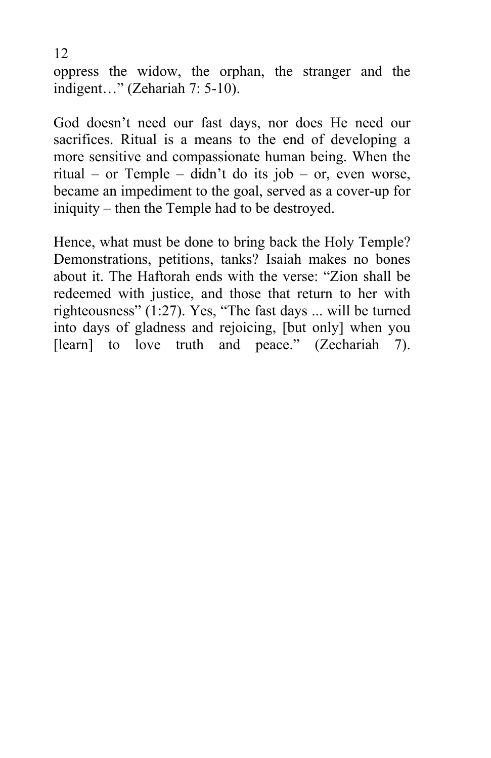oppress the widow, the orphan, the stranger and the indigent…" (Zehariah 7: 5-10).

God doesn't need our fast days, nor does He need our sacrifices. Ritual is a means to the end of developing a more sensitive and compassionate human being. When the ritual – or Temple – didn't do its job – or, even worse, became an impediment to the goal, served as a cover-up for iniquity – then the Temple had to be destroyed.

Hence, what must be done to bring back the Holy Temple? Demonstrations, petitions, tanks? Isaiah makes no bones about it. The Haftorah ends with the verse: "Zion shall be redeemed with justice, and those that return to her with righteousness" (1:27). Yes, "The fast days ... will be turned into days of gladness and rejoicing, [but only] when you [learn] to love truth and peace." (Zechariah 7).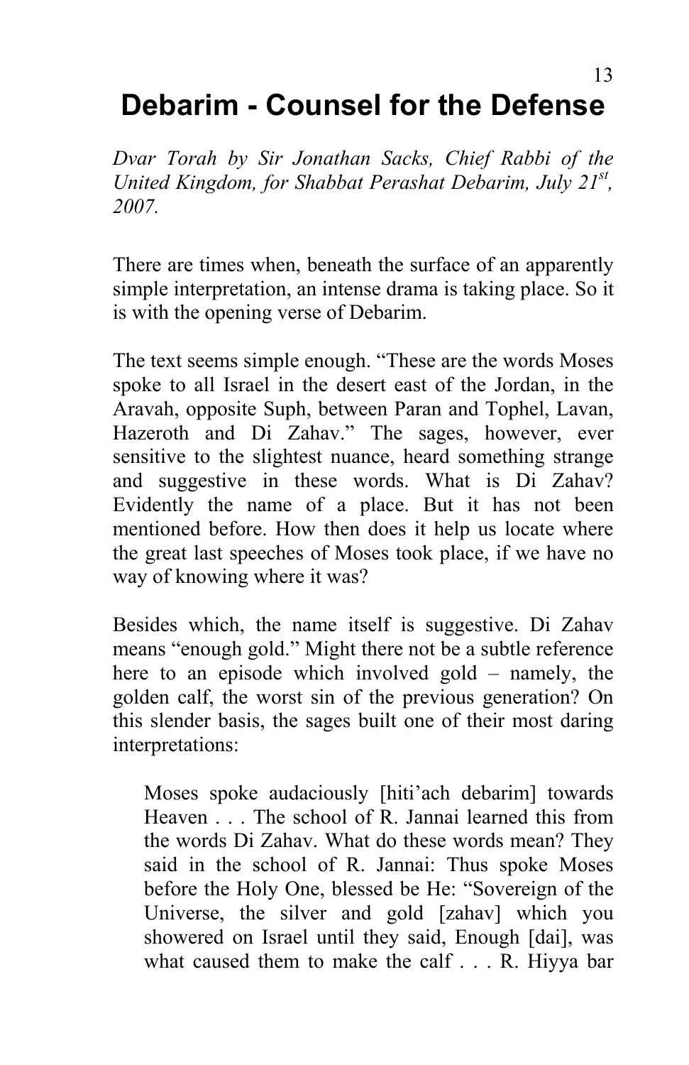# Debarim - Counsel for the Defense

*Dvar Torah by Sir Jonathan Sacks, Chief Rabbi of the United Kingdom, for Shabbat Perashat Debarim, July 21st, 2007.*

There are times when, beneath the surface of an apparently simple interpretation, an intense drama is taking place. So it is with the opening verse of Debarim.

The text seems simple enough. "These are the words Moses spoke to all Israel in the desert east of the Jordan, in the Aravah, opposite Suph, between Paran and Tophel, Lavan, Hazeroth and Di Zahav." The sages, however, ever sensitive to the slightest nuance, heard something strange and suggestive in these words. What is Di Zahav? Evidently the name of a place. But it has not been mentioned before. How then does it help us locate where the great last speeches of Moses took place, if we have no way of knowing where it was?

Besides which, the name itself is suggestive. Di Zahav means "enough gold." Might there not be a subtle reference here to an episode which involved gold – namely, the golden calf, the worst sin of the previous generation? On this slender basis, the sages built one of their most daring interpretations:

> Moses spoke audaciously [hiti'ach debarim] towards Heaven . . . The school of R. Jannai learned this from the words Di Zahav. What do these words mean? They said in the school of R. Jannai: Thus spoke Moses before the Holy One, blessed be He: "Sovereign of the Universe, the silver and gold [zahav] which you showered on Israel until they said, Enough [dai], was what caused them to make the calf . . . R. Hiyya bar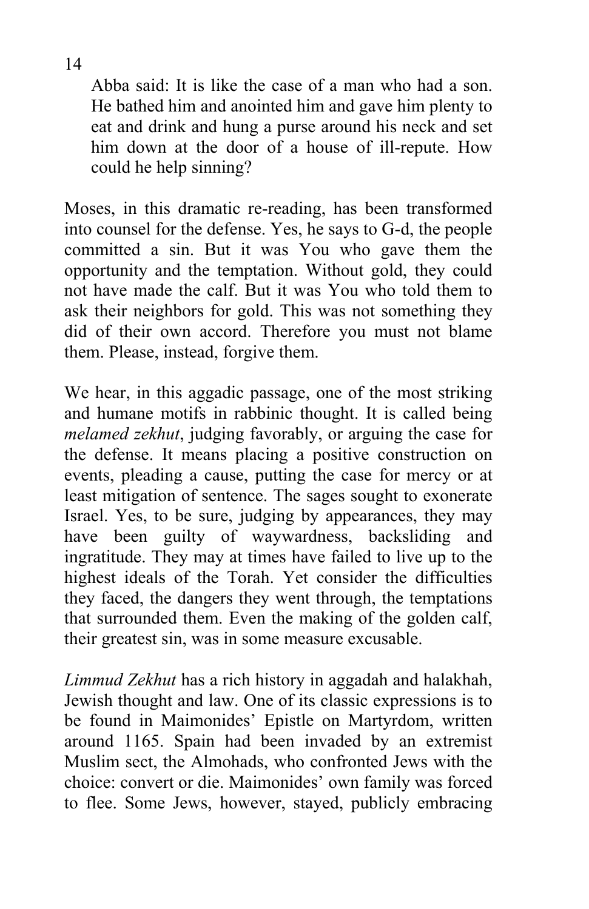> Abba said: It is like the case of a man who had a son. He bathed him and anointed him and gave him plenty to eat and drink and hung a purse around his neck and set him down at the door of a house of ill-repute. How could he help sinning?

Moses, in this dramatic re-reading, has been transformed into counsel for the defense. Yes, he says to G-d, the people committed a sin. But it was You who gave them the opportunity and the temptation. Without gold, they could not have made the calf. But it was You who told them to ask their neighbors for gold. This was not something they did of their own accord. Therefore you must not blame them. Please, instead, forgive them.

We hear, in this aggadic passage, one of the most striking and humane motifs in rabbinic thought. It is called being *melamed zekhut*, judging favorably, or arguing the case for the defense. It means placing a positive construction on events, pleading a cause, putting the case for mercy or at least mitigation of sentence. The sages sought to exonerate Israel. Yes, to be sure, judging by appearances, they may have been guilty of waywardness, backsliding and ingratitude. They may at times have failed to live up to the highest ideals of the Torah. Yet consider the difficulties they faced, the dangers they went through, the temptations that surrounded them. Even the making of the golden calf, their greatest sin, was in some measure excusable.

*Limmud Zekhut* has a rich history in aggadah and halakhah, Jewish thought and law. One of its classic expressions is to be found in Maimonides' Epistle on Martyrdom, written around 1165. Spain had been invaded by an extremist Muslim sect, the Almohads, who confronted Jews with the choice: convert or die. Maimonides' own family was forced to flee. Some Jews, however, stayed, publicly embracing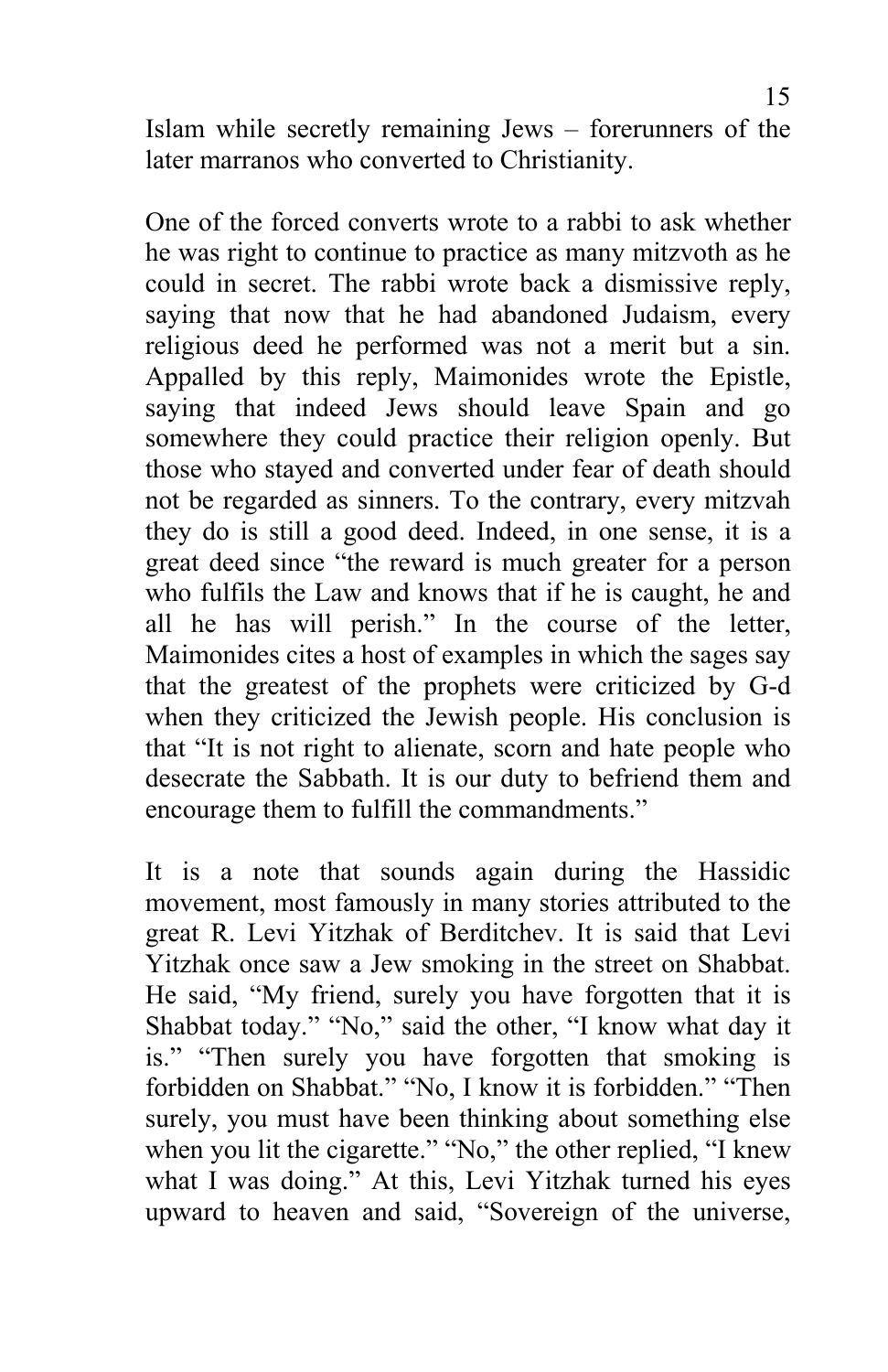Islam while secretly remaining Jews – forerunners of the later marranos who converted to Christianity.

One of the forced converts wrote to a rabbi to ask whether he was right to continue to practice as many mitzvoth as he could in secret. The rabbi wrote back a dismissive reply, saying that now that he had abandoned Judaism, every religious deed he performed was not a merit but a sin. Appalled by this reply, Maimonides wrote the Epistle, saying that indeed Jews should leave Spain and go somewhere they could practice their religion openly. But those who stayed and converted under fear of death should not be regarded as sinners. To the contrary, every mitzvah they do is still a good deed. Indeed, in one sense, it is a great deed since "the reward is much greater for a person who fulfils the Law and knows that if he is caught, he and all he has will perish." In the course of the letter, Maimonides cites a host of examples in which the sages say that the greatest of the prophets were criticized by G-d when they criticized the Jewish people. His conclusion is that "It is not right to alienate, scorn and hate people who desecrate the Sabbath. It is our duty to befriend them and encourage them to fulfill the commandments."

It is a note that sounds again during the Hassidic movement, most famously in many stories attributed to the great R. Levi Yitzhak of Berditchev. It is said that Levi Yitzhak once saw a Jew smoking in the street on Shabbat. He said, "My friend, surely you have forgotten that it is Shabbat today." "No," said the other, "I know what day it is." "Then surely you have forgotten that smoking is forbidden on Shabbat." "No, I know it is forbidden." "Then surely, you must have been thinking about something else when you lit the cigarette." "No," the other replied, "I knew what I was doing." At this, Levi Yitzhak turned his eyes upward to heaven and said, "Sovereign of the universe,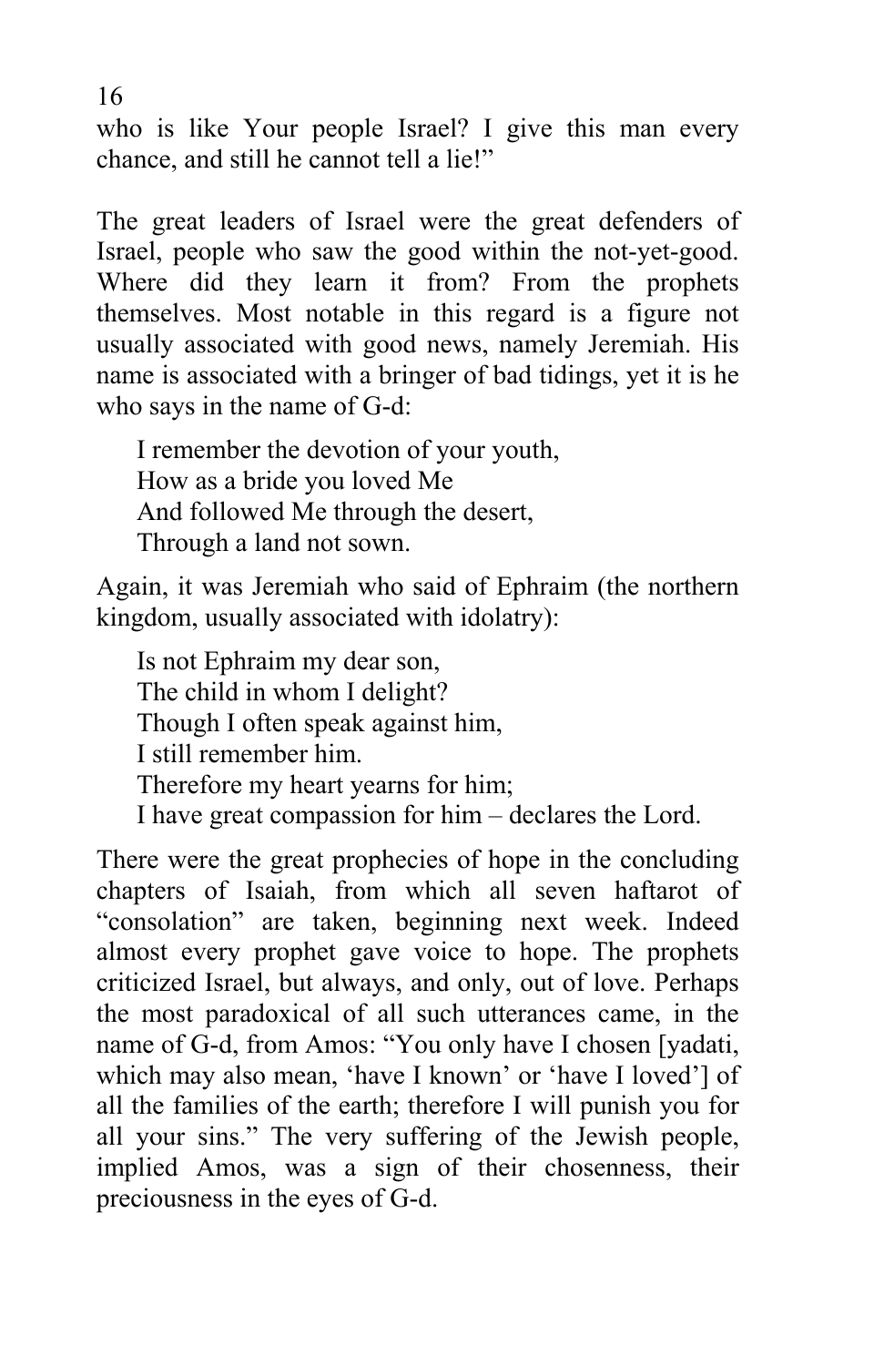who is like Your people Israel? I give this man every chance, and still he cannot tell a lie!"

The great leaders of Israel were the great defenders of Israel, people who saw the good within the not-yet-good. Where did they learn it from? From the prophets themselves. Most notable in this regard is a figure not usually associated with good news, namely Jeremiah. His name is associated with a bringer of bad tidings, yet it is he who says in the name of G-d:

> I remember the devotion of your youth,
> How as a bride you loved Me
> And followed Me through the desert,
> Through a land not sown.

Again, it was Jeremiah who said of Ephraim (the northern kingdom, usually associated with idolatry):

> Is not Ephraim my dear son,
> The child in whom I delight?
> Though I often speak against him,
> I still remember him.
> Therefore my heart yearns for him;
> I have great compassion for him – declares the Lord.

There were the great prophecies of hope in the concluding chapters of Isaiah, from which all seven haftarot of "consolation" are taken, beginning next week. Indeed almost every prophet gave voice to hope. The prophets criticized Israel, but always, and only, out of love. Perhaps the most paradoxical of all such utterances came, in the name of G-d, from Amos: "You only have I chosen [yadati, which may also mean, 'have I known' or 'have I loved'] of all the families of the earth; therefore I will punish you for all your sins." The very suffering of the Jewish people, implied Amos, was a sign of their chosenness, their preciousness in the eyes of G-d.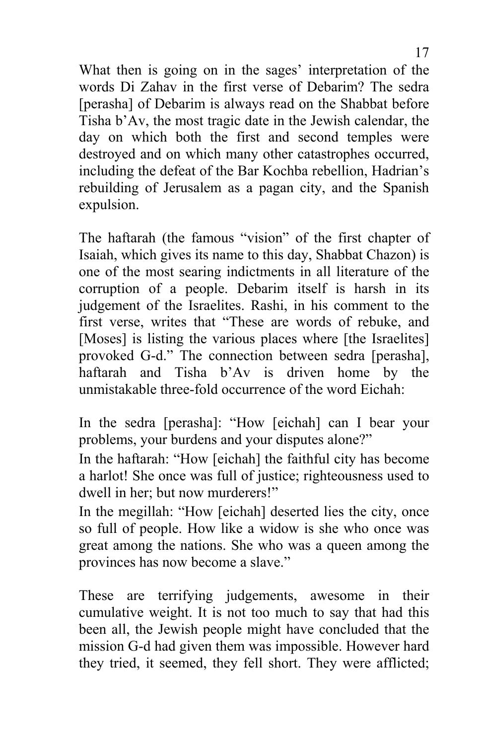What then is going on in the sages' interpretation of the words Di Zahav in the first verse of Debarim? The sedra [perasha] of Debarim is always read on the Shabbat before Tisha b'Av, the most tragic date in the Jewish calendar, the day on which both the first and second temples were destroyed and on which many other catastrophes occurred, including the defeat of the Bar Kochba rebellion, Hadrian's rebuilding of Jerusalem as a pagan city, and the Spanish expulsion.

The haftarah (the famous "vision" of the first chapter of Isaiah, which gives its name to this day, Shabbat Chazon) is one of the most searing indictments in all literature of the corruption of a people. Debarim itself is harsh in its judgement of the Israelites. Rashi, in his comment to the first verse, writes that "These are words of rebuke, and [Moses] is listing the various places where [the Israelites] provoked G-d." The connection between sedra [perasha], haftarah and Tisha b'Av is driven home by the unmistakable three-fold occurrence of the word Eichah:

In the sedra [perasha]: "How [eichah] can I bear your problems, your burdens and your disputes alone?"
In the haftarah: "How [eichah] the faithful city has become a harlot! She once was full of justice; righteousness used to dwell in her; but now murderers!"
In the megillah: "How [eichah] deserted lies the city, once so full of people. How like a widow is she who once was great among the nations. She who was a queen among the provinces has now become a slave."

These are terrifying judgements, awesome in their cumulative weight. It is not too much to say that had this been all, the Jewish people might have concluded that the mission G-d had given them was impossible. However hard they tried, it seemed, they fell short. They were afflicted;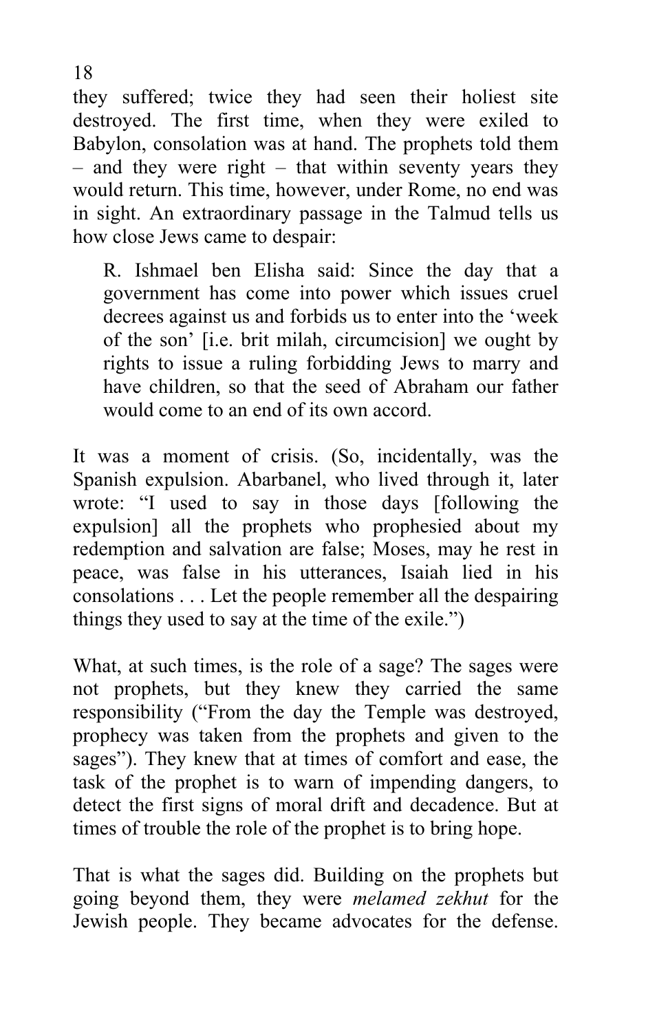they suffered; twice they had seen their holiest site destroyed. The first time, when they were exiled to Babylon, consolation was at hand. The prophets told them – and they were right – that within seventy years they would return. This time, however, under Rome, no end was in sight. An extraordinary passage in the Talmud tells us how close Jews came to despair:

> R. Ishmael ben Elisha said: Since the day that a government has come into power which issues cruel decrees against us and forbids us to enter into the 'week of the son' [i.e. brit milah, circumcision] we ought by rights to issue a ruling forbidding Jews to marry and have children, so that the seed of Abraham our father would come to an end of its own accord.

It was a moment of crisis. (So, incidentally, was the Spanish expulsion. Abarbanel, who lived through it, later wrote: "I used to say in those days [following the expulsion] all the prophets who prophesied about my redemption and salvation are false; Moses, may he rest in peace, was false in his utterances, Isaiah lied in his consolations . . . Let the people remember all the despairing things they used to say at the time of the exile.")

What, at such times, is the role of a sage? The sages were not prophets, but they knew they carried the same responsibility ("From the day the Temple was destroyed, prophecy was taken from the prophets and given to the sages"). They knew that at times of comfort and ease, the task of the prophet is to warn of impending dangers, to detect the first signs of moral drift and decadence. But at times of trouble the role of the prophet is to bring hope.

That is what the sages did. Building on the prophets but going beyond them, they were *melamed zekhut* for the Jewish people. They became advocates for the defense.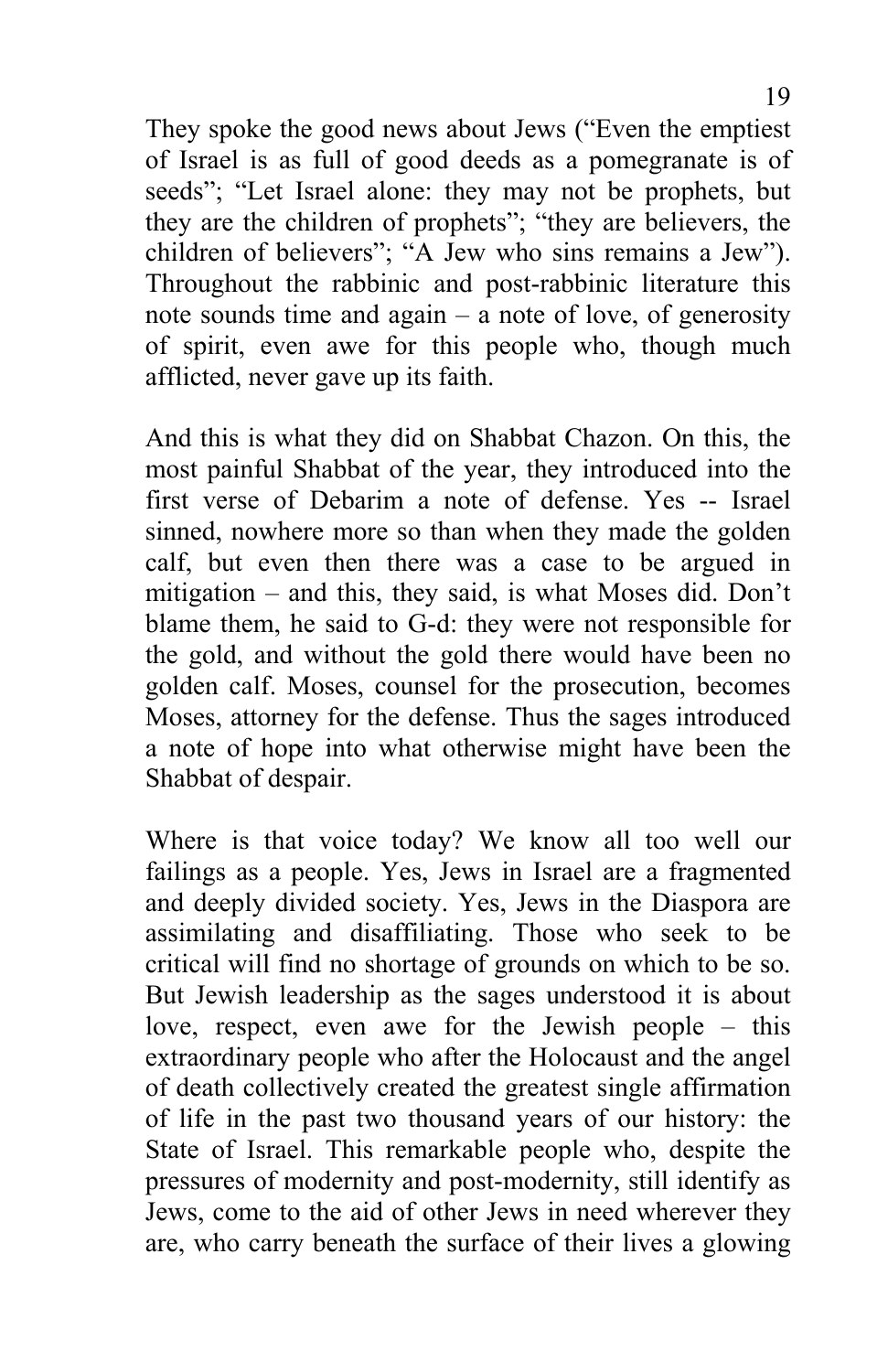They spoke the good news about Jews ("Even the emptiest of Israel is as full of good deeds as a pomegranate is of seeds"; "Let Israel alone: they may not be prophets, but they are the children of prophets"; "they are believers, the children of believers"; "A Jew who sins remains a Jew"). Throughout the rabbinic and post-rabbinic literature this note sounds time and again – a note of love, of generosity of spirit, even awe for this people who, though much afflicted, never gave up its faith.

And this is what they did on Shabbat Chazon. On this, the most painful Shabbat of the year, they introduced into the first verse of Debarim a note of defense. Yes -- Israel sinned, nowhere more so than when they made the golden calf, but even then there was a case to be argued in mitigation – and this, they said, is what Moses did. Don't blame them, he said to G-d: they were not responsible for the gold, and without the gold there would have been no golden calf. Moses, counsel for the prosecution, becomes Moses, attorney for the defense. Thus the sages introduced a note of hope into what otherwise might have been the Shabbat of despair.

Where is that voice today? We know all too well our failings as a people. Yes, Jews in Israel are a fragmented and deeply divided society. Yes, Jews in the Diaspora are assimilating and disaffiliating. Those who seek to be critical will find no shortage of grounds on which to be so. But Jewish leadership as the sages understood it is about love, respect, even awe for the Jewish people – this extraordinary people who after the Holocaust and the angel of death collectively created the greatest single affirmation of life in the past two thousand years of our history: the State of Israel. This remarkable people who, despite the pressures of modernity and post-modernity, still identify as Jews, come to the aid of other Jews in need wherever they are, who carry beneath the surface of their lives a glowing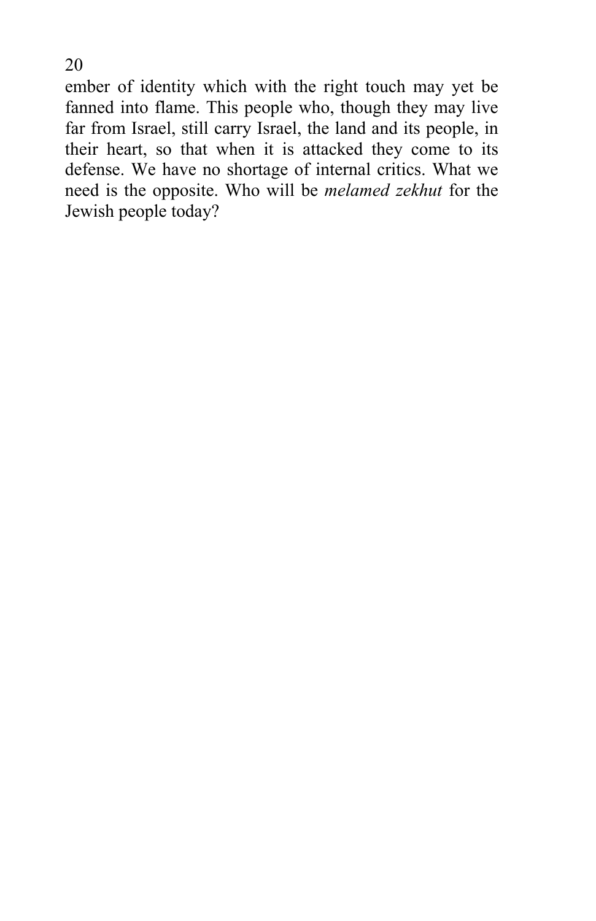ember of identity which with the right touch may yet be fanned into flame. This people who, though they may live far from Israel, still carry Israel, the land and its people, in their heart, so that when it is attacked they come to its defense. We have no shortage of internal critics. What we need is the opposite. Who will be *melamed zekhut* for the Jewish people today?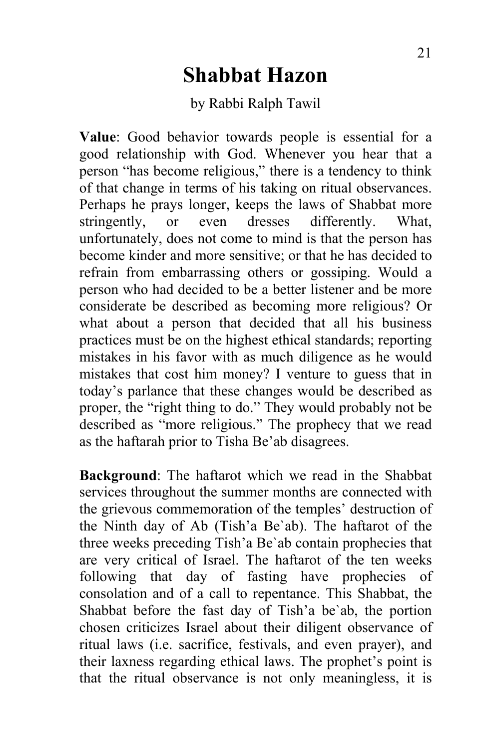# Shabbat Hazon

by Rabbi Ralph Tawil

**Value**: Good behavior towards people is essential for a good relationship with God. Whenever you hear that a person "has become religious," there is a tendency to think of that change in terms of his taking on ritual observances. Perhaps he prays longer, keeps the laws of Shabbat more stringently, or even dresses differently. What, unfortunately, does not come to mind is that the person has become kinder and more sensitive; or that he has decided to refrain from embarrassing others or gossiping. Would a person who had decided to be a better listener and be more considerate be described as becoming more religious? Or what about a person that decided that all his business practices must be on the highest ethical standards; reporting mistakes in his favor with as much diligence as he would mistakes that cost him money? I venture to guess that in today's parlance that these changes would be described as proper, the "right thing to do." They would probably not be described as "more religious." The prophecy that we read as the haftarah prior to Tisha Be'ab disagrees.

**Background**: The haftarot which we read in the Shabbat services throughout the summer months are connected with the grievous commemoration of the temples' destruction of the Ninth day of Ab (Tish'a Be`ab). The haftarot of the three weeks preceding Tish'a Be`ab contain prophecies that are very critical of Israel. The haftarot of the ten weeks following that day of fasting have prophecies of consolation and of a call to repentance. This Shabbat, the Shabbat before the fast day of Tish'a be`ab, the portion chosen criticizes Israel about their diligent observance of ritual laws (i.e. sacrifice, festivals, and even prayer), and their laxness regarding ethical laws. The prophet's point is that the ritual observance is not only meaningless, it is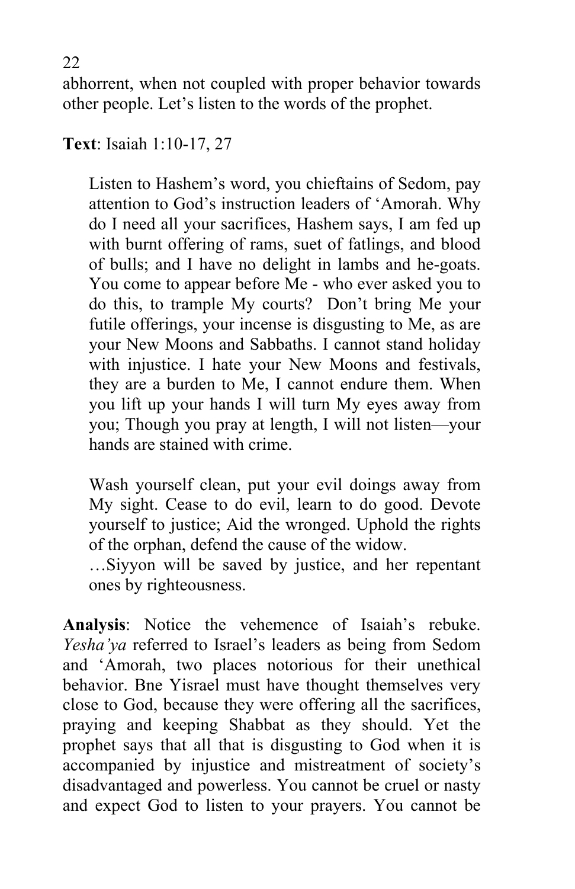abhorrent, when not coupled with proper behavior towards other people. Let's listen to the words of the prophet.

**Text**: Isaiah 1:10-17, 27

> Listen to Hashem's word, you chieftains of Sedom, pay attention to God's instruction leaders of 'Amorah. Why do I need all your sacrifices, Hashem says, I am fed up with burnt offering of rams, suet of fatlings, and blood of bulls; and I have no delight in lambs and he-goats. You come to appear before Me - who ever asked you to do this, to trample My courts? Don't bring Me your futile offerings, your incense is disgusting to Me, as are your New Moons and Sabbaths. I cannot stand holiday with injustice. I hate your New Moons and festivals, they are a burden to Me, I cannot endure them. When you lift up your hands I will turn My eyes away from you; Though you pray at length, I will not listen—your hands are stained with crime.
>
> Wash yourself clean, put your evil doings away from My sight. Cease to do evil, learn to do good. Devote yourself to justice; Aid the wronged. Uphold the rights of the orphan, defend the cause of the widow.
> …Siyyon will be saved by justice, and her repentant ones by righteousness.

**Analysis**: Notice the vehemence of Isaiah's rebuke. *Yesha'ya* referred to Israel's leaders as being from Sedom and 'Amorah, two places notorious for their unethical behavior. Bne Yisrael must have thought themselves very close to God, because they were offering all the sacrifices, praying and keeping Shabbat as they should. Yet the prophet says that all that is disgusting to God when it is accompanied by injustice and mistreatment of society's disadvantaged and powerless. You cannot be cruel or nasty and expect God to listen to your prayers. You cannot be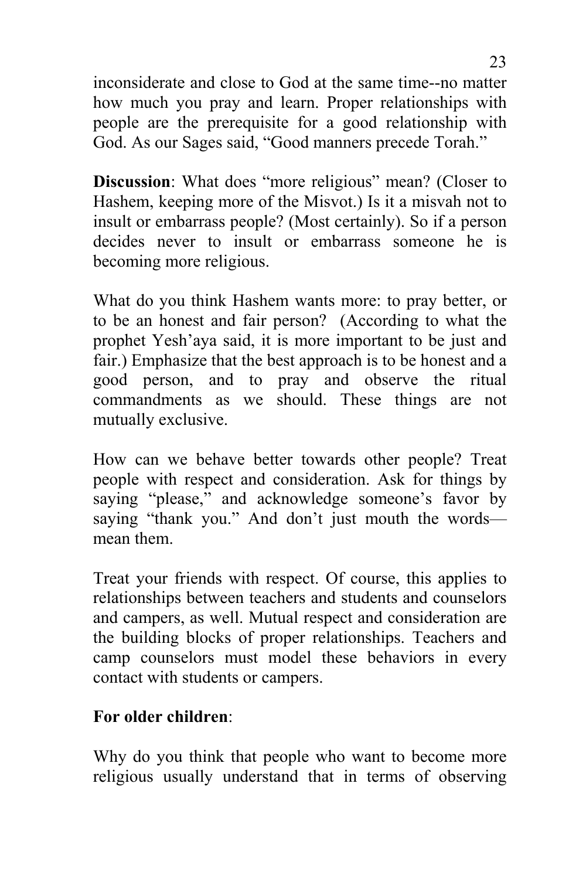inconsiderate and close to God at the same time--no matter how much you pray and learn. Proper relationships with people are the prerequisite for a good relationship with God. As our Sages said, “Good manners precede Torah.”

**Discussion**: What does “more religious” mean? (Closer to Hashem, keeping more of the Misvot.) Is it a misvah not to insult or embarrass people? (Most certainly). So if a person decides never to insult or embarrass someone he is becoming more religious.

What do you think Hashem wants more: to pray better, or to be an honest and fair person? (According to what the prophet Yesh’aya said, it is more important to be just and fair.) Emphasize that the best approach is to be honest and a good person, and to pray and observe the ritual commandments as we should. These things are not mutually exclusive.

How can we behave better towards other people? Treat people with respect and consideration. Ask for things by saying “please,” and acknowledge someone’s favor by saying “thank you.” And don’t just mouth the words—mean them.

Treat your friends with respect. Of course, this applies to relationships between teachers and students and counselors and campers, as well. Mutual respect and consideration are the building blocks of proper relationships. Teachers and camp counselors must model these behaviors in every contact with students or campers.

**For older children**:

Why do you think that people who want to become more religious usually understand that in terms of observing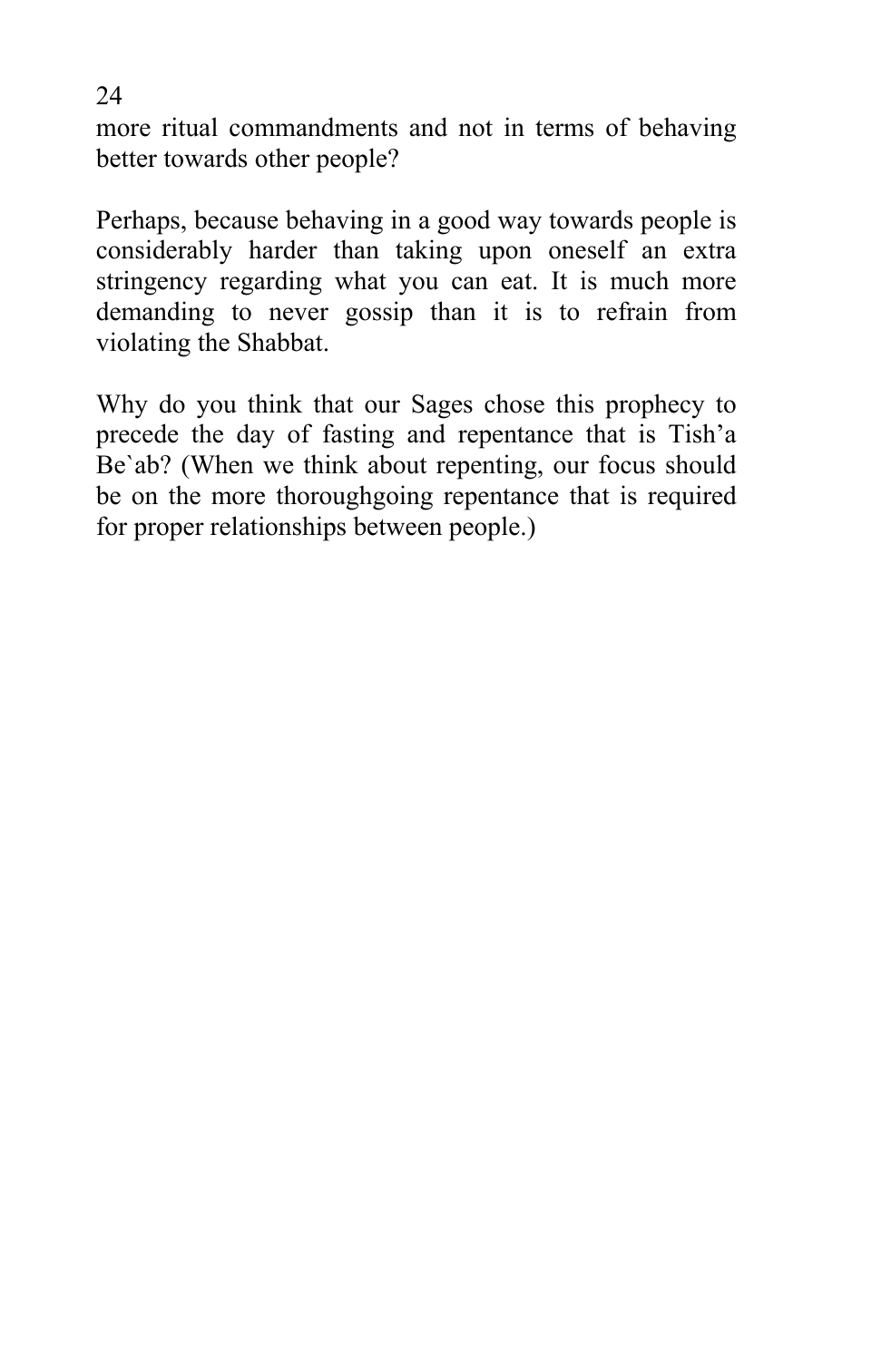more ritual commandments and not in terms of behaving better towards other people?

Perhaps, because behaving in a good way towards people is considerably harder than taking upon oneself an extra stringency regarding what you can eat. It is much more demanding to never gossip than it is to refrain from violating the Shabbat.

Why do you think that our Sages chose this prophecy to precede the day of fasting and repentance that is Tish'a Be`ab? (When we think about repenting, our focus should be on the more thoroughgoing repentance that is required for proper relationships between people.)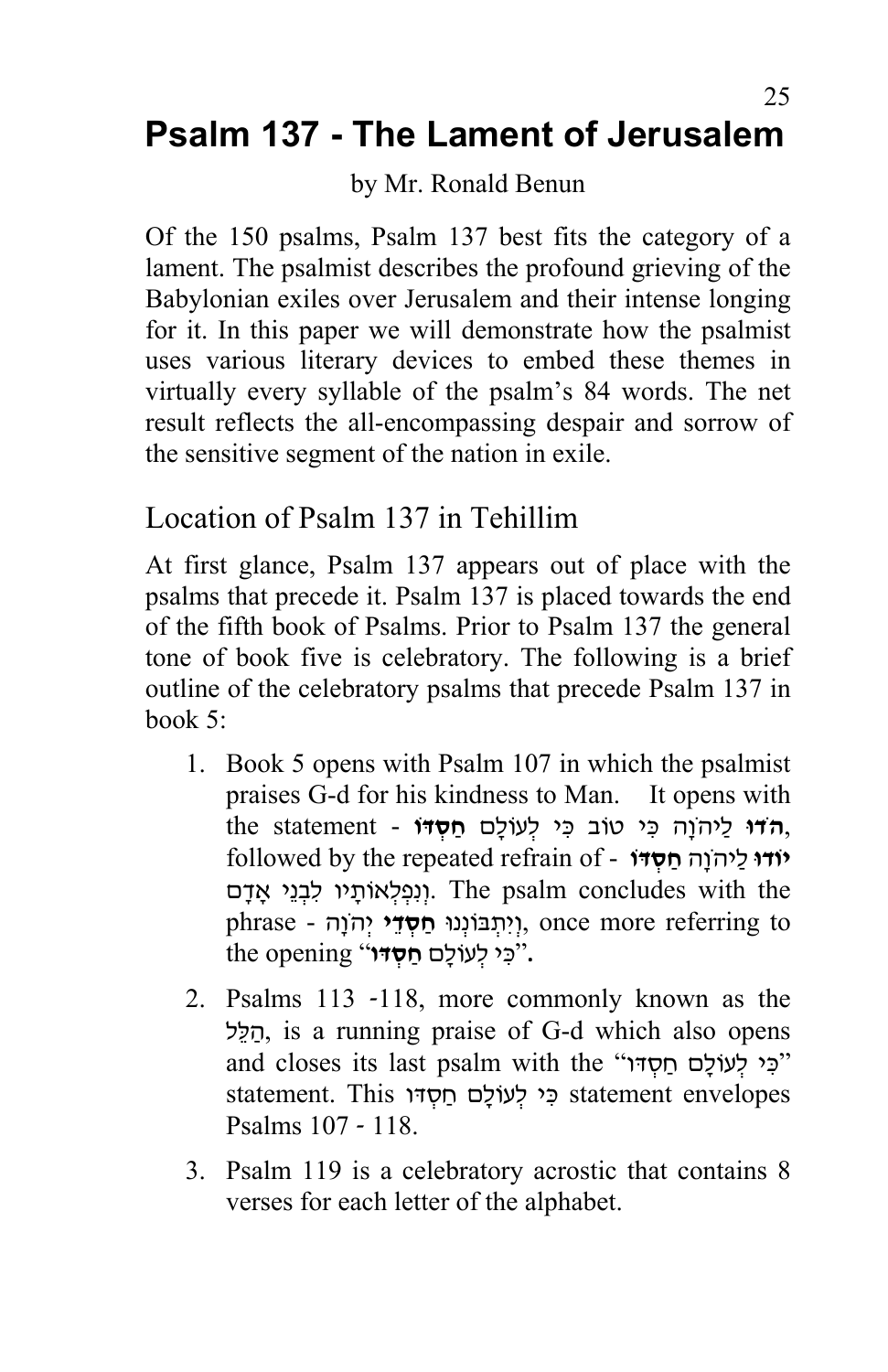# Psalm 137 - The Lament of Jerusalem

by Mr. Ronald Benun

Of the 150 psalms, Psalm 137 best fits the category of a lament. The psalmist describes the profound grieving of the Babylonian exiles over Jerusalem and their intense longing for it. In this paper we will demonstrate how the psalmist uses various literary devices to embed these themes in virtually every syllable of the psalm's 84 words. The net result reflects the all-encompassing despair and sorrow of the sensitive segment of the nation in exile.

## Location of Psalm 137 in Tehillim

At first glance, Psalm 137 appears out of place with the psalms that precede it. Psalm 137 is placed towards the end of the fifth book of Psalms. Prior to Psalm 137 the general tone of book five is celebratory. The following is a brief outline of the celebratory psalms that precede Psalm 137 in book 5:

1. Book 5 opens with Psalm 107 in which the psalmist praises G-d for his kindness to Man. It opens with the statement - **הֹדוּ** לַיהֹוָה כִּי טוֹב כִּי לְעוֹלָם **חַסְדּוֹ**, followed by the repeated refrain of - **יוֹדוּ** לַיהֹוָה **חַסְדּוֹ** וְנִפְלְאוֹתָיו לִבְנֵי אָדָם. The psalm concludes with the phrase - וְיִתְבּוֹנְנוּ **חַסְדֵי** יְהֹוָה, once more referring to the opening "כִּי לְעוֹלָם **חַסְדּוֹ**".

2. Psalms 113 -118, more commonly known as the הַלֵּל, is a running praise of G-d which also opens and closes its last psalm with the "כִּי לְעוֹלָם חַסְדּוֹ" statement. This כִּי לְעוֹלָם חַסְדּוֹ statement envelopes Psalms 107 - 118.

3. Psalm 119 is a celebratory acrostic that contains 8 verses for each letter of the alphabet.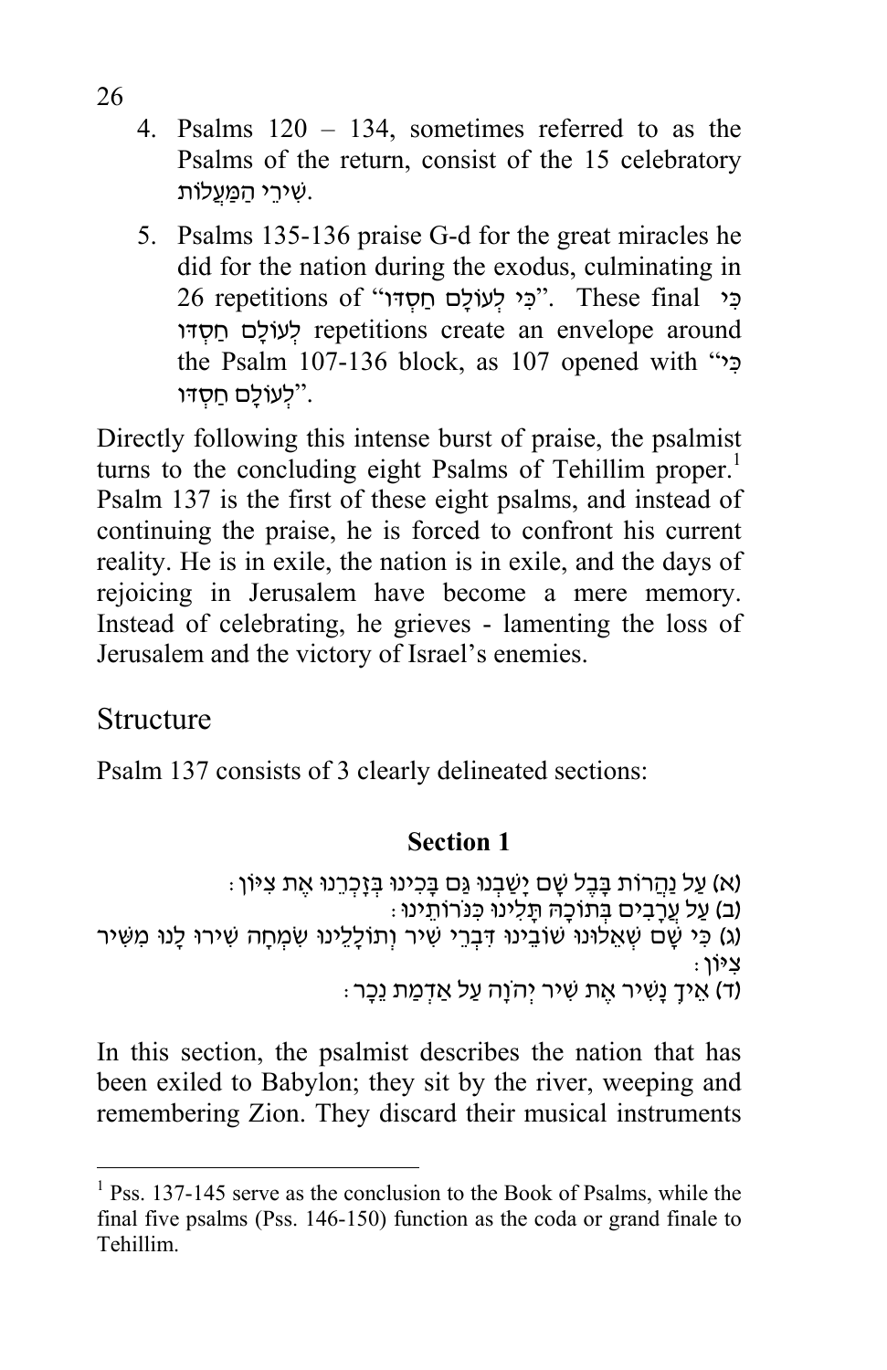4. Psalms 120 – 134, sometimes referred to as the Psalms of the return, consist of the 15 celebratory שִׁירֵי הַמַּעֲלוֹת.

5. Psalms 135-136 praise G-d for the great miracles he did for the nation during the exodus, culminating in 26 repetitions of "כִּי לְעוֹלָם חַסְדּוֹ". These final כִּי לְעוֹלָם חַסְדּוֹ repetitions create an envelope around the Psalm 107-136 block, as 107 opened with "כִּי לְעוֹלָם חַסְדּוֹ".

Directly following this intense burst of praise, the psalmist turns to the concluding eight Psalms of Tehillim proper.[1] Psalm 137 is the first of these eight psalms, and instead of continuing the praise, he is forced to confront his current reality. He is in exile, the nation is in exile, and the days of rejoicing in Jerusalem have become a mere memory. Instead of celebrating, he grieves - lamenting the loss of Jerusalem and the victory of Israel's enemies.

## Structure

Psalm 137 consists of 3 clearly delineated sections:

### Section 1

(א) עַל נַהֲרוֹת בָּבֶל שָׁם יָשַׁבְנוּ גַּם בָּכִינוּ בְּזָכְרֵנוּ אֶת צִיּוֹן:
(ב) עַל עֲרָבִים בְּתוֹכָהּ תָּלִינוּ כִּנֹּרוֹתֵינוּ:
(ג) כִּי שָׁם שְׁאֵלוּנוּ שׁוֹבֵינוּ דִּבְרֵי שִׁיר וְתוֹלָלֵינוּ שִׂמְחָה שִׁירוּ לָנוּ מִשִּׁיר צִיּוֹן:
(ד) אֵיךְ נָשִׁיר אֶת שִׁיר יְהֹוָה עַל אַדְמַת נֵכָר:

In this section, the psalmist describes the nation that has been exiled to Babylon; they sit by the river, weeping and remembering Zion. They discard their musical instruments

[1] Pss. 137-145 serve as the conclusion to the Book of Psalms, while the final five psalms (Pss. 146-150) function as the coda or grand finale to Tehillim.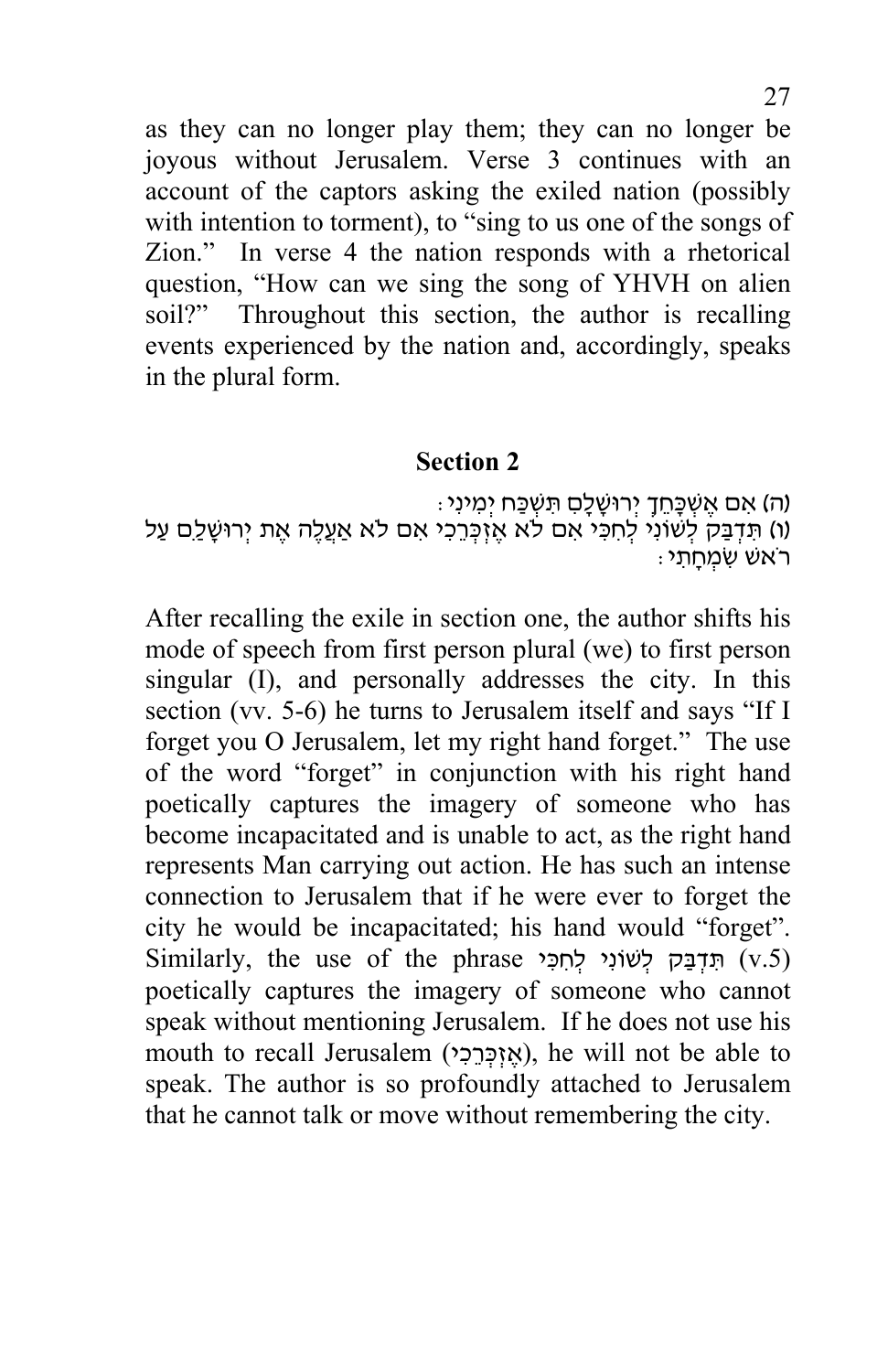as they can no longer play them; they can no longer be joyous without Jerusalem. Verse 3 continues with an account of the captors asking the exiled nation (possibly with intention to torment), to "sing to us one of the songs of Zion." In verse 4 the nation responds with a rhetorical question, "How can we sing the song of YHVH on alien soil?" Throughout this section, the author is recalling events experienced by the nation and, accordingly, speaks in the plural form.

## Section 2

(ה) אִם אֶשְׁכָּחֵךְ יְרוּשָׁלָםִ תִּשְׁכַּח יְמִינִי׃
(ו) תִּדְבַּק לְשׁוֹנִי לְחִכִּי אִם לֹא אֶזְכְּרֵכִי אִם לֹא אַעֲלֶה אֶת יְרוּשָׁלַםִ עַל רֹאשׁ שִׂמְחָתִי׃

After recalling the exile in section one, the author shifts his mode of speech from first person plural (we) to first person singular (I), and personally addresses the city. In this section (vv. 5-6) he turns to Jerusalem itself and says "If I forget you O Jerusalem, let my right hand forget." The use of the word "forget" in conjunction with his right hand poetically captures the imagery of someone who has become incapacitated and is unable to act, as the right hand represents Man carrying out action. He has such an intense connection to Jerusalem that if he were ever to forget the city he would be incapacitated; his hand would "forget". Similarly, the use of the phrase תִּדְבַּק לְשׁוֹנִי לְחִכִּי (v.5) poetically captures the imagery of someone who cannot speak without mentioning Jerusalem. If he does not use his mouth to recall Jerusalem (אֶזְכְּרֵכִי), he will not be able to speak. The author is so profoundly attached to Jerusalem that he cannot talk or move without remembering the city.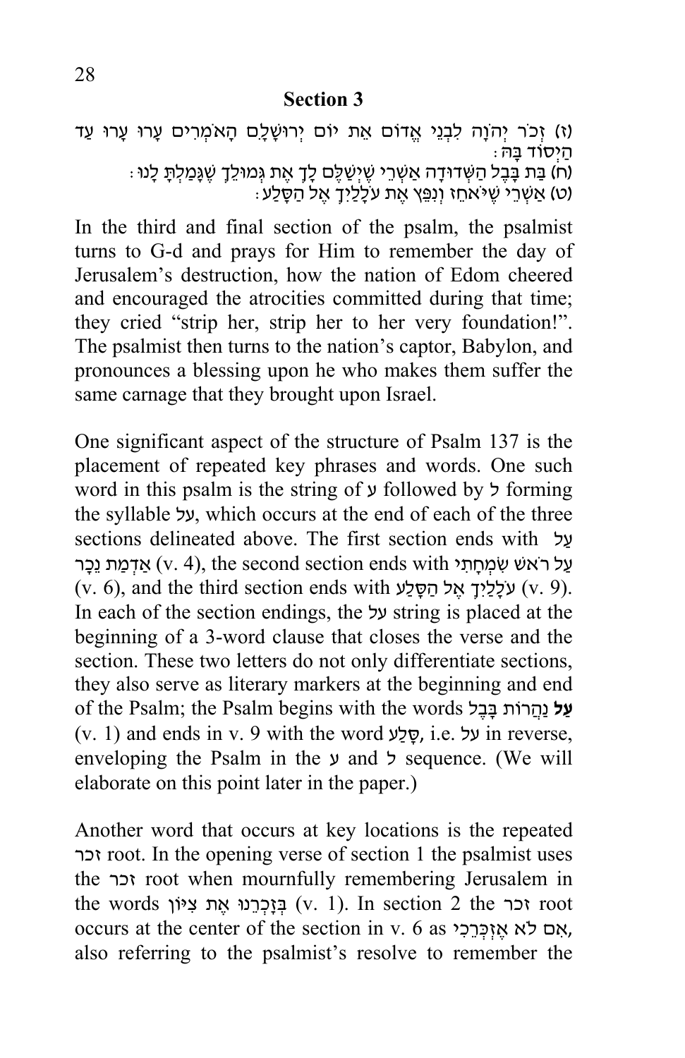## Section 3

(ז) זְכֹר יְהֹוָה לִבְנֵי אֱדוֹם אֵת יוֹם יְרוּשָׁלָם הָאֹמְרִים עָרוּ עָרוּ עַד הַיְסוֹד בָּהּ:
(ח) בַּת בָּבֶל הַשְּׁדוּדָה אַשְׁרֵי שֶׁיְשַׁלֶּם לָךְ אֶת גְּמוּלֵךְ שֶׁגָּמַלְתְּ לָנוּ:
(ט) אַשְׁרֵי שֶׁיֹּאחֵז וְנִפֵּץ אֶת עֹלָלַיִךְ אֶל הַסָּלַע:

In the third and final section of the psalm, the psalmist turns to G-d and prays for Him to remember the day of Jerusalem's destruction, how the nation of Edom cheered and encouraged the atrocities committed during that time; they cried "strip her, strip her to her very foundation!". The psalmist then turns to the nation's captor, Babylon, and pronounces a blessing upon he who makes them suffer the same carnage that they brought upon Israel.

One significant aspect of the structure of Psalm 137 is the placement of repeated key phrases and words. One such word in this psalm is the string of ע followed by ל forming the syllable על, which occurs at the end of each of the three sections delineated above. The first section ends with עַל אַדְמַת נֵכָר (v. 4), the second section ends with עַל רֹאשׁ שִׂמְחָתִי (v. 6), and the third section ends with עֹלָלַיִךְ אֶל הַסָּלַע (v. 9). In each of the section endings, the על string is placed at the beginning of a 3-word clause that closes the verse and the section. These two letters do not only differentiate sections, they also serve as literary markers at the beginning and end of the Psalm; the Psalm begins with the words **עַל** נַהֲרוֹת בָּבֶל (v. 1) and ends in v. 9 with the word סָלַע, i.e. על in reverse, enveloping the Psalm in the ע and ל sequence. (We will elaborate on this point later in the paper.)

Another word that occurs at key locations is the repeated זכר root. In the opening verse of section 1 the psalmist uses the זכר root when mournfully remembering Jerusalem in the words בְּזָכְרֵנוּ אֶת צִיּוֹן (v. 1). In section 2 the זכר root occurs at the center of the section in v. 6 as אִם לֹא אֶזְכְּרֵכִי, also referring to the psalmist's resolve to remember the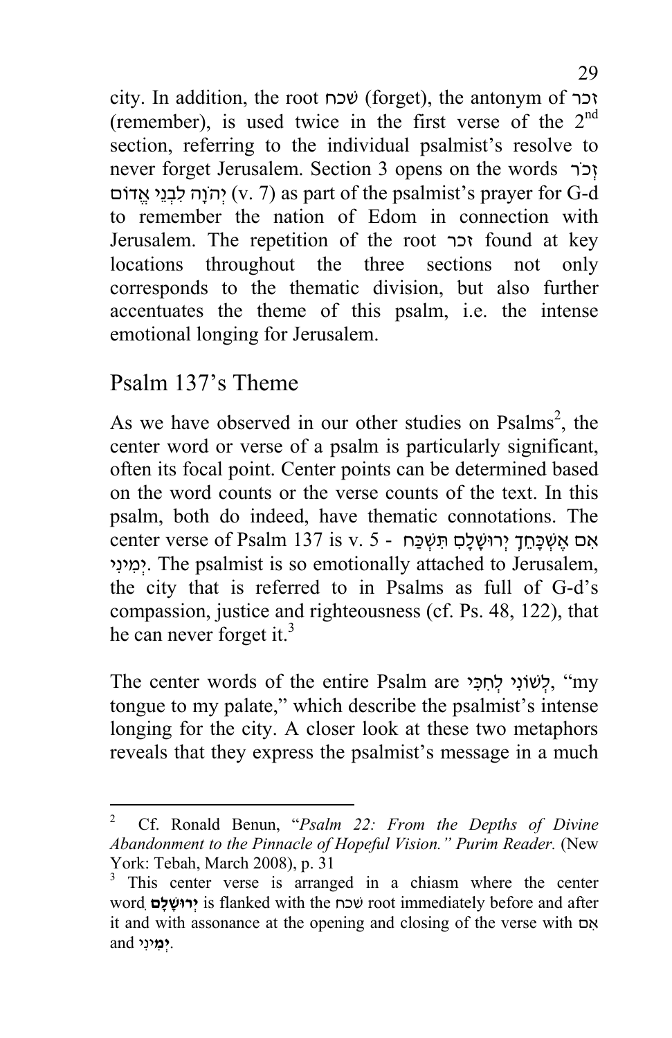city. In addition, the root שׁכח (forget), the antonym of זכר (remember), is used twice in the first verse of the 2nd section, referring to the individual psalmist's resolve to never forget Jerusalem. Section 3 opens on the words זְכֹר יְהוָה לִבְנֵי אֱדוֹם (v. 7) as part of the psalmist's prayer for G-d to remember the nation of Edom in connection with Jerusalem. The repetition of the root זכר found at key locations throughout the three sections not only corresponds to the thematic division, but also further accentuates the theme of this psalm, i.e. the intense emotional longing for Jerusalem.

## Psalm 137's Theme

As we have observed in our other studies on Psalms[2], the center word or verse of a psalm is particularly significant, often its focal point. Center points can be determined based on the word counts or the verse counts of the text. In this psalm, both do indeed, have thematic connotations. The center verse of Psalm 137 is v. 5 - אִם אֶשְׁכָּחֵךְ יְרוּשָׁלִָם תִּשְׁכַּח יְמִינִי. The psalmist is so emotionally attached to Jerusalem, the city that is referred to in Psalms as full of G-d's compassion, justice and righteousness (cf. Ps. 48, 122), that he can never forget it.[3]

The center words of the entire Psalm are לְשׁוֹנִי לְחִכִּי, "my tongue to my palate," which describe the psalmist's intense longing for the city. A closer look at these two metaphors reveals that they express the psalmist's message in a much

---

[2] Cf. Ronald Benun, "*Psalm 22: From the Depths of Divine Abandonment to the Pinnacle of Hopeful Vision." Purim Reader.* (New York: Tebah, March 2008), p. 31

[3] This center verse is arranged in a chiasm where the center word **יְרוּשָׁלִָם** is flanked with the שׁכח root immediately before and after it and with assonance at the opening and closing of the verse with אִם and **יְמִינִי**.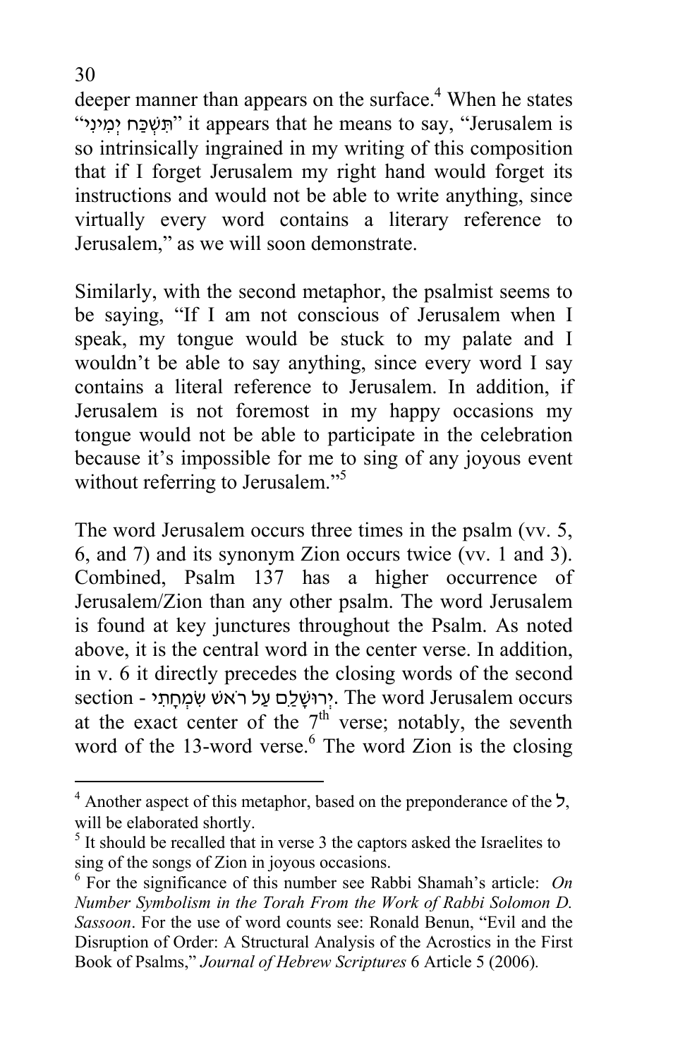deeper manner than appears on the surface.[4] When he states "תִּשְׁכַּח יְמִינִי" it appears that he means to say, "Jerusalem is so intrinsically ingrained in my writing of this composition that if I forget Jerusalem my right hand would forget its instructions and would not be able to write anything, since virtually every word contains a literary reference to Jerusalem," as we will soon demonstrate.

Similarly, with the second metaphor, the psalmist seems to be saying, "If I am not conscious of Jerusalem when I speak, my tongue would be stuck to my palate and I wouldn't be able to say anything, since every word I say contains a literal reference to Jerusalem. In addition, if Jerusalem is not foremost in my happy occasions my tongue would not be able to participate in the celebration because it's impossible for me to sing of any joyous event without referring to Jerusalem."[5]

The word Jerusalem occurs three times in the psalm (vv. 5, 6, and 7) and its synonym Zion occurs twice (vv. 1 and 3). Combined, Psalm 137 has a higher occurrence of Jerusalem/Zion than any other psalm. The word Jerusalem is found at key junctures throughout the Psalm. As noted above, it is the central word in the center verse. In addition, in v. 6 it directly precedes the closing words of the second section - יְרוּשָׁלַםִ עַל רֹאשׁ שִׂמְחָתִי. The word Jerusalem occurs at the exact center of the 7th verse; notably, the seventh word of the 13-word verse.[6] The word Zion is the closing

---

[4] Another aspect of this metaphor, based on the preponderance of the ל, will be elaborated shortly.

[5] It should be recalled that in verse 3 the captors asked the Israelites to sing of the songs of Zion in joyous occasions.

[6] For the significance of this number see Rabbi Shamah's article: *On Number Symbolism in the Torah From the Work of Rabbi Solomon D. Sassoon*. For the use of word counts see: Ronald Benun, "Evil and the Disruption of Order: A Structural Analysis of the Acrostics in the First Book of Psalms," *Journal of Hebrew Scriptures* 6 Article 5 (2006).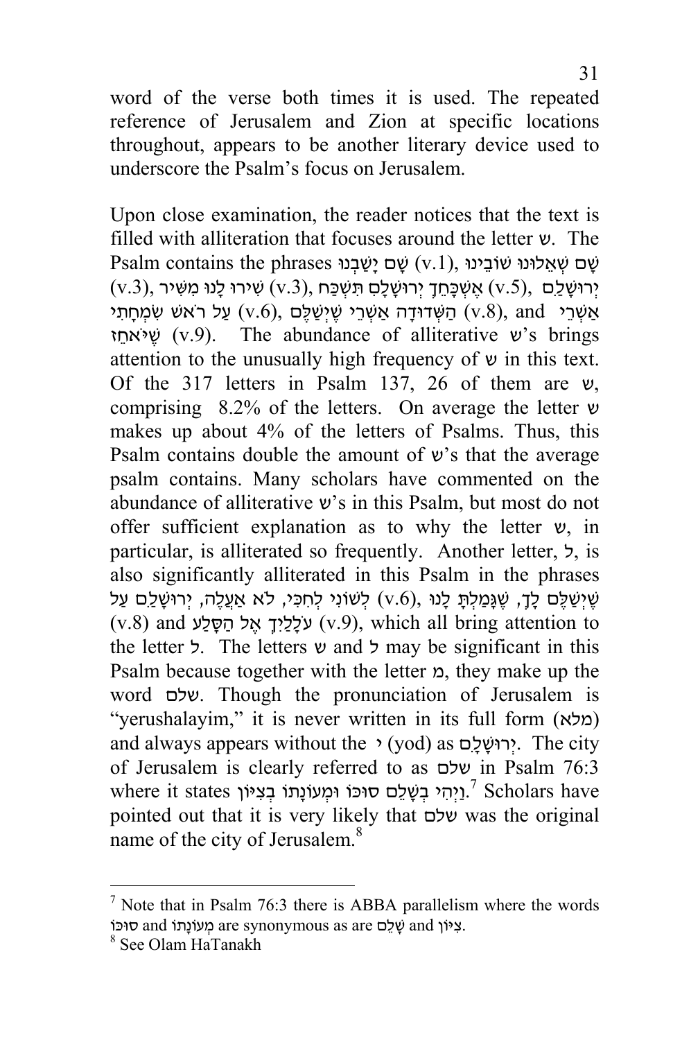word of the verse both times it is used. The repeated reference of Jerusalem and Zion at specific locations throughout, appears to be another literary device used to underscore the Psalm's focus on Jerusalem.

Upon close examination, the reader notices that the text is filled with alliteration that focuses around the letter ש. The Psalm contains the phrases שָׁם יָשַׁבְנוּ (v.1), שָׁם שְׁאֵלוּנוּ שׁוֹבֵינוּ (v.3), שִׁירוּ לָנוּ מִשִּׁיר (v.3), אֶשְׁכָּחֵךְ יְרוּשָׁלָם תִּשְׁכַּח (v.5), יְרוּשָׁלַם עַל רֹאשׁ שִׂמְחָתִי (v.6), הַשְּׁדוּדָה אַשְׁרֵי שֶׁיְשַׁלֶּם (v.8), and אַשְׁרֵי שֶׁיֹּאחֵז (v.9). The abundance of alliterative ש's brings attention to the unusually high frequency of ש in this text. Of the 317 letters in Psalm 137, 26 of them are ש, comprising 8.2% of the letters. On average the letter ש makes up about 4% of the letters of Psalms. Thus, this Psalm contains double the amount of ש's that the average psalm contains. Many scholars have commented on the abundance of alliterative ש's in this Psalm, but most do not offer sufficient explanation as to why the letter ש, in particular, is alliterated so frequently. Another letter, ל, is also significantly alliterated in this Psalm in the phrases לְשׁוֹנִי לְחִכִּי, לֹא אַעֲלֶה, יְרוּשָׁלַם עַל (v.6), שֶׁיְשַׁלֶּם לָךְ, שֶׁגָּמַלְתְּ לָנוּ (v.8) and עֹלָלַיִךְ אֶל הַסָּלַע (v.9), which all bring attention to the letter ל. The letters ש and ל may be significant in this Psalm because together with the letter מ, they make up the word שלם. Though the pronunciation of Jerusalem is "yerushalayim," it is never written in its full form (מלא) and always appears without the י (yod) as יְרוּשָׁלַם. The city of Jerusalem is clearly referred to as שלם in Psalm 76:3 where it states וַיְהִי בְשָׁלֵם סוּכּוֹ וּמְעוֹנָתוֹ בְצִיּוֹן.[7] Scholars have pointed out that it is very likely that שלם was the original name of the city of Jerusalem.[8]

---

[7] Note that in Psalm 76:3 there is ABBA parallelism where the words סוּכּוֹ and מְעוֹנָתוֹ are synonymous as are שָׁלֵם and צִיּוֹן.

[8] See Olam HaTanakh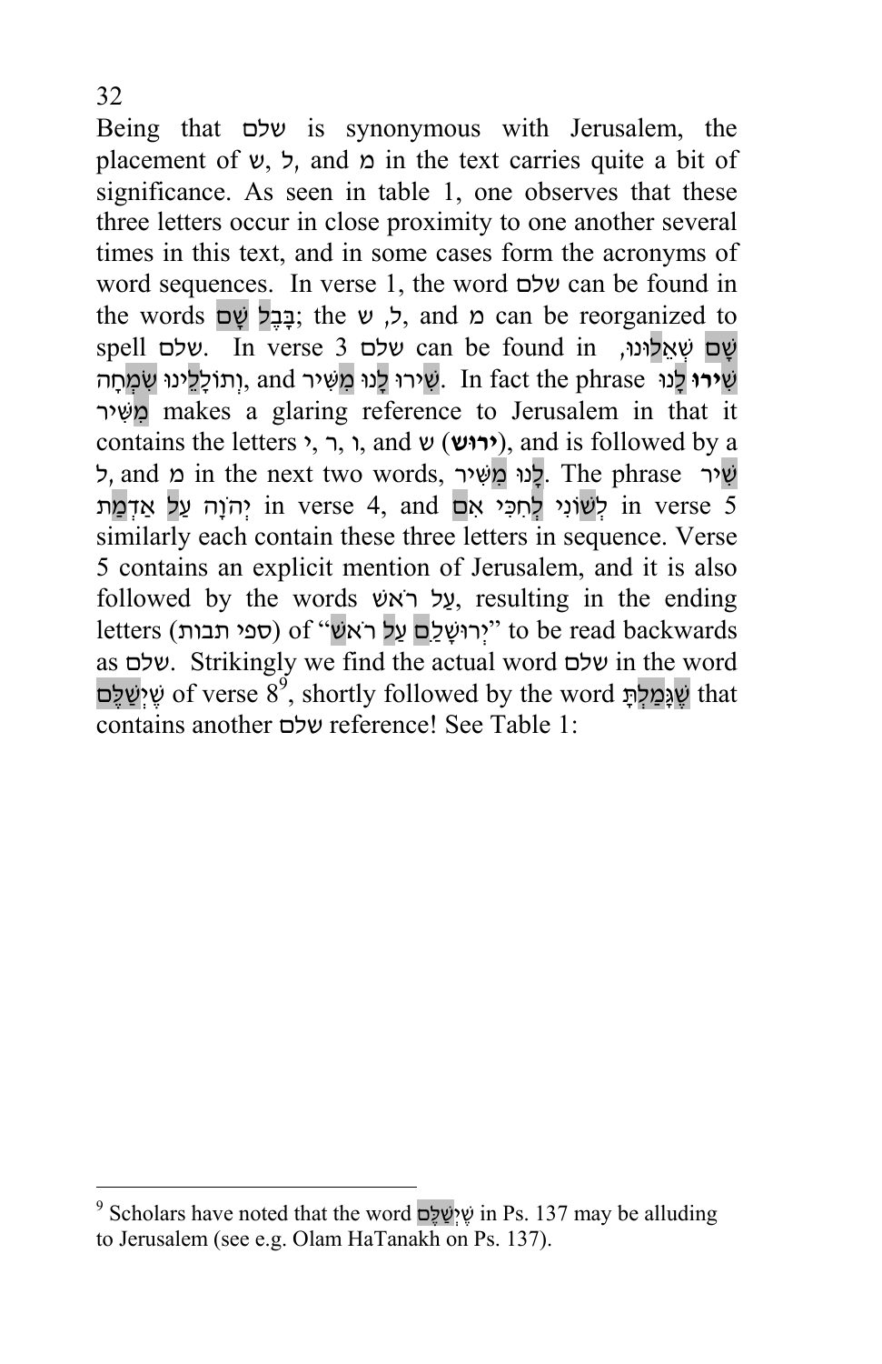Being that שלם is synonymous with Jerusalem, the placement of ש, ל, and מ in the text carries quite a bit of significance. As seen in table 1, one observes that these three letters occur in close proximity to one another several times in this text, and in some cases form the acronyms of word sequences. In verse 1, the word שלם can be found in the words בָּבֶל שָׁם; the ש, ל, and מ can be reorganized to spell שלם. In verse 3 שלם can be found in שָׁם שְׁאֵלוּנוּ, וְתוֹלָלֵינוּ שִׂמְחָה, and שִׁירוּ לָנוּ מִשִּׁיר. In fact the phrase **שִׁירוּ** לָנוּ מִשִּׁיר makes a glaring reference to Jerusalem in that it contains the letters י, ר, ו, and ש (**ירוש**), and is followed by a ל, and מ in the next two words, לָנוּ מִשִּׁיר. The phrase שִׁיר יְהֹוָה עַל אַדְמַת in verse 4, and לְשׁוֹנִי לְחִכִּי אִם in verse 5 similarly each contain these three letters in sequence. Verse 5 contains an explicit mention of Jerusalem, and it is also followed by the words עַל רֹאשׁ, resulting in the ending letters (ספי תבות) of "יְרוּשָׁלַםִ עַל רֹאשׁ" to be read backwards as שלם. Strikingly we find the actual word שלם in the word שֶׁיְשַׁלֶּם of verse 8[9], shortly followed by the word שֶׁגָּמַלְתְּ that contains another שלם reference! See Table 1:

[9] Scholars have noted that the word שֶׁיְשַׁלֶּם in Ps. 137 may be alluding to Jerusalem (see e.g. Olam HaTanakh on Ps. 137).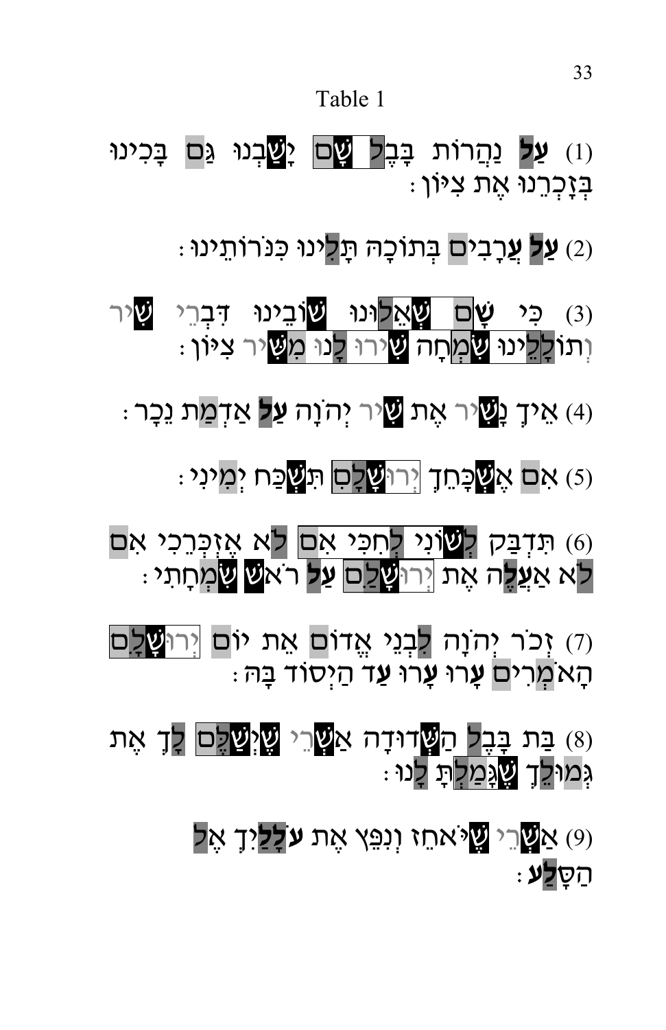Table 1

(1) **עַל** נַהֲרוֹת בָּבֶל שָׁם יָשַׁבְנוּ גַּם בָּכִינוּ בְּזָכְרֵנוּ אֶת צִיּוֹן׃

(2) **עַל** עֲרָבִים בְּתוֹכָהּ תָּלִינוּ כִּנֹּרוֹתֵינוּ׃

(3) כִּי שָׁם שְׁאֵלוּנוּ שׁוֹבֵינוּ דִּבְרֵי שִׁיר וְתוֹלָלֵינוּ שִׂמְחָה שִׁירוּ לָנוּ מִשִּׁיר צִיּוֹן׃

(4) אֵיךְ נָשִׁיר אֶת שִׁיר יְהֹוָה **עַל** אַדְמַת נֵכָר׃

(5) אִם אֶשְׁכָּחֵךְ יְרוּשָׁלָםִ תִּשְׁכַּח יְמִינִי׃

(6) תִּדְבַּק לְשׁוֹנִי לְחִכִּי אִם לֹא אֶזְכְּרֵכִי אִם לֹא אַעֲלֶה אֶת יְרוּשָׁלַםִ **עַל** רֹאשׁ שִׂמְחָתִי׃

(7) זְכֹר יְהֹוָה לִבְנֵי אֱדוֹם אֵת יוֹם יְרוּשָׁלָםִ הָאֹמְרִים **עָרוּ עָרוּ עַד** הַיְסוֹד בָּהּ׃

(8) בַּת בָּבֶל הַשְּׁדוּדָה אַשְׁרֵי שֶׁיְשַׁלֶּם לָךְ אֶת גְּמוּלֵךְ שֶׁגָּמַלְתְּ לָנוּ׃

(9) אַשְׁרֵי שֶׁיֹּאחֵז וְנִפֵּץ אֶת **עֹלָלַיִךְ** אֶל הַסָּלַ**ע**׃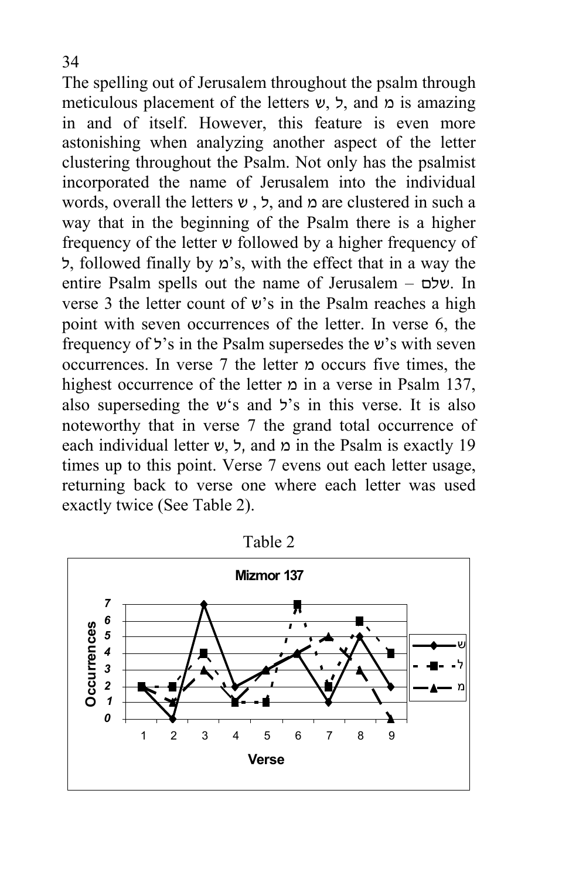The spelling out of Jerusalem throughout the psalm through meticulous placement of the letters ש, ל, and מ is amazing in and of itself. However, this feature is even more astonishing when analyzing another aspect of the letter clustering throughout the Psalm. Not only has the psalmist incorporated the name of Jerusalem into the individual words, overall the letters ש , ל, and מ are clustered in such a way that in the beginning of the Psalm there is a higher frequency of the letter ש followed by a higher frequency of ל, followed finally by מ's, with the effect that in a way the entire Psalm spells out the name of Jerusalem – שלם. In verse 3 the letter count of ש's in the Psalm reaches a high point with seven occurrences of the letter. In verse 6, the frequency of ל's in the Psalm supersedes the ש's with seven occurrences. In verse 7 the letter מ occurs five times, the highest occurrence of the letter מ in a verse in Psalm 137, also superseding the ש's and ל's in this verse. It is also noteworthy that in verse 7 the grand total occurrence of each individual letter ש, ל, and מ in the Psalm is exactly 19 times up to this point. Verse 7 evens out each letter usage, returning back to verse one where each letter was used exactly twice (See Table 2).

Table 2

**Mizmor 137**

| Verse | 1 | 2 | 3 | 4 | 5 | 6 | 7 | 8 | 9 |
|---|---|---|---|---|---|---|---|---|---|
| ש | 2 | 0 | 7 | 2 | 3 | 4 | 1 | 5 | 2 |
| ל | 2 | 2 | 4 | 1 | 1 | 7 | 2 | 6 | 4 |
| מ | 2 | 1 | 3 | 1 | 3 | 4 | 5 | 3 | 0 |

Occurrences / Verse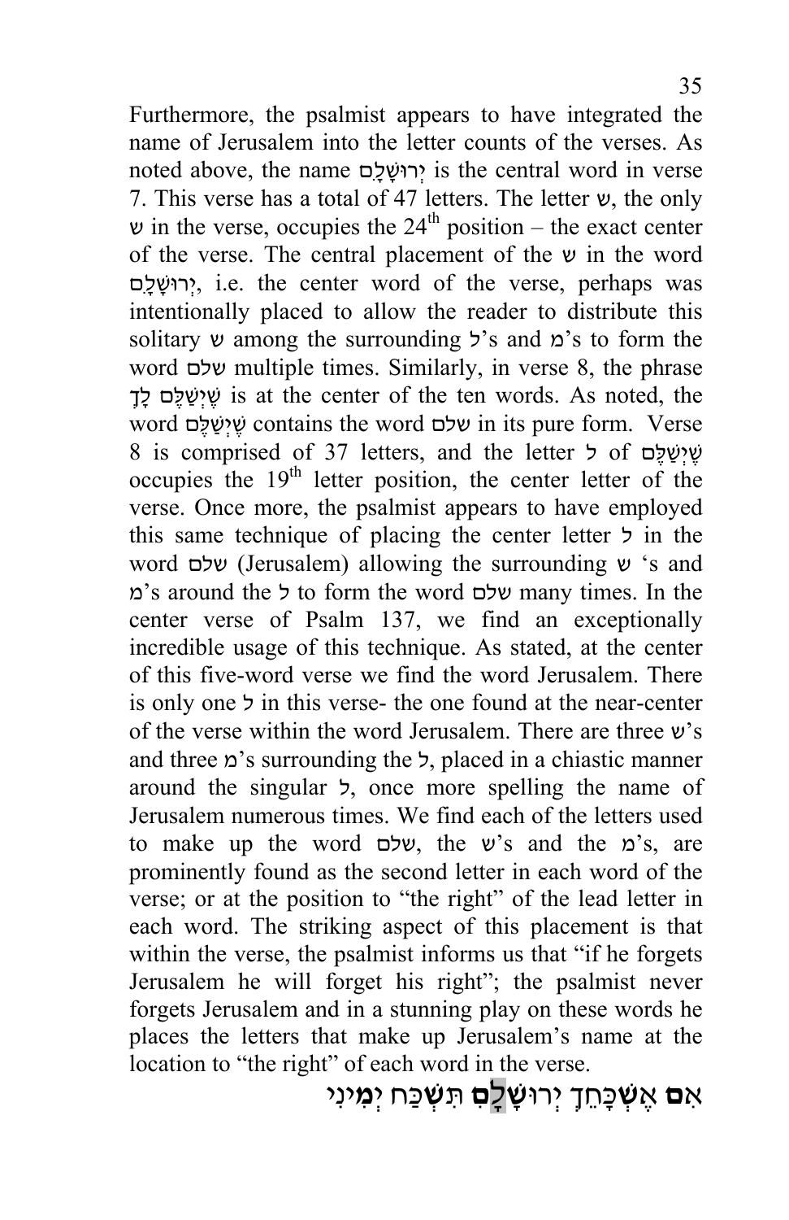Furthermore, the psalmist appears to have integrated the name of Jerusalem into the letter counts of the verses. As noted above, the name יְרוּשָׁלִָם is the central word in verse 7. This verse has a total of 47 letters. The letter ש, the only ש in the verse, occupies the 24th position – the exact center of the verse. The central placement of the ש in the word יְרוּשָׁלִָם, i.e. the center word of the verse, perhaps was intentionally placed to allow the reader to distribute this solitary ש among the surrounding ל's and מ's to form the word שלם multiple times. Similarly, in verse 8, the phrase שֶׁיְשַׁלֶּם לָךְ is at the center of the ten words. As noted, the word שֶׁיְשַׁלֶּם contains the word שלם in its pure form. Verse 8 is comprised of 37 letters, and the letter ל of שֶׁיְשַׁלֶּם occupies the 19th letter position, the center letter of the verse. Once more, the psalmist appears to have employed this same technique of placing the center letter ל in the word שלם (Jerusalem) allowing the surrounding ש 's and מ's around the ל to form the word שלם many times. In the center verse of Psalm 137, we find an exceptionally incredible usage of this technique. As stated, at the center of this five-word verse we find the word Jerusalem. There is only one ל in this verse- the one found at the near-center of the verse within the word Jerusalem. There are three ש's and three מ's surrounding the ל, placed in a chiastic manner around the singular ל, once more spelling the name of Jerusalem numerous times. We find each of the letters used to make up the word שלם, the ש's and the מ's, are prominently found as the second letter in each word of the verse; or at the position to "the right" of the lead letter in each word. The striking aspect of this placement is that within the verse, the psalmist informs us that "if he forgets Jerusalem he will forget his right"; the psalmist never forgets Jerusalem and in a stunning play on these words he places the letters that make up Jerusalem's name at the location to "the right" of each word in the verse.

אִם אֶשְׁכָּחֵךְ יְרוּשָׁלִָם תִּשְׁכַּח יְמִינִי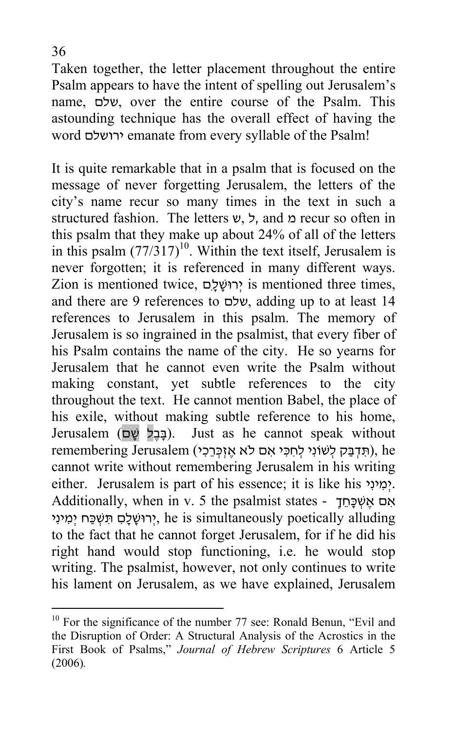Taken together, the letter placement throughout the entire Psalm appears to have the intent of spelling out Jerusalem's name, שלם, over the entire course of the Psalm. This astounding technique has the overall effect of having the word ירושלם emanate from every syllable of the Psalm!

It is quite remarkable that in a psalm that is focused on the message of never forgetting Jerusalem, the letters of the city's name recur so many times in the text in such a structured fashion. The letters ש, ל, and מ recur so often in this psalm that they make up about 24% of all of the letters in this psalm (77/317)[10]. Within the text itself, Jerusalem is never forgotten; it is referenced in many different ways. Zion is mentioned twice, יְרוּשָׁלִָם is mentioned three times, and there are 9 references to שלם, adding up to at least 14 references to Jerusalem in this psalm. The memory of Jerusalem is so ingrained in the psalmist, that every fiber of his Psalm contains the name of the city. He so yearns for Jerusalem that he cannot even write the Psalm without making constant, yet subtle references to the city throughout the text. He cannot mention Babel, the place of his exile, without making subtle reference to his home, Jerusalem (בָּבֶל שָׁם). Just as he cannot speak without remembering Jerusalem (תִּדְבַּק לְשׁוֹנִי לְחִכִּי אִם לֹא אֶזְכְּרֵכִי), he cannot write without remembering Jerusalem in his writing either. Jerusalem is part of his essence; it is like his יְמִינִי. Additionally, when in v. 5 the psalmist states - אִם אֶשְׁכָּחֵךְ יְרוּשָׁלָם תִּשְׁכַּח יְמִינִי, he is simultaneously poetically alluding to the fact that he cannot forget Jerusalem, for if he did his right hand would stop functioning, i.e. he would stop writing. The psalmist, however, not only continues to write his lament on Jerusalem, as we have explained, Jerusalem

---

[10] For the significance of the number 77 see: Ronald Benun, "Evil and the Disruption of Order: A Structural Analysis of the Acrostics in the First Book of Psalms," *Journal of Hebrew Scriptures* 6 Article 5 (2006).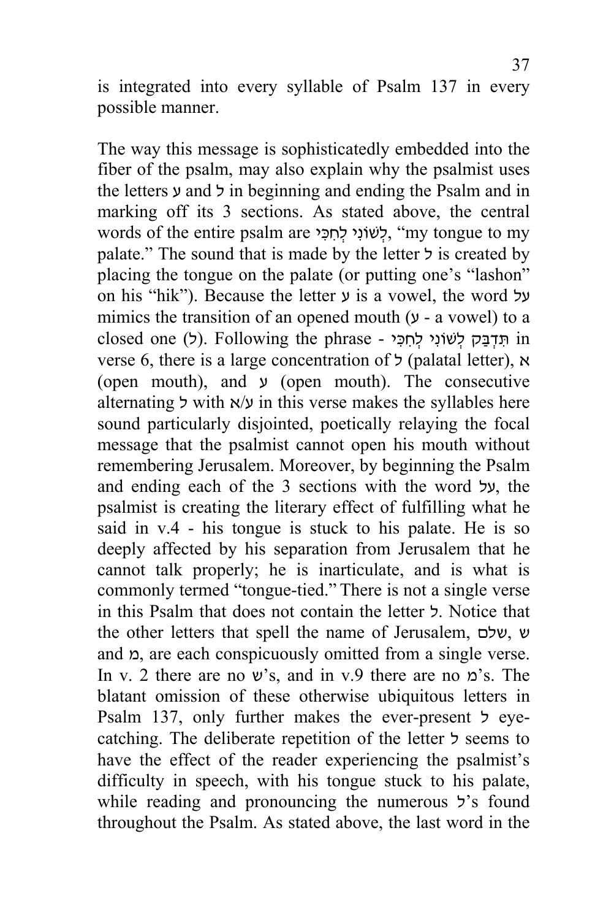is integrated into every syllable of Psalm 137 in every possible manner.

The way this message is sophisticatedly embedded into the fiber of the psalm, may also explain why the psalmist uses the letters ע and ל in beginning and ending the Psalm and in marking off its 3 sections. As stated above, the central words of the entire psalm are לְשׁוֹנִי לְחִכִּי, "my tongue to my palate." The sound that is made by the letter ל is created by placing the tongue on the palate (or putting one's "lashon" on his "hik"). Because the letter ע is a vowel, the word על mimics the transition of an opened mouth (ע - a vowel) to a closed one (ל). Following the phrase - תִּדְבַּק לְשׁוֹנִי לְחִכִּי in verse 6, there is a large concentration of ל (palatal letter), א (open mouth), and ע (open mouth). The consecutive alternating ל with א/ע in this verse makes the syllables here sound particularly disjointed, poetically relaying the focal message that the psalmist cannot open his mouth without remembering Jerusalem. Moreover, by beginning the Psalm and ending each of the 3 sections with the word על, the psalmist is creating the literary effect of fulfilling what he said in v.4 - his tongue is stuck to his palate. He is so deeply affected by his separation from Jerusalem that he cannot talk properly; he is inarticulate, and is what is commonly termed "tongue-tied." There is not a single verse in this Psalm that does not contain the letter ל. Notice that the other letters that spell the name of Jerusalem, שלם, ש and מ, are each conspicuously omitted from a single verse. In v. 2 there are no ש's, and in v.9 there are no מ's. The blatant omission of these otherwise ubiquitous letters in Psalm 137, only further makes the ever-present ל eye-catching. The deliberate repetition of the letter ל seems to have the effect of the reader experiencing the psalmist's difficulty in speech, with his tongue stuck to his palate, while reading and pronouncing the numerous ל's found throughout the Psalm. As stated above, the last word in the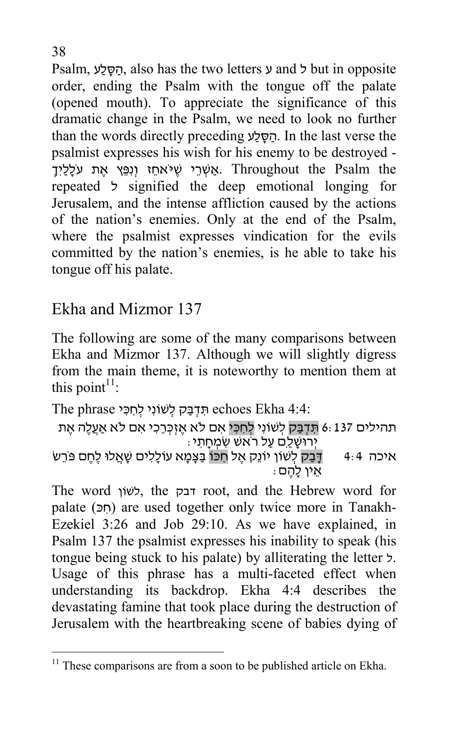Psalm, הַסָּלַע, also has the two letters ע and ל but in opposite order, ending the Psalm with the tongue off the palate (opened mouth). To appreciate the significance of this dramatic change in the Psalm, we need to look no further than the words directly preceding הַסָּלַע. In the last verse the psalmist expresses his wish for his enemy to be destroyed - אַשְׁרֵי שֶׁיֹּאחֵז וְנִפֵּץ אֶת עֹלָלַיִךְ. Throughout the Psalm the repeated ל signified the deep emotional longing for Jerusalem, and the intense affliction caused by the actions of the nation's enemies. Only at the end of the Psalm, where the psalmist expresses vindication for the evils committed by the nation's enemies, is he able to take his tongue off his palate.

## Ekha and Mizmor 137

The following are some of the many comparisons between Ekha and Mizmor 137. Although we will slightly digress from the main theme, it is noteworthy to mention them at this point[11]:

The phrase תִּדְבַּק לְשׁוֹנִי לְחִכִּי echoes Ekha 4:4:

תהילים 137: 6 תִּדְבַּק לְשׁוֹנִי לְחִכִּי אִם לֹא אֶזְכְּרֵכִי אִם לֹא אַעֲלֶה אֶת יְרוּשָׁלַ͏ִם עַל רֹאשׁ שִׂמְחָתִי׃

איכה 4: 4 דָּבַק לְשׁוֹן יוֹנֵק אֶל חִכּוֹ בַּצָּמָא עוֹלָלִים שָׁאֲלוּ לֶחֶם פֹּרֵשׂ אֵין לָהֶם׃

The word לשון, the דבק root, and the Hebrew word for palate (חִכּ) are used together only twice more in Tanakh- Ezekiel 3:26 and Job 29:10. As we have explained, in Psalm 137 the psalmist expresses his inability to speak (his tongue being stuck to his palate) by alliterating the letter ל. Usage of this phrase has a multi-faceted effect when understanding its backdrop. Ekha 4:4 describes the devastating famine that took place during the destruction of Jerusalem with the heartbreaking scene of babies dying of

[11] These comparisons are from a soon to be published article on Ekha.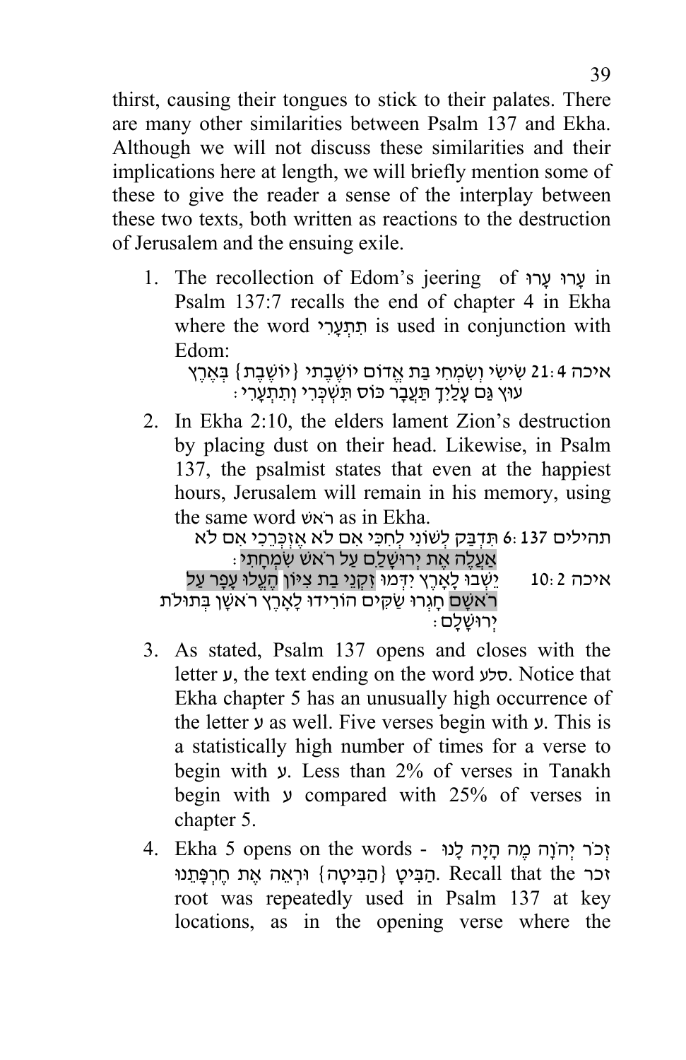thirst, causing their tongues to stick to their palates. There are many other similarities between Psalm 137 and Ekha. Although we will not discuss these similarities and their implications here at length, we will briefly mention some of these to give the reader a sense of the interplay between these two texts, both written as reactions to the destruction of Jerusalem and the ensuing exile.

1. The recollection of Edom's jeering of עָרוּ עָרוּ in Psalm 137:7 recalls the end of chapter 4 in Ekha where the word תִּתְעָרִי is used in conjunction with Edom:

   איכה 4:21 שִׂישִׂי וְשִׂמְחִי בַּת אֱדוֹם יוֹשֶׁבֶתִי {יוֹשֶׁבֶת} בְּאֶרֶץ עוּץ גַּם עָלַיִךְ תַּעֲבָר כּוֹס תִּשְׁכְּרִי וְתִתְעָרִי׃

2. In Ekha 2:10, the elders lament Zion's destruction by placing dust on their head. Likewise, in Psalm 137, the psalmist states that even at the happiest hours, Jerusalem will remain in his memory, using the same word ראש as in Ekha.

   תהילים 137:6 תִּדְבַּק לְשׁוֹנִי לְחִכִּי אִם לֹא אֶזְכְּרֵכִי אִם לֹא אַעֲלֶה אֶת יְרוּשָׁלַ͏ִם עַל רֹאשׁ שִׂמְחָתִי׃

   איכה 2:10 יֵשְׁבוּ לָאָרֶץ יִדְּמוּ זִקְנֵי בַת צִיּוֹן הֶעֱלוּ עָפָר עַל רֹאשָׁם חָגְרוּ שַׂקִּים הוֹרִידוּ לָאָרֶץ רֹאשָׁן בְּתוּלֹת יְרוּשָׁלָ͏ִם׃

3. As stated, Psalm 137 opens and closes with the letter ע, the text ending on the word סלע. Notice that Ekha chapter 5 has an unusually high occurrence of the letter ע as well. Five verses begin with ע. This is a statistically high number of times for a verse to begin with ע. Less than 2% of verses in Tanakh begin with ע compared with 25% of verses in chapter 5.

4. Ekha 5 opens on the words - זְכֹר יְהֹוָה מֶה הָיָה לָנוּ הַבִּיטָ {הַבִּיטָה} וּרְאֵה אֶת חֶרְפָּתֵנוּ. Recall that the זכר root was repeatedly used in Psalm 137 at key locations, as in the opening verse where the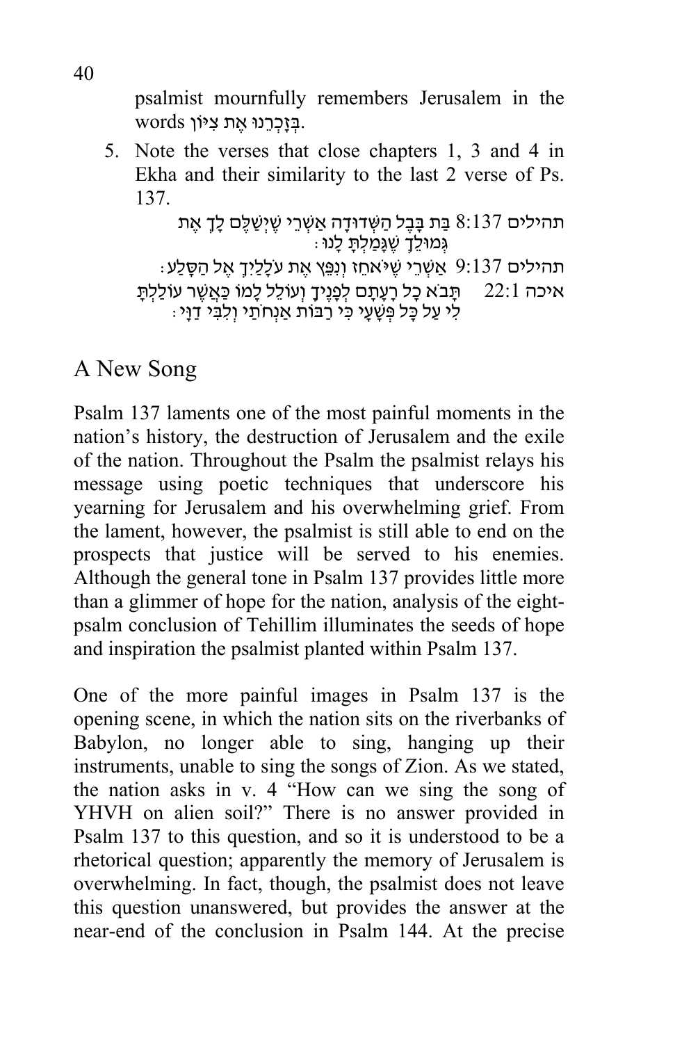psalmist mournfully remembers Jerusalem in the words בְּזָכְרֵנוּ אֶת צִיּוֹן.

5. Note the verses that close chapters 1, 3 and 4 in Ekha and their similarity to the last 2 verse of Ps. 137.

תהילים 8:137 בַּת בָּבֶל הַשְּׁדוּדָה אַשְׁרֵי שֶׁיְשַׁלֶּם לָךְ אֶת גְּמוּלֵךְ שֶׁגָּמַלְתְּ לָנוּ:

תהילים 9:137 אַשְׁרֵי שֶׁיֹּאחֵז וְנִפֵּץ אֶת עֹלָלַיִךְ אֶל הַסָּלַע:

איכה 22:1 תָּבֹא כָל רָעָתָם לְפָנֶיךָ וְעוֹלֵל לָמוֹ כַּאֲשֶׁר עוֹלַלְתָּ לִי עַל כָּל פְּשָׁעָי כִּי רַבּוֹת אַנְחֹתַי וְלִבִּי דַוָּי:

## A New Song

Psalm 137 laments one of the most painful moments in the nation's history, the destruction of Jerusalem and the exile of the nation. Throughout the Psalm the psalmist relays his message using poetic techniques that underscore his yearning for Jerusalem and his overwhelming grief. From the lament, however, the psalmist is still able to end on the prospects that justice will be served to his enemies. Although the general tone in Psalm 137 provides little more than a glimmer of hope for the nation, analysis of the eight-psalm conclusion of Tehillim illuminates the seeds of hope and inspiration the psalmist planted within Psalm 137.

One of the more painful images in Psalm 137 is the opening scene, in which the nation sits on the riverbanks of Babylon, no longer able to sing, hanging up their instruments, unable to sing the songs of Zion. As we stated, the nation asks in v. 4 "How can we sing the song of YHVH on alien soil?" There is no answer provided in Psalm 137 to this question, and so it is understood to be a rhetorical question; apparently the memory of Jerusalem is overwhelming. In fact, though, the psalmist does not leave this question unanswered, but provides the answer at the near-end of the conclusion in Psalm 144. At the precise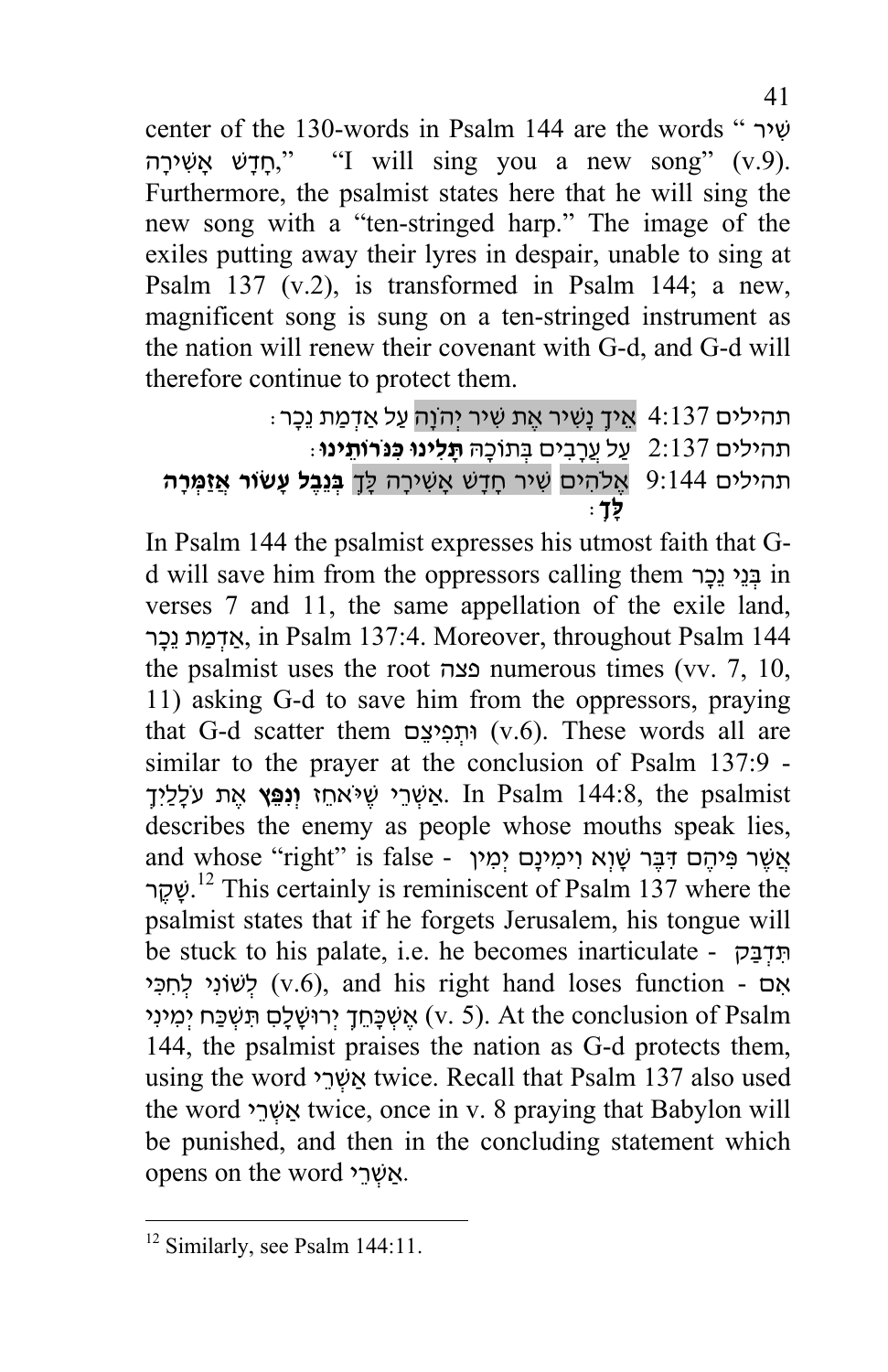center of the 130-words in Psalm 144 are the words "שִׁיר חָדָשׁ אָשִׁירָה," "I will sing you a new song" (v.9). Furthermore, the psalmist states here that he will sing the new song with a "ten-stringed harp." The image of the exiles putting away their lyres in despair, unable to sing at Psalm 137 (v.2), is transformed in Psalm 144; a new, magnificent song is sung on a ten-stringed instrument as the nation will renew their covenant with G-d, and G-d will therefore continue to protect them.

תהילים 4:137 אֵיךְ נָשִׁיר אֶת שִׁיר יְהֹוָה עַל אַדְמַת נֵכָר׃

תהילים 2:137 עַל עֲרָבִים בְּתוֹכָהּ **תָּלִינוּ כִּנֹּרוֹתֵינוּ**׃

תהילים 9:144 אֱלֹהִים שִׁיר חָדָשׁ אָשִׁירָה לָּךְ **בְּנֵבֶל עָשׂוֹר אֲזַמְּרָה לָּךְ**׃

In Psalm 144 the psalmist expresses his utmost faith that G-d will save him from the oppressors calling them בְּנֵי נֵכָר in verses 7 and 11, the same appellation of the exile land, אַדְמַת נֵכָר, in Psalm 137:4. Moreover, throughout Psalm 144 the psalmist uses the root פצה numerous times (vv. 7, 10, 11) asking G-d to save him from the oppressors, praying that G-d scatter them וּתְפִיצֵם (v.6). These words all are similar to the prayer at the conclusion of Psalm 137:9 - אַשְׁרֵי שֶׁיֹּאחֵז **וְנִפֵּץ** אֶת עֹלָלַיִךְ. In Psalm 144:8, the psalmist describes the enemy as people whose mouths speak lies, and whose "right" is false - אֲשֶׁר פִּיהֶם דִּבֶּר שָׁוְא וִימִינָם יְמִין שָׁקֶר.[12] This certainly is reminiscent of Psalm 137 where the psalmist states that if he forgets Jerusalem, his tongue will be stuck to his palate, i.e. he becomes inarticulate - תִּדְבַּק לְשׁוֹנִי לְחִכִּי (v.6), and his right hand loses function - אִם אֶשְׁכָּחֵךְ יְרוּשָׁלָם תִּשְׁכַּח יְמִינִי (v. 5). At the conclusion of Psalm 144, the psalmist praises the nation as G-d protects them, using the word אַשְׁרֵי twice. Recall that Psalm 137 also used the word אַשְׁרֵי twice, once in v. 8 praying that Babylon will be punished, and then in the concluding statement which opens on the word אַשְׁרֵי.

---

[12] Similarly, see Psalm 144:11.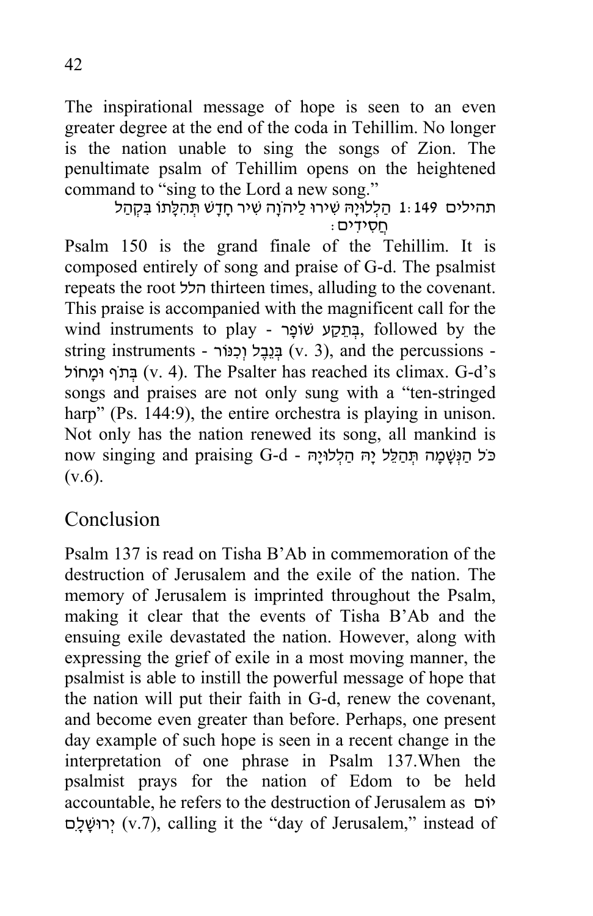The inspirational message of hope is seen to an even greater degree at the end of the coda in Tehillim. No longer is the nation unable to sing the songs of Zion. The penultimate psalm of Tehillim opens on the heightened command to "sing to the Lord a new song."

תהילים 149:1 הַלְלוּיָהּ שִׁירוּ לַיהֹוָה שִׁיר חָדָשׁ תְּהִלָּתוֹ בִּקְהַל חֲסִידִים:

Psalm 150 is the grand finale of the Tehillim. It is composed entirely of song and praise of G-d. The psalmist repeats the root הלל thirteen times, alluding to the covenant. This praise is accompanied with the magnificent call for the wind instruments to play - בְּתֵקַע שׁוֹפָר, followed by the string instruments - בְּנֵבֶל וְכִנּוֹר (v. 3), and the percussions - בְּתֹף וּמָחוֹל (v. 4). The Psalter has reached its climax. G-d's songs and praises are not only sung with a "ten-stringed harp" (Ps. 144:9), the entire orchestra is playing in unison. Not only has the nation renewed its song, all mankind is now singing and praising G-d - כֹּל הַנְּשָׁמָה תְּהַלֵּל יָהּ הַלְלוּיָהּ (v.6).

## Conclusion

Psalm 137 is read on Tisha B'Ab in commemoration of the destruction of Jerusalem and the exile of the nation. The memory of Jerusalem is imprinted throughout the Psalm, making it clear that the events of Tisha B'Ab and the ensuing exile devastated the nation. However, along with expressing the grief of exile in a most moving manner, the psalmist is able to instill the powerful message of hope that the nation will put their faith in G-d, renew the covenant, and become even greater than before. Perhaps, one present day example of such hope is seen in a recent change in the interpretation of one phrase in Psalm 137.When the psalmist prays for the nation of Edom to be held accountable, he refers to the destruction of Jerusalem as יוֹם יְרוּשָׁלָם (v.7), calling it the "day of Jerusalem," instead of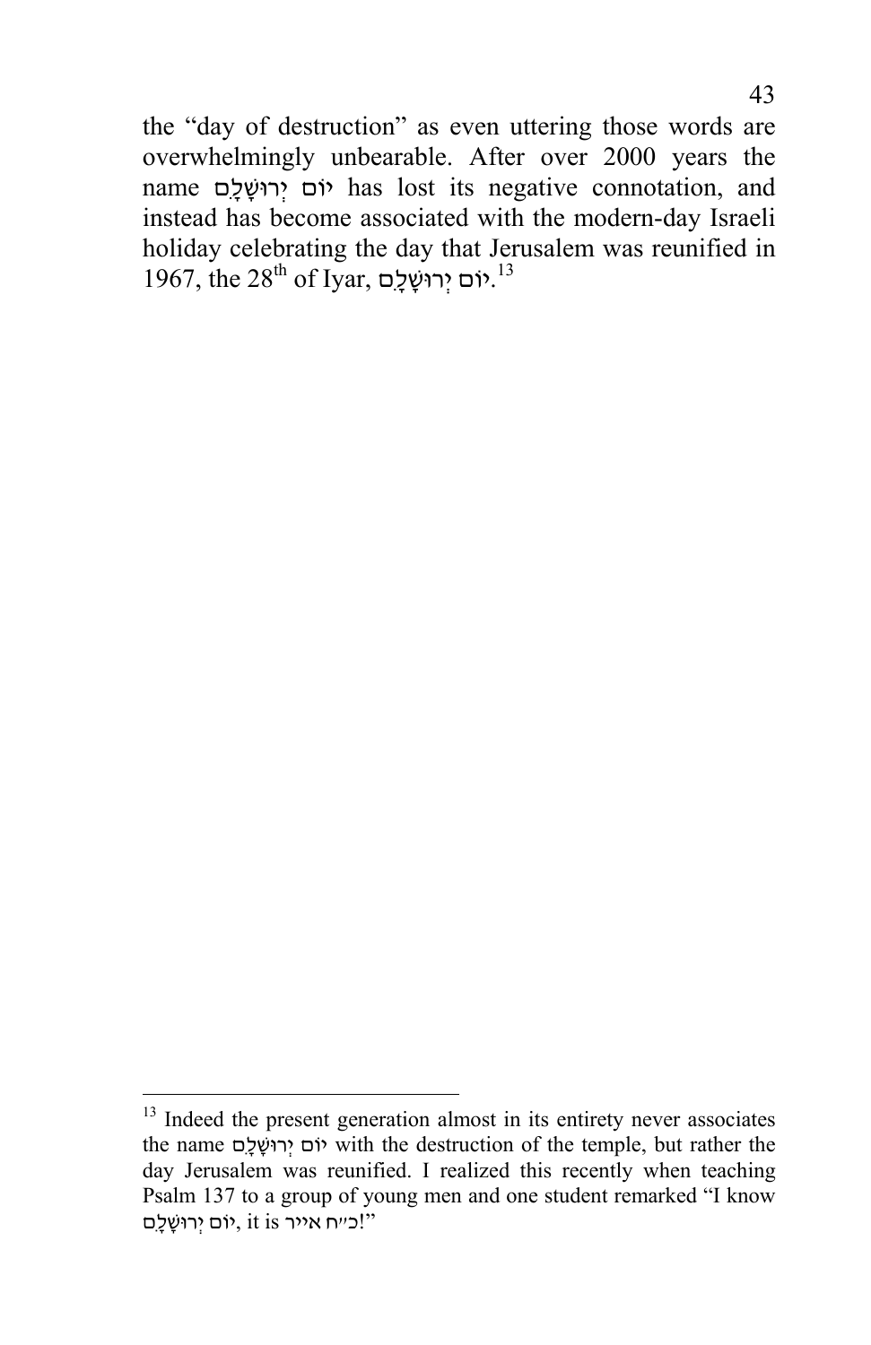the "day of destruction" as even uttering those words are overwhelmingly unbearable. After over 2000 years the name יוֹם יְרוּשָׁלָם has lost its negative connotation, and instead has become associated with the modern-day Israeli holiday celebrating the day that Jerusalem was reunified in 1967, the 28th of Iyar, יוֹם יְרוּשָׁלָם.[13]

---

[13] Indeed the present generation almost in its entirety never associates the name יוֹם יְרוּשָׁלָם with the destruction of the temple, but rather the day Jerusalem was reunified. I realized this recently when teaching Psalm 137 to a group of young men and one student remarked "I know יוֹם יְרוּשָׁלָם, it is כ״ח אייר!"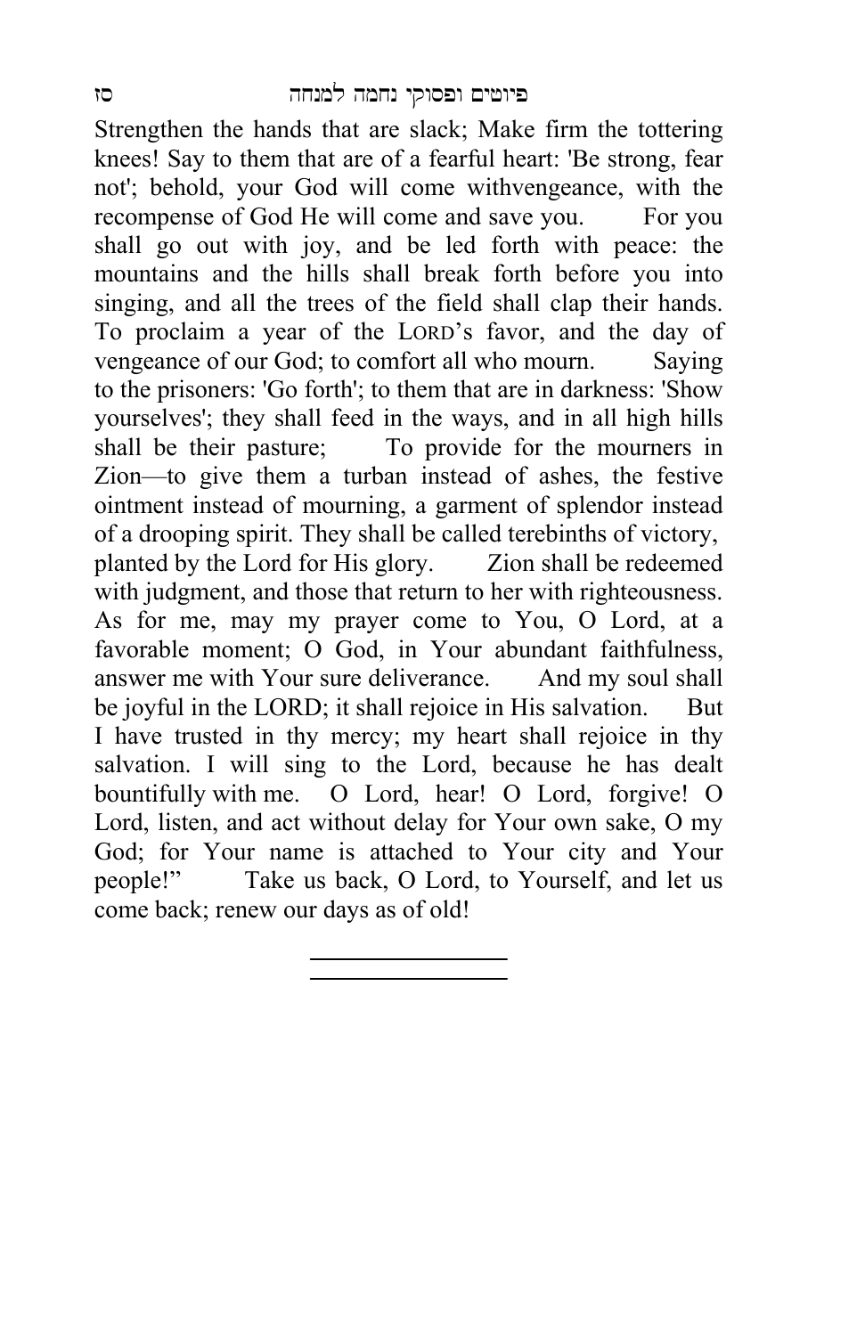Strengthen the hands that are slack; Make firm the tottering knees! Say to them that are of a fearful heart: 'Be strong, fear not'; behold, your God will come withvengeance, with the recompense of God He will come and save you. For you shall go out with joy, and be led forth with peace: the mountains and the hills shall break forth before you into singing, and all the trees of the field shall clap their hands. To proclaim a year of the LORD's favor, and the day of vengeance of our God; to comfort all who mourn. Saying to the prisoners: 'Go forth'; to them that are in darkness: 'Show yourselves'; they shall feed in the ways, and in all high hills shall be their pasture; To provide for the mourners in Zion—to give them a turban instead of ashes, the festive ointment instead of mourning, a garment of splendor instead of a drooping spirit. They shall be called terebinths of victory, planted by the Lord for His glory. Zion shall be redeemed with judgment, and those that return to her with righteousness. As for me, may my prayer come to You, O Lord, at a favorable moment; O God, in Your abundant faithfulness, answer me with Your sure deliverance. And my soul shall be joyful in the LORD; it shall rejoice in His salvation. But I have trusted in thy mercy; my heart shall rejoice in thy salvation. I will sing to the Lord, because he has dealt bountifully with me. O Lord, hear! O Lord, forgive! O Lord, listen, and act without delay for Your own sake, O my God; for Your name is attached to Your city and Your people!" Take us back, O Lord, to Yourself, and let us come back; renew our days as of old!

---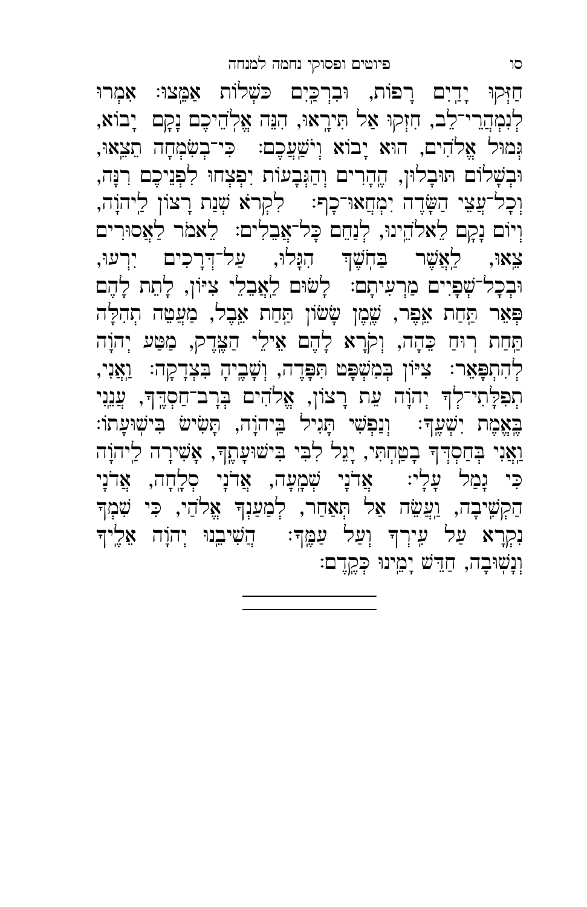חַזְּקוּ יָדַיִם רָפוֹת, וּבִרְכַּיִם כֹּשְׁלוֹת אַמֵּצוּ: אִמְרוּ לְנִמְהֲרֵי־לֵב, חִזְקוּ אַל תִּירָאוּ, הִנֵּה אֱלֹהֵיכֶם נָקָם יָבוֹא, גְּמוּל אֱלֹהִים, הוּא יָבוֹא וְיֹשַׁעֲכֶם: כִּי־בְשִׂמְחָה תֵצֵאוּ, וּבְשָׁלוֹם תּוּבָלוּן, הֶהָרִים וְהַגְּבָעוֹת יִפְצְחוּ לִפְנֵיכֶם רִנָּה, וְכָל־עֲצֵי הַשָּׂדֶה יִמְחֲאוּ־כָף: לִקְרֹא שְׁנַת רָצוֹן לַיהוָה, וְיוֹם נָקָם לֵאלֹהֵינוּ, לְנַחֵם כָּל־אֲבֵלִים: לֵאמֹר לַאֲסוּרִים צֵאוּ, לַאֲשֶׁר בַּחֹשֶׁךְ הִגָּלוּ, עַל־דְּרָכִים יִרְעוּ, וּבְכָל־שְׁפָיִים מַרְעִיתָם: לָשׂוּם לַאֲבֵלֵי צִיּוֹן, לָתֵת לָהֶם פְּאֵר תַּחַת אֵפֶר, שֶׁמֶן שָׂשׂוֹן תַּחַת אֵבֶל, מַעֲטֵה תְהִלָּה תַּחַת רוּחַ כֵּהָה, וְקֹרָא לָהֶם אֵילֵי הַצֶּדֶק, מַטַּע יְהוָה לְהִתְפָּאֵר: צִיּוֹן בְּמִשְׁפָּט תִּפָּדֶה, וְשָׁבֶיהָ בִּצְדָקָה: וַאֲנִי, תְפִלָּתִי־לְךָ יְהוָה עֵת רָצוֹן, אֱלֹהִים בְּרָב־חַסְדֶּךָ, עֲנֵנִי בֶּאֱמֶת יִשְׁעֶךָ: וְנַפְשִׁי תָּגִיל בַּיהוָה, תָּשִׂישׂ בִּישׁוּעָתוֹ: וַאֲנִי בְּחַסְדְּךָ בָטַחְתִּי, יָגֵל לִבִּי בִּישׁוּעָתֶךָ, אָשִׁירָה לַיהוָה כִּי גָמַל עָלָי: אֲדֹנָי שְׁמָעָה, אֲדֹנָי סְלָחָה, אֲדֹנָי הַקְשִׁיבָה, וַעֲשֵׂה אַל תְּאַחַר, לְמַעַנְךָ אֱלֹהַי, כִּי שִׁמְךָ נִקְרָא עַל עִירְךָ וְעַל עַמֶּךָ: הֲשִׁיבֵנוּ יְהוָה אֵלֶיךָ וְנָשׁוּבָה, חַדֵּשׁ יָמֵינוּ כְּקֶדֶם: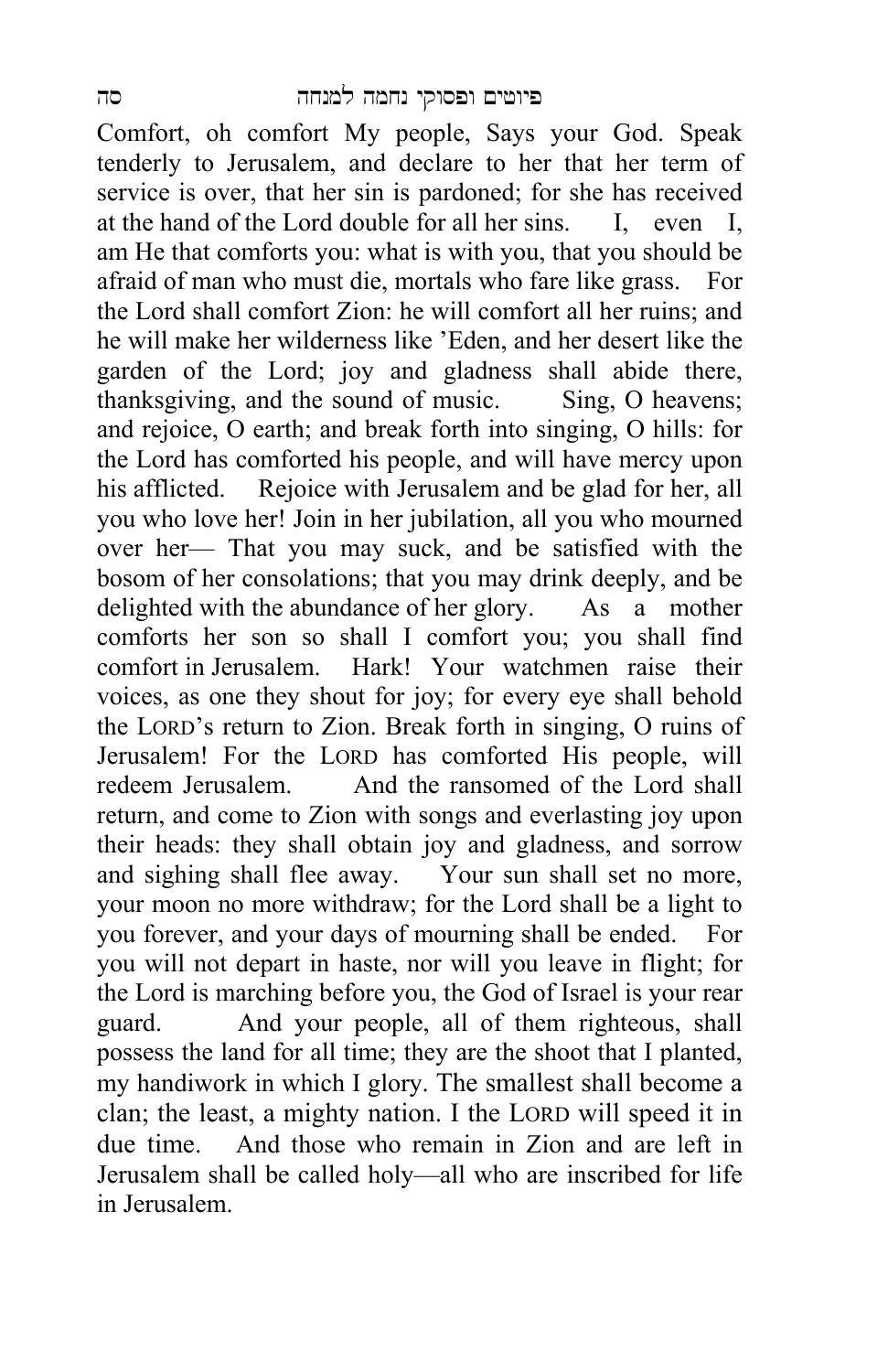Comfort, oh comfort My people, Says your God. Speak tenderly to Jerusalem, and declare to her that her term of service is over, that her sin is pardoned; for she has received at the hand of the Lord double for all her sins. I, even I, am He that comforts you: what is with you, that you should be afraid of man who must die, mortals who fare like grass. For the Lord shall comfort Zion: he will comfort all her ruins; and he will make her wilderness like 'Eden, and her desert like the garden of the Lord; joy and gladness shall abide there, thanksgiving, and the sound of music. Sing, O heavens; and rejoice, O earth; and break forth into singing, O hills: for the Lord has comforted his people, and will have mercy upon his afflicted. Rejoice with Jerusalem and be glad for her, all you who love her! Join in her jubilation, all you who mourned over her— That you may suck, and be satisfied with the bosom of her consolations; that you may drink deeply, and be delighted with the abundance of her glory. As a mother comforts her son so shall I comfort you; you shall find comfort in Jerusalem. Hark! Your watchmen raise their voices, as one they shout for joy; for every eye shall behold the LORD's return to Zion. Break forth in singing, O ruins of Jerusalem! For the LORD has comforted His people, will redeem Jerusalem. And the ransomed of the Lord shall return, and come to Zion with songs and everlasting joy upon their heads: they shall obtain joy and gladness, and sorrow and sighing shall flee away. Your sun shall set no more, your moon no more withdraw; for the Lord shall be a light to you forever, and your days of mourning shall be ended. For you will not depart in haste, nor will you leave in flight; for the Lord is marching before you, the God of Israel is your rear guard. And your people, all of them righteous, shall possess the land for all time; they are the shoot that I planted, my handiwork in which I glory. The smallest shall become a clan; the least, a mighty nation. I the LORD will speed it in due time. And those who remain in Zion and are left in Jerusalem shall be called holy—all who are inscribed for life in Jerusalem.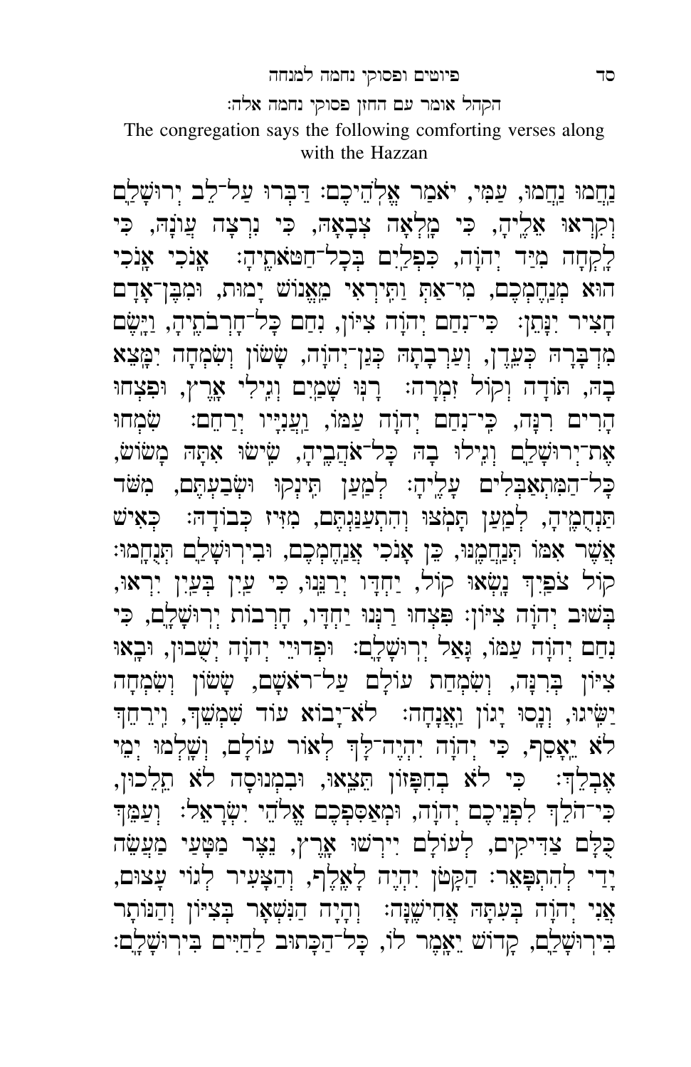הקהל אומר עם החזן פסוקי נחמה אלה:

The congregation says the following comforting verses along with the Hazzan

נַחֲמוּ נַחֲמוּ, עַמִּי, יֹאמַר אֱלֹהֵיכֶם: דַּבְּרוּ עַל־לֵב יְרוּשָׁלַ‍ִם וְקִרְאוּ אֵלֶיהָ, כִּי מָלְאָה צְבָאָהּ, כִּי נִרְצָה עֲוֺנָהּ, כִּי לָקְחָה מִיַּד יְהוָה, כִּפְלַיִם בְּכָל־חַטֹּאתֶיהָ: אָנֹכִי אָנֹכִי הוּא מְנַחֶמְכֶם, מִי־אַתְּ וַתִּירְאִי מֵאֱנוֹשׁ יָמוּת, וּמִבֶּן־אָדָם חָצִיר יִנָּתֵן: כִּי־נִחַם יְהוָה צִיּוֹן, נִחַם כָּל־חָרְבֹתֶיהָ, וַיָּשֶׂם מִדְבָּרָהּ כְּעֵדֶן, וְעַרְבָתָהּ כְּגַן־יְהוָה, שָׂשׂוֹן וְשִׂמְחָה יִמָּצֵא בָהּ, תּוֹדָה וְקוֹל זִמְרָה: רָנּוּ שָׁמַיִם וְגִילִי אָרֶץ, וּפִצְחוּ הָרִים רִנָּה, כִּי־נִחַם יְהוָה עַמּוֹ, וַעֲנִיָּו יְרַחֵם: שִׂמְחוּ אֶת־יְרוּשָׁלַ‍ִם וְגִילוּ בָהּ כָּל־אֹהֲבֶיהָ, שִׂישׂוּ אִתָּהּ מָשׂוֹשׂ, כָּל־הַמִּתְאַבְּלִים עָלֶיהָ: לְמַעַן תִּינְקוּ וּשְׂבַעְתֶּם, מִשֹּׁד תַּנְחֻמֶיהָ, לְמַעַן תָּמֹצּוּ וְהִתְעַנַּגְתֶּם, מִזִּיז כְּבוֹדָהּ: כְּאִישׁ אֲשֶׁר אִמּוֹ תְּנַחֲמֶנּוּ, כֵּן אָנֹכִי אֲנַחֶמְכֶם, וּבִירוּשָׁלַ‍ִם תְּנֻחָמוּ: קוֹל צֹפַיִךְ נָשְׂאוּ קוֹל, יַחְדָּו יְרַנֵּנוּ, כִּי עַיִן בְּעַיִן יִרְאוּ, בְּשׁוּב יְהוָה צִיּוֹן: פִּצְחוּ רַנְּנוּ יַחְדָּו, חָרְבוֹת יְרוּשָׁלָ‍ִם, כִּי נִחַם יְהוָה עַמּוֹ, גָּאַל יְרוּשָׁלָ‍ִם: וּפְדוּיֵי יְהוָה יְשֻׁבוּן, וּבָאוּ צִיּוֹן בְּרִנָּה, וְשִׂמְחַת עוֹלָם עַל־רֹאשָׁם, שָׂשׂוֹן וְשִׂמְחָה יַשִּׂיגוּ, וְנָסוּ יָגוֹן וַאֲנָחָה: לֹא־יָבוֹא עוֹד שִׁמְשֵׁךְ, וִירֵחֵךְ לֹא יֵאָסֵף, כִּי יְהוָה יִהְיֶה־לָּךְ לְאוֹר עוֹלָם, וְשָׁלְמוּ יְמֵי אֶבְלֵךְ: כִּי לֹא בְחִפָּזוֹן תֵּצֵאוּ, וּבִמְנוּסָה לֹא תֵלֵכוּן, כִּי־הֹלֵךְ לִפְנֵיכֶם יְהוָה, וּמְאַסִּפְכֶם אֱלֹהֵי יִשְׂרָאֵל: וְעַמֵּךְ כֻּלָּם צַדִּיקִים, לְעוֹלָם יִירְשׁוּ אָרֶץ, נֵצֶר מַטָּעַי מַעֲשֵׂה יָדַי לְהִתְפָּאֵר: הַקָּטֹן יִהְיֶה לָאֶלֶף, וְהַצָּעִיר לְגוֹי עָצוּם, אֲנִי יְהוָה בְּעִתָּהּ אֲחִישֶׁנָּה: וְהָיָה הַנִּשְׁאָר בְּצִיּוֹן וְהַנּוֹתָר בִּירוּשָׁלַ‍ִם, קָדוֹשׁ יֵאָמֶר לוֹ, כָּל־הַכָּתוּב לַחַיִּים בִּירוּשָׁלָ‍ִם: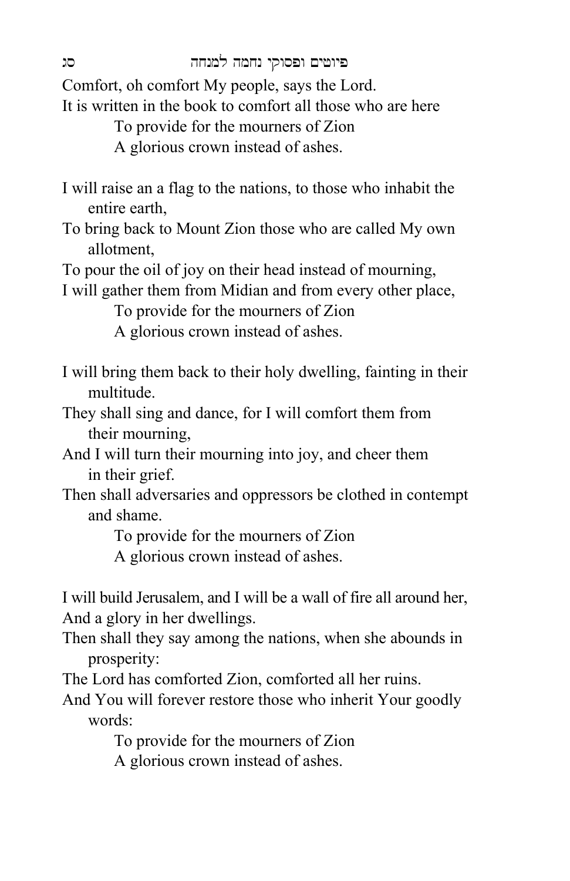Comfort, oh comfort My people, says the Lord.
It is written in the book to comfort all those who are here
    To provide for the mourners of Zion
    A glorious crown instead of ashes.

I will raise an a flag to the nations, to those who inhabit the entire earth,
To bring back to Mount Zion those who are called My own allotment,
To pour the oil of joy on their head instead of mourning,
I will gather them from Midian and from every other place,
    To provide for the mourners of Zion
    A glorious crown instead of ashes.

I will bring them back to their holy dwelling, fainting in their multitude.
They shall sing and dance, for I will comfort them from their mourning,
And I will turn their mourning into joy, and cheer them in their grief.
Then shall adversaries and oppressors be clothed in contempt and shame.
    To provide for the mourners of Zion
    A glorious crown instead of ashes.

I will build Jerusalem, and I will be a wall of fire all around her,
And a glory in her dwellings.
Then shall they say among the nations, when she abounds in prosperity:
The Lord has comforted Zion, comforted all her ruins.
And You will forever restore those who inherit Your goodly words:
    To provide for the mourners of Zion
    A glorious crown instead of ashes.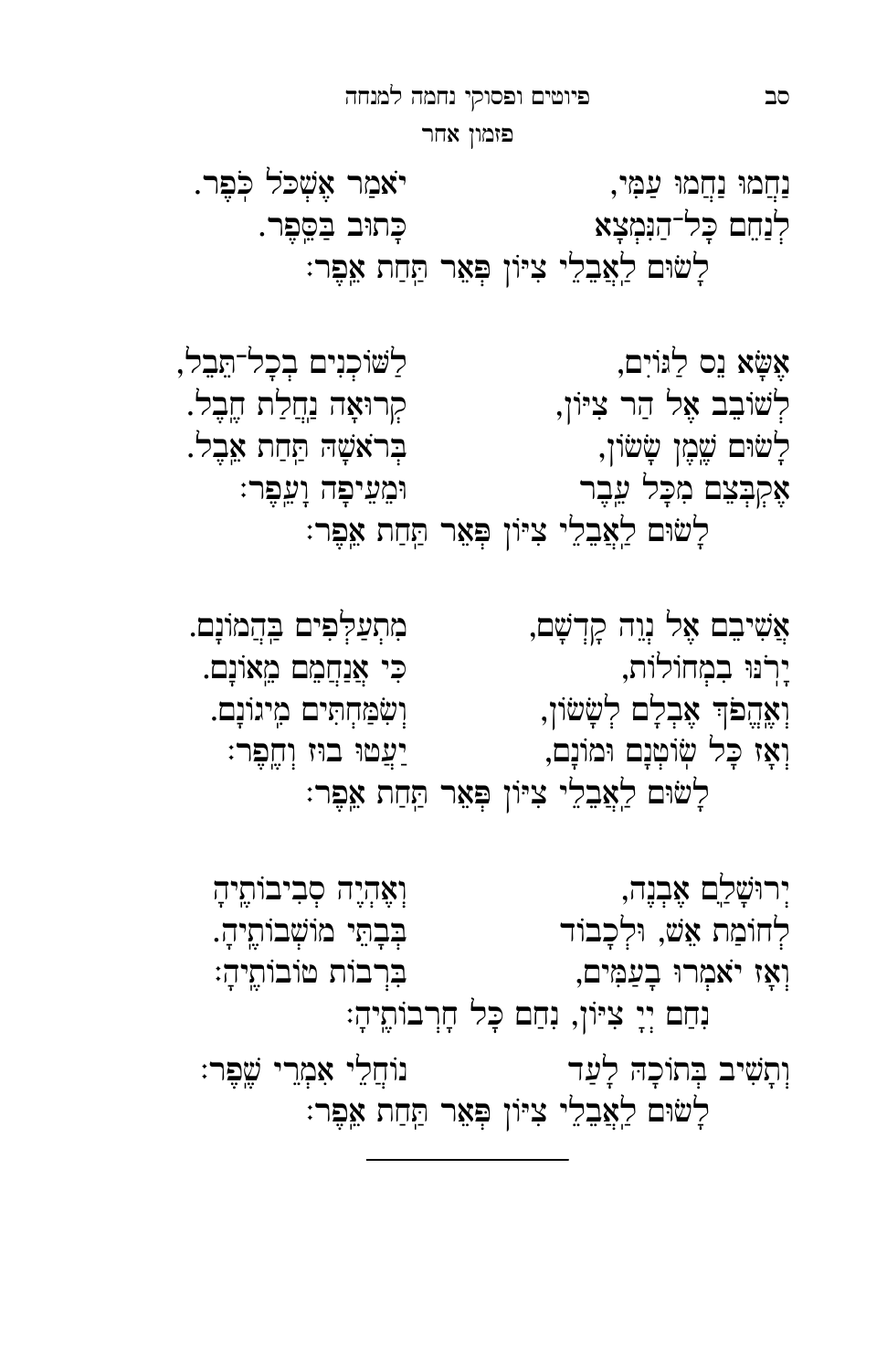פזמון אחר

נַחֲמוּ נַחֲמוּ עַמִּי, יֹאמַר אֱשְׁכֹּל כֹּפֶר.
לְנַחֵם כָּל־הַנִּמְצָא כָּתוּב בַּסֵּפֶר.
לָשׂוּם לַאֲבֵלֵי צִיּוֹן פְּאֵר תַּחַת אֵפֶר:

אֶשָּׂא נֵס לַגּוֹיִם, לַשּׁוֹכְנִים בְּכָל־תֵּבֵל,
לְשׁוֹבֵב אֶל הַר צִיּוֹן, קְרוּאָה נַחֲלַת חֶבֶל.
לָשׂוּם שֶׁמֶן שָׂשׂוֹן, בְּרֹאשָׁהּ תַּחַת אֵבֶל.
אֲקַבְּצֵם מִכָּל עֵבֶר וּמֵעֵיפָה וָעֵפֶר:
לָשׂוּם לַאֲבֵלֵי צִיּוֹן פְּאֵר תַּחַת אֵפֶר:

אֲשִׁיבֵם אֶל נְוֵה קָדְשָׁם, מִתְעַלְּפִים בַּהֲמוֹנָם.
יָרֹנּוּ בִמְחוֹלוֹת, כִּי אֲנַחֲמֵם מֵאוֹנָם.
וְאֶהֱפֹךְ אֶבְלָם לְשָׂשׂוֹן, וְשִׂמַּחְתִּים מִיגוֹנָם.
וְאָז כָּל שׂוֹטְנָם וּמוֹנָם, יַעֲטוּ בוּז וְחֵפֶר:
לָשׂוּם לַאֲבֵלֵי צִיּוֹן פְּאֵר תַּחַת אֵפֶר:

יְרוּשָׁלַם אֶבְנֶה, וְאֶהְיֶה סְבִיבוֹתֶיהָ
לְחוֹמַת אֵשׁ, וּלְכָבוֹד בְּבָתֵּי מוֹשְׁבוֹתֶיהָ.
וְאָז יֹאמְרוּ בָעַמִּים, בִּרְבוֹת טוֹבוֹתֶיהָ:
נִחַם יְיָ צִיּוֹן, נִחַם כָּל חָרְבוֹתֶיהָ:
וְתָשִׁיב בְּתוֹכָהּ לָעַד נוֹחֲלֵי אִמְרֵי שֶׁפֶר:
לָשׂוּם לַאֲבֵלֵי צִיּוֹן פְּאֵר תַּחַת אֵפֶר: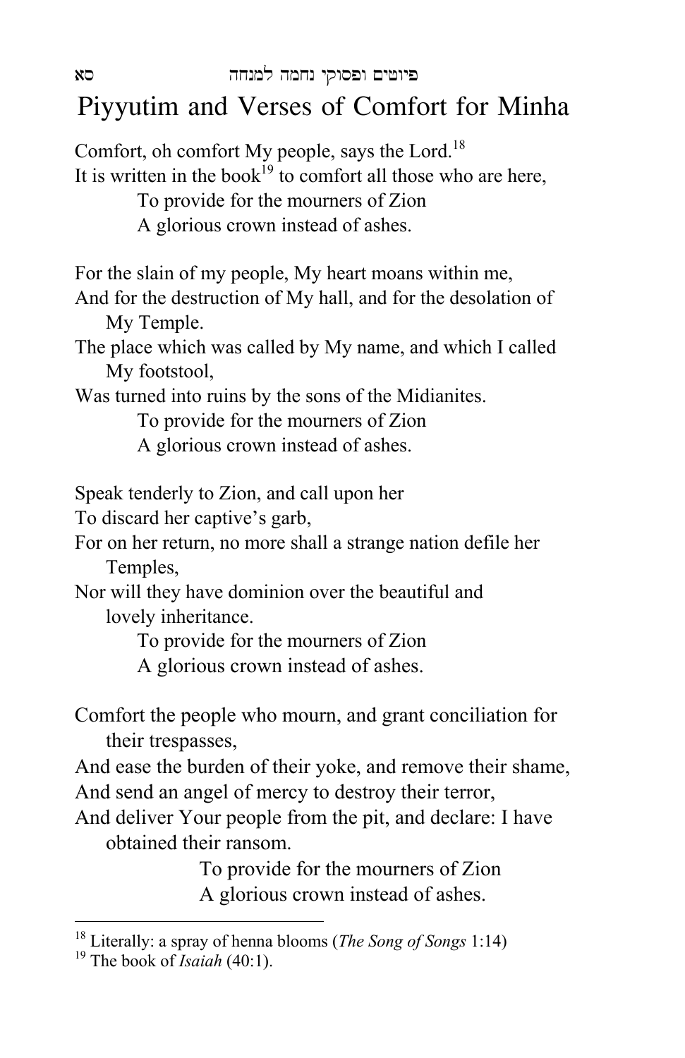# Piyyutim and Verses of Comfort for Minha

Comfort, oh comfort My people, says the Lord.[18]
It is written in the book[19] to comfort all those who are here,
To provide for the mourners of Zion
A glorious crown instead of ashes.

For the slain of my people, My heart moans within me,
And for the destruction of My hall, and for the desolation of My Temple.
The place which was called by My name, and which I called My footstool,
Was turned into ruins by the sons of the Midianites.
To provide for the mourners of Zion
A glorious crown instead of ashes.

Speak tenderly to Zion, and call upon her
To discard her captive's garb,
For on her return, no more shall a strange nation defile her Temples,
Nor will they have dominion over the beautiful and lovely inheritance.
To provide for the mourners of Zion
A glorious crown instead of ashes.

Comfort the people who mourn, and grant conciliation for their trespasses,
And ease the burden of their yoke, and remove their shame,
And send an angel of mercy to destroy their terror,
And deliver Your people from the pit, and declare: I have obtained their ransom.
To provide for the mourners of Zion
A glorious crown instead of ashes.

---

[18] Literally: a spray of henna blooms (*The Song of Songs* 1:14)

[19] The book of *Isaiah* (40:1).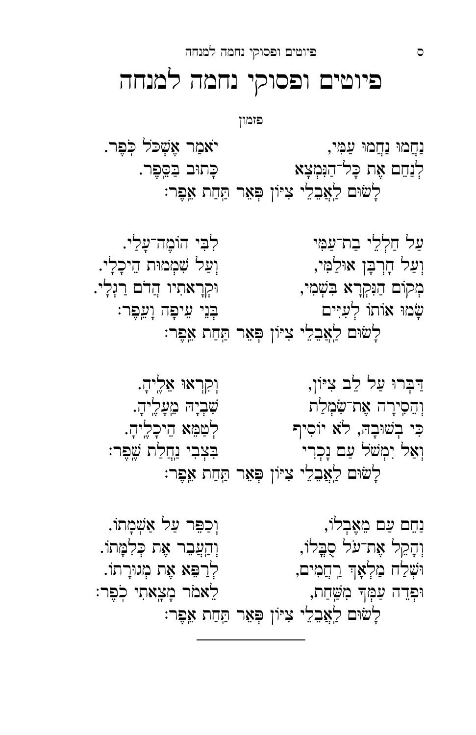# פיוטים ופסוקי נחמה למנחה

פזמון

נַחֲמוּ נַחֲמוּ עַמִּי, יֹאמַר אֶשְׁכֹּל כֹּפֶר.
לְנַחֵם אֶת כָּל־הַנִּמְצָא כָּתוּב בַּסֵּפֶר.
לָשׂוּם לַאֲבֵלֵי צִיּוֹן פְּאֵר תַּחַת אֵפֶר:

עַל חַלְלֵי בַת־עַמִּי לִבִּי הוֹמֶה־עָלַי.
וְעַל חָרְבַּן אוּלַמִּי, וְעַל שִׁמְמוּת הֵיכָלַי.
מְקוֹם הַנִּקְרָא בִּשְׁמִי, וּקְרָאתִיו הֲדֹם רַגְלָי.
שָׂמוּ אוֹתוֹ לְעִיִּים בְּנֵי עֵיפָה וָעֵפֶר:
לָשׂוּם לַאֲבֵלֵי צִיּוֹן פְּאֵר תַּחַת אֵפֶר:

דַּבְּרוּ עַל לֵב צִיּוֹן, וְקִרְאוּ אֵלֶיהָ.
וַהֲסִירָה אֶת־שִׂמְלַת שִׁבְיָהּ מֵעָלֶיהָ.
כִּי בְשׁוּבָהּ, לֹא יוֹסִיף לְטַמֵּא הֵיכָלֶיהָ.
וְאַל יִמְשֹׁל עַם נָכְרִי בִּצְבִי נַחֲלַת שֶׁפֶר:
לָשׂוּם לַאֲבֵלֵי צִיּוֹן פְּאֵר תַּחַת אֵפֶר:

נַחֵם עַם מֵאֶבְלוֹ, וְכַפֵּר עַל אַשְׁמָתוֹ.
וְהָקֵל אֶת־עֹל סֻבֳּלוֹ, וְהַעֲבֵר אֶת כְּלִמָּתוֹ.
וּשְׁלַח מַלְאָךְ רַחֲמִים, לְרַפֵּא אֶת מְגוּרָתוֹ.
וּפְדֵה עַמְּךָ מִשַּׁחַת, לֵאמֹר מָצָאתִי כֹפֶר:
לָשׂוּם לַאֲבֵלֵי צִיּוֹן פְּאֵר תַּחַת אֵפֶר:

---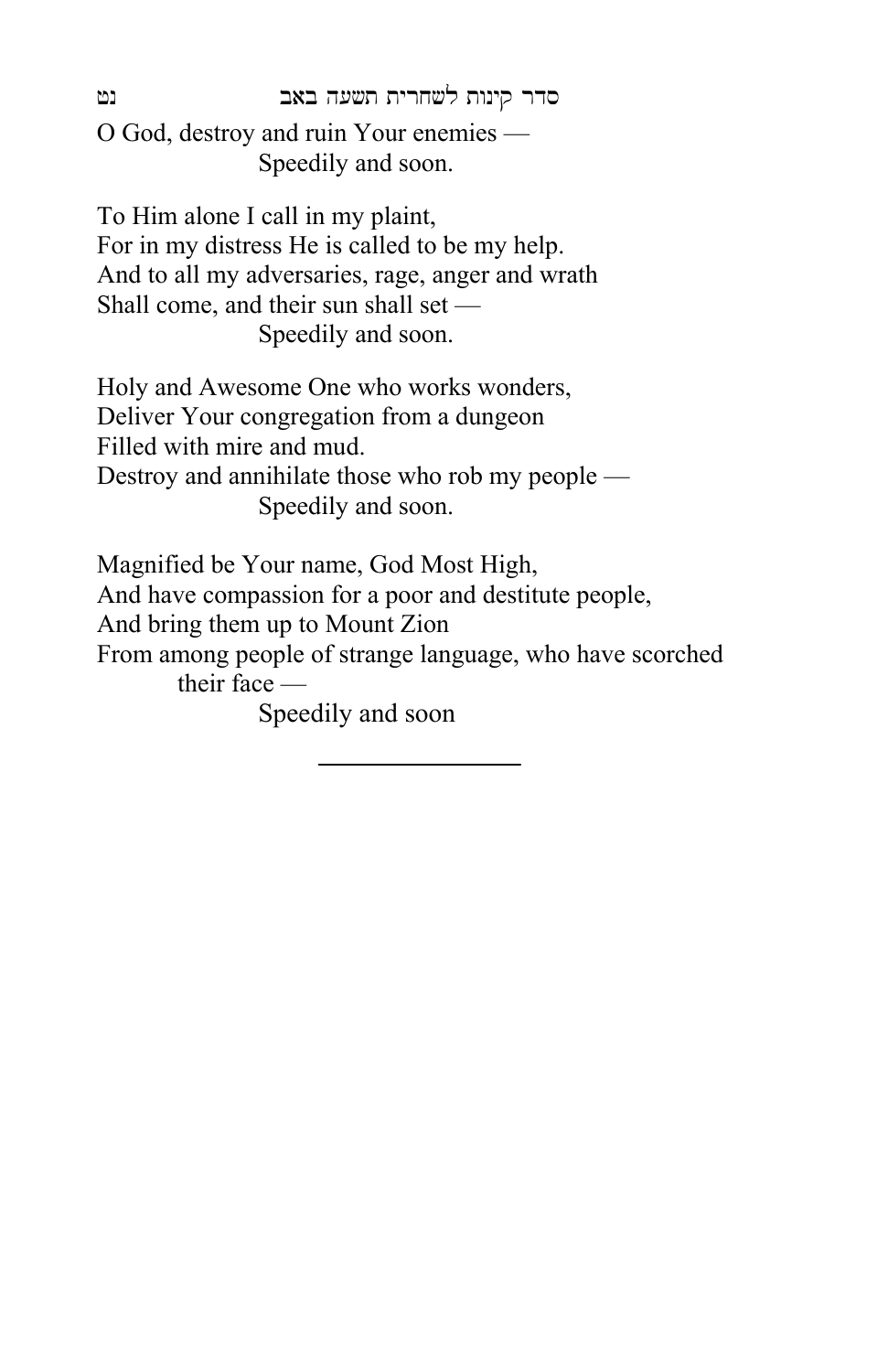O God, destroy and ruin Your enemies —
Speedily and soon.

To Him alone I call in my plaint,
For in my distress He is called to be my help.
And to all my adversaries, rage, anger and wrath
Shall come, and their sun shall set —
Speedily and soon.

Holy and Awesome One who works wonders,
Deliver Your congregation from a dungeon
Filled with mire and mud.
Destroy and annihilate those who rob my people —
Speedily and soon.

Magnified be Your name, God Most High,
And have compassion for a poor and destitute people,
And bring them up to Mount Zion
From among people of strange language, who have scorched their face —
Speedily and soon

---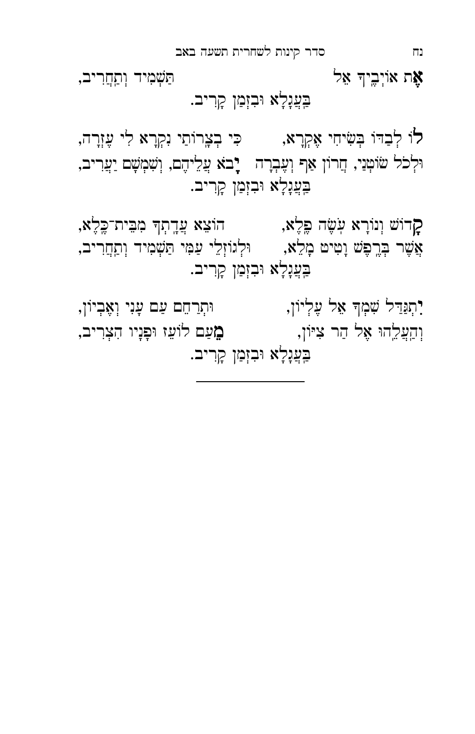**אֶ**ת אוֹיְבֶיךָ אֵל     תַּשְׁמִיד וְתַחֲרִיב,

בַּעֲגָלָא וּבִזְמַן קָרִיב.

**לוֹ** לְבַדּוֹ בְּשִׂיחִי אֶקְרָא,     כִּי בְּצָרוֹתַי נִקְרָא לִי עֶזְרָה,

וּלְכׇל שׂוֹטְנַי, חֲרוֹן אַף וְעֶבְרָה     **יָ**בֹא עֲלֵיהֶם, וְשִׁמְשָׁם יַעֲרִיב,

בַּעֲגָלָא וּבִזְמַן קָרִיב.

**קָ**דוֹשׁ וְנוֹרָא עֹשֵׂה פֶלֶא,     הוֹצֵא עֲדָתְךָ מִבֵּית־כֶּלֶא,

אֲשֶׁר בְּרֶפֶשׁ וָטִיט מָלֵא,     וּלְגוֹזְלֵי עַמִּי תַּשְׁמִיד וְתַחֲרִיב,

בַּעֲגָלָא וּבִזְמַן קָרִיב.

**יִ**תְגַּדַּל שִׁמְךָ אֵל עֶלְיוֹן,     וּתְרַחֵם עַם עָנִי וְאֶבְיוֹן,

וְהַעֲלֵהוּ אֶל הַר צִיּוֹן,     **מֵ**עַם לוֹעֵז וּפָנָיו הִצְרִיב,

בַּעֲגָלָא וּבִזְמַן קָרִיב.

---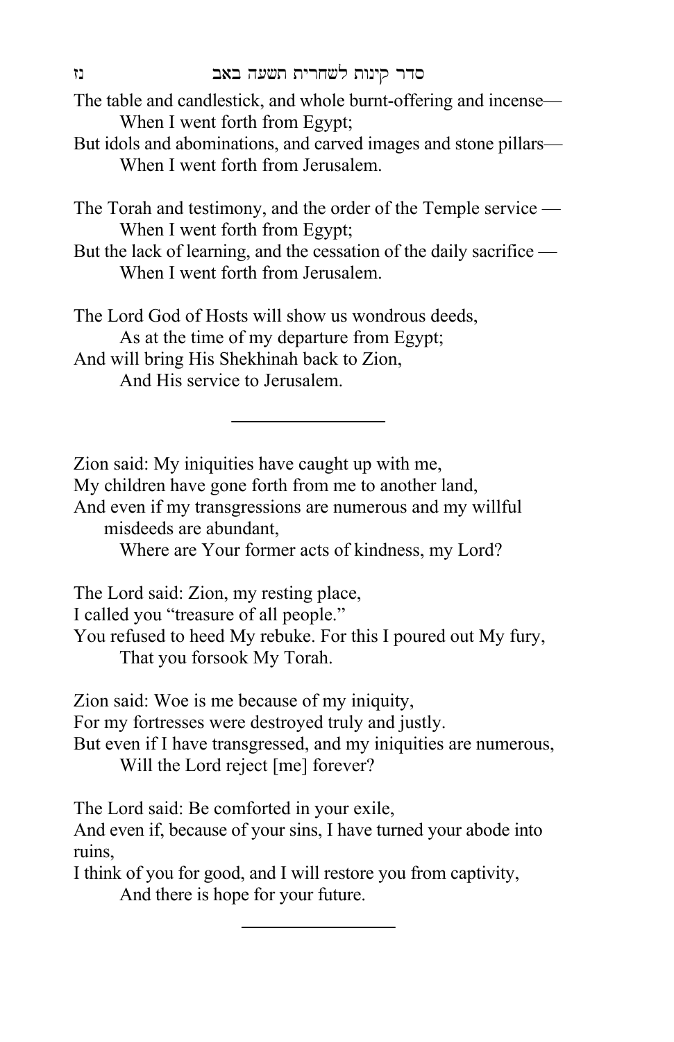The table and candlestick, and whole burnt-offering and incense—
    When I went forth from Egypt;
But idols and abominations, and carved images and stone pillars—
    When I went forth from Jerusalem.

The Torah and testimony, and the order of the Temple service —
    When I went forth from Egypt;
But the lack of learning, and the cessation of the daily sacrifice —
    When I went forth from Jerusalem.

The Lord God of Hosts will show us wondrous deeds,
    As at the time of my departure from Egypt;
And will bring His Shekhinah back to Zion,
    And His service to Jerusalem.

---

Zion said: My iniquities have caught up with me,
My children have gone forth from me to another land,
And even if my transgressions are numerous and my willful misdeeds are abundant,
    Where are Your former acts of kindness, my Lord?

The Lord said: Zion, my resting place,
I called you "treasure of all people."
You refused to heed My rebuke. For this I poured out My fury,
    That you forsook My Torah.

Zion said: Woe is me because of my iniquity,
For my fortresses were destroyed truly and justly.
But even if I have transgressed, and my iniquities are numerous,
    Will the Lord reject [me] forever?

The Lord said: Be comforted in your exile,
And even if, because of your sins, I have turned your abode into ruins,
I think of you for good, and I will restore you from captivity,
    And there is hope for your future.

---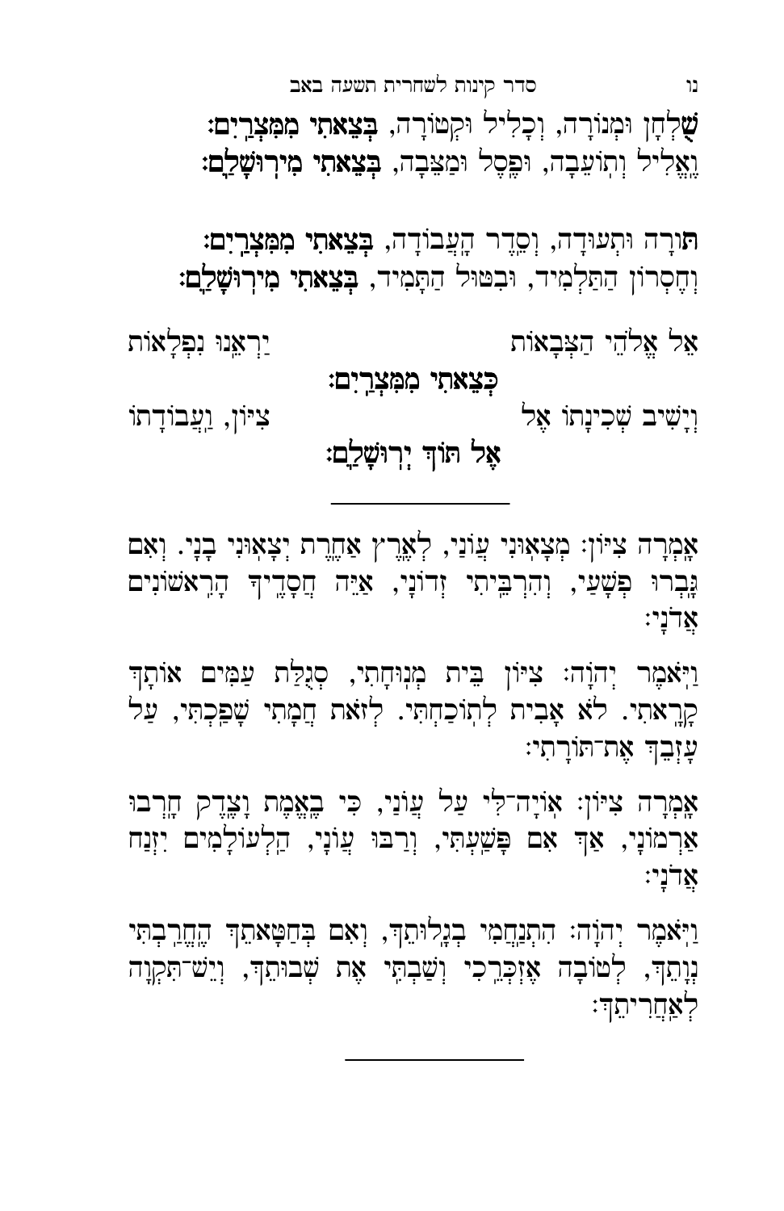**שֻ**לְחָן וּמְנוֹרָה, וְכָלִיל וּקְטוֹרָה, **בְּצֵאתִי מִמִּצְרַיִם:**
וֶ**אֱ**לִיל וְתוֹעֵבָה, וּפֶסֶל וּמַצֵּבָה, **בְּצֵאתִי מִירוּשָׁלָיִם:**

**תּ**וֹרָה וּתְעוּדָה, וְסֵדֶר הָעֲבוֹדָה, **בְּצֵאתִי מִמִּצְרַיִם:**
וְחֶסְרוֹן הַתַּלְמִיד, וּבִטּוּל הַתָּמִיד, **בְּצֵאתִי מִירוּשָׁלָיִם:**

אֵל אֱלֹהֵי הַצְּבָאוֹת יַרְאֵנוּ נִפְלָאוֹת
**כְּצֵאתִי מִמִּצְרַיִם:**
וְיָשִׁיב שְׁכִינָתוֹ אֶל צִיּוֹן, וַעֲבוֹדָתוֹ
**אֶל תּוֹךְ יְרוּשָׁלָיִם:**

---

אָמְרָה צִיּוֹן: מְצָאוּנִי עֲוֹנַי, לְאֶרֶץ אַחֶרֶת יְצָאוּנִי בָנַי. וְאִם גָּבְרוּ פְשָׁעַי, וְהִרְבֵּיתִי זְדוֹנַי, אַיֵּה חֲסָדֶיךָ הָרִאשֹׁנִים אֲדֹנָי:

וַיֹּאמֶר יְהוָֹה: צִיּוֹן בֵּית מְנוּחָתִי, סְגֻלַּת עַמִּים אוֹתָךְ קָרָאתִי. לֹא אָבִית לְתוֹכַחְתִּי. לְזֹאת חֲמָתִי שָׁפַכְתִּי, עַל עָזְבֵךְ אֶת־תּוֹרָתִי:

אָמְרָה צִיּוֹן: אוֹיָה־לִּי עַל עֲוֹנַי, כִּי בֶאֱמֶת וָצֶדֶק חָרְבוּ אַרְמוֹנַי, אַךְ אִם פָּשַׁעְתִּי, וְרַבּוּ עֲוֹנַי, הַלְעוֹלָמִים יִזְנַח אֲדֹנָי:

וַיֹּאמֶר יְהוָֹה: הִתְנַחֲמִי בְגָלוּתֵךְ, וְאִם בְּחַטָּאתֵךְ הֶחֱרַבְתִּי נְוָתֵךְ, לְטוֹבָה אֶזְכְּרֵכִי וְשַׁבְתִּי אֶת שְׁבוּתֵךְ, וְיֵשׁ־תִּקְוָה לְאַחֲרִיתֵךְ:

---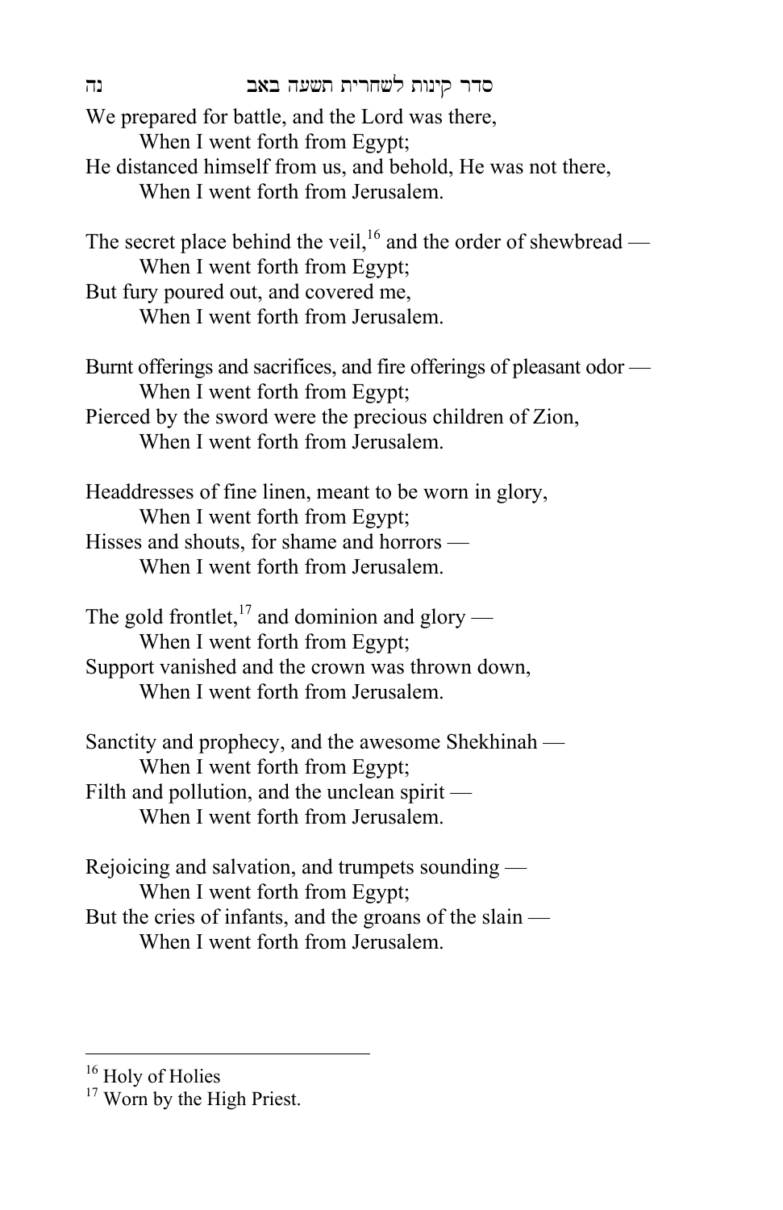We prepared for battle, and the Lord was there,
    When I went forth from Egypt;
He distanced himself from us, and behold, He was not there,
    When I went forth from Jerusalem.

The secret place behind the veil,[16] and the order of shewbread —
    When I went forth from Egypt;
But fury poured out, and covered me,
    When I went forth from Jerusalem.

Burnt offerings and sacrifices, and fire offerings of pleasant odor —
    When I went forth from Egypt;
Pierced by the sword were the precious children of Zion,
    When I went forth from Jerusalem.

Headdresses of fine linen, meant to be worn in glory,
    When I went forth from Egypt;
Hisses and shouts, for shame and horrors —
    When I went forth from Jerusalem.

The gold frontlet,[17] and dominion and glory —
    When I went forth from Egypt;
Support vanished and the crown was thrown down,
    When I went forth from Jerusalem.

Sanctity and prophecy, and the awesome Shekhinah —
    When I went forth from Egypt;
Filth and pollution, and the unclean spirit —
    When I went forth from Jerusalem.

Rejoicing and salvation, and trumpets sounding —
    When I went forth from Egypt;
But the cries of infants, and the groans of the slain —
    When I went forth from Jerusalem.

---

[16] Holy of Holies

[17] Worn by the High Priest.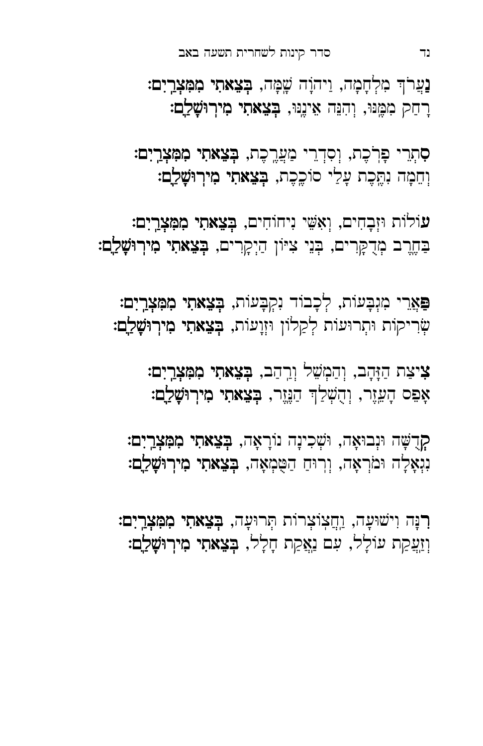**נַ**עֲרַךְ מִלְחָמָה, וַיהוָֹה שָׁמָּה, **בְּצֵאתִי מִמִּצְרָיִם:**
**רָ**חַק מִמֶּנּוּ, וְהִנֵּה אֵינֶנּוּ, **בְּצֵאתִי מִירוּשָׁלָיִם:**

**סִ**תְרֵי פָּרֹכֶת, וְסִדְרֵי מַעֲרֶכֶת, **בְּצֵאתִי מִמִּצְרָיִם:**
**וְ**חֵמָה נִתֶּכֶת עָלַי סוֹכֶכֶת, **בְּצֵאתִי מִירוּשָׁלָיִם:**

**עוֹ**לוֹת וּזְבָחִים, וְאִשֵּׁי נִיחוֹחִים, **בְּצֵאתִי מִמִּצְרָיִם:**
**בַּ**חֶרֶב מְדֻקָּרִים, בְּנֵי צִיּוֹן הַיְקָרִים, **בְּצֵאתִי מִירוּשָׁלָיִם:**

**פַּ**אֲרֵי מִגְבָּעוֹת, לְכָבוֹד נִקְבָּעוֹת, **בְּצֵאתִי מִמִּצְרָיִם:**
**שְׁ**רִיקוֹת וּתְרוּעוֹת לְקַלוֹן וּזְוָעוֹת, **בְּצֵאתִי מִירוּשָׁלָיִם:**

**צִ**יצַת הַזָּהָב, וְהַמְשֵׁל וְרַהַב, **בְּצֵאתִי מִמִּצְרָיִם:**
**אָ**פֵס הָעֵזֶר, וְהָשְׁלַךְ הַנֵּזֶר, **בְּצֵאתִי מִירוּשָׁלָיִם:**

**קְ**דֻשָּׁה וּנְבוּאָה, וּשְׁכִינָה נוֹרָאָה, **בְּצֵאתִי מִמִּצְרָיִם:**
**נִ**גְאָלָה וּמֹרְאָה, וְרוּחַ הַטֻּמְאָה, **בְּצֵאתִי מִירוּשָׁלָיִם:**

**רִ**נָּה וִישׁוּעָה, וַחֲצוֹצְרוֹת תְּרוּעָה, **בְּצֵאתִי מִמִּצְרָיִם:**
**וְ**זַעֲקַת עוֹלָל, עִם נַאֲקַת חָלָל, **בְּצֵאתִי מִירוּשָׁלָיִם:**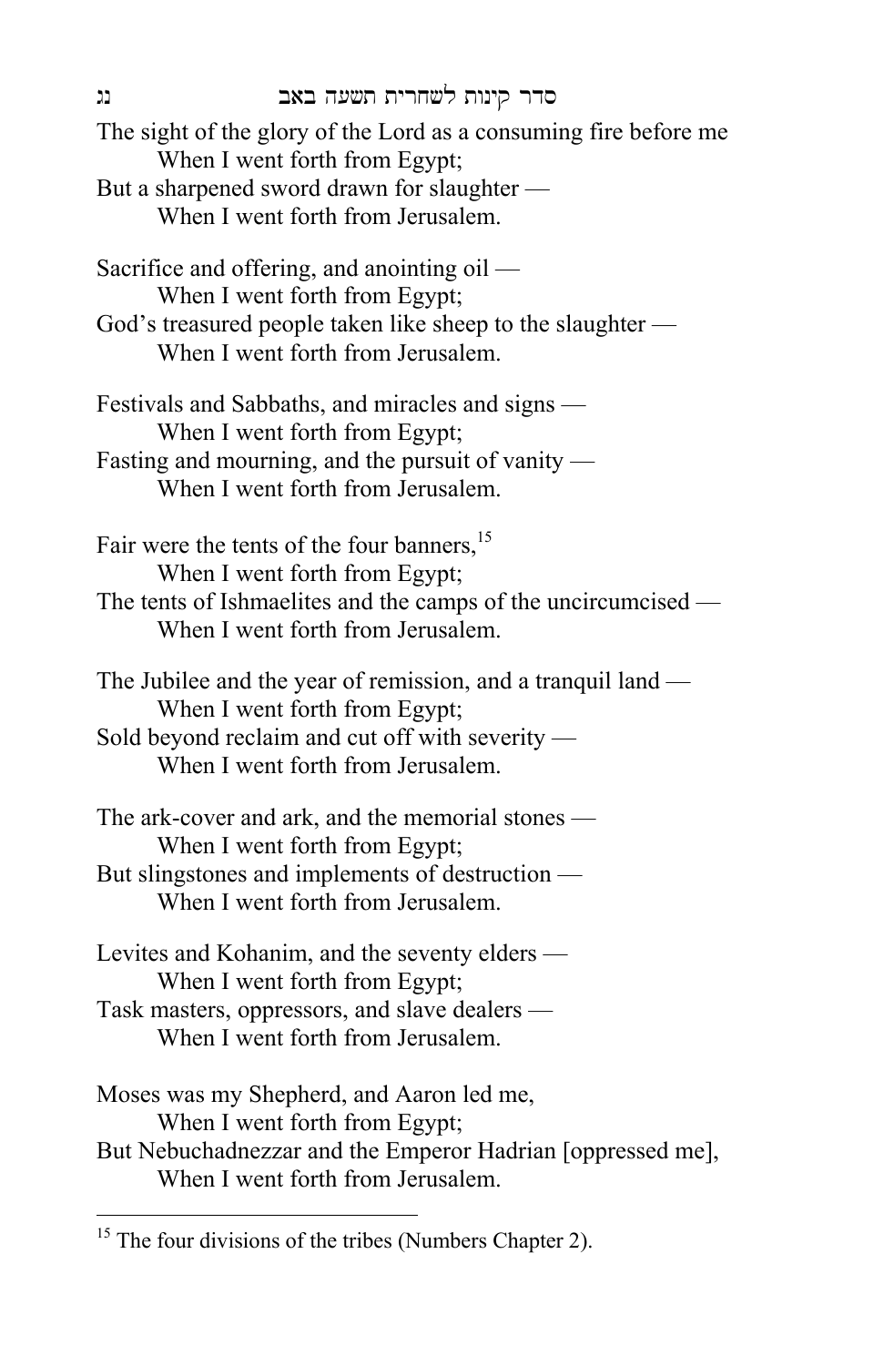The sight of the glory of the Lord as a consuming fire before me
When I went forth from Egypt;
But a sharpened sword drawn for slaughter —
When I went forth from Jerusalem.

Sacrifice and offering, and anointing oil —
When I went forth from Egypt;
God's treasured people taken like sheep to the slaughter —
When I went forth from Jerusalem.

Festivals and Sabbaths, and miracles and signs —
When I went forth from Egypt;
Fasting and mourning, and the pursuit of vanity —
When I went forth from Jerusalem.

Fair were the tents of the four banners,[15]
When I went forth from Egypt;
The tents of Ishmaelites and the camps of the uncircumcised —
When I went forth from Jerusalem.

The Jubilee and the year of remission, and a tranquil land —
When I went forth from Egypt;
Sold beyond reclaim and cut off with severity —
When I went forth from Jerusalem.

The ark-cover and ark, and the memorial stones —
When I went forth from Egypt;
But slingstones and implements of destruction —
When I went forth from Jerusalem.

Levites and Kohanim, and the seventy elders —
When I went forth from Egypt;
Task masters, oppressors, and slave dealers —
When I went forth from Jerusalem.

Moses was my Shepherd, and Aaron led me,
When I went forth from Egypt;
But Nebuchadnezzar and the Emperor Hadrian [oppressed me],
When I went forth from Jerusalem.

---

[15] The four divisions of the tribes (Numbers Chapter 2).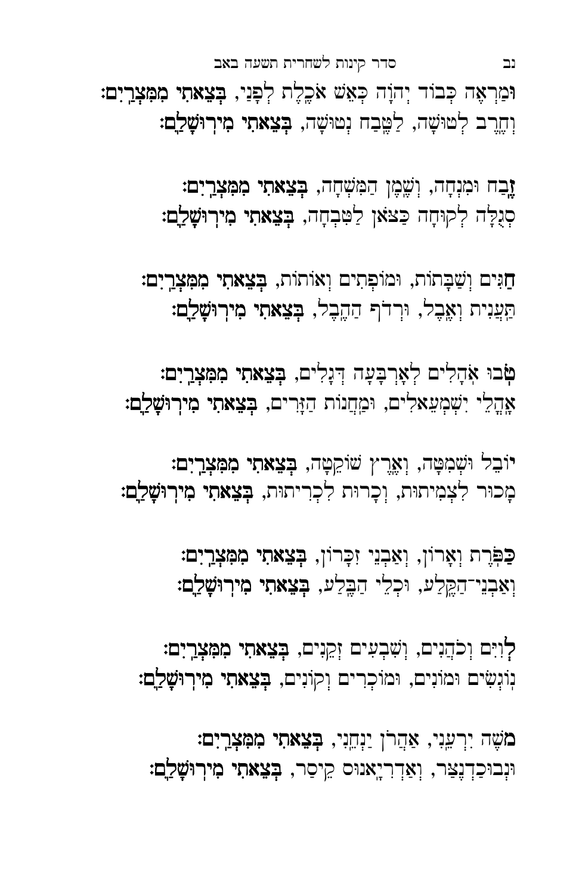וּמַרְאֵה כְּבוֹד יְהֹוָה כְּאֵשׁ אֹכֶלֶת לְפָנַי, **בְּצֵאתִי מִמִּצְרָיִם:**
וְחֶרֶב לְטוּשָׁה, לַטֶּבַח נְטוּשָׁה, **בְּצֵאתִי מִירוּשָׁלָיִם:**

זֶבַח וּמִנְחָה, וְשֶׁמֶן הַמִּשְׁחָה, **בְּצֵאתִי מִמִּצְרָיִם:**
סְגֻלָּה לְקוּחָה כַּצֹּאן לַטִּבְחָה, **בְּצֵאתִי מִירוּשָׁלָיִם:**

חַגִּים וְשַׁבָּתוֹת, וּמוֹפְתִים וְאוֹתוֹת, **בְּצֵאתִי מִמִּצְרָיִם:**
תַּעֲנִית וְאֵבֶל, וּרְדֹף הַהֶבֶל, **בְּצֵאתִי מִירוּשָׁלָיִם:**

טֹבוּ אֹהָלִים לְאַרְבָּעָה דְגָלִים, **בְּצֵאתִי מִמִּצְרָיִם:**
אָהֳלֵי יִשְׁמְעֵאלִים, וּמַחֲנוֹת הַזָּרִים, **בְּצֵאתִי מִירוּשָׁלָיִם:**

יוֹבֵל וּשְׁמִטָּה, וְאֶרֶץ שׁוֹקֵטָה, **בְּצֵאתִי מִמִּצְרָיִם:**
מָכוּר לִצְמִיתוּת, וְכָרוּת לִכְרִיתוּת, **בְּצֵאתִי מִירוּשָׁלָיִם:**

כַּפֹּרֶת וְאָרוֹן, וְאַבְנֵי זִכָּרוֹן, **בְּצֵאתִי מִמִּצְרָיִם:**
וְאַבְנֵי־הַקֶּלַע, וּכְלֵי הַבֶּלַע, **בְּצֵאתִי מִירוּשָׁלָיִם:**

לְוִיִּם וְכֹהֲנִים, וְשִׁבְעִים זְקֵנִים, **בְּצֵאתִי מִמִּצְרָיִם:**
נוֹגְשִׂים וּמוֹנִים, וּמוֹכְרִים וְקוֹנִים, **בְּצֵאתִי מִירוּשָׁלָיִם:**

מֹשֶׁה יִרְעֵנִי, אַהֲרֹן יַנְחֵנִי, **בְּצֵאתִי מִמִּצְרָיִם:**
וּנְבוּכַדְנֶצַּר, וְאַדְרִיָאנוּס קֵיסַר, **בְּצֵאתִי מִירוּשָׁלָיִם:**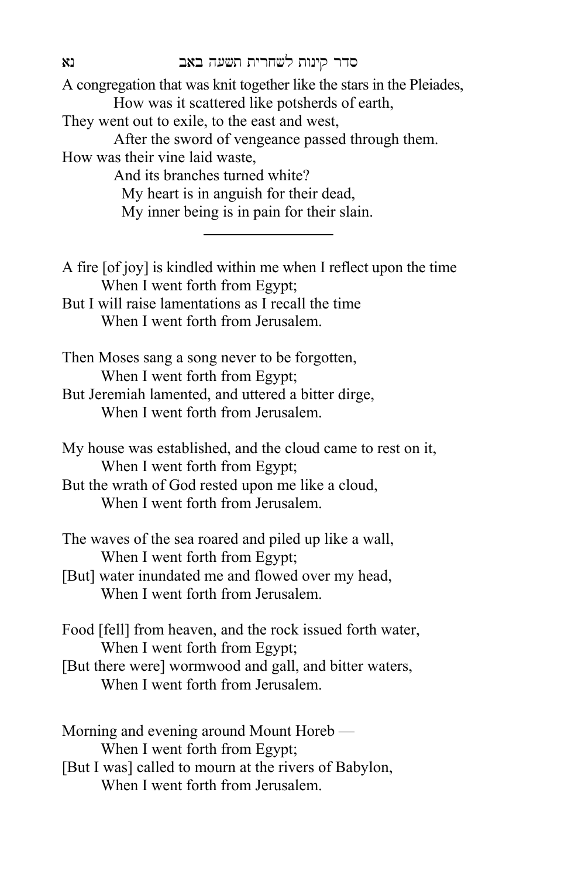A congregation that was knit together like the stars in the Pleiades,
How was it scattered like potsherds of earth,
They went out to exile, to the east and west,
After the sword of vengeance passed through them.
How was their vine laid waste,
And its branches turned white?
My heart is in anguish for their dead,
My inner being is in pain for their slain.

---

A fire [of joy] is kindled within me when I reflect upon the time
When I went forth from Egypt;
But I will raise lamentations as I recall the time
When I went forth from Jerusalem.

Then Moses sang a song never to be forgotten,
When I went forth from Egypt;
But Jeremiah lamented, and uttered a bitter dirge,
When I went forth from Jerusalem.

My house was established, and the cloud came to rest on it,
When I went forth from Egypt;
But the wrath of God rested upon me like a cloud,
When I went forth from Jerusalem.

The waves of the sea roared and piled up like a wall,
When I went forth from Egypt;
[But] water inundated me and flowed over my head,
When I went forth from Jerusalem.

Food [fell] from heaven, and the rock issued forth water,
When I went forth from Egypt;
[But there were] wormwood and gall, and bitter waters,
When I went forth from Jerusalem.

Morning and evening around Mount Horeb —
When I went forth from Egypt;
[But I was] called to mourn at the rivers of Babylon,
When I went forth from Jerusalem.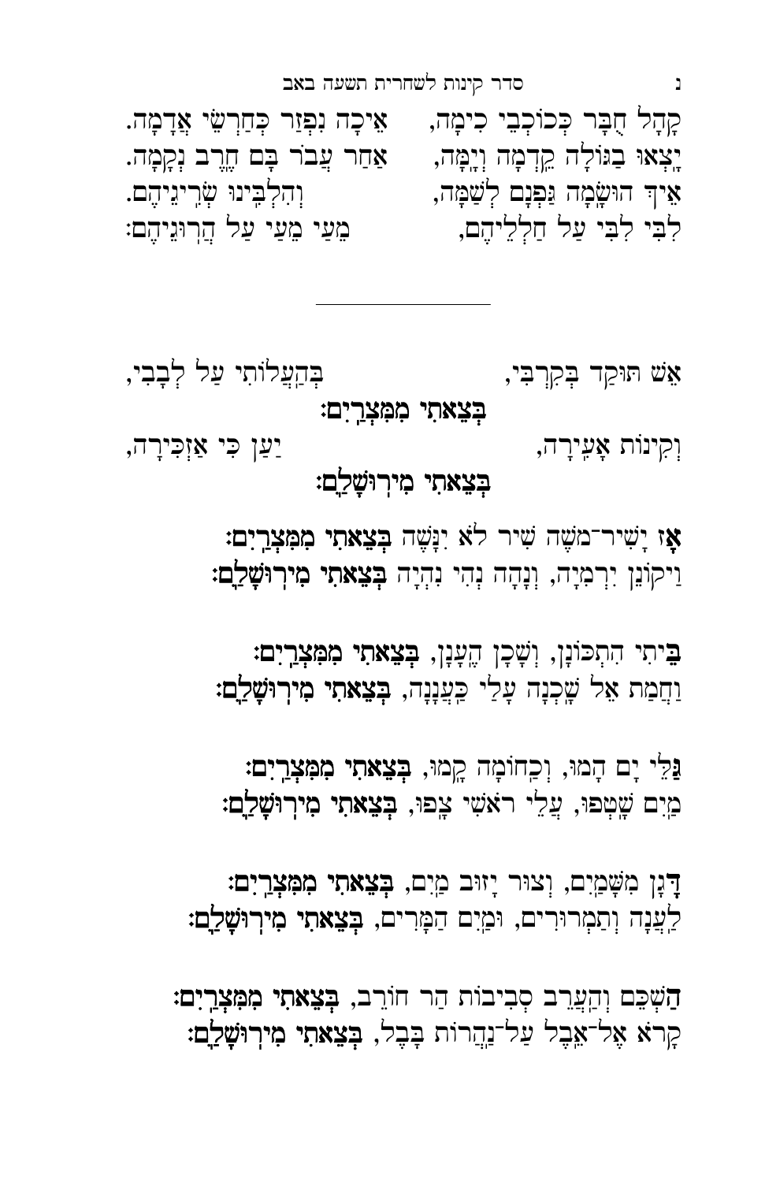קָהָל חָבָר כְּכוֹכְבֵי כִימָה, אֵיכָה נִפְזַר כְּחַרְשֵׁי אֲדָמָה.
יָצְאוּ בַגּוֹלָה קֵדְמָה וְיָמָּה, אַחַר עָבַר בָּם חֶרֶב נְקָמָה.
אֵיךְ הוּשָׂמָה גַּפְנָם לְשַׁמָּה, וְהִלְבִּינוּ שָׂרִיגֵיהֶם.
לִבִּי לִבִּי עַל חַלְלֵיהֶם, מֵעַי מֵעַי עַל הֲרוּגֵיהֶם:

---

אֵשׁ תּוּקַד בְּקִרְבִּי, בְּהַעֲלוֹתִי עַל לְבָבִי,

**בְּצֵאתִי מִמִּצְרָיִם:**

וְקִינוֹת אָעִירָה, יַעַן כִּי אַזְכִּירָה,

**בְּצֵאתִי מִירוּשָׁלָיִם:**

**אָז** יָשִׁיר־מֹשֶׁה שִׁיר לֹא יִנָּשֶׁה **בְּצֵאתִי מִמִּצְרָיִם:**
וַיְקוֹנֵן יִרְמְיָה, וְנָהָה נְהִי נִהְיָה **בְּצֵאתִי מִירוּשָׁלָיִם:**

**בֵּיתִי** הִתְכּוֹנָן, וְשָׁכַן הֶעָנָן, **בְּצֵאתִי מִמִּצְרָיִם:**
וַחֲמַת אֵל שָׁכְנָה עָלַי כַּעֲנָנָה, **בְּצֵאתִי מִירוּשָׁלָיִם:**

**גַּלֵּי** יָם הָמוּ, וְכַחוֹמָה קָמוּ, **בְּצֵאתִי מִמִּצְרָיִם:**
מַיִם שָׁטְפוּ, עֲלֵי רֹאשִׁי צָפוּ, **בְּצֵאתִי מִירוּשָׁלָיִם:**

**דָּגָן** מִשָּׁמַיִם, וְצוּר יָזוּב מַיִם, **בְּצֵאתִי מִמִּצְרָיִם:**
לַעֲנָה וְתַמְרוּרִים, וּמַיִם הַמָּרִים, **בְּצֵאתִי מִירוּשָׁלָיִם:**

**הַשְׁכֵּם** וְהַעֲרֵב סְבִיבוֹת הַר חוֹרֵב, **בְּצֵאתִי מִמִּצְרָיִם:**
קָרֹא אֶל־אֵבֶל עַל־נַהֲרוֹת בָּבֶל, **בְּצֵאתִי מִירוּשָׁלָיִם:**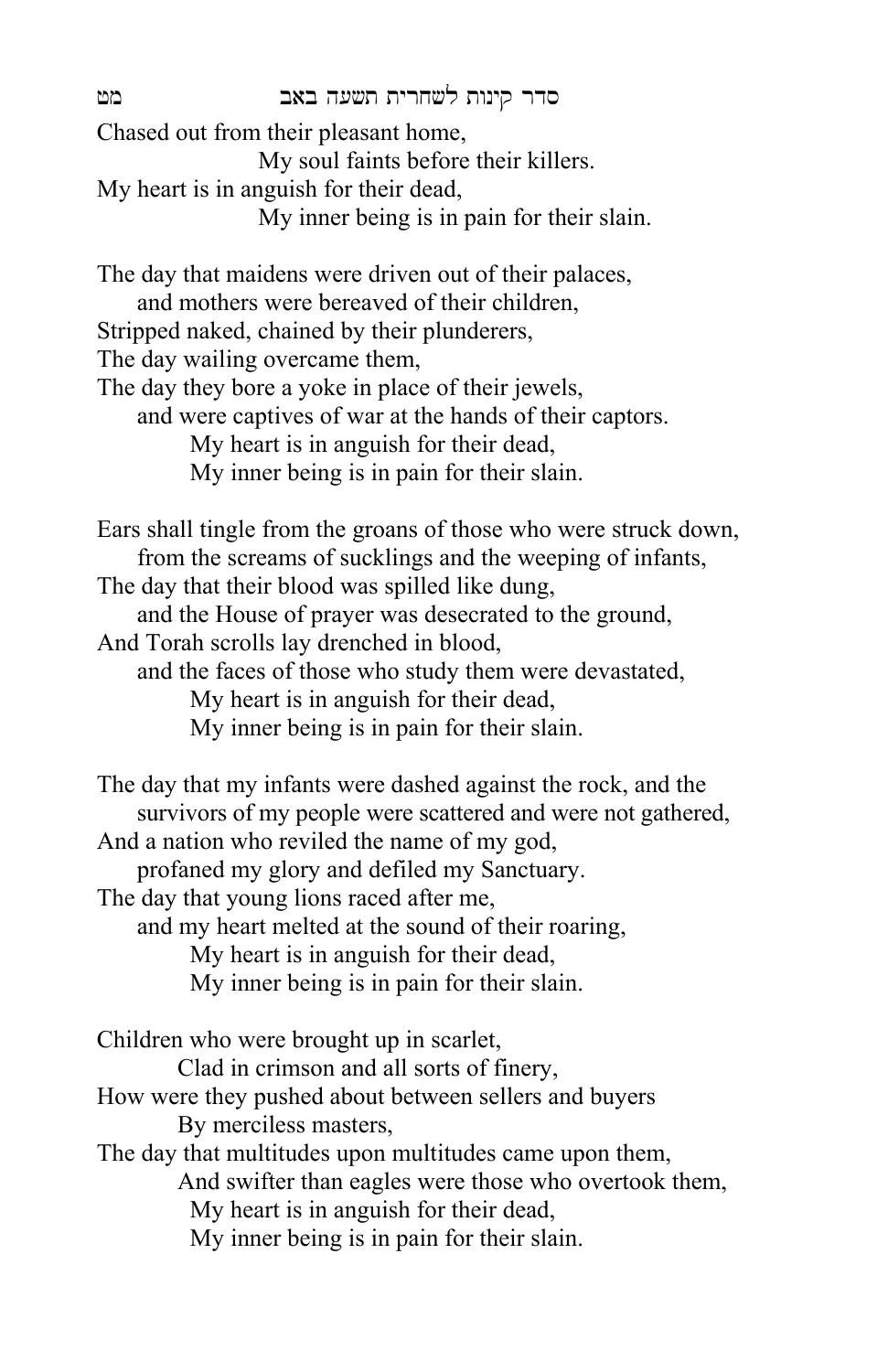Chased out from their pleasant home,
My soul faints before their killers.
My heart is in anguish for their dead,
My inner being is in pain for their slain.

The day that maidens were driven out of their palaces,
and mothers were bereaved of their children,
Stripped naked, chained by their plunderers,
The day wailing overcame them,
The day they bore a yoke in place of their jewels,
and were captives of war at the hands of their captors.
My heart is in anguish for their dead,
My inner being is in pain for their slain.

Ears shall tingle from the groans of those who were struck down,
from the screams of sucklings and the weeping of infants,
The day that their blood was spilled like dung,
and the House of prayer was desecrated to the ground,
And Torah scrolls lay drenched in blood,
and the faces of those who study them were devastated,
My heart is in anguish for their dead,
My inner being is in pain for their slain.

The day that my infants were dashed against the rock, and the survivors of my people were scattered and were not gathered,
And a nation who reviled the name of my god,
profaned my glory and defiled my Sanctuary.
The day that young lions raced after me,
and my heart melted at the sound of their roaring,
My heart is in anguish for their dead,
My inner being is in pain for their slain.

Children who were brought up in scarlet,
Clad in crimson and all sorts of finery,
How were they pushed about between sellers and buyers
By merciless masters,
The day that multitudes upon multitudes came upon them,
And swifter than eagles were those who overtook them,
My heart is in anguish for their dead,
My inner being is in pain for their slain.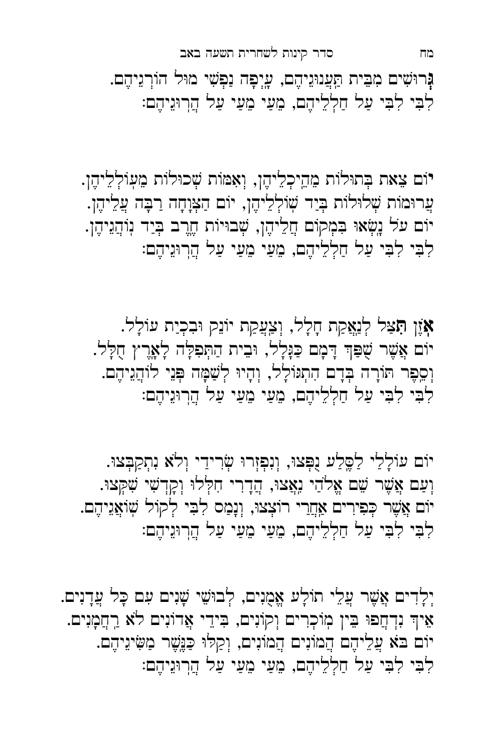גְּרוּשִׁים מִבֵּית תַּעֲנוּגֵיהֶם, עֲיֵפָה נַפְשִׁי מוּל הוֹרְגֵיהֶם.
לִבִּי לִבִּי עַל חַלְלֵיהֶם, מֵעַי מֵעַי עַל הֲרוּגֵיהֶם:

יוֹם צֵאת בְּתוּלוֹת מֵהֵיכְלֵיהֶן, וְאִמּוֹת שְׁכוּלוֹת מֵעוֹלְלֵיהֶן.
עֲרוּמוֹת שְׁלוּלוֹת בְּיַד שׁוֹלְלֵיהֶן, יוֹם הַצְּוָחָה רַבָּה עֲלֵיהֶן.
יוֹם עַל נָשְׂאוּ בִּמְקוֹם חֲלֵיהֶן, שְׁבוּיוֹת חֶרֶב בְּיַד נוֹהֲגֵיהֶן.
לִבִּי לִבִּי עַל חַלְלֵיהֶם, מֵעַי מֵעַי עַל הֲרוּגֵיהֶם:

אֹזֶן תִּצַּל לְנַאֲקַת חָלָל, וְצַעֲקַת יוֹנֵק וּבִכְיַת עוֹלָל.
יוֹם אֲשֶׁר שֻׁפַּךְ דָּמָם כַּגָּלָל, וּבֵית הַתְּפִלָּה לָאָרֶץ חֻלָּל.
וְסֵפֶר תּוֹרָה בְּדָם הִתְגּוֹלָל, וְהָיוּ לְשַׁמָּה פְּנֵי לוֹהֲגֵיהֶם.
לִבִּי לִבִּי עַל חַלְלֵיהֶם, מֵעַי מֵעַי עַל הֲרוּגֵיהֶם:

יוֹם עוֹלָלַי לַסֶּלַע נֻפְּצוּ, וְנִפְזְרוּ שְׂרִידַי וְלֹא נִתְקַבְּצוּ.
וְעַם אֲשֶׁר שֵׁם אֱלֹהַי נִאֲצוּ, הֲדָרַי חִלְּלוּ וְקָדְשַׁי שִׁקְּצוּ.
יוֹם אֲשֶׁר כְּפִירִים אַחֲרַי רוֹצְצוּ, וְנָמַס לִבִּי לְקוֹל שְׁאָגֵיהֶם.
לִבִּי לִבִּי עַל חַלְלֵיהֶם, מֵעַי מֵעַי עַל הֲרוּגֵיהֶם:

יְלָדִים אֲשֶׁר עֲלֵי תוֹלָע אֱמֻנִים, לְבוּשֵׁי שָׁנִים עִם כָּל עֲדָנִים.
אֵיךְ נִדְחֲפוּ בֵּין מוֹכְרִים וְקוֹנִים, בִּידֵי אֲדוֹנִים לֹא רַחֲמָנִים.
יוֹם בֹּא עֲלֵיהֶם הֲמוֹנִים הֲמוֹנִים, וְקַלּוּ כַּנֶּשֶׁר מַשִּׂיגֵיהֶם.
לִבִּי לִבִּי עַל חַלְלֵיהֶם, מֵעַי מֵעַי עַל הֲרוּגֵיהֶם: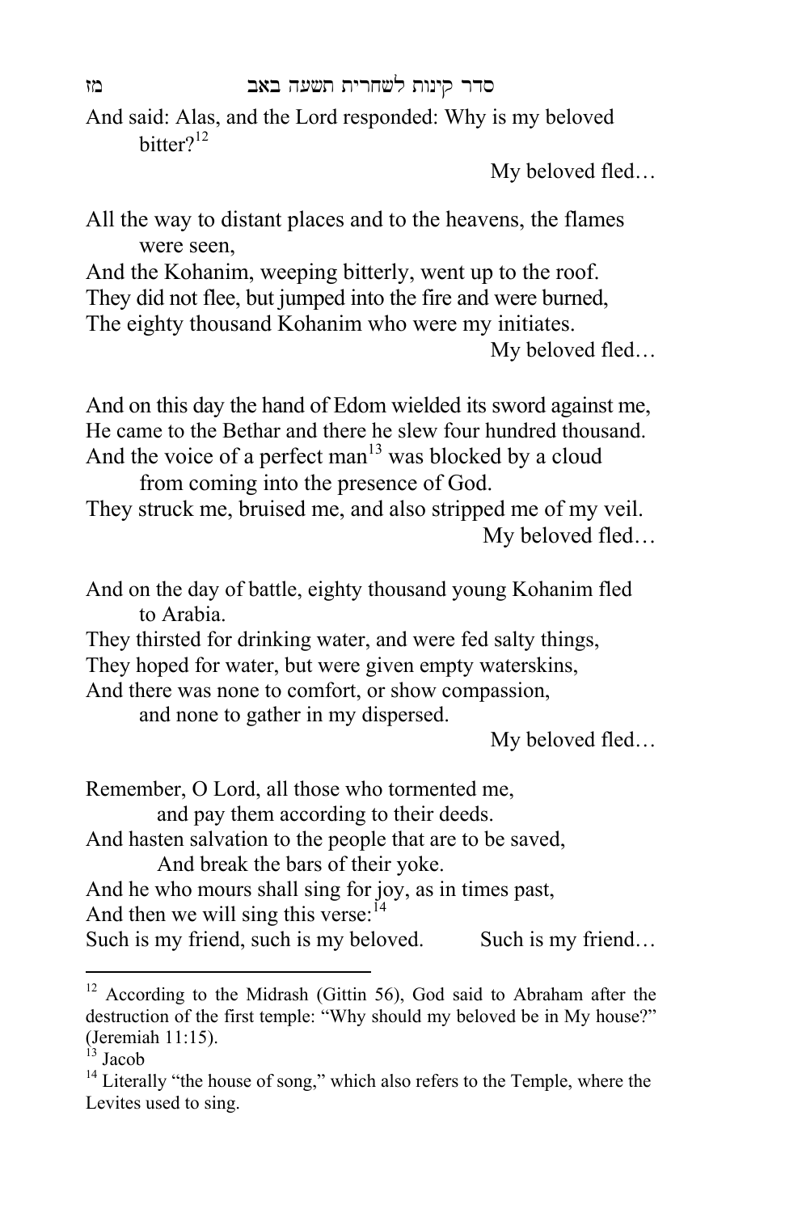And said: Alas, and the Lord responded: Why is my beloved bitter?[12]

My beloved fled…

All the way to distant places and to the heavens, the flames were seen,
And the Kohanim, weeping bitterly, went up to the roof.
They did not flee, but jumped into the fire and were burned,
The eighty thousand Kohanim who were my initiates.

My beloved fled…

And on this day the hand of Edom wielded its sword against me,
He came to the Bethar and there he slew four hundred thousand.
And the voice of a perfect man[13] was blocked by a cloud from coming into the presence of God.
They struck me, bruised me, and also stripped me of my veil.

My beloved fled…

And on the day of battle, eighty thousand young Kohanim fled to Arabia.
They thirsted for drinking water, and were fed salty things,
They hoped for water, but were given empty waterskins,
And there was none to comfort, or show compassion, and none to gather in my dispersed.

My beloved fled…

Remember, O Lord, all those who tormented me, and pay them according to their deeds.
And hasten salvation to the people that are to be saved, And break the bars of their yoke.
And he who mours shall sing for joy, as in times past,
And then we will sing this verse:[14]
Such is my friend, such is my beloved. Such is my friend…

---

[12] According to the Midrash (Gittin 56), God said to Abraham after the destruction of the first temple: "Why should my beloved be in My house?" (Jeremiah 11:15).

[13] Jacob

[14] Literally "the house of song," which also refers to the Temple, where the Levites used to sing.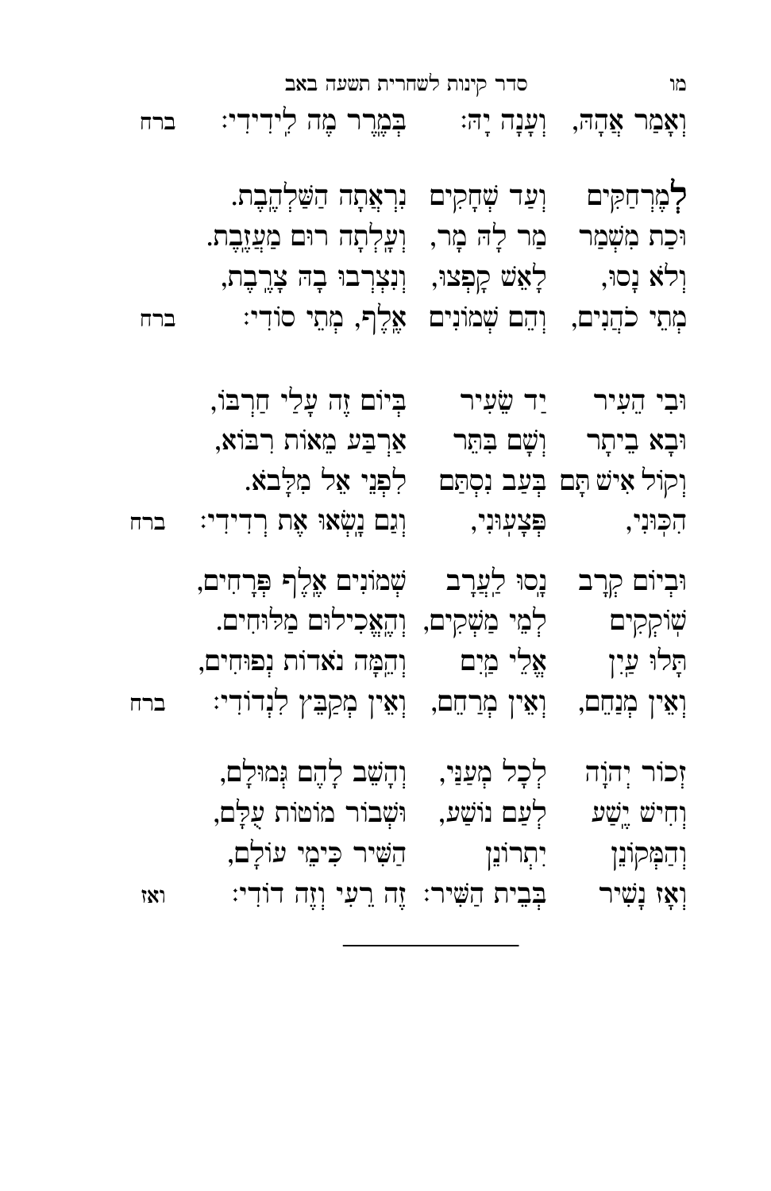וְאָמַר אֲהָהּ, וְעָנָה יָהּ: בְּמֶרֶר מֶה לִּידִידִי: ברח

לְמֶרְחַקִּים וְעַד שְׁחָקִים נִרְאֲתָה הַשַּׁלְהֶבֶת.
וּכַת מִשְׁמַר מַר לָהּ מָר, וְעָלְתָה רוּם מַעֲזֶבֶת.
וְלֹא נָסוּ, לָאֵשׁ קָפְצוּ, וְנִצְרְבוּ בָהּ צָרֶבֶת,
מְתֵי כֹהֲנִים, וְהֵם שְׁמוֹנִים אֶלֶף, מְתֵי סוֹדִי: ברח

וּבִי הָעִיר יַד שְׂעִיר בְּיוֹם זֶה עָלַי חַרְבּוֹ,
וּבָא בֵיתָר וְשָׁם בִּתֵּר אַרְבַּע מֵאוֹת רִבּוֹא,
וְקוֹל אִישׁ תָּם בְּעַב נִסְתַּם לִפְנֵי אֵל מִלָּבֹא.
הִכּוּנִי, פְּצָעוּנִי, וְגַם נָשְׂאוּ אֶת רְדִידִי: ברח

וּבְיוֹם קְרָב נָסוּ לַעֲרָב שְׁמוֹנִים אֶלֶף פִּרְחִים,
שׁוֹקְקִים לְמֵי מַשְׁקִים, וְהֶאֱכִילוּם מְלוּחִים.
תָּלוּ עַיִן אֱלֵי מַיִם וְהֵמָּה נֹאדוֹת נְפוּחִים,
וְאֵין מְנַחֵם, וְאֵין מְרַחֵם, וְאֵין מְקַבֵּץ לִנְדוֹדִי: ברח

זְכוֹר יְהוָה לְכָל מְעַנַּי, וְהָשֵׁב לָהֶם גְּמוּלָם,
וְחִישׁ יֶשַׁע לְעַם נוֹשַׁע, וּשְׁבוֹר מוֹטוֹת עֻלָּם,
וְהַמְּקוֹנֵן יִתְרוֹנֵן הַשִּׁיר כִּימֵי עוֹלָם,
וְאָז נָשִׁיר בְּבֵית הַשִּׁיר: זֶה רֵעִי וְזֶה דוֹדִי: ואז

---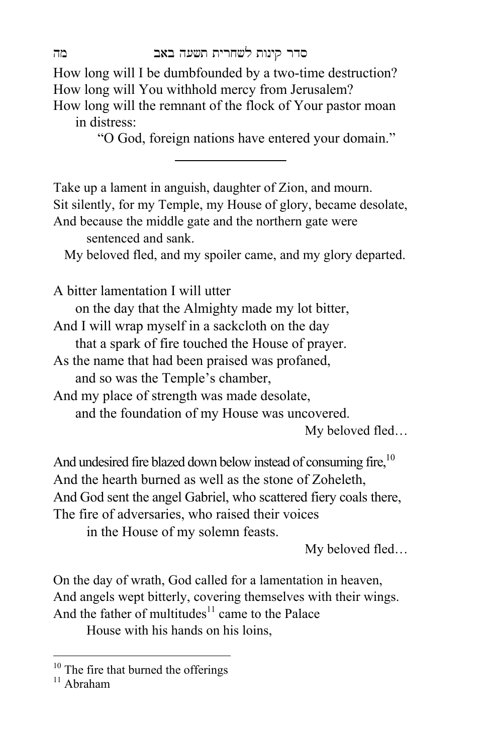How long will I be dumbfounded by a two-time destruction?
How long will You withhold mercy from Jerusalem?
How long will the remnant of the flock of Your pastor moan in distress:
"O God, foreign nations have entered your domain."

---

Take up a lament in anguish, daughter of Zion, and mourn.
Sit silently, for my Temple, my House of glory, became desolate,
And because the middle gate and the northern gate were sentenced and sank.
My beloved fled, and my spoiler came, and my glory departed.

A bitter lamentation I will utter
on the day that the Almighty made my lot bitter,
And I will wrap myself in a sackcloth on the day
that a spark of fire touched the House of prayer.
As the name that had been praised was profaned,
and so was the Temple's chamber,
And my place of strength was made desolate,
and the foundation of my House was uncovered.
My beloved fled…

And undesired fire blazed down below instead of consuming fire,[10]
And the hearth burned as well as the stone of Zoheleth,
And God sent the angel Gabriel, who scattered fiery coals there,
The fire of adversaries, who raised their voices
in the House of my solemn feasts.
My beloved fled…

On the day of wrath, God called for a lamentation in heaven,
And angels wept bitterly, covering themselves with their wings.
And the father of multitudes[11] came to the Palace
House with his hands on his loins,

---

[10] The fire that burned the offerings
[11] Abraham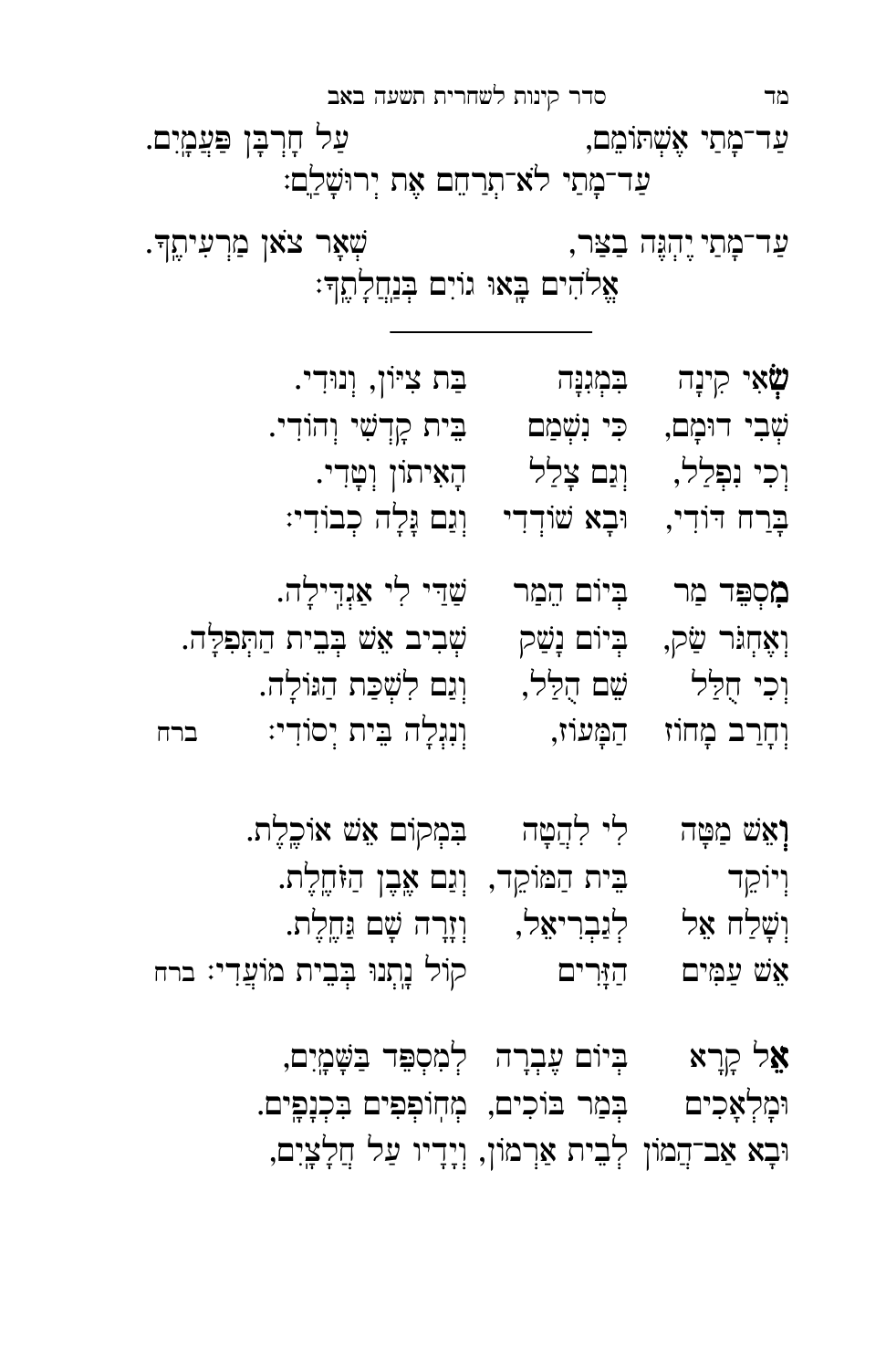עַד־מָתַי אֶשְׁתּוֹמֵם, עַל חָרְבַּן פַּעֲמַיִם.
עַד־מָתַי לֹא־תְרַחֵם אֶת יְרוּשָׁלַיִם:

עַד־מָתַי יֶהְגֶּה בַצַּר, שְׁאָר צֹאן מַרְעִיתֶךָ.
אֱלֹהִים בָּאוּ גוֹיִם בְּנַחֲלָתֶךָ:

---

**שְׂ**אִי קִינָה בִּמְגִנָּה בַּת צִיּוֹן, וְנוּדִי.
שְׁבִי דוּמָם, כִּי נִשְׁמַם בֵּית קָדְשִׁי וְהוֹדִי.
וְכִי נִפְלַל, וְגַם צָלַל הָאִיתּוֹן וְטָדִי.
בָּרַח דּוֹדִי, וּבָא שׁוֹדְדִי וְגַם גָּלָה כְבוֹדִי:

**מִ**סְפֵּד מַר בְּיוֹם הֵמַר שַׁדַּי לִי אַגְדִּילָה.
וְאֶחְגֹּר שַׂק, בְּיוֹם נָשַׂק שְׁבִיב אֵשׁ בְּבֵית הַתְּפִלָּה.
וְכִי חֻלַּל שֵׁם הֻלַּל, וְגַם לִשְׁכַּת הַגּוֹלָה.
וְחָרַב מָחוֹז הַמָּעוֹז, וְנִגְלָה בֵּית יְסוֹדִי: ברח

**וְ**אֵשׁ מַטָּה לִי לְהַטָּה בִּמְקוֹם אֵשׁ אוֹכֶלֶת.
וְיוֹקֵד בֵּית הַמּוֹקֵד, וְגַם אֶבֶן הַזֹּחֶלֶת.
וְשָׁלַח אֵל לְגַבְרִיאֵל, וְזָרָה שָׁם גַּחֶלֶת.
אֵשׁ עַמִּים הַזָּרִים קוֹל נָתְנוּ בְּבֵית מוֹעֲדִי: ברח

**אֵ**ל קָרָא בְּיוֹם עֶבְרָה לְמִסְפֵּד בַּשָּׁמַיִם,
וּמַלְאָכִים בְּמַר בּוֹכִים, מְחוֹפְפִים בִּכְנָפַיִם.
וּבָא אַב־הֲמוֹן לְבֵית אַרְמוֹן, וְיָדָיו עַל חֲלָצַיִם,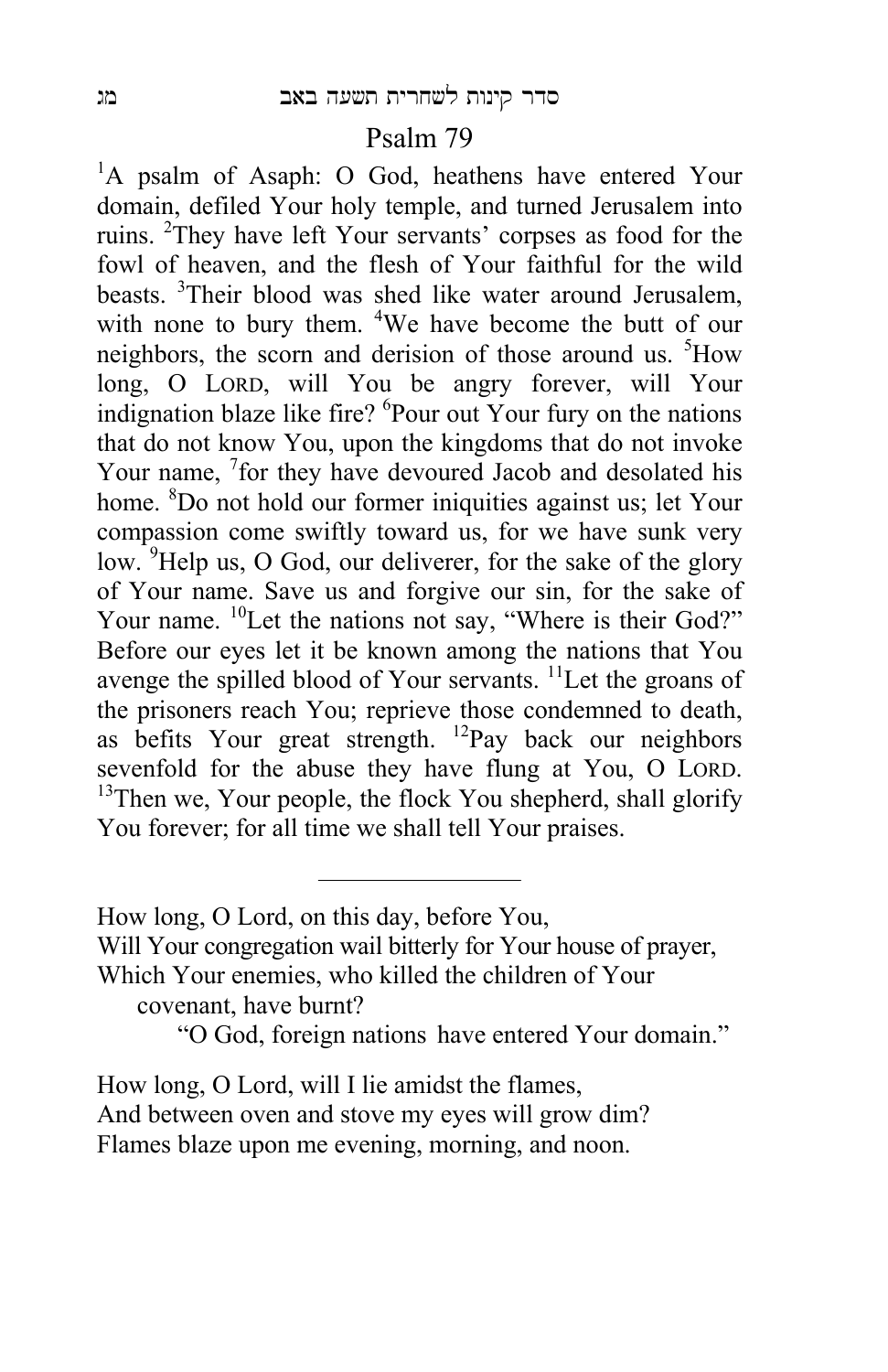## Psalm 79

[1]A psalm of Asaph: O God, heathens have entered Your domain, defiled Your holy temple, and turned Jerusalem into ruins. [2]They have left Your servants' corpses as food for the fowl of heaven, and the flesh of Your faithful for the wild beasts. [3]Their blood was shed like water around Jerusalem, with none to bury them. [4]We have become the butt of our neighbors, the scorn and derision of those around us. [5]How long, O LORD, will You be angry forever, will Your indignation blaze like fire? [6]Pour out Your fury on the nations that do not know You, upon the kingdoms that do not invoke Your name, [7]for they have devoured Jacob and desolated his home. [8]Do not hold our former iniquities against us; let Your compassion come swiftly toward us, for we have sunk very low. [9]Help us, O God, our deliverer, for the sake of the glory of Your name. Save us and forgive our sin, for the sake of Your name. [10]Let the nations not say, "Where is their God?" Before our eyes let it be known among the nations that You avenge the spilled blood of Your servants. [11]Let the groans of the prisoners reach You; reprieve those condemned to death, as befits Your great strength. [12]Pay back our neighbors sevenfold for the abuse they have flung at You, O LORD. [13]Then we, Your people, the flock You shepherd, shall glorify You forever; for all time we shall tell Your praises.

---

How long, O Lord, on this day, before You,
Will Your congregation wail bitterly for Your house of prayer,
Which Your enemies, who killed the children of Your
covenant, have burnt?
"O God, foreign nations have entered Your domain."

How long, O Lord, will I lie amidst the flames,
And between oven and stove my eyes will grow dim?
Flames blaze upon me evening, morning, and noon.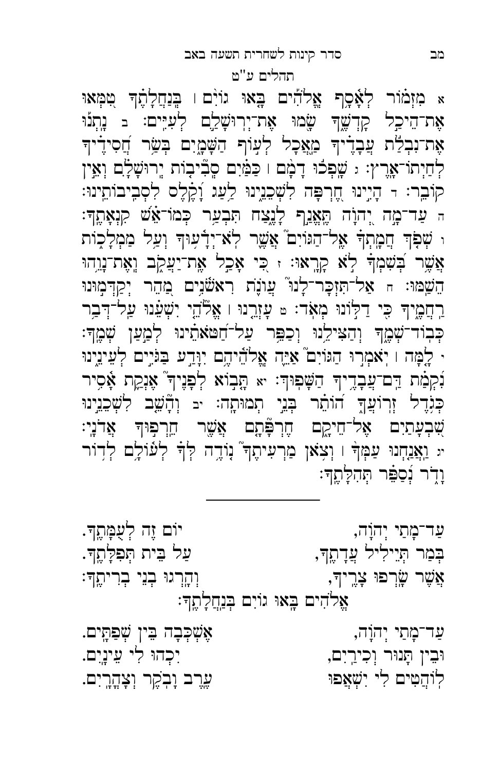## תהלים ע"ט

א מִזְמוֹר לְאָסָף אֱלֹהִים בָּאוּ גוֹיִם ׀ בְּנַחֲלָתֶךָ טִמְּאוּ אֶת־הֵיכַל קָדְשֶׁךָ שָׂמוּ אֶת־יְרוּשָׁלִַם לְעִיִּים׃ ב נָתְנוּ אֶת־נִבְלַת עֲבָדֶיךָ מַאֲכָל לְעוֹף הַשָּׁמָיִם בְּשַׂר חֲסִידֶיךָ לְחַיְתוֹ־אָרֶץ׃ ג שָׁפְכוּ דָמָם ׀ כַּמַּיִם סְבִיבוֹת יְרוּשָׁלִָם וְאֵין קוֹבֵר׃ ד הָיִינוּ חֶרְפָּה לִשְׁכֵנֵינוּ לַעַג וָקֶלֶס לִסְבִיבוֹתֵינוּ׃ ה עַד־מָה יְהוָה תֶּאֱנַף לָנֶצַח תִּבְעַר כְּמוֹ־אֵשׁ קִנְאָתֶךָ׃ ו שְׁפֹךְ חֲמָתְךָ אֶל־הַגּוֹיִם אֲשֶׁר לֹא־יְדָעוּךָ וְעַל מַמְלָכוֹת אֲשֶׁר בְּשִׁמְךָ לֹא קָרָאוּ׃ ז כִּי אָכַל אֶת־יַעֲקֹב וְאֶת־נָוֵהוּ הֵשַׁמּוּ׃ ח אַל־תִּזְכָּר־לָנוּ עֲוֺנֹת רִאשֹׁנִים מַהֵר יְקַדְּמוּנוּ רַחֲמֶיךָ כִּי דַלּוֹנוּ מְאֹד׃ ט עָזְרֵנוּ ׀ אֱלֹהֵי יִשְׁעֵנוּ עַל־דְּבַר כְּבוֹד־שְׁמֶךָ וְהַצִּילֵנוּ וְכַפֵּר עַל־חַטֹּאתֵינוּ לְמַעַן שְׁמֶךָ׃ י לָמָּה ׀ יֹאמְרוּ הַגּוֹיִם אַיֵּה אֱלֹהֵיהֶם יִוָּדַע בַּגֹּיִים לְעֵינֵינוּ נִקְמַת דַּם־עֲבָדֶיךָ הַשָּׁפוּךְ׃ יא תָּבוֹא לְפָנֶיךָ אֶנְקַת אָסִיר כְּגֹדֶל זְרוֹעֲךָ הוֹתֵר בְּנֵי תְמוּתָה׃ יב וְהָשֵׁב לִשְׁכֵנֵינוּ שִׁבְעָתַיִם אֶל־חֵיקָם חֶרְפָּתָם אֲשֶׁר חֵרְפוּךָ אֲדֹנָי׃ יג וַאֲנַחְנוּ עַמְּךָ ׀ וְצֹאן מַרְעִיתֶךָ נוֹדֶה לְּךָ לְעוֹלָם לְדֹר וָדֹר נְסַפֵּר תְּהִלָּתֶךָ׃

---

עַד־מָתַי יְהוָֹה, &nbsp;&nbsp;&nbsp;&nbsp; יוֹם זֶה לְעֻמָּתֶךָ.
בְּמַר תְּיַילִיל עֲדָתֶךָ, &nbsp;&nbsp;&nbsp;&nbsp; עַל בֵּית תְּפִלָּתֶךָ.
אֲשֶׁר שָׂרְפוּ צָרֶיךָ, &nbsp;&nbsp;&nbsp;&nbsp; וְהָרְגוּ בְּנֵי בְרִיתֶךָ:
אֱלֹהִים בָּאוּ גוֹיִם בְּנַחֲלָתֶךָ:

עַד־מָתַי יְהוָֹה, &nbsp;&nbsp;&nbsp;&nbsp; אֶשְׁכְּבָה בֵּין שְׁפַתָּיִם.
וּבֵין תָּנוּר וְכִירַיִם, &nbsp;&nbsp;&nbsp;&nbsp; יִכְהוּ לִי עֵינָיִם.
לוֹהֲטִים לִי יִשְׁאֲפוּ &nbsp;&nbsp;&nbsp;&nbsp; עֶרֶב וָבֹקֶר וְצָהֳרָיִם.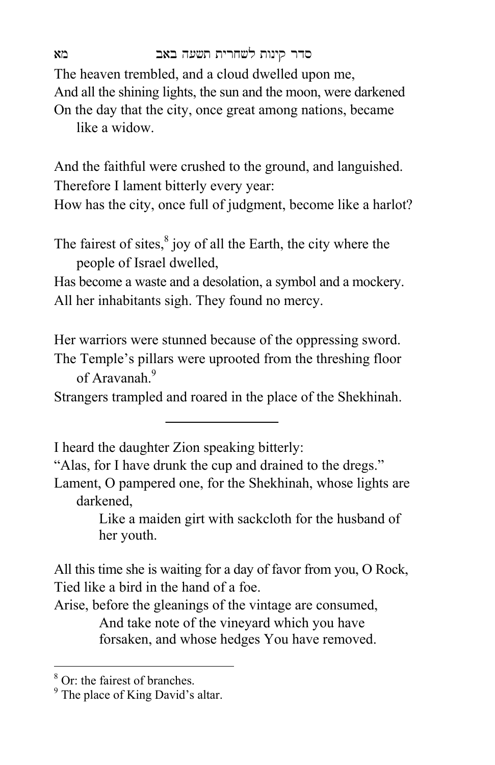The heaven trembled, and a cloud dwelled upon me,
And all the shining lights, the sun and the moon, were darkened
On the day that the city, once great among nations, became like a widow.

And the faithful were crushed to the ground, and languished.
Therefore I lament bitterly every year:
How has the city, once full of judgment, become like a harlot?

The fairest of sites,[8] joy of all the Earth, the city where the people of Israel dwelled,
Has become a waste and a desolation, a symbol and a mockery.
All her inhabitants sigh. They found no mercy.

Her warriors were stunned because of the oppressing sword.
The Temple's pillars were uprooted from the threshing floor of Aravanah.[9]
Strangers trampled and roared in the place of the Shekhinah.

---

I heard the daughter Zion speaking bitterly:
"Alas, for I have drunk the cup and drained to the dregs."
Lament, O pampered one, for the Shekhinah, whose lights are darkened,
  Like a maiden girt with sackcloth for the husband of her youth.

All this time she is waiting for a day of favor from you, O Rock,
Tied like a bird in the hand of a foe.
Arise, before the gleanings of the vintage are consumed,
  And take note of the vineyard which you have forsaken, and whose hedges You have removed.

[8] Or: the fairest of branches.

[9] The place of King David's altar.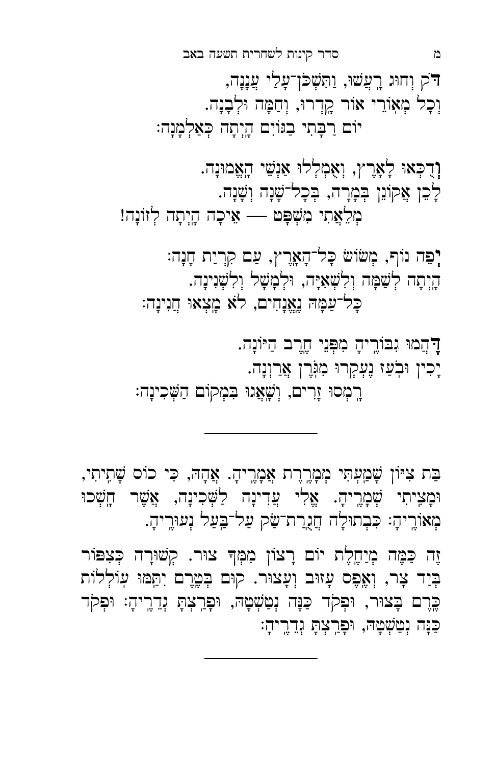דֹּק וְחוּג רָעֲשׁוּ, וַתִּשְׁכֹּן־עָלַי עֲנָנָה,
וְכָל מְאוֹרֵי אוֹר קָדְרוּ, וְחַמָּה וּלְבָנָה.
יוֹם רַבָּתִי בַגּוֹיִם הָיְתָה כְּאַלְמָנָה:

וְדֻכְּאוּ לָאָרֶץ, וְאֻמְלְלוּ אַנְשֵׁי הָאֱמוּנָה.
לָכֵן אֲקוֹנֵן בְּמָרָה, בְּכָל־שָׁנָה וְשָׁנָה.
מְלֵאֲתִי מִשְׁפָּט — אֵיכָה הָיְתָה לְזוֹנָה!

יְפֵה נוֹף, מְשׂוֹשׂ כָּל־הָאָרֶץ, עַם קִרְיַת חָנָה:
הָיְתָה לְשַׁמָּה וְלִשְׁאִיָּה, וּלְמָשָׁל וְלִשְׁנִינָה.
כָּל־עַמָּהּ נֶאֱנָחִים, לֹא מָצְאוּ חֲנִינָה:

דָּהֲמוּ גִבּוֹרֶיהָ מִפְּנֵי חֶרֶב הַיּוֹנָה.
יָכִין וּבֹעַז נֶעְקְרוּ מִגֹּרֶן אֲרַוְנָה.
רָמְסוּ זָרִים, וְשָׁאֲגוּ בִמְקוֹם הַשְּׁכִינָה:

---

בַּת צִיּוֹן שָׁמַעְתִּי מְמָרֶרֶת אֲמָרֶיהָ. אֲהָהּ, כִּי כוֹס שָׁתִיתִי, וּמָצִיתִי שְׁמָרֶיהָ. אֱלִי עֲדִינָה לַשְּׁכִינָה, אֲשֶׁר חָשְׁכוּ מְאוֹרֶיהָ: כִּבְתוּלָה חֲגֻרַת־שַׂק עַל־בַּעַל נְעוּרֶיהָ.

זֶה כַּמָּה מְיַחֶלֶת יוֹם רָצוֹן מִמְּךָ צוּר. קְשׁוּרָה כְּצִפּוֹר בְּיַד צָר, וְאֶפֶס עָזוּב וְעָצוּר. קוּם בְּטֶרֶם יִתַּמּוּ עוֹלְלוֹת כֶּרֶם בָּצוּר, וּפְקֹד כַּנָּה נְטַשְׁתָּהּ, וּפָרַצְתָּ גְדֵרֶיהָ: וּפְקֹד כַּנָּה נְטַשְׁתָּהּ, וּפָרַצְתָּ גְדֵרֶיהָ:

---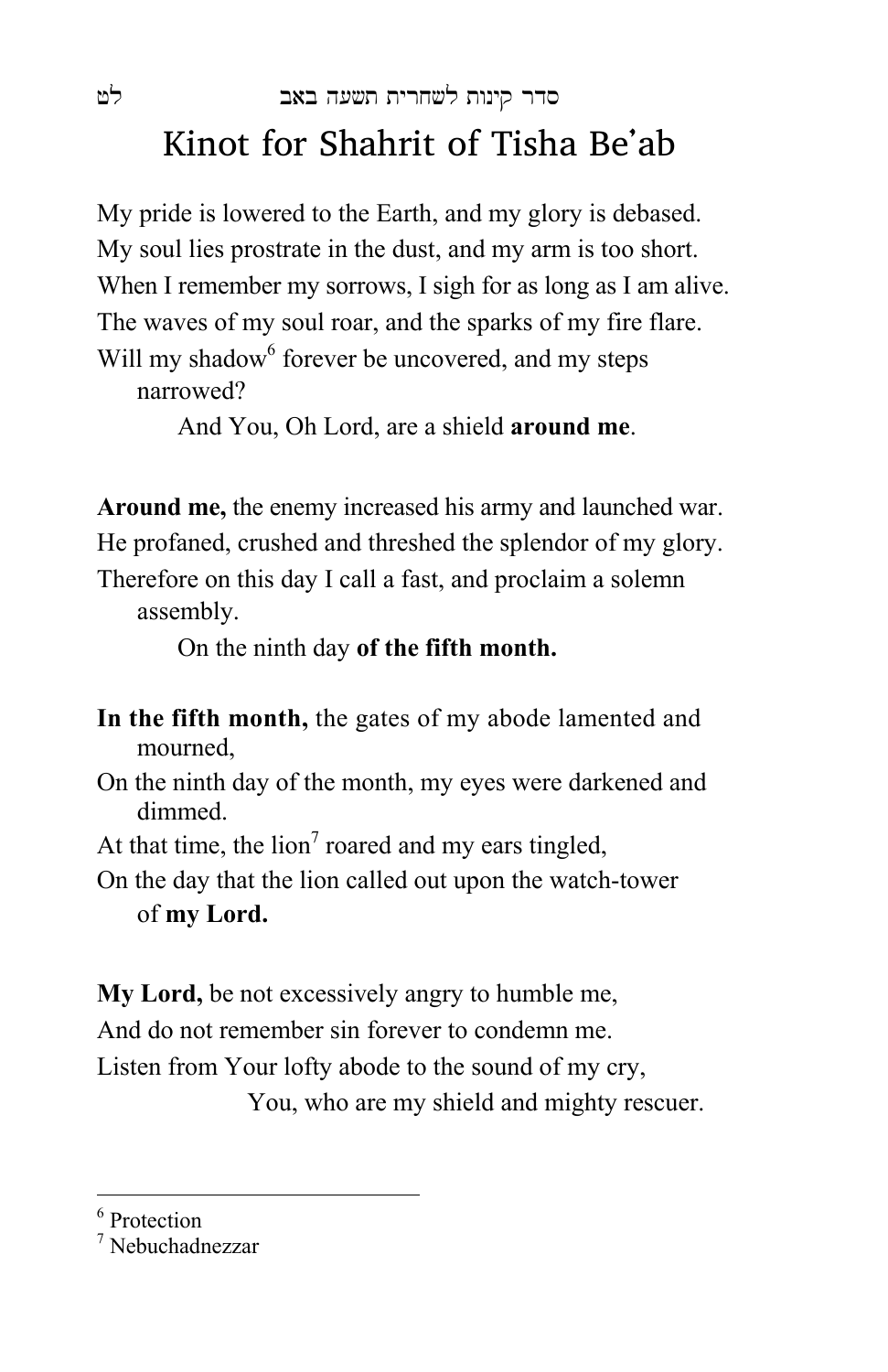# Kinot for Shahrit of Tisha Be'ab

My pride is lowered to the Earth, and my glory is debased.
My soul lies prostrate in the dust, and my arm is too short.
When I remember my sorrows, I sigh for as long as I am alive.
The waves of my soul roar, and the sparks of my fire flare.
Will my shadow[6] forever be uncovered, and my steps narrowed?
And You, Oh Lord, are a shield **around me**.

**Around me,** the enemy increased his army and launched war.
He profaned, crushed and threshed the splendor of my glory.
Therefore on this day I call a fast, and proclaim a solemn assembly.
On the ninth day **of the fifth month.**

**In the fifth month,** the gates of my abode lamented and mourned,
On the ninth day of the month, my eyes were darkened and dimmed.
At that time, the lion[7] roared and my ears tingled,
On the day that the lion called out upon the watch-tower of **my Lord.**

**My Lord,** be not excessively angry to humble me,
And do not remember sin forever to condemn me.
Listen from Your lofty abode to the sound of my cry,
You, who are my shield and mighty rescuer.

---

[6] Protection
[7] Nebuchadnezzar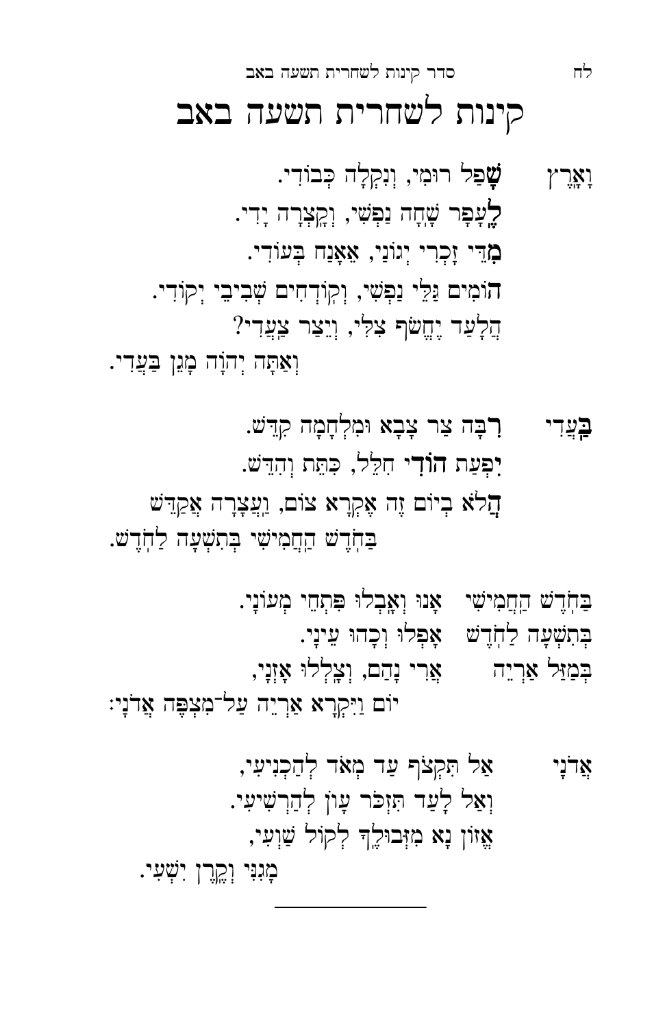# קינות לשחרית תשעה באב

וָאֹמַר  **שָׁ**פַל רוּמִי, וְנִקְלָה כְבוֹדִי.
**לֶ**עָפָר שָׁחָה נַפְשִׁי, וְקָצְרָה יָדִי.
**מִ**דֵּי זָכְרִי יְגוֹנִי, אֵאָנַח בְּעוֹדִי.
**הוֹ**מִים גַּלֵּי נַפְשִׁי, וְקוֹדְחִים שְׁבִיבֵי יְקוֹדִי.
הֲלָעַד יֶחֱשַׁךְ צִלִּי, וְיֵצַר צַעֲדִי?
וְאַתָּה יְהוָֹה מָגֵן בַּעֲדִי.

**בַּ**עֲדִי  **רִ**בָּה צַר צָבָא וּמִלְחָמָה קִדֵּשׁ.
**יִ**פְעַת **הוֹדִי** חִלֵּל, כִּתֵּת וְהִדֵּשׁ.
**הֲ**לֹא בְיוֹם זֶה אֶקְרָא צוֹם, וַעֲצָרָה אֲקַדֵּשׁ
בַּחֹדֶשׁ הַחֲמִישִׁי בְּתִשְׁעָה לַחֹדֶשׁ.

בַּחֹדֶשׁ הַחֲמִישִׁי  אָנוּ וְאָבְלוּ פִּתְחֵי מְעוֹנָי.
בְּתִשְׁעָה לַחֹדֶשׁ  אָפְלוּ וְכָהוּ עֵינָי.
בְּמַזַּל אַרְיֵה  אֲרִי נָהַם, וְצָלְלוּ אָזְנָי,
יוֹם וַיִּקְרָא אַרְיֵה עַל־מִצְפֶּה אֲדֹנָי:

אֲדֹנָי  אַל תִּקְצֹף עַד מְאֹד לְהַכְנִיעִי,
וְאַל לָעַד תִּזְכֹּר עָוֹן לְהַרְשִׁיעִי.
אֱזוֹן נָא מִזְּבוּלֶךָ לְקוֹל שַׁוְעִי,
מָגִנִּי וְקֶרֶן יִשְׁעִי.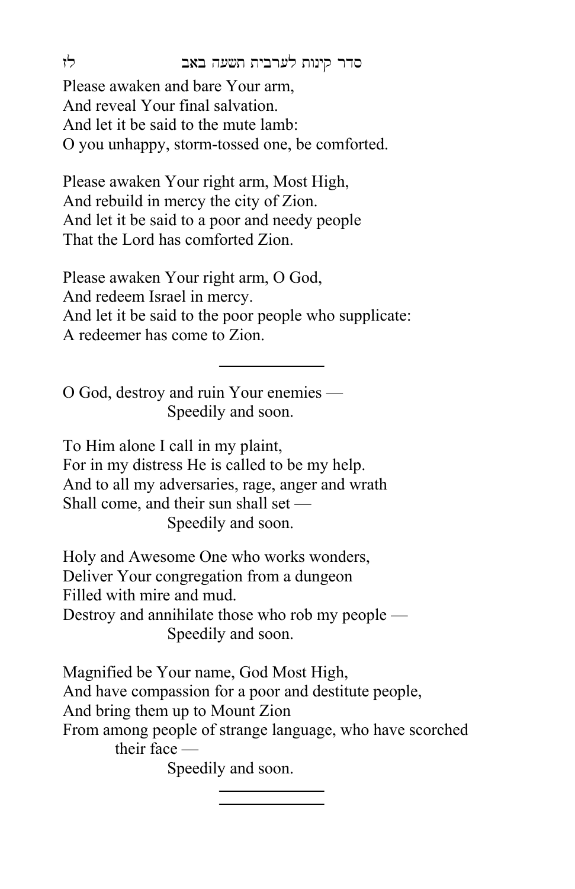Please awaken and bare Your arm,  
And reveal Your final salvation.  
And let it be said to the mute lamb:  
O you unhappy, storm-tossed one, be comforted.

Please awaken Your right arm, Most High,  
And rebuild in mercy the city of Zion.  
And let it be said to a poor and needy people  
That the Lord has comforted Zion.

Please awaken Your right arm, O God,  
And redeem Israel in mercy.  
And let it be said to the poor people who supplicate:  
A redeemer has come to Zion.

---

O God, destroy and ruin Your enemies —  
Speedily and soon.

To Him alone I call in my plaint,  
For in my distress He is called to be my help.  
And to all my adversaries, rage, anger and wrath  
Shall come, and their sun shall set —  
Speedily and soon.

Holy and Awesome One who works wonders,  
Deliver Your congregation from a dungeon  
Filled with mire and mud.  
Destroy and annihilate those who rob my people —  
Speedily and soon.

Magnified be Your name, God Most High,  
And have compassion for a poor and destitute people,  
And bring them up to Mount Zion  
From among people of strange language, who have scorched their face —  
Speedily and soon.

---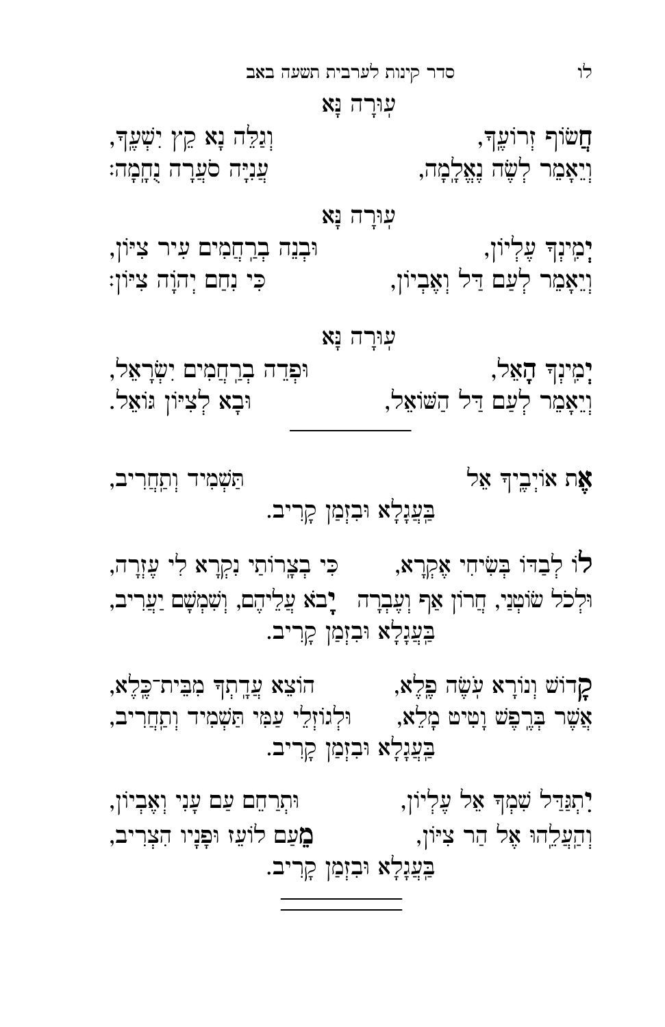עוּרָה נָּא

**חֲ**שׂוֹף זְרוֹעֶךָ, וְגַלֵּה נָא קֵץ יִשְׁעֶךָ,
וְיֵאָמֵר לְשֶׂה נֶאֱלָמָה, עֲנִיָּה סֹעֲרָה נִחָמָה:

עוּרָה נָּא

**יְ**מִינְךָ עֶלְיוֹן, וּבְנֵה בְרַחֲמִים עִיר צִיּוֹן,
וְיֵאָמֵר לְעַם דַּל וְאֶבְיוֹן, כִּי נִחַם יְהוָֹה צִיּוֹן:

עוּרָה נָּא

**יְ**מִינְךָ הָאֵל, וּפְדֵה בְרַחֲמִים יִשְׂרָאֵל,
וְיֵאָמֵר לְעַם דַּל הַשּׁוֹאֵל, וּבָא לְצִיּוֹן גּוֹאֵל.

---

**אֶ**ת אוֹיְבֶיךָ אֵל תַּשְׁמִיד וְתַחֲרִיב,
בַּעֲגָלָא וּבִזְמַן קָרִיב.

**לוֹ** לְבַדּוֹ בְּשִׂיחִי אֶקְרָא, כִּי בְצָרוֹתַי נִקְרָא לִי עֶזְרָה,
וּלְכֹל שׂוֹטְנַי, חֲרוֹן אַף וְעֶבְרָה **יָ**בֹא עֲלֵיהֶם, וְשִׁמְשָׁם יַעֲרִיב,
בַּעֲגָלָא וּבִזְמַן קָרִיב.

**קָ**דוֹשׁ וְנוֹרָא עֹשֶׂה פֶלֶא, הוֹצֵא עֲדָתְךָ מִבֵּית־כֶּלֶא,
אֲשֶׁר בְּרֶפֶשׁ וָטִיט מָלֵא, וּלְגוֹזְלֵי עַמִּי תַּשְׁמִיד וְתַחֲרִיב,
בַּעֲגָלָא וּבִזְמַן קָרִיב.

**יִ**תְגַּדֵּל שִׁמְךָ אֵל עֶלְיוֹן, וּתְרַחֵם עַם עָנִי וְאֶבְיוֹן,
וְהַעֲלֵהוּ אֶל הַר צִיּוֹן, **מֵ**עַם לוֹעֵז וּפָנָיו הִצְרִיב,
בַּעֲגָלָא וּבִזְמַן קָרִיב.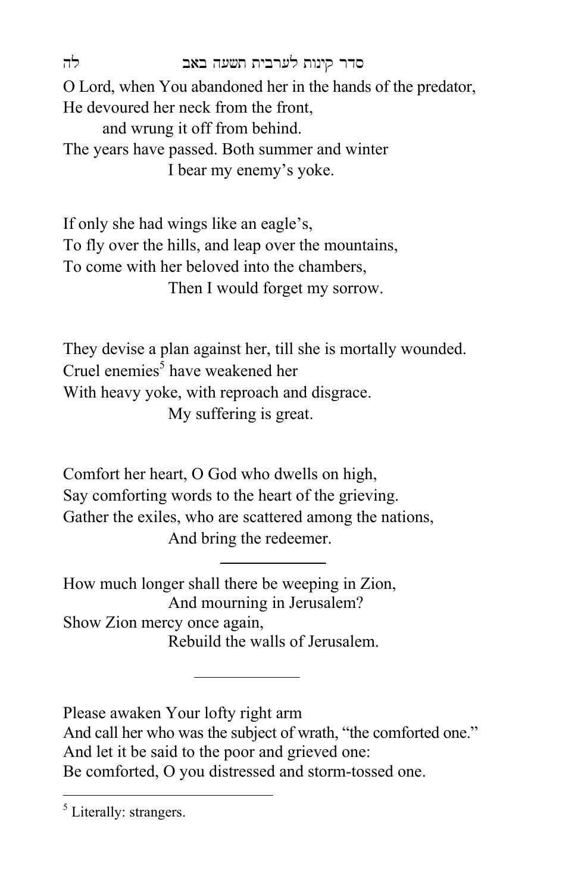O Lord, when You abandoned her in the hands of the predator,
He devoured her neck from the front,
and wrung it off from behind.
The years have passed. Both summer and winter
I bear my enemy's yoke.

If only she had wings like an eagle's,
To fly over the hills, and leap over the mountains,
To come with her beloved into the chambers,
Then I would forget my sorrow.

They devise a plan against her, till she is mortally wounded.
Cruel enemies[5] have weakened her
With heavy yoke, with reproach and disgrace.
My suffering is great.

Comfort her heart, O God who dwells on high,
Say comforting words to the heart of the grieving.
Gather the exiles, who are scattered among the nations,
And bring the redeemer.

---

How much longer shall there be weeping in Zion,
And mourning in Jerusalem?
Show Zion mercy once again,
Rebuild the walls of Jerusalem.

---

Please awaken Your lofty right arm
And call her who was the subject of wrath, "the comforted one."
And let it be said to the poor and grieved one:
Be comforted, O you distressed and storm-tossed one.

[5] Literally: strangers.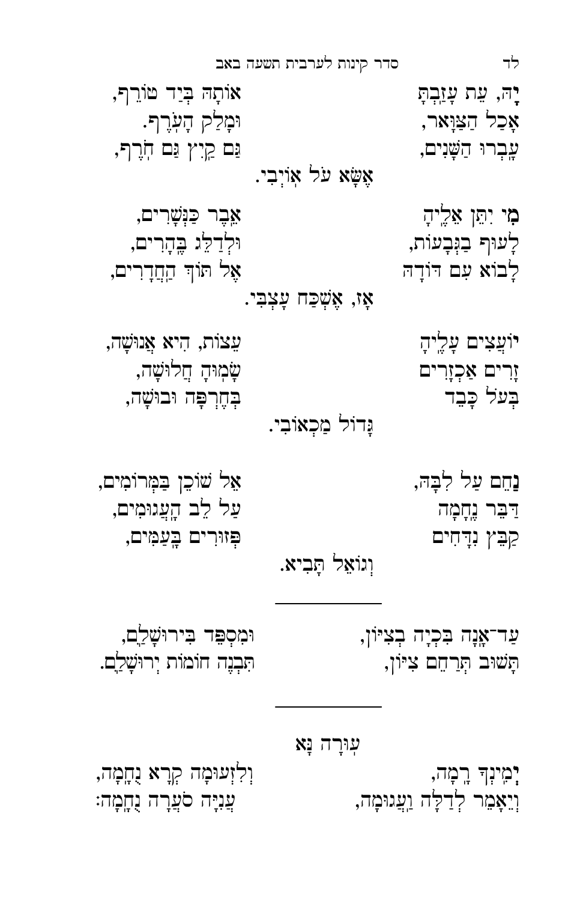יָהּ, עֵת עֲזַבְתָּ אוֹתָהּ בְּיַד טוֹרֵף,
אָכַל הַצַּוָּאר, וּמָלַק הָעֹרֶף.
עָבְרוּ הַשָּׁנִים, גַּם קַיִץ גַּם חֹרֶף,
אֶשָּׂא עֹל אוֹיְבִי.

מִי יִתֵּן אֵלֶיהָ אֵבֶר כַּנְּשָׁרִים,
לָעוּף בַּגְּבָעוֹת, וּלְדַלֵּג בֶּהָרִים,
לָבוֹא עִם דוֹדָהּ אֶל תּוֹךְ הַחֲדָרִים,
אָז, אֶשְׁכַּח עָצְבִּי.

יוֹעֲצִים עָלֶיהָ עֵצוֹת, הִיא אֲנוּשָׁה,
זָרִים אַכְזָרִים שָׂמוּהָ חֲלוּשָׁה,
בְּעֹל כָּבֵד בְּחֶרְפָּה וּבוּשָׁה,
גָּדוֹל מַכְאוֹבִי.

נַחֵם עַל לִבָּהּ, אֵל שׁוֹכֵן בַּמְּרוֹמִים,
דַּבֵּר נֶחָמָה עַל לֵב הָעֲגוּמִים,
קַבֵּץ נִדָּחִים פְּזוּרִים בָּעַמִּים,
וְגוֹאֵל תָּבִיא.

---

עַד־אָנָה בְּכִיָּה בְּצִיּוֹן, וּמִסְפֵּד בִּירוּשָׁלַיִם,
תָּשׁוּב תְּרַחֵם צִיּוֹן, תִּבְנֶה חוֹמוֹת יְרוּשָׁלַיִם.

---

## עוּרָה נָא

יְמִינְךָ רָמָה, וְלִזְעוּמָה קְרָא נֶחָמָה,
וְיֵאָמֵר לְדַלָּה וַעֲגוּמָה, עֲנִיָּה סֹעֲרָה נֶחָמָה: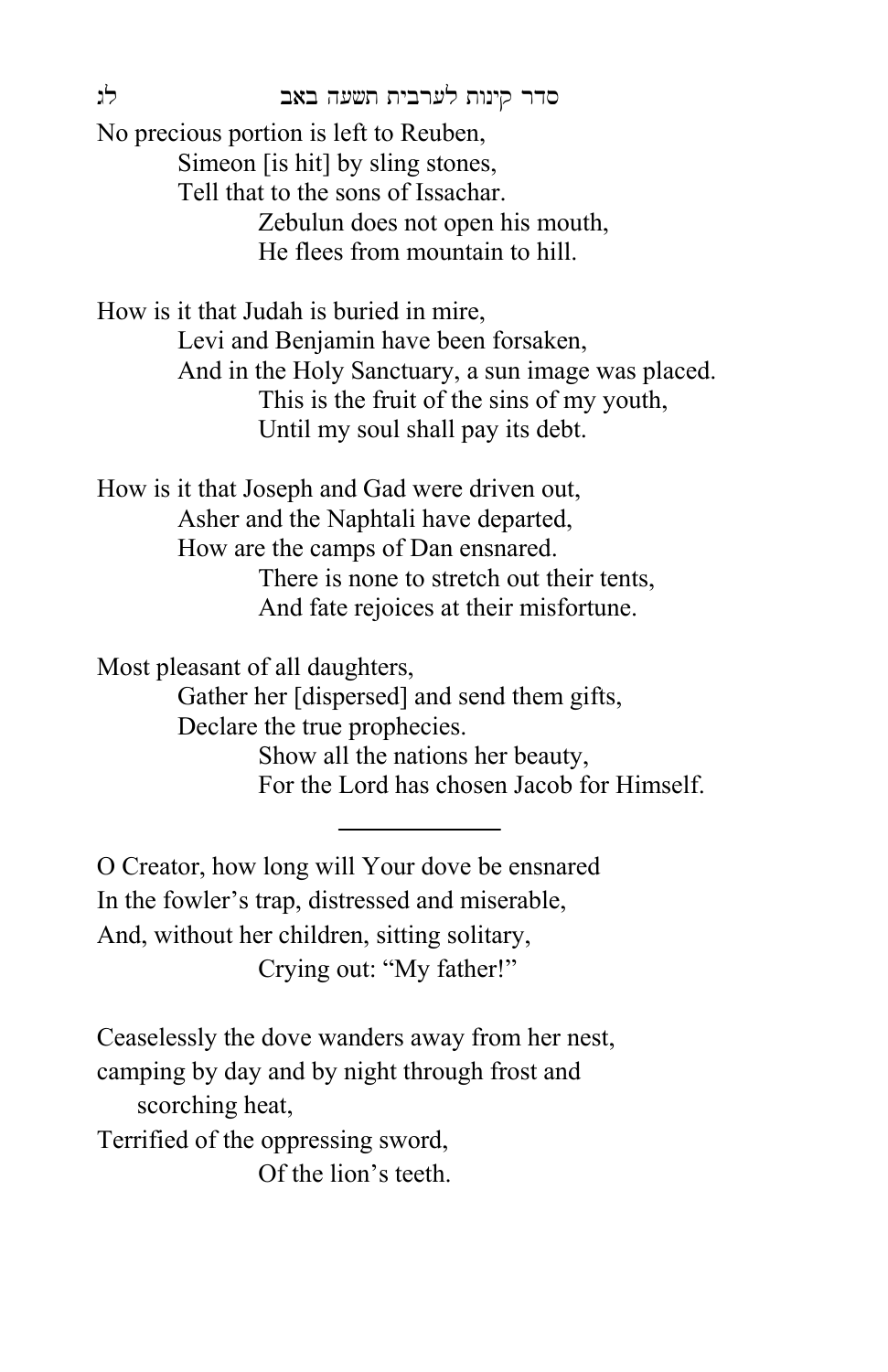No precious portion is left to Reuben,
Simeon [is hit] by sling stones,
Tell that to the sons of Issachar.
Zebulun does not open his mouth,
He flees from mountain to hill.

How is it that Judah is buried in mire,
Levi and Benjamin have been forsaken,
And in the Holy Sanctuary, a sun image was placed.
This is the fruit of the sins of my youth,
Until my soul shall pay its debt.

How is it that Joseph and Gad were driven out,
Asher and the Naphtali have departed,
How are the camps of Dan ensnared.
There is none to stretch out their tents,
And fate rejoices at their misfortune.

Most pleasant of all daughters,
Gather her [dispersed] and send them gifts,
Declare the true prophecies.
Show all the nations her beauty,
For the Lord has chosen Jacob for Himself.

---

O Creator, how long will Your dove be ensnared
In the fowler's trap, distressed and miserable,
And, without her children, sitting solitary,
Crying out: "My father!"

Ceaselessly the dove wanders away from her nest,
camping by day and by night through frost and scorching heat,
Terrified of the oppressing sword,
Of the lion's teeth.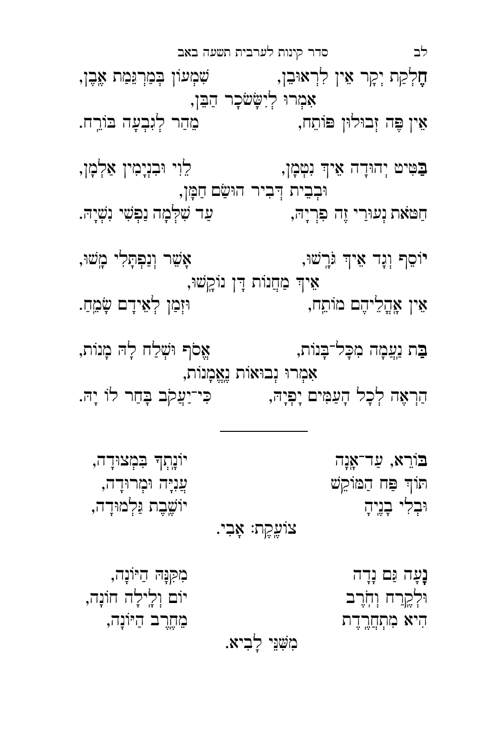חֶלְקַת יְקָר אֵין לִרְאוּבֵן, שִׁמְעוֹן בְּמַרְגֵּמַת אֶבֶן,
אִמְרוּ לְיִשָּׂשכָר הַבֵּן,
אֵין פֶּה זְבוּלוּן פּוֹתֵחַ, מַהֵר לְגִבְעָה בּוֹרֵחַ.

בַּפִּיט יְהוּדָה אֵיךְ נִטְמָן, לֵוִי וּבִנְיָמִין אַלְמָן,
וּבְבֵית דְּבִיר הוּשַּׂם חַמָּן,
חַטֹּאת נְעוּרַי זֶה פִּרְיָהּ, עַד שִׁלְמָה נַפְשִׁי נְשִׁיָּה.

יוֹסֵף וְגָד אֵיךְ גֹּרָשׁוּ, אָשֵׁר וְנַפְתָּלִי מָשׁוּ,
אֵיךְ מַחֲנוֹת דָּן נוֹקָשׁוּ,
אֵין אָהֳלֵיהֶם מוֹתֵחַ, וּזְמַן לְאֵידָם שָׂמֵחַ.

בַּת נְעֻמָּה מִכָּל־בָּנוֹת, אֱסֹף וּשְׁלַח לָהּ מָנוֹת,
אִמְרוּ נְבוּאוֹת נֶאֱמָנוֹת,
הִרְאָה לְכָל הָעַמִּים יָפְיָהּ, כִּי־יַעֲקֹב בָּחַר לוֹ יָהּ.

---

בּוֹרֵא, עַד־אָנָה יוֹנָתְךָ בִּמְצוּדָה,
תּוֹךְ פַּח הַמּוֹקֵשׁ עֲנִיָּה וּמְרוּדָה,
וּבְלִי בָנֶיהָ יוֹשֶׁבֶת גַּלְמוּדָה,
צוֹעֶקֶת: אָבִי.

נָעָה גַּם נָדָה מִקִּנָּהּ הַיּוֹנָה,
וּלְקֹרַח וְחֹרֶב יוֹם וָלַיְלָה חוֹנָה,
הִיא מִתְחָרֶדֶת מֵחֶרֶב הַיּוֹנָה,
מִשִּׁנֵּי לָבִיא.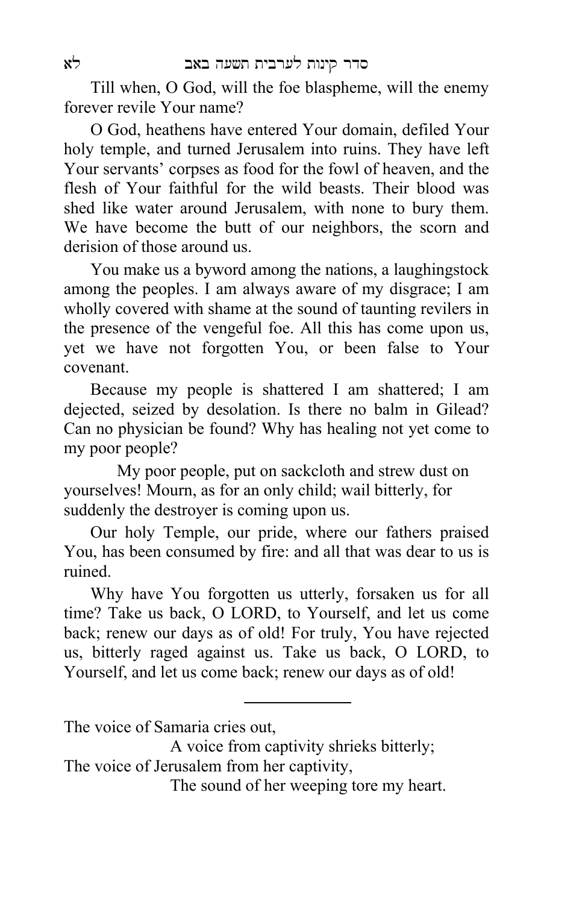Till when, O God, will the foe blaspheme, will the enemy forever revile Your name?

O God, heathens have entered Your domain, defiled Your holy temple, and turned Jerusalem into ruins. They have left Your servants' corpses as food for the fowl of heaven, and the flesh of Your faithful for the wild beasts. Their blood was shed like water around Jerusalem, with none to bury them. We have become the butt of our neighbors, the scorn and derision of those around us.

You make us a byword among the nations, a laughingstock among the peoples. I am always aware of my disgrace; I am wholly covered with shame at the sound of taunting revilers in the presence of the vengeful foe. All this has come upon us, yet we have not forgotten You, or been false to Your covenant.

Because my people is shattered I am shattered; I am dejected, seized by desolation. Is there no balm in Gilead? Can no physician be found? Why has healing not yet come to my poor people?

My poor people, put on sackcloth and strew dust on yourselves! Mourn, as for an only child; wail bitterly, for suddenly the destroyer is coming upon us.

Our holy Temple, our pride, where our fathers praised You, has been consumed by fire: and all that was dear to us is ruined.

Why have You forgotten us utterly, forsaken us for all time? Take us back, O LORD, to Yourself, and let us come back; renew our days as of old! For truly, You have rejected us, bitterly raged against us. Take us back, O LORD, to Yourself, and let us come back; renew our days as of old!

---

The voice of Samaria cries out,
A voice from captivity shrieks bitterly;
The voice of Jerusalem from her captivity,
The sound of her weeping tore my heart.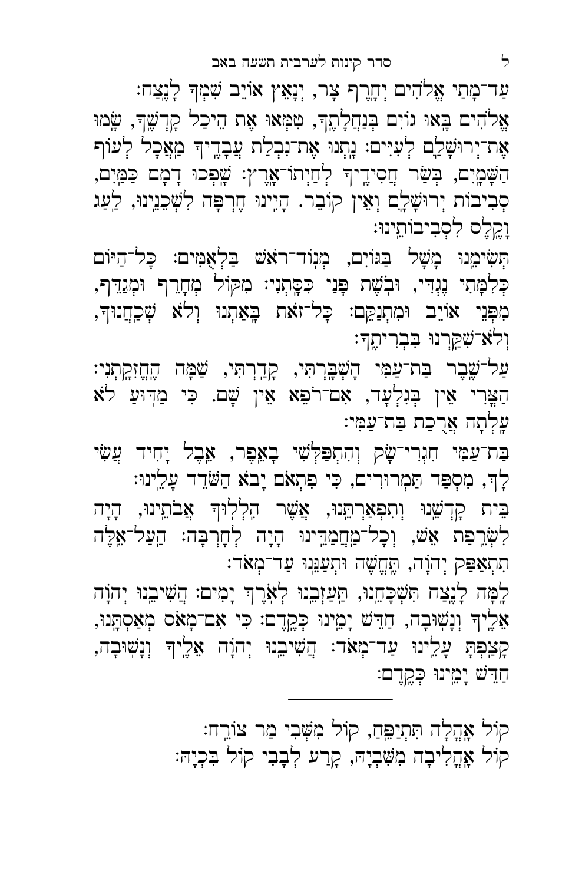עַד־מָתַי אֱלֹהִים יְחָרֶף צָר, יְנָאֵץ אוֹיֵב שִׁמְךָ לָנֶצַח:

אֱלֹהִים בָּאוּ גוֹיִם בְּנַחֲלָתֶךָ, טִמְּאוּ אֶת הֵיכַל קָדְשֶׁךָ, שָׂמוּ אֶת־יְרוּשָׁלַיִם לְעִיִּים: נָתְנוּ אֶת־נִבְלַת עֲבָדֶיךָ מַאֲכָל לְעוֹף הַשָּׁמָיִם, בְּשַׂר חֲסִידֶיךָ לְחַיְתוֹ־אָרֶץ: שָׁפְכוּ דָמָם כַּמַּיִם, סְבִיבוֹת יְרוּשָׁלָיִם וְאֵין קוֹבֵר. הָיִינוּ חֶרְפָּה לִשְׁכֵנֵינוּ, לַעַג וָקֶלֶס לִסְבִיבוֹתֵינוּ:

תְּשִׂימֵנוּ מָשָׁל בַּגּוֹיִם, מְנוֹד־רֹאשׁ בַּלְאֻמִּים: כָּל־הַיּוֹם כְּלִמָּתִי נֶגְדִּי, וּבֹשֶׁת פָּנַי כִּסָּתְנִי: מִקּוֹל מְחָרֵף וּמְגַדֵּף, מִפְּנֵי אוֹיֵב וּמִתְנַקֵּם: כָּל־זֹאת בָּאַתְנוּ וְלֹא שְׁכַחֲנוּךָ, וְלֹא־שִׁקַּרְנוּ בִּבְרִיתֶךָ:

עַל־שֶׁבֶר בַּת־עַמִּי הָשְׁבָּרְתִּי, קָדַרְתִּי, שַׁמָּה הֶחֱזִקָתְנִי: הַצֳרִי אֵין בְּגִלְעָד, אִם־רֹפֵא אֵין שָׁם. כִּי מַדּוּעַ לֹא עָלְתָה אֲרֻכַת בַּת־עַמִּי:

בַּת־עַמִּי חִגְרִי־שָׂק וְהִתְפַּלְּשִׁי בָאֵפֶר, אֵבֶל יָחִיד עֲשִׂי לָךְ, מִסְפַּד תַּמְרוּרִים, כִּי פִתְאֹם יָבֹא הַשֹּׁדֵד עָלֵינוּ:

בֵּית קָדְשֵׁנוּ וְתִפְאַרְתֵּנוּ, אֲשֶׁר הִלְלוּךָ אֲבֹתֵינוּ, הָיָה לִשְׂרֵפַת אֵשׁ, וְכָל־מַחֲמַדֵּינוּ הָיָה לְחָרְבָּה: הַעַל־אֵלֶּה תִתְאַפַּק יְהוָה, תֶּחֱשֶׁה וּתְעַנֵּנוּ עַד־מְאֹד:

לָמָּה לָנֶצַח תִּשְׁכָּחֵנוּ, תַּעַזְבֵנוּ לְאֹרֶךְ יָמִים: הֲשִׁיבֵנוּ יְהוָה אֵלֶיךָ וְנָשׁוּבָה, חַדֵּשׁ יָמֵינוּ כְּקֶדֶם: כִּי אִם־מָאֹס מְאַסְתָּנוּ, קָצַפְתָּ עָלֵינוּ עַד־מְאֹד: הֲשִׁיבֵנוּ יְהוָה אֵלֶיךָ וְנָשׁוּבָה, חַדֵּשׁ יָמֵינוּ כְּקֶדֶם:

---

קוֹל אָהֳלָה תִּתְיַפֵּחַ, קוֹל מִשְּׁבִי מַר צוֹרֵחַ:
קוֹל אָהֳלִיבָה מִשִּׁבְיָהּ, קֹרַע לְבָבִי קוֹל בִּכְיָהּ: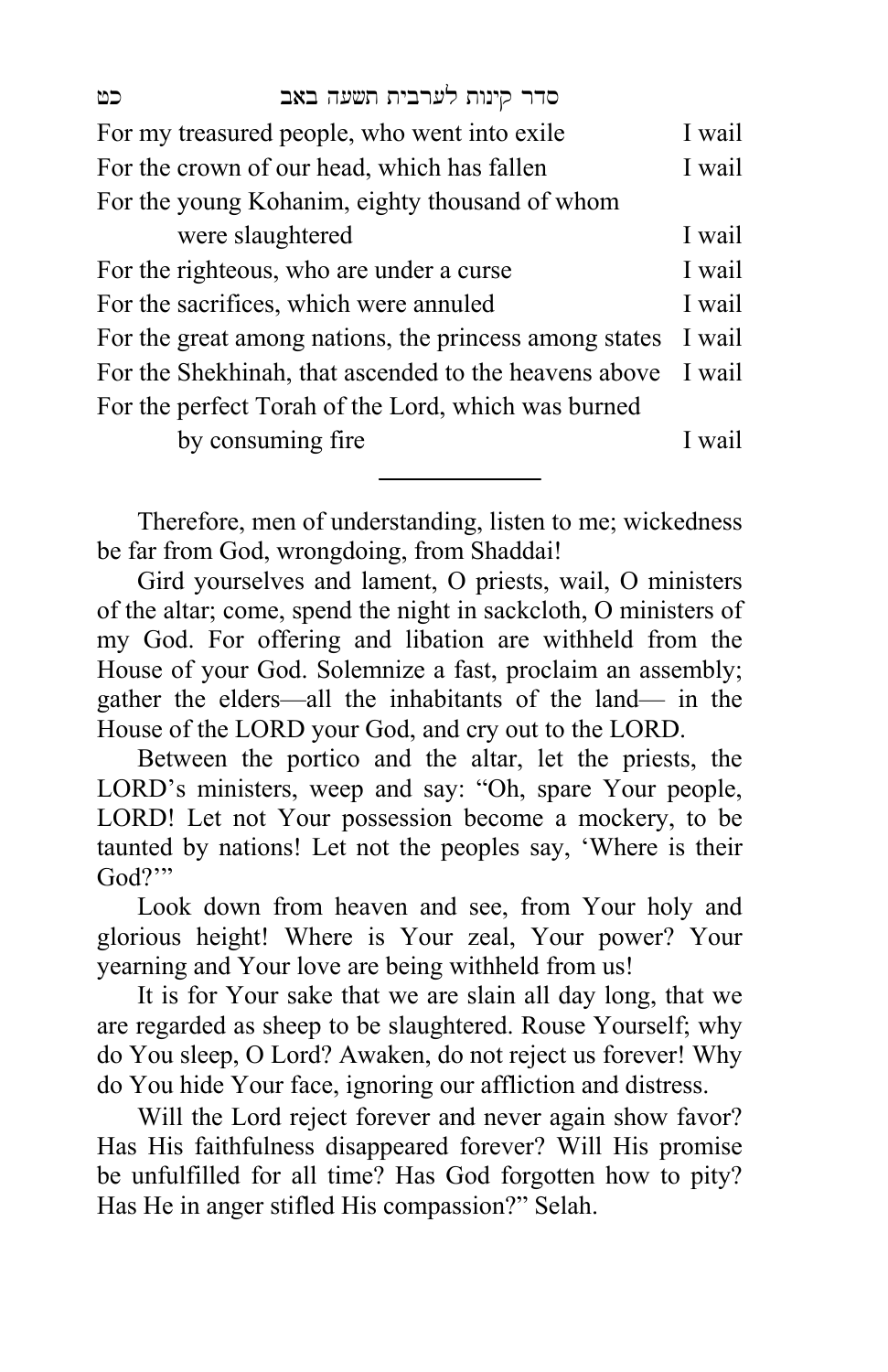| | |
|---|---|
| For my treasured people, who went into exile | I wail |
| For the crown of our head, which has fallen | I wail |
| For the young Kohanim, eighty thousand of whom were slaughtered | I wail |
| For the righteous, who are under a curse | I wail |
| For the sacrifices, which were annuled | I wail |
| For the great among nations, the princess among states | I wail |
| For the Shekhinah, that ascended to the heavens above | I wail |
| For the perfect Torah of the Lord, which was burned by consuming fire | I wail |

---

Therefore, men of understanding, listen to me; wickedness be far from God, wrongdoing, from Shaddai!

Gird yourselves and lament, O priests, wail, O ministers of the altar; come, spend the night in sackcloth, O ministers of my God. For offering and libation are withheld from the House of your God. Solemnize a fast, proclaim an assembly; gather the elders—all the inhabitants of the land— in the House of the LORD your God, and cry out to the LORD.

Between the portico and the altar, let the priests, the LORD's ministers, weep and say: "Oh, spare Your people, LORD! Let not Your possession become a mockery, to be taunted by nations! Let not the peoples say, 'Where is their God?'"

Look down from heaven and see, from Your holy and glorious height! Where is Your zeal, Your power? Your yearning and Your love are being withheld from us!

It is for Your sake that we are slain all day long, that we are regarded as sheep to be slaughtered. Rouse Yourself; why do You sleep, O Lord? Awaken, do not reject us forever! Why do You hide Your face, ignoring our affliction and distress.

Will the Lord reject forever and never again show favor? Has His faithfulness disappeared forever? Will His promise be unfulfilled for all time? Has God forgotten how to pity? Has He in anger stifled His compassion?" Selah.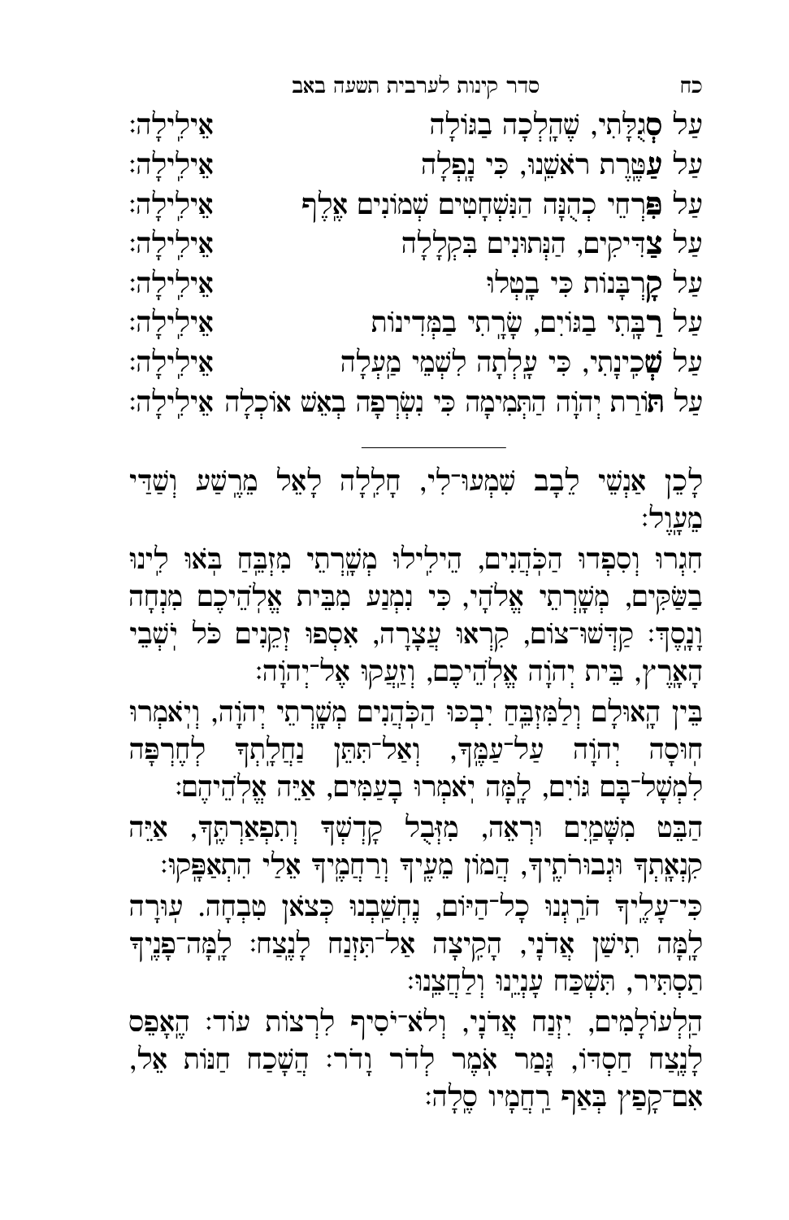עַל **ס**ְגֻלָּתִי, שֶׁהָלְכָה בַגּוֹלָה אֵילִילָה:

עַל **ע**ֲטֶרֶת רֹאשֵׁנוּ, כִּי נָפְלָה אֵילִילָה:

עַל **פִּ**רְחֵי כְהֻנָּה הַנִּשְׁחָטִים שְׁמוֹנִים אֶלֶף אֵילִילָה:

עַל **צַ**דִּיקִים, הַנְּתוּנִים בִּקְלָלָה אֵילִילָה:

עַל **קָ**רְבָּנוֹת כִּי בָטֵלוּ אֵילִילָה:

עַל **רַ**בָּתִי בַגּוֹיִם, שָׂרָתִי בַמְּדִינוֹת אֵילִילָה:

עַל **שְׁ**כִינָתִי, כִּי עָלְתָה לִשְׁמֵי מַעְלָה אֵילִילָה:

עַל **תּ**וֹרַת יְהוָֹה הַתְּמִימָה כִּי נִשְׂרְפָה בְּאֵשׁ אוֹכְלָה אֵילִילָה:

---

לָכֵן אַנְשֵׁי לֵבָב שִׁמְעוּ־לִי, חָלִלָה לָאֵל מֵרֶשַׁע וְשַׁדַּי מֵעָוֶל:

חִגְרוּ וְסִפְדוּ הַכֹּהֲנִים, הֵילִילוּ מְשָׁרְתֵי מִזְבֵּחַ בֹּאוּ לִינוּ בַשַּׂקִּים, מְשָׁרְתֵי אֱלֹהָי, כִּי נִמְנַע מִבֵּית אֱלֹהֵיכֶם מִנְחָה וָנָסֶךְ: קַדְּשׁוּ־צוֹם, קִרְאוּ עֲצָרָה, אִסְפוּ זְקֵנִים כֹּל יֹשְׁבֵי הָאָרֶץ, בֵּית יְהוָֹה אֱלֹהֵיכֶם, וְזַעֲקוּ אֶל־יְהוָֹה:

בֵּין הָאוּלָם וְלַמִּזְבֵּחַ יִבְכּוּ הַכֹּהֲנִים מְשָׁרְתֵי יְהוָֹה, וְיֹאמְרוּ חוּסָה יְהוָֹה עַל־עַמֶּךָ, וְאַל־תִּתֵּן נַחֲלָתְךָ לְחֶרְפָּה לִמְשָׁל־בָּם גּוֹיִם, לָמָּה יֹאמְרוּ בָעַמִּים, אַיֵּה אֱלֹהֵיהֶם:

הַבֵּט מִשָּׁמַיִם וּרְאֵה, מִזְּבֻל קָדְשְׁךָ וְתִפְאַרְתֶּךָ, אַיֵּה קִנְאָתְךָ וּגְבוּרֹתֶיךָ, הֲמוֹן מֵעֶיךָ וְרַחֲמֶיךָ אֵלַי הִתְאַפָּקוּ:

כִּי־עָלֶיךָ הֹרַגְנוּ כָל־הַיּוֹם, נֶחְשַׁבְנוּ כְּצֹאן טִבְחָה. עוּרָה לָמָּה תִישַׁן אֲדֹנָי, הָקִיצָה אַל־תִּזְנַח לָנֶצַח: לָמָּה־פָנֶיךָ תַסְתִּיר, תִּשְׁכַּח עָנְיֵנוּ וְלַחֲצֵנוּ:

הַלְעוֹלָמִים, יִזְנַח אֲדֹנָי, וְלֹא־יֹסִיף לִרְצוֹת עוֹד: הֶאָפֵס לָנֶצַח חַסְדּוֹ, גָּמַר אֹמֶר לְדֹר וָדֹר: הֲשָׁכַח חַנּוֹת אֵל, אִם־קָפַץ בְּאַף רַחֲמָיו סֶלָה: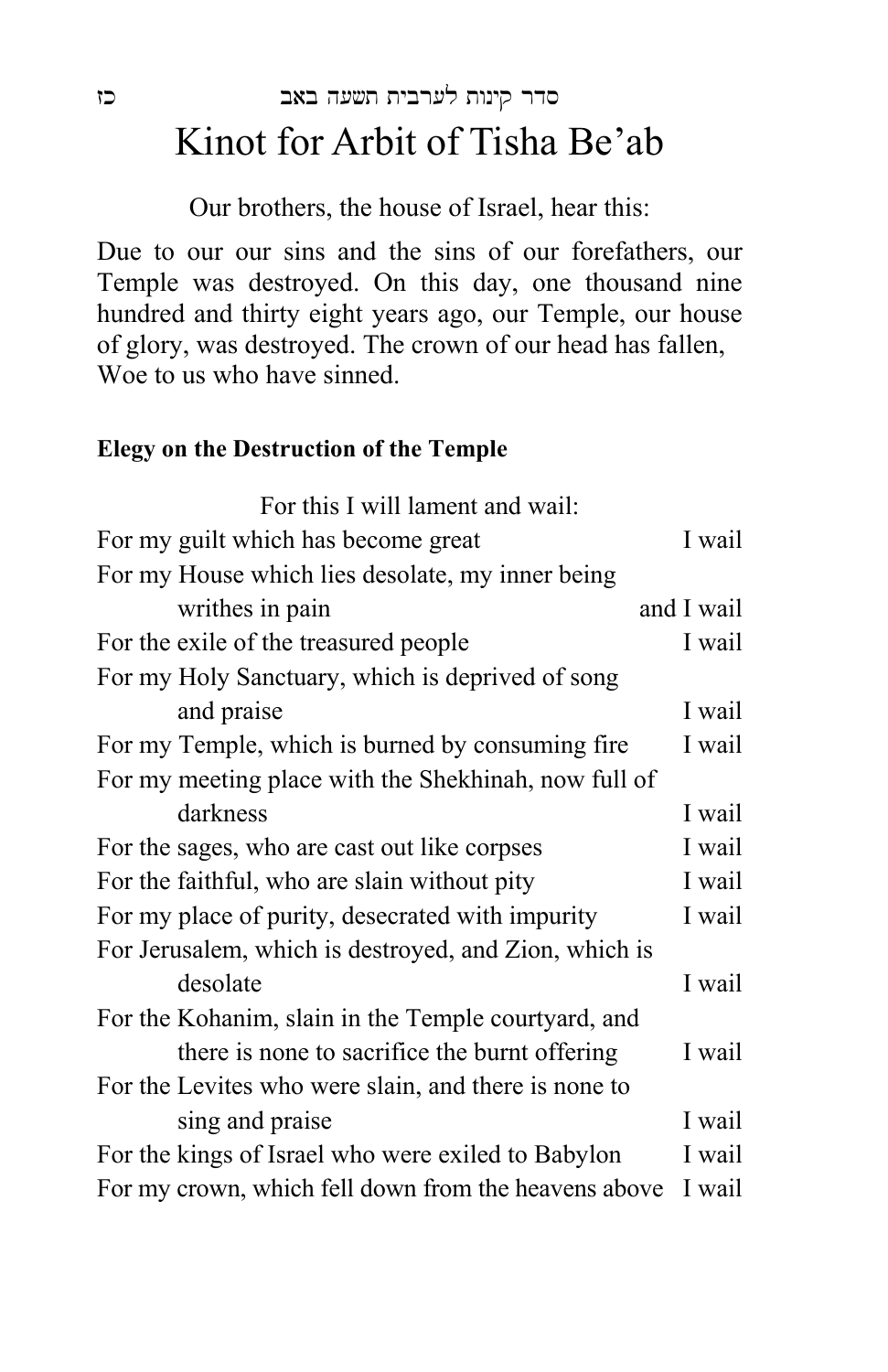# Kinot for Arbit of Tisha Be'ab

Our brothers, the house of Israel, hear this:

Due to our our sins and the sins of our forefathers, our Temple was destroyed. On this day, one thousand nine hundred and thirty eight years ago, our Temple, our house of glory, was destroyed. The crown of our head has fallen, Woe to us who have sinned.

**Elegy on the Destruction of the Temple**

For this I will lament and wail:

For my guilt which has become great — I wail

For my House which lies desolate, my inner being writhes in pain — and I wail

For the exile of the treasured people — I wail

For my Holy Sanctuary, which is deprived of song and praise — I wail

For my Temple, which is burned by consuming fire — I wail

For my meeting place with the Shekhinah, now full of darkness — I wail

For the sages, who are cast out like corpses — I wail

For the faithful, who are slain without pity — I wail

For my place of purity, desecrated with impurity — I wail

For Jerusalem, which is destroyed, and Zion, which is desolate — I wail

For the Kohanim, slain in the Temple courtyard, and there is none to sacrifice the burnt offering — I wail

For the Levites who were slain, and there is none to sing and praise — I wail

For the kings of Israel who were exiled to Babylon — I wail

For my crown, which fell down from the heavens above — I wail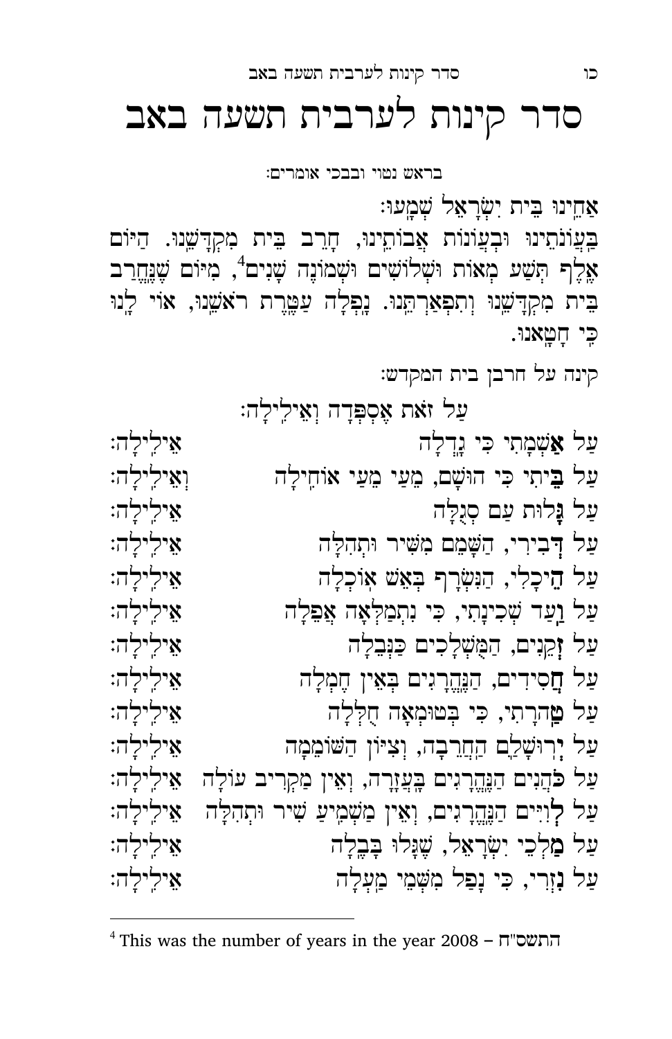# סדר קינות לערבית תשעה באב

בראש נטוי ובבכי אומרים:

אַחֵינוּ בֵּית יִשְׂרָאֵל שְׁמָעוּ:
בַּעֲוֹנֹתֵינוּ וּבַעֲוֹנוֹת אֲבוֹתֵינוּ, חָרֵב בֵּית מִקְדָּשֵׁנוּ. הַיּוֹם אֶלֶף תְּשַׁע מְאוֹת וּשְׁלוֹשִׁים וּשְׁמוֹנֶה שָׁנִים[4], מִיּוֹם שֶׁנֶּחֱרַב בֵּית מִקְדָּשֵׁנוּ וְתִפְאַרְתֵּנוּ. נָפְלָה עֲטֶרֶת רֹאשֵׁנוּ, אוֹי לָנוּ כִּי חָטָאנוּ.

קינה על חרבן בית המקדש:

עַל זֹאת אֶסְפְּדָה וְאֵילִילָה:

עַל **אַ**שְׁמָתִי כִּי גָדְלָה — אֵילִילָה:
עַל **בֵּ**יתִי כִּי הוּשַׁם, מֵעַי מֵעַי אוֹחִילָה — וְאֵילִילָה:
עַל **גָּ**לוּת עַם סְגֻלָּה — אֵילִילָה:
עַל **דְּ**בִירִי, הַשָּׁמֵם מִשִּׁיר וּתְהִלָּה — אֵילִילָה:
עַל **הֵ**יכָלִי, הַנִּשְׂרָף בְּאֵשׁ אוֹכְלָה — אֵילִילָה:
עַל **וַ**עַד שְׁכִינָתִי, כִּי נִתְמַלְּאָה אֲפֵלָה — אֵילִילָה:
עַל **זְ**קֵנִים, הַמֻּשְׁלָכִים כַּנְּבֵלָה — אֵילִילָה:
עַל **חֲ**סִידִים, הַנֶּהֱרָגִים בְּאֵין חֶמְלָה — אֵילִילָה:
עַל **טָ**הֳרָתִי, כִּי בְּטוּמְאָה חֻלְּלָה — אֵילִילָה:
עַל **יְ**רוּשָׁלַיִם הַחֲרֵבָה, וְצִיּוֹן הַשּׁוֹמֵמָה — אֵילִילָה:
עַל **כֹּ**הֲנִים הַנֶּהֱרָגִים בָּעֲזָרָה, וְאֵין מַקְרִיב עוֹלָה — אֵילִילָה:
עַל **לְ**וִיִּים הַנֶּהֱרָגִים, וְאֵין מַשְׁמִיעַ שִׁיר וּתְהִלָּה — אֵילִילָה:
עַל **מַ**לְכֵי יִשְׂרָאֵל, שֶׁגָּלוּ בָּבֶלָה — אֵילִילָה:
עַל **נִ**זְרִי, כִּי נָפַל מִשְּׁמֵי מַעְלָה — אֵילִילָה:

---

[4] This was the number of years in the year 2008 – התשס"ח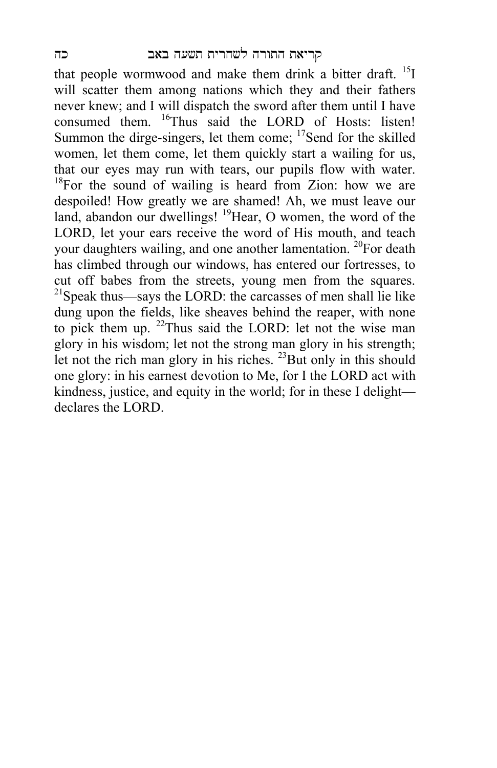that people wormwood and make them drink a bitter draft. [15]I will scatter them among nations which they and their fathers never knew; and I will dispatch the sword after them until I have consumed them. [16]Thus said the LORD of Hosts: listen! Summon the dirge-singers, let them come; [17]Send for the skilled women, let them come, let them quickly start a wailing for us, that our eyes may run with tears, our pupils flow with water. [18]For the sound of wailing is heard from Zion: how we are despoiled! How greatly we are shamed! Ah, we must leave our land, abandon our dwellings! [19]Hear, O women, the word of the LORD, let your ears receive the word of His mouth, and teach your daughters wailing, and one another lamentation. [20]For death has climbed through our windows, has entered our fortresses, to cut off babes from the streets, young men from the squares. [21]Speak thus—says the LORD: the carcasses of men shall lie like dung upon the fields, like sheaves behind the reaper, with none to pick them up. [22]Thus said the LORD: let not the wise man glory in his wisdom; let not the strong man glory in his strength; let not the rich man glory in his riches. [23]But only in this should one glory: in his earnest devotion to Me, for I the LORD act with kindness, justice, and equity in the world; for in these I delight—declares the LORD.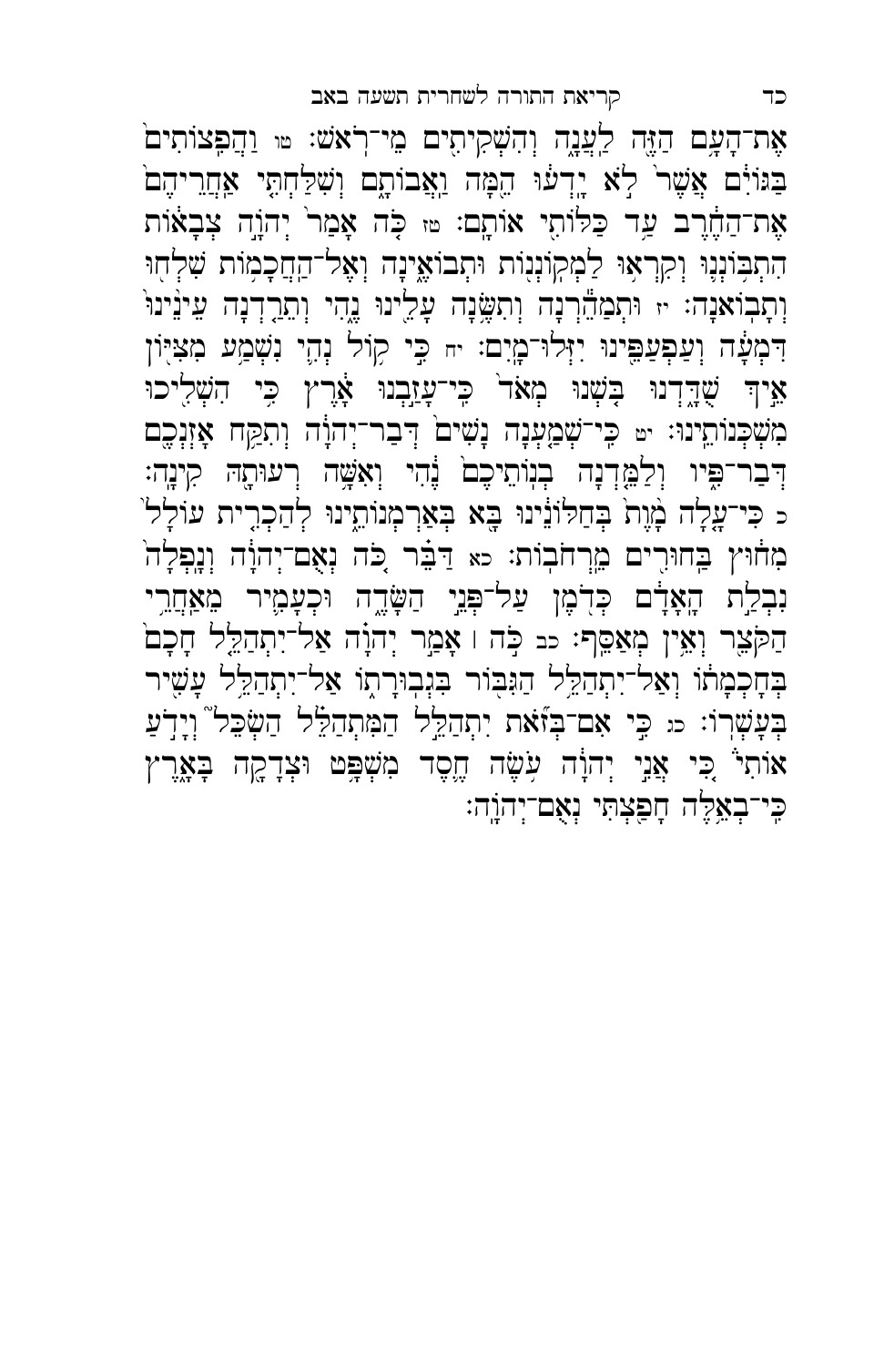אֶת־הָעָ֥ם הַזֶּ֖ה לַעֲנָ֑ה וְהִשְׁקִיתִ֖ים מֵי־רֹֽאשׁ׃ טו וַהֲפִצוֹתִ֣ים בַּגּוֹיִ֔ם אֲשֶׁר֙ לֹ֣א יָדְע֔וּ הֵ֖מָּה וַאֲבוֹתָ֑ם וְשִׁלַּחְתִּ֤י אַֽחֲרֵיהֶם֙ אֶת־הַחֶ֔רֶב עַ֥ד כַּלּוֹתִ֖י אוֹתָֽם׃ טז כֹּ֤ה אָמַר֙ יְהוָ֣ה צְבָא֔וֹת הִתְבּוֹנְנ֛וּ וְקִרְא֥וּ לַמְקוֹנְנ֖וֹת וּתְבוֹאֶ֑ינָה וְאֶל־הַחֲכָמ֥וֹת שִׁלְח֖וּ וְתָבֽוֹאנָה׃ יז וּתְמַהֵ֕רְנָה וְתִשֶּׂ֥נָה עָלֵ֖ינוּ נֶ֑הִי וְתֵרַ֤דְנָה עֵינֵ֙ינוּ֙ דִּמְעָ֔ה וְעַפְעַפֵּ֖ינוּ יִזְּלוּ־מָֽיִם׃ יח כִּ֣י ק֥וֹל נְהִ֛י נִשְׁמַ֥ע מִצִּיּ֖וֹן אֵ֣יךְ שֻׁדָּ֑דְנוּ בֹּ֤שְׁנוּ מְאֹד֙ כִּֽי־עָזַ֣בְנוּ אָ֔רֶץ כִּ֥י הִשְׁלִ֖יכוּ מִשְׁכְּנוֹתֵֽינוּ׃ יט כִּֽי־שְׁמַ֤עְנָה נָשִׁים֙ דְּבַר־יְהוָ֔ה וְתִקַּ֥ח אָזְנְכֶ֖ם דְּבַר־פִּ֑יו וְלַמֵּ֤דְנָה בְנֽוֹתֵיכֶם֙ נֶ֔הִי וְאִשָּׁ֥ה רְעוּתָ֖הּ קִינָֽה׃ כ כִּי־עָ֤לָה מָ֙וֶת֙ בְּחַלּוֹנֵ֔ינוּ בָּ֖א בְּאַרְמְנוֹתֵ֑ינוּ לְהַכְרִ֤ית עוֹלָל֙ מִח֔וּץ בַּחוּרִ֖ים מֵרְחֹבֽוֹת׃ כא דַּבֵּ֗ר כֹּ֚ה נְאֻם־יְהוָ֔ה וְנָֽפְלָה֙ נִבְלַ֣ת הָֽאָדָ֔ם כְּדֹ֖מֶן עַל־פְּנֵ֣י הַשָּׂדֶ֑ה וּכְעָמִ֛יר מֵאַחֲרֵ֥י הַקֹּצֵ֖ר וְאֵ֥ין מְאַסֵּֽף׃ כב כֹּ֣ה ׀ אָמַ֣ר יְהוָ֗ה אַל־יִתְהַלֵּ֤ל חָכָם֙ בְּחָכְמָת֔וֹ וְאַל־יִתְהַלֵּ֥ל הַגִּבּ֖וֹר בִּגְבוּרָת֑וֹ אַל־יִתְהַלֵּ֥ל עָשִׁ֖יר בְּעָשְׁרֽוֹ׃ כג כִּ֣י אִם־בְּזֹ֞את יִתְהַלֵּ֣ל הַמִּתְהַלֵּ֗ל הַשְׂכֵּל֮ וְיָדֹ֣עַ אוֹתִי֒ כִּ֚י אֲנִ֣י יְהוָ֔ה עֹ֥שֶׂה חֶ֛סֶד מִשְׁפָּ֥ט וּצְדָקָ֖ה בָּאָ֑רֶץ כִּֽי־בְאֵ֥לֶּה חָפַ֖צְתִּי נְאֻם־יְהוָֽה׃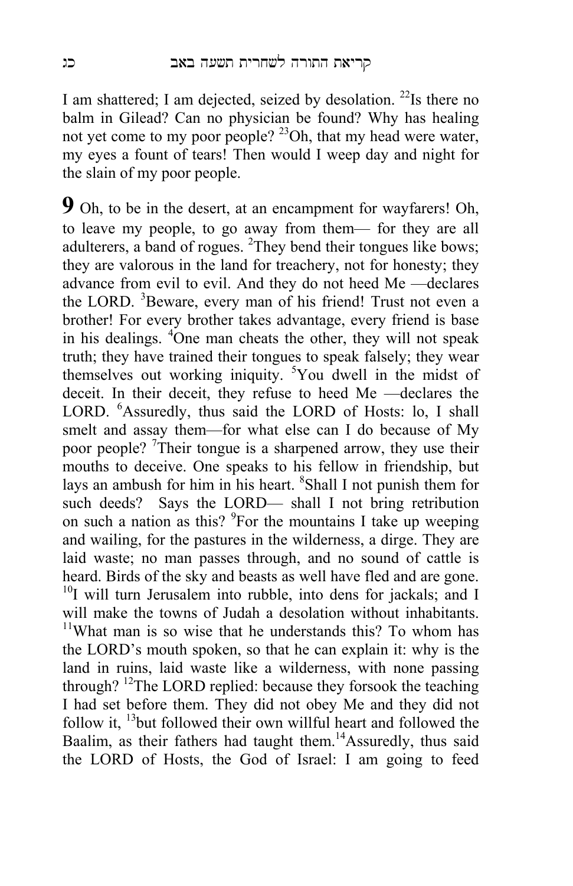I am shattered; I am dejected, seized by desolation. [22]Is there no balm in Gilead? Can no physician be found? Why has healing not yet come to my poor people? [23]Oh, that my head were water, my eyes a fount of tears! Then would I weep day and night for the slain of my poor people.

**9** Oh, to be in the desert, at an encampment for wayfarers! Oh, to leave my people, to go away from them— for they are all adulterers, a band of rogues. [2]They bend their tongues like bows; they are valorous in the land for treachery, not for honesty; they advance from evil to evil. And they do not heed Me —declares the LORD. [3]Beware, every man of his friend! Trust not even a brother! For every brother takes advantage, every friend is base in his dealings. [4]One man cheats the other, they will not speak truth; they have trained their tongues to speak falsely; they wear themselves out working iniquity. [5]You dwell in the midst of deceit. In their deceit, they refuse to heed Me —declares the LORD. [6]Assuredly, thus said the LORD of Hosts: lo, I shall smelt and assay them—for what else can I do because of My poor people? [7]Their tongue is a sharpened arrow, they use their mouths to deceive. One speaks to his fellow in friendship, but lays an ambush for him in his heart. [8]Shall I not punish them for such deeds? Says the LORD— shall I not bring retribution on such a nation as this? [9]For the mountains I take up weeping and wailing, for the pastures in the wilderness, a dirge. They are laid waste; no man passes through, and no sound of cattle is heard. Birds of the sky and beasts as well have fled and are gone. [10]I will turn Jerusalem into rubble, into dens for jackals; and I will make the towns of Judah a desolation without inhabitants. [11]What man is so wise that he understands this? To whom has the LORD's mouth spoken, so that he can explain it: why is the land in ruins, laid waste like a wilderness, with none passing through? [12]The LORD replied: because they forsook the teaching I had set before them. They did not obey Me and they did not follow it, [13]but followed their own willful heart and followed the Baalim, as their fathers had taught them.[14]Assuredly, thus said the LORD of Hosts, the God of Israel: I am going to feed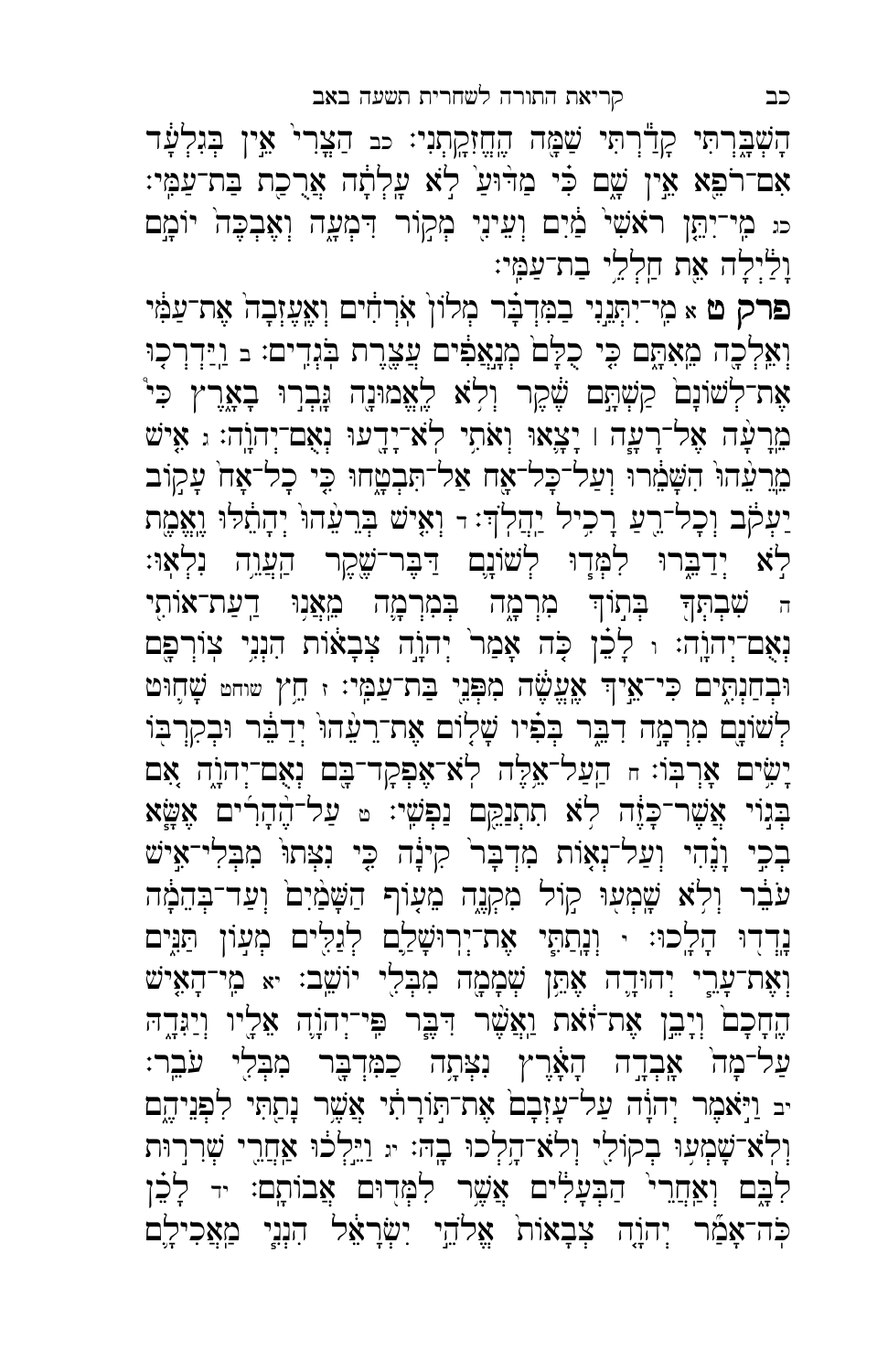הָשְׁבָּ֑רְתִּי קָדַ֕רְתִּי שַׁמָּ֖ה הֶחֱזִקָֽתְנִי׃ כב הַצֳּרִי֙ אֵ֣ין בְּגִלְעָ֔ד אִם־רֹפֵ֖א אֵ֣ין שָׁ֑ם כִּ֗י מַדּ֙וּעַ֙ לֹ֣א עָֽלְתָ֔ה אֲרֻכַ֖ת בַּת־עַמִּֽי׃ כג מִֽי־יִתֵּ֤ן רֹאשִׁי֙ מַ֔יִם וְעֵינִ֖י מְק֣וֹר דִּמְעָ֑ה וְאֶבְכֶּה֙ יוֹמָ֣ם וָלַ֔יְלָה אֵ֖ת חַלְלֵ֥י בַת־עַמִּֽי׃

**פרק ט** א מִֽי־יִתְּנֵ֣נִי בַמִּדְבָּ֗ר מְלוֹן֙ אֹֽרְחִ֔ים וְאֶֽעֶזְבָה֙ אֶת־עַמִּ֔י וְאֵלְכָ֖ה מֵאִתָּ֑ם כִּ֤י כֻלָּם֙ מְנָ֣אֲפִ֔ים עֲצֶ֖רֶת בֹּגְדִֽים׃ ב וַֽיַּדְרְכ֤וּ אֶת־לְשׁוֹנָם֙ קַשְׁתָּ֣ם שֶׁ֔קֶר וְלֹ֥א לֶאֱמוּנָ֖ה גָּבְר֣וּ בָאָ֑רֶץ כִּי֩ מֵרָעָ֨ה אֶל־רָעָ֧ה ׀ יָצָ֛אוּ וְאֹתִ֥י לֹא־יָדָ֖עוּ נְאֻם־יְהוָֽה׃ ג אִ֤ישׁ מֵרֵעֵ֙הוּ֙ הִשָּׁמֵ֔רוּ וְעַל־כָּל־אָ֖ח אַל־תִּבְטָ֑חוּ כִּ֤י כָל־אָח֙ עָק֣וֹב יַעְקֹ֔ב וְכָל־רֵ֖עַ רָכִ֥יל יַהֲלֹֽךְ׃ ד וְאִ֤ישׁ בְּרֵעֵ֙הוּ֙ יְהָתֵ֔לּוּ וֶאֱמֶ֖ת לֹ֣א יְדַבֵּ֑רוּ לִמְּד֧וּ לְשׁוֹנָ֛ם דַּבֶּר־שֶׁ֖קֶר הַעֲוֵ֥ה נִלְאֽוּ׃ ה שִׁבְתְּךָ֖ בְּת֣וֹךְ מִרְמָ֑ה בְּמִרְמָ֛ה מֵאֲנ֥וּ דַעַת־אוֹתִ֖י נְאֻם־יְהוָֽה׃ ו לָכֵ֗ן כֹּ֤ה אָמַר֙ יְהוָ֣ה צְבָא֔וֹת הִנְנִ֥י צוֹרְפָ֖ם וּבְחַנְתִּ֑ים כִּי־אֵ֣יךְ אֶעֱשֶׂ֔ה מִפְּנֵ֖י בַּת־עַמִּֽי׃ ז חֵ֥ץ שוחט שָׁח֛וּט לְשׁוֹנָ֖ם מִרְמָ֣ה דִבֵּ֑ר בְּפִ֗יו שָׁל֤וֹם אֶת־רֵעֵ֙הוּ֙ יְדַבֵּ֔ר וּבְקִרְבּ֖וֹ יָשִׂ֥ים אָרְבּֽוֹ׃ ח הַ֥עַל־אֵ֛לֶּה לֹֽא־אֶפְקָד־בָּ֖ם נְאֻם־יְהוָ֑ה אִ֚ם בְּג֣וֹי אֲשֶׁר־כָּזֶ֔ה לֹ֥א תִתְנַקֵּ֖ם נַפְשִֽׁי׃ ט עַל־הֶ֨הָרִ֜ים אֶשָּׂ֧א בְכִ֣י וָנֶ֗הִי וְעַל־נְא֤וֹת מִדְבָּר֙ קִינָ֔ה כִּ֤י נִצְּתוּ֙ מִבְּלִי־אִ֣ישׁ עֹבֵ֔ר וְלֹ֥א שָׁמְע֖וּ ק֣וֹל מִקְנֶ֑ה מֵע֤וֹף הַשָּׁמַ֙יִם֙ וְעַד־בְּהֵמָ֔ה נָדְד֖וּ הָלָֽכוּ׃ י וְנָתַתִּ֧י אֶת־יְרוּשָׁלִַ֛ם לְגַלִּ֖ים מְע֣וֹן תַּנִּ֑ים וְאֶת־עָרֵ֧י יְהוּדָ֛ה אֶתֵּ֥ן שְׁמָמָ֖ה מִבְּלִ֥י יוֹשֵֽׁב׃ יא מִֽי־הָאִ֤ישׁ הֶחָכָם֙ וְיָבֵ֣ן אֶת־זֹ֔את וַאֲשֶׁ֨ר דִּבֶּ֧ר פִּֽי־יְהוָ֛ה אֵלָ֖יו וְיַגִּדָ֑הּ עַל־מָה֙ אָבְדָ֣ה הָאָ֔רֶץ נִצְּתָ֥ה כַמִּדְבָּ֖ר מִבְּלִ֥י עֹבֵֽר׃ יב וַיֹּ֣אמֶר יְהוָ֔ה עַל־עָזְבָם֙ אֶת־תּ֣וֹרָתִ֔י אֲשֶׁ֥ר נָתַ֖תִּי לִפְנֵיהֶ֑ם וְלֹא־שָׁמְע֥וּ בְקוֹלִ֖י וְלֹא־הָ֥לְכוּ בָֽהּ׃ יג וַיֵּ֣לְכ֔וּ אַחֲרֵ֖י שְׁרִר֣וּת לִבָּ֑ם וְאַחֲרֵי֙ הַבְּעָלִ֔ים אֲשֶׁ֥ר לִמְּד֖וּם אֲבוֹתָֽם׃ יד לָכֵ֗ן כֹּֽה־אָמַ֞ר יְהוָ֤ה צְבָאוֹת֙ אֱלֹהֵ֣י יִשְׂרָאֵ֔ל הִנְנִ֧י מַאֲכִילָ֛ם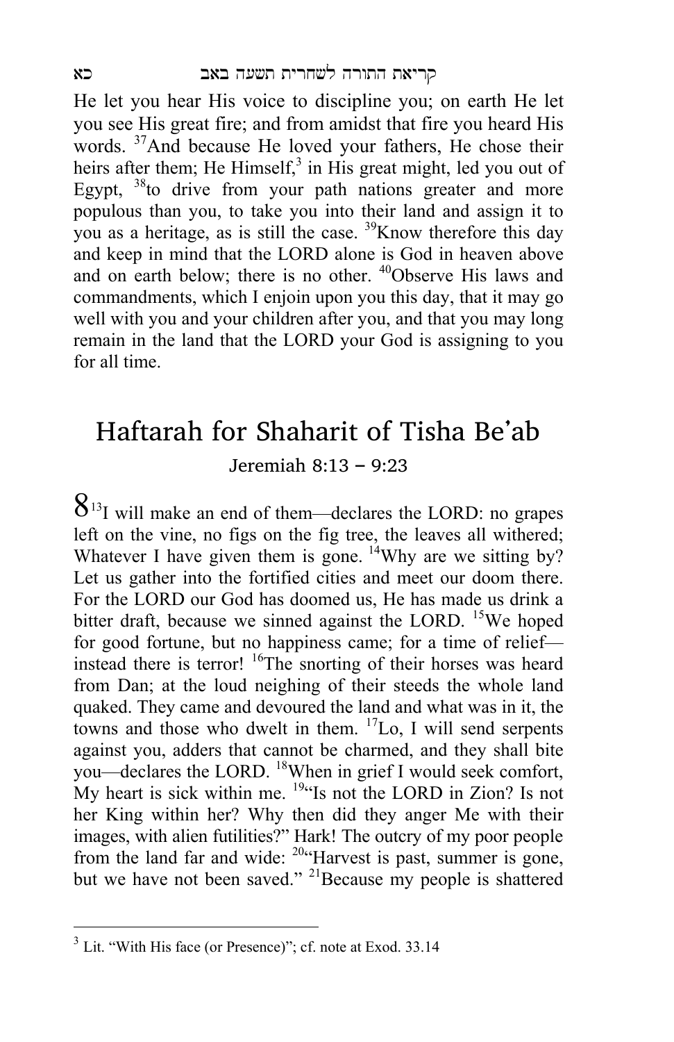He let you hear His voice to discipline you; on earth He let you see His great fire; and from amidst that fire you heard His words. [37]And because He loved your fathers, He chose their heirs after them; He Himself,[3] in His great might, led you out of Egypt, [38]to drive from your path nations greater and more populous than you, to take you into their land and assign it to you as a heritage, as is still the case. [39]Know therefore this day and keep in mind that the LORD alone is God in heaven above and on earth below; there is no other. [40]Observe His laws and commandments, which I enjoin upon you this day, that it may go well with you and your children after you, and that you may long remain in the land that the LORD your God is assigning to you for all time.

# Haftarah for Shaharit of Tisha Be'ab

Jeremiah 8:13 – 9:23

**8** [13]I will make an end of them—declares the LORD: no grapes left on the vine, no figs on the fig tree, the leaves all withered; Whatever I have given them is gone. [14]Why are we sitting by? Let us gather into the fortified cities and meet our doom there. For the LORD our God has doomed us, He has made us drink a bitter draft, because we sinned against the LORD. [15]We hoped for good fortune, but no happiness came; for a time of relief—instead there is terror! [16]The snorting of their horses was heard from Dan; at the loud neighing of their steeds the whole land quaked. They came and devoured the land and what was in it, the towns and those who dwelt in them. [17]Lo, I will send serpents against you, adders that cannot be charmed, and they shall bite you—declares the LORD. [18]When in grief I would seek comfort, My heart is sick within me. [19]"Is not the LORD in Zion? Is not her King within her? Why then did they anger Me with their images, with alien futilities?" Hark! The outcry of my poor people from the land far and wide: [20]"Harvest is past, summer is gone, but we have not been saved." [21]Because my people is shattered

---

[3] Lit. "With His face (or Presence)"; cf. note at Exod. 33.14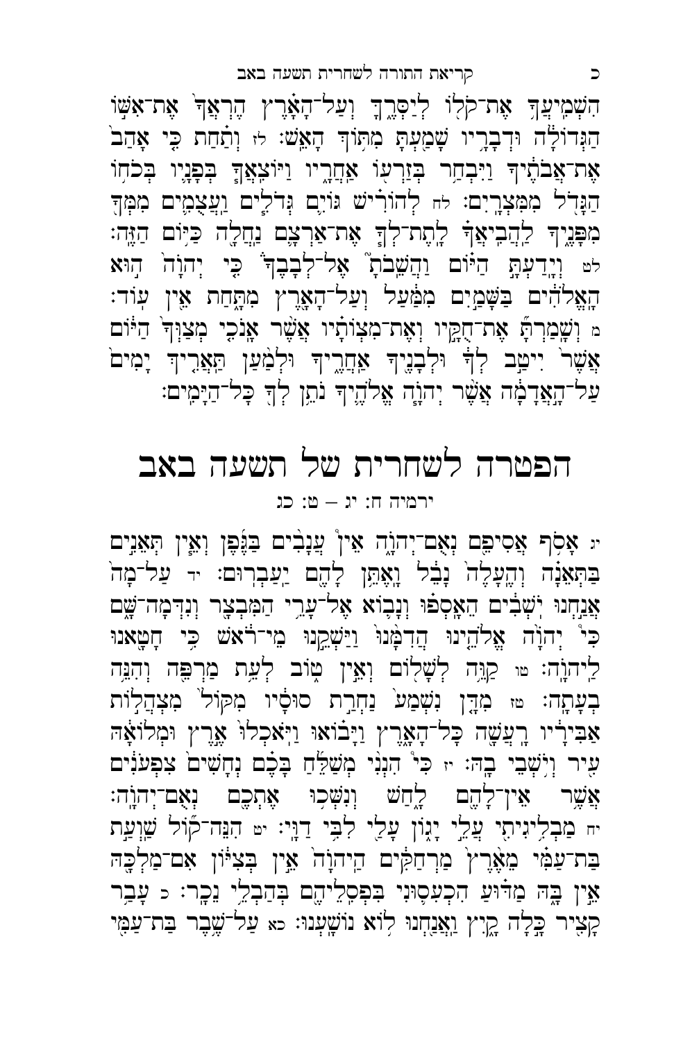הִשְׁמִיעֲךָ֧ אֶת־קֹל֖וֹ לְיַסְּרֶ֑ךָּ וְעַל־הָאָ֗רֶץ הֶרְאֲךָ֙ אֶת־אִשּׁ֣וֹ הַגְּדוֹלָ֔ה וּדְבָרָ֥יו שָׁמַ֖עְתָּ מִתּ֥וֹךְ הָאֵֽשׁ׃ לז וְתַ֗חַת כִּ֤י אָהַב֙ אֶת־אֲבֹתֶ֔יךָ וַיִּבְחַ֥ר בְּזַרְע֖וֹ אַחֲרָ֑יו וַיּוֹצִֽאֲךָ֧ בְּפָנָ֛יו בְּכֹח֥וֹ הַגָּדֹ֖ל מִמִּצְרָֽיִם׃ לח לְהוֹרִ֗ישׁ גּוֹיִ֛ם גְּדֹלִ֧ים וַעֲצֻמִ֛ים מִמְּךָ֖ מִפָּנֶ֑יךָ לַהֲבִֽיאֲךָ֗ לָתֶת־לְךָ֧ אֶת־אַרְצָ֛ם נַחֲלָ֖ה כַּיּ֥וֹם הַזֶּֽה׃ לט וְיָדַעְתָּ֣ הַיּ֗וֹם וַהֲשֵׁבֹתָ֘ אֶל־לְבָבֶ֒ךָ֒ כִּ֤י יְהוָה֙ ה֣וּא הָֽאֱלֹהִ֔ים בַּשָּׁמַ֣יִם מִמַּ֔עַל וְעַל־הָאָ֖רֶץ מִתָּ֑חַת אֵ֖ין עֽוֹד׃ מ וְשָׁמַרְתָּ֞ אֶת־חֻקָּ֣יו וְאֶת־מִצְוֺתָ֗יו אֲשֶׁ֨ר אָנֹכִ֤י מְצַוְּךָ֙ הַיּ֔וֹם אֲשֶׁר֙ יִיטַ֣ב לְךָ֔ וּלְבָנֶ֖יךָ אַחֲרֶ֑יךָ וּלְמַ֨עַן תַּאֲרִ֤יךְ יָמִים֙ עַל־הָ֣אֲדָמָ֔ה אֲשֶׁ֨ר יְהוָ֧ה אֱלֹהֶ֛יךָ נֹתֵ֥ן לְךָ֖ כָּל־הַיָּמִֽים׃

# הפטרה לשחרית של תשעה באב

ירמיה ח: יג – ט: כג

יג אָסֹ֥ף אֲסִיפֵ֖ם נְאֻם־יְהוָ֑ה אֵין֩ עֲנָבִ֨ים בַּגֶּ֜פֶן וְאֵ֧ין תְּאֵנִ֣ים בַּתְּאֵנָ֗ה וְהֶֽעָלֶה֙ נָבֵ֔ל וָאֶתֵּ֥ן לָהֶ֖ם יַעַבְרֽוּם׃ יד עַל־מָה֙ אֲנַ֣חְנוּ יֹשְׁבִ֔ים הֵאָֽסְפ֗וּ וְנָב֛וֹא אֶל־עָרֵ֥י הַמִּבְצָ֖ר וְנִדְּמָה־שָּׁ֑ם כִּי֩ יְהוָ֨ה אֱלֹהֵ֤ינוּ הֲדִמָּ֙נוּ֙ וַיַּשְׁקֵ֣נוּ מֵי־רֹ֔אשׁ כִּ֥י חָטָ֖אנוּ לַֽיהוָֽה׃ טו קַוֵּ֥ה לְשָׁל֖וֹם וְאֵ֣ין ט֑וֹב לְעֵ֥ת מַרְפֵּ֖ה וְהִנֵּ֥ה בְעָתָֽה׃ טז מִדָּ֤ן נִשְׁמַע֙ נַחְרַ֣ת סוּסָ֔יו מִקּוֹל֙ מִצְהֲל֣וֹת אַבִּירָ֔יו רָעֲשָׁ֖ה כָּל־הָאָ֑רֶץ וַיָּב֗וֹאוּ וַיֹּֽאכְלוּ֙ אֶ֣רֶץ וּמְלוֹאָ֔הּ עִ֖יר וְיֹ֥שְׁבֵי בָֽהּ׃ יז כִּי֩ הִנְנִ֨י מְשַׁלֵּ֜חַ בָּכֶ֗ם נְחָשִׁים֙ צִפְעֹנִ֔ים אֲשֶׁ֥ר אֵין־לָהֶ֖ם לָ֑חַשׁ וְנִשְּׁכ֥וּ אֶתְכֶ֖ם נְאֻם־יְהוָֽה׃ יח מַבְלִ֥יגִיתִ֖י עֲלֵ֣י יָג֑וֹן עָלַ֖י לִבִּ֥י דַוָּֽי׃ יט הִנֵּה־ק֞וֹל שַֽׁוְעַ֣ת בַּת־עַמִּ֗י מֵאֶ֙רֶץ֙ מַרְחַקִּ֔ים הַֽיהוָה֙ אֵ֣ין בְּצִיּ֔וֹן אִם־מַלְכָּ֖הּ אֵ֣ין בָּ֑הּ מַדּ֗וּעַ הִכְעִס֛וּנִי בִּפְסִלֵיהֶ֖ם בְּהַבְלֵ֥י נֵכָֽר׃ כ עָבַ֥ר קָצִ֖יר כָּ֣לָה קָ֑יִץ וַאֲנַ֖חְנוּ ל֥וֹא נוֹשָֽׁעְנוּ׃ כא עַל־שֶׁ֥בֶר בַּת־עַמִּ֖י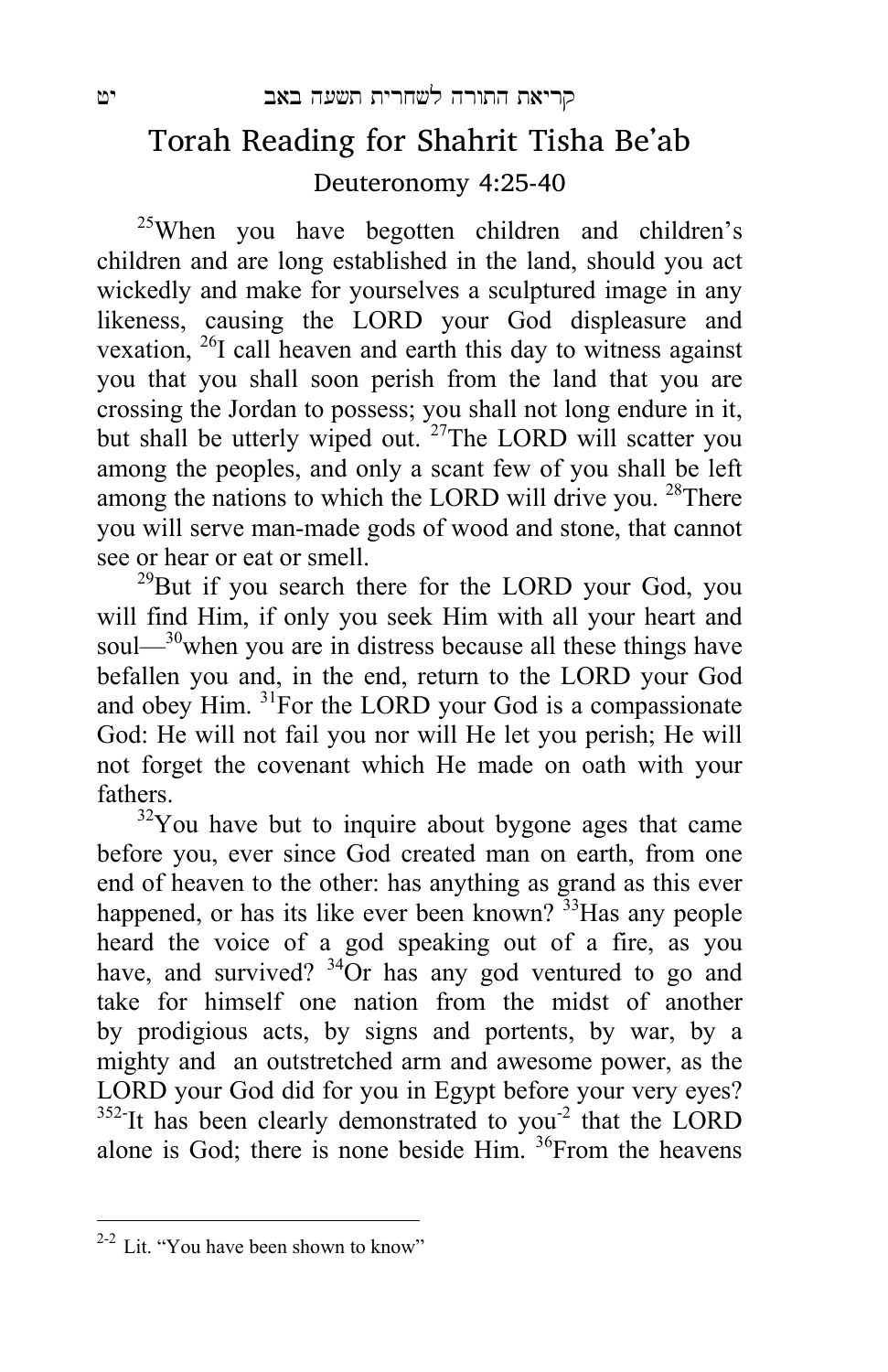## קריאת התורה לשחרית תשעה באב

# Torah Reading for Shahrit Tisha Be'ab

### Deuteronomy 4:25-40

[25]When you have begotten children and children's children and are long established in the land, should you act wickedly and make for yourselves a sculptured image in any likeness, causing the LORD your God displeasure and vexation, [26]I call heaven and earth this day to witness against you that you shall soon perish from the land that you are crossing the Jordan to possess; you shall not long endure in it, but shall be utterly wiped out. [27]The LORD will scatter you among the peoples, and only a scant few of you shall be left among the nations to which the LORD will drive you. [28]There you will serve man-made gods of wood and stone, that cannot see or hear or eat or smell.

[29]But if you search there for the LORD your God, you will find Him, if only you seek Him with all your heart and soul—[30]when you are in distress because all these things have befallen you and, in the end, return to the LORD your God and obey Him. [31]For the LORD your God is a compassionate God: He will not fail you nor will He let you perish; He will not forget the covenant which He made on oath with your fathers.

[32]You have but to inquire about bygone ages that came before you, ever since God created man on earth, from one end of heaven to the other: has anything as grand as this ever happened, or has its like ever been known? [33]Has any people heard the voice of a god speaking out of a fire, as you have, and survived? [34]Or has any god ventured to go and take for himself one nation from the midst of another by prodigious acts, by signs and portents, by war, by a mighty and an outstretched arm and awesome power, as the LORD your God did for you in Egypt before your very eyes? [35][2-]It has been clearly demonstrated to you[-2] that the LORD alone is God; there is none beside Him. [36]From the heavens

[2-2] Lit. "You have been shown to know"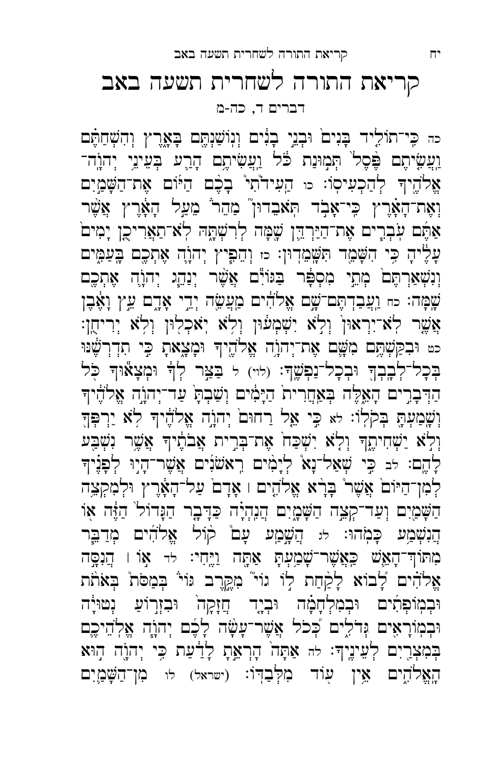# קריאת התורה לשחרית תשעה באב

דברים ד, כה-מ

כה כִּֽי־תוֹלִ֤יד בָּנִים֙ וּבְנֵ֣י בָנִ֔ים וְנֽוֹשַׁנְתֶּ֖ם בָּאָ֑רֶץ וְהִשְׁחַתֶּ֗ם וַעֲשִׂ֤יתֶם פֶּ֙סֶל֙ תְּמ֣וּנַת כֹּ֔ל וַעֲשִׂיתֶ֥ם הָרַ֛ע בְּעֵינֵֽי־יְהוָ֥ה־אֱלֹהֶ֖יךָ לְהַכְעִיסֽוֹ׃ כו הַעִידֹ֩תִי֩ בָכֶ֨ם הַיּ֜וֹם אֶת־הַשָּׁמַ֣יִם וְאֶת־הָאָ֗רֶץ כִּֽי־אָבֹ֣ד תֹּאבֵדוּן֮ מַהֵר֒ מֵעַ֣ל הָאָ֗רֶץ אֲשֶׁ֨ר אַתֶּ֜ם עֹבְרִ֧ים אֶת־הַיַּרְדֵּ֛ן שָׁ֖מָּה לְרִשְׁתָּ֑הּ לֹא־תַאֲרִיכֻ֤ן יָמִים֙ עָלֶ֔יהָ כִּ֥י הִשָּׁמֵ֖ד תִּשָּׁמֵדֽוּן׃ כז וְהֵפִ֧יץ יְהוָ֛ה אֶתְכֶ֖ם בָּעַמִּ֑ים וְנִשְׁאַרְתֶּם֙ מְתֵ֣י מִסְפָּ֔ר בַּגּוֹיִ֕ם אֲשֶׁ֨ר יְנַהֵ֧ג יְהוָ֛ה אֶתְכֶ֖ם שָֽׁמָּה׃ כח וַעֲבַדְתֶּם־שָׁ֣ם אֱלֹהִ֔ים מַעֲשֵׂ֖ה יְדֵ֣י אָדָ֑ם עֵ֣ץ וָאֶ֔בֶן אֲשֶׁ֤ר לֹא־יִרְאוּן֙ וְלֹ֣א יִשְׁמְע֔וּן וְלֹ֥א יֹאכְל֖וּן וְלֹ֥א יְרִיחֻֽן׃ כט וּבִקַּשְׁתֶּ֥ם מִשָּׁ֛ם אֶת־יְהוָ֥ה אֱלֹהֶ֖יךָ וּמָצָ֑אתָ כִּ֣י תִדְרְשֶׁ֔נּוּ בְּכָל־לְבָבְךָ֖ וּבְכָל־נַפְשֶֽׁךָ׃ (לוי) ל בַּצַּ֣ר לְךָ֔ וּמְצָא֕וּךָ כֹּ֖ל הַדְּבָרִ֣ים הָאֵ֑לֶּה בְּאַחֲרִית֙ הַיָּמִ֔ים וְשַׁבְתָּ֙ עַד־יְהוָ֣ה אֱלֹהֶ֔יךָ וְשָׁמַעְתָּ֖ בְּקֹלֽוֹ׃ לא כִּ֣י אֵ֤ל רַחוּם֙ יְהוָ֣ה אֱלֹהֶ֔יךָ לֹ֥א יַרְפְּךָ֖ וְלֹ֣א יַשְׁחִיתֶ֑ךָ וְלֹ֤א יִשְׁכַּח֙ אֶת־בְּרִ֣ית אֲבֹתֶ֔יךָ אֲשֶׁ֥ר נִשְׁבַּ֖ע לָהֶֽם׃ לב כִּ֣י שְׁאַל־נָא֩ לְיָמִ֨ים רִאשֹׁנִ֜ים אֲשֶׁר־הָי֣וּ לְפָנֶ֗יךָ לְמִן־הַיּוֹם֙ אֲשֶׁ֨ר בָּרָ֧א אֱלֹהִ֣ים ׀ אָדָם֮ עַל־הָאָרֶץ֒ וּלְמִקְצֵ֥ה הַשָּׁמַ֖יִם וְעַד־קְצֵ֣ה הַשָּׁמָ֑יִם הֲנִֽהְיָ֗ה כַּדָּבָ֤ר הַגָּדוֹל֙ הַזֶּ֔ה א֖וֹ הֲנִשְׁמַ֥ע כָּמֹֽהוּ׃ לג הֲשָׁ֣מַֽע עָם֩ ק֨וֹל אֱלֹהִ֜ים מְדַבֵּ֧ר מִתּוֹךְ־הָאֵ֛שׁ כַּאֲשֶׁר־שָׁמַ֥עְתָּ אַתָּ֖ה וַיֶּֽחִי׃ לד א֣וֹ ׀ הֲנִסָּ֣ה אֱלֹהִ֗ים לָ֠בוֹא לָקַ֨חַת ל֣וֹג֘וֹי֮ מִקֶּ֣רֶב גּוֹי֒ בְּמַסֹּת֩ בְּאֹתֹ֨ת וּבְמוֹפְתִ֜ים וּבְמִלְחָמָ֗ה וּבְיָ֤ד חֲזָקָה֙ וּבִזְר֣וֹעַ נְטוּיָ֔ה וּבְמוֹרָאִ֖ים גְּדֹלִ֑ים כְּ֠כֹל אֲשֶׁר־עָשָׂ֨ה לָכֶ֜ם יְהוָ֧ה אֱלֹהֵיכֶ֛ם בְּמִצְרַ֖יִם לְעֵינֶֽיךָ׃ לה אַתָּה֙ הָרְאֵ֣תָ לָדַ֔עַת כִּ֥י יְהוָ֖ה ה֣וּא הָאֱלֹהִ֑ים אֵ֥ין ע֖וֹד מִלְבַדּֽוֹ׃ (ישראל) לו מִן־הַשָּׁמַ֛יִם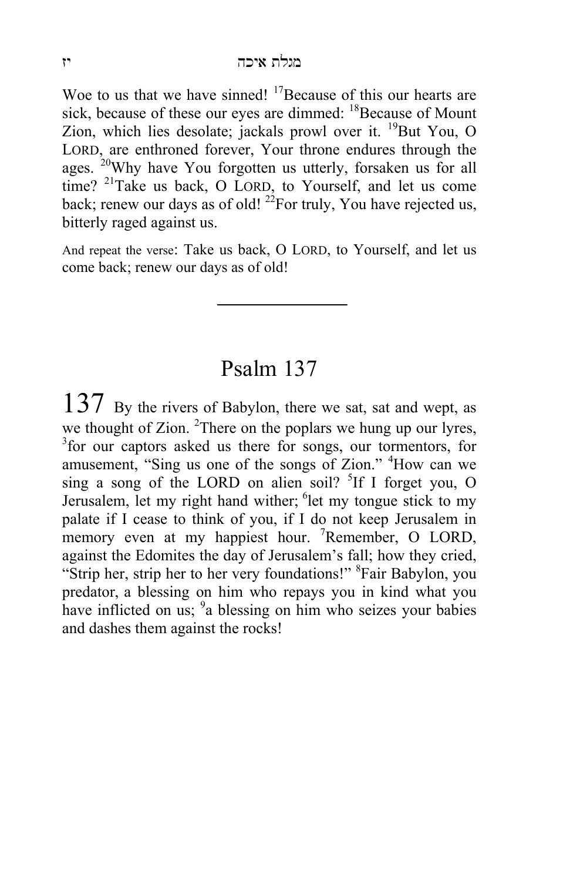Woe to us that we have sinned! [17]Because of this our hearts are sick, because of these our eyes are dimmed: [18]Because of Mount Zion, which lies desolate; jackals prowl over it. [19]But You, O LORD, are enthroned forever, Your throne endures through the ages. [20]Why have You forgotten us utterly, forsaken us for all time? [21]Take us back, O LORD, to Yourself, and let us come back; renew our days as of old! [22]For truly, You have rejected us, bitterly raged against us.

And repeat the verse: Take us back, O LORD, to Yourself, and let us come back; renew our days as of old!

---

# Psalm 137

137 By the rivers of Babylon, there we sat, sat and wept, as we thought of Zion. [2]There on the poplars we hung up our lyres, [3]for our captors asked us there for songs, our tormentors, for amusement, "Sing us one of the songs of Zion." [4]How can we sing a song of the LORD on alien soil? [5]If I forget you, O Jerusalem, let my right hand wither; [6]let my tongue stick to my palate if I cease to think of you, if I do not keep Jerusalem in memory even at my happiest hour. [7]Remember, O LORD, against the Edomites the day of Jerusalem's fall; how they cried, "Strip her, strip her to her very foundations!" [8]Fair Babylon, you predator, a blessing on him who repays you in kind what you have inflicted on us; [9]a blessing on him who seizes your babies and dashes them against the rocks!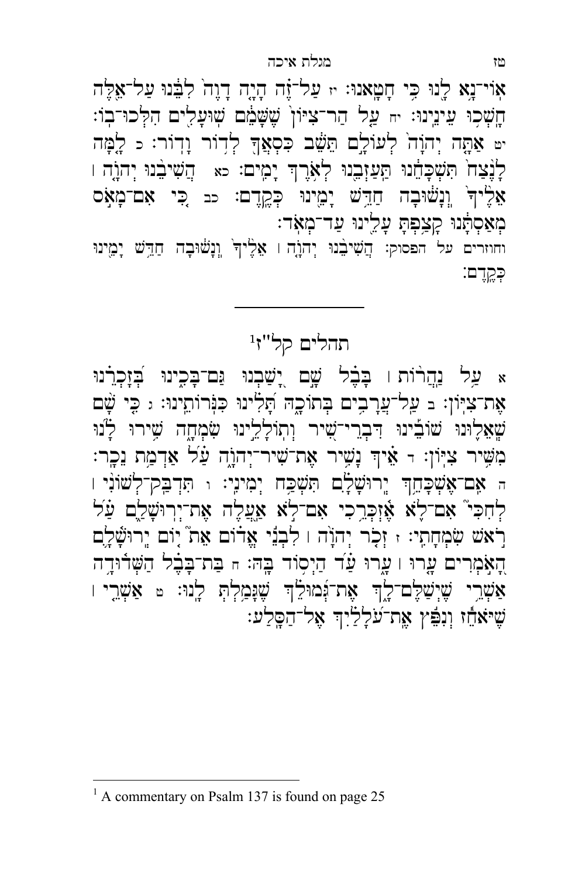אֽוֹי־נָ֥א לָ֖נוּ כִּ֥י חָטָֽאנוּ׃ יז עַל־זֶ֗ה הָיָ֤ה דָוֶה֙ לִבֵּ֔נוּ עַל־אֵ֖לֶּה חָשְׁכ֥וּ עֵינֵֽינוּ׃ יח עַ֤ל הַר־צִיּוֹן֙ שֶׁשָּׁמֵ֔ם שׁוּעָלִ֖ים הִלְּכוּ־בֽוֹ׃ יט אַתָּ֤ה יְהוָה֙ לְעוֹלָ֣ם תֵּשֵׁ֔ב כִּסְאֲךָ֖ לְדֹ֥ר וָדֽוֹר׃ כ לָ֤מָּה לָנֶ֙צַח֙ תִּשְׁכָּחֵ֔נוּ תַּעַזְבֵ֖נוּ לְאֹ֥רֶךְ יָמִֽים׃ כא הֲשִׁיבֵ֨נוּ יְהוָ֤ה ׀ אֵלֶ֙יךָ֙ וְֽנָשׁ֔וּבָה חַדֵּ֥שׁ יָמֵ֖ינוּ כְּקֶֽדֶם׃ כב כִּ֚י אִם־מָאֹ֣ס מְאַסְתָּ֔נוּ קָצַ֥פְתָּ עָלֵ֖ינוּ עַד־מְאֹֽד׃

וחוזרים על הפסוק: הֲשִׁיבֵ֨נוּ יְהוָ֤ה ׀ אֵלֶ֙יךָ֙ וְֽנָשׁ֔וּבָה חַדֵּ֥שׁ יָמֵ֖ינוּ כְּקֶֽדֶם׃

---

## תהלים קל"ז[1]

א עַ֤ל נַהֲר֨וֹת ׀ בָּבֶ֗ל שָׁ֣ם יָ֭שַׁבְנוּ גַּם־בָּכִ֑ינוּ בְּ֝זָכְרֵ֗נוּ אֶת־צִיּֽוֹן׃ ב עַל־עֲרָבִ֥ים בְּתוֹכָ֑הּ תָּ֝לִ֗ינוּ כִּנֹּרוֹתֵֽינוּ׃ ג כִּ֤י שָׁ֨ם שְֽׁאֵל֪וּנוּ שׁוֹבֵ֡ינוּ דִּבְרֵי־שִׁ֭יר וְתוֹלָלֵ֣ינוּ שִׂמְחָ֑ה שִׁ֥ירוּ לָ֝֗נוּ מִשִּׁ֥יר צִיּֽוֹן׃ ד אֵ֗יךְ נָשִׁ֥יר אֶת־שִׁיר־יְהוָ֑ה עַ֝֗ל אַדְמַ֥ת נֵכָֽר׃ ה אִֽם־אֶשְׁכָּחֵ֥ךְ יְרוּשָׁלִָ֗ם תִּשְׁכַּ֥ח יְמִינִֽי׃ ו תִּדְבַּֽק־לְשׁוֹנִ֨י ׀ לְחִכִּי֮ אִם־לֹ֪א אֶ֫זְכְּרֵ֥כִי אִם־לֹ֣א אַ֭עֲלֶה אֶת־יְרוּשָׁלִַ֑ם עַ֝֗ל רֹ֣אשׁ שִׂמְחָתִֽי׃ ז זְכֹ֤ר יְהוָ֨ה ׀ לִבְנֵ֬י אֱד֗וֹם אֵ֤ת י֬וֹם יְֽרוּשָׁלִָ֑ם הָ֭אֹמְרִים עָ֤רוּ ׀ עָ֑רוּ עַ֝֗ד הַיְס֥וֹד בָּֽהּ׃ ח בַּת־בָּבֶ֗ל הַשְּׁד֫וּדָ֥ה אַשְׁרֵ֥י שֶׁיְשַׁלֶּם־לָ֑ךְ אֶת־גְּ֝מוּלֵ֗ךְ שֶׁגָּמַ֥לְתְּ לָֽנוּ׃ ט אַשְׁרֵ֤י ׀ שֶׁיֹּאחֵ֓ז וְנִפֵּ֬ץ אֶֽת־עֹלָלַ֗יִךְ אֶל־הַסָּֽלַע׃

---

[1] A commentary on Psalm 137 is found on page 25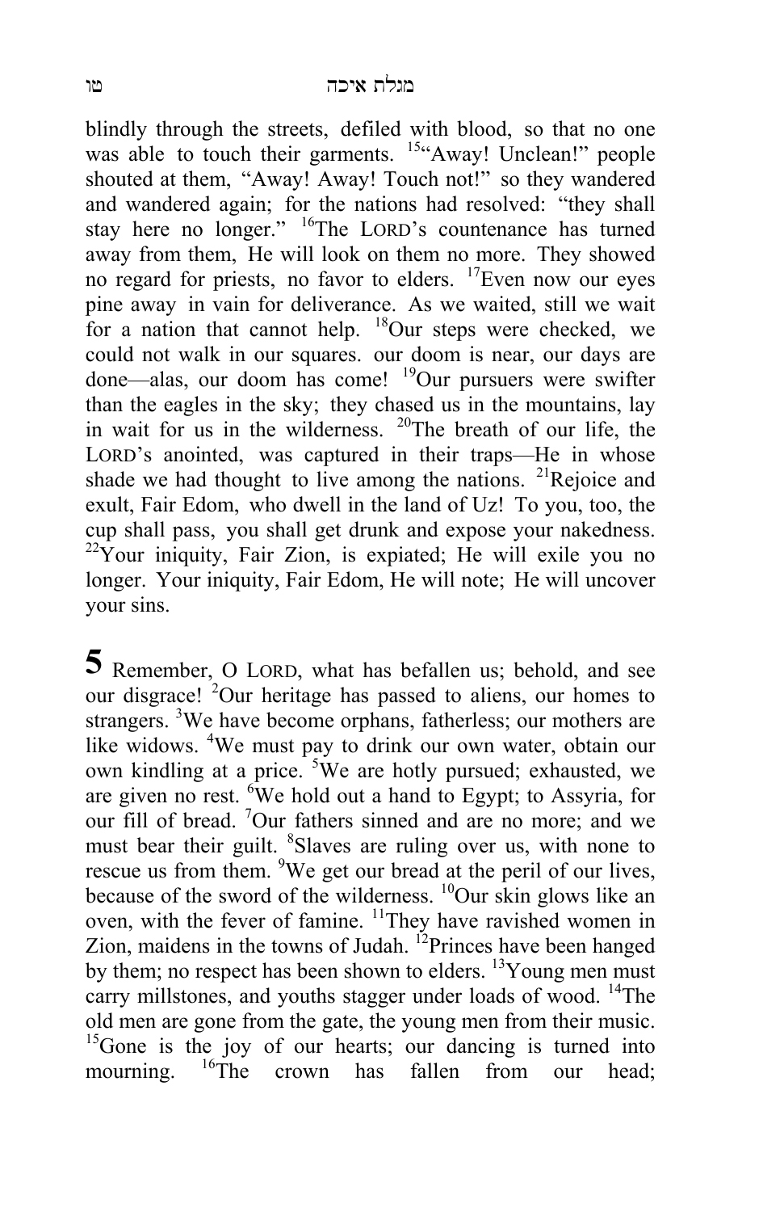blindly through the streets, defiled with blood, so that no one was able to touch their garments. [15]"Away! Unclean!" people shouted at them, "Away! Away! Touch not!" so they wandered and wandered again; for the nations had resolved: "they shall stay here no longer." [16]The LORD's countenance has turned away from them, He will look on them no more. They showed no regard for priests, no favor to elders. [17]Even now our eyes pine away in vain for deliverance. As we waited, still we wait for a nation that cannot help. [18]Our steps were checked, we could not walk in our squares. our doom is near, our days are done—alas, our doom has come! [19]Our pursuers were swifter than the eagles in the sky; they chased us in the mountains, lay in wait for us in the wilderness. [20]The breath of our life, the LORD's anointed, was captured in their traps—He in whose shade we had thought to live among the nations. [21]Rejoice and exult, Fair Edom, who dwell in the land of Uz! To you, too, the cup shall pass, you shall get drunk and expose your nakedness. [22]Your iniquity, Fair Zion, is expiated; He will exile you no longer. Your iniquity, Fair Edom, He will note; He will uncover your sins.

**5** Remember, O LORD, what has befallen us; behold, and see our disgrace! [2]Our heritage has passed to aliens, our homes to strangers. [3]We have become orphans, fatherless; our mothers are like widows. [4]We must pay to drink our own water, obtain our own kindling at a price. [5]We are hotly pursued; exhausted, we are given no rest. [6]We hold out a hand to Egypt; to Assyria, for our fill of bread. [7]Our fathers sinned and are no more; and we must bear their guilt. [8]Slaves are ruling over us, with none to rescue us from them. [9]We get our bread at the peril of our lives, because of the sword of the wilderness. [10]Our skin glows like an oven, with the fever of famine. [11]They have ravished women in Zion, maidens in the towns of Judah. [12]Princes have been hanged by them; no respect has been shown to elders. [13]Young men must carry millstones, and youths stagger under loads of wood. [14]The old men are gone from the gate, the young men from their music. [15]Gone is the joy of our hearts; our dancing is turned into mourning. [16]The crown has fallen from our head;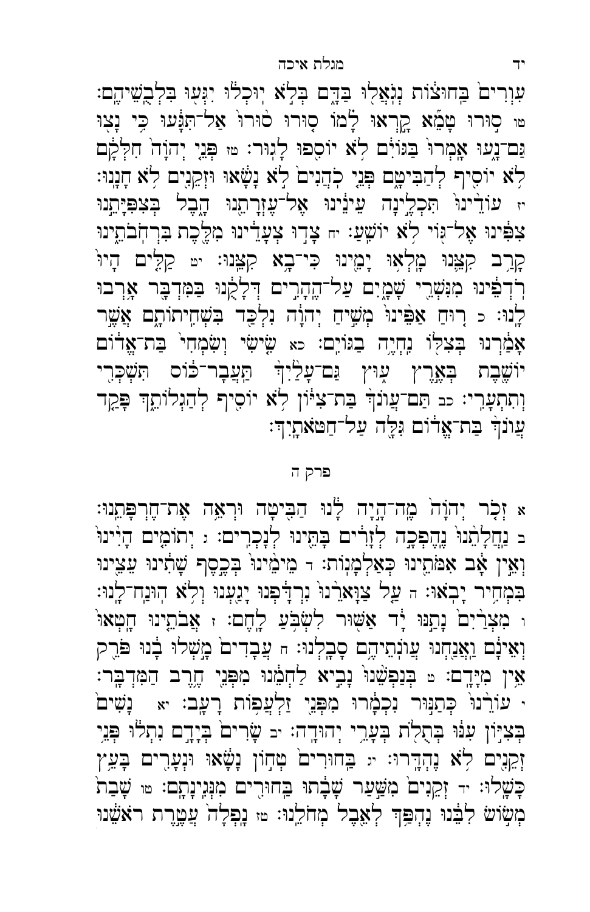עִוְרִים֙ בַּחוּצ֔וֹת נְגֹֽאֲל֖וּ בַּדָּ֑ם בְּלֹ֣א יֽוּכְל֔וּ יִגְּע֖וּ בִּלְבֻשֵׁיהֶֽם׃ טו סֽוּרוּ טָמֵ֞א קָ֣רְאוּ לָ֗מוֹ ס֤וּרוּ ס֙וּרוּ֙ אַל־תִּגָּ֔עוּ כִּ֥י נָצ֖וּ גַּם־נָ֑עוּ אָֽמְרוּ֙ בַּגּוֹיִ֔ם לֹ֥א יוֹסִ֖פוּ לָגֽוּר׃ טז פְּנֵ֤י יְהוָה֙ חִלְּקָ֔ם לֹ֥א יוֹסִ֖יף לְהַבִּיטָ֑ם פְּנֵ֤י כֹהֲנִים֙ לֹ֣א נָשָׂ֔אוּ וּזְקֵנִ֖ים לֹ֥א חָנָֽנוּ׃ יז עוֹדֵ֙ינוּ֙ תִּכְלֶ֣ינָה עֵינֵ֔ינוּ אֶל־עֶזְרָתֵ֖נוּ הָ֑בֶל בְּצִפִּיָּתֵ֣נוּ צִפִּ֔ינוּ אֶל־גּ֖וֹי לֹ֥א יוֹשִֽׁעַ׃ יח צָד֣וּ צְעָדֵ֔ינוּ מִלֶּ֖כֶת בִּרְחֹבֹתֵ֑ינוּ קָרַ֥ב קִצֵּ֛נוּ מָלְא֥וּ יָמֵ֖ינוּ כִּי־בָ֥א קִצֵּֽנוּ׃ יט קַלִּ֤ים הָיוּ֙ רֹדְפֵ֔ינוּ מִנִּשְׁרֵ֖י שָׁמָ֑יִם עַל־הֶהָרִ֣ים דְּלָקֻ֔נוּ בַּמִּדְבָּ֖ר אָ֥רְבוּ לָֽנוּ׃ כ ר֤וּחַ אַפֵּ֙ינוּ֙ מְשִׁ֣יחַ יְהוָ֔ה נִלְכַּ֖ד בִּשְׁחִיתוֹתָ֑ם אֲשֶׁ֣ר אָמַ֔רְנוּ בְּצִלּ֖וֹ נִחְיֶ֥ה בַגּוֹיִֽם׃ כא שִׂ֤ישִׂי וְשִׂמְחִי֙ בַּת־אֱד֔וֹם יוֹשֶׁ֖בֶת בְּאֶ֣רֶץ ע֑וּץ גַּם־עָלַ֙יִךְ֙ תַּעֲבָר־כּ֔וֹס תִּשְׁכְּרִ֖י וְתִתְעָֽרִי׃ כב תַּם־עֲוֺנֵךְ֙ בַּת־צִיּ֔וֹן לֹ֥א יוֹסִ֖יף לְהַגְלוֹתֵ֑ךְ פָּקַ֤ד עֲוֺנֵךְ֙ בַּת־אֱד֔וֹם גִּלָּ֖ה עַל־חַטֹּאתָֽיִךְ׃

## פרק ה

א זְכֹ֤ר יְהוָה֙ מֶֽה־הָ֣יָה לָ֔נוּ הַבִּ֖יטָה וּרְאֵ֥ה אֶת־חֶרְפָּתֵֽנוּ׃ ב נַחֲלָתֵ֙נוּ֙ נֶֽהֶפְכָ֣ה לְזָרִ֔ים בָּתֵּ֖ינוּ לְנָכְרִֽים׃ ג יְתוֹמִ֤ים הָיִ֙ינוּ֙ וְאֵ֣ין אָ֔ב אִמֹּתֵ֖ינוּ כְּאַלְמָנֽוֹת׃ ד מֵימֵ֙ינוּ֙ בְּכֶ֣סֶף שָׁתִ֔ינוּ עֵצֵ֖ינוּ בִּמְחִ֥יר יָבֹֽאוּ׃ ה עַ֤ל צַוָּארֵ֙נוּ֙ נִרְדָּ֔פְנוּ יָגַ֖עְנוּ וְלֹ֥א הֽוּנַֽח־לָֽנוּ׃ ו מִצְרַ֙יִם֙ נָתַ֣נּוּ יָ֔ד אַשּׁ֖וּר לִשְׂבֹּ֥עַ לָֽחֶם׃ ז אֲבֹתֵ֤ינוּ חָֽטְאוּ֙ וְאֵינָ֔ם וַאֲנַ֖חְנוּ עֲוֺנֹתֵיהֶ֥ם סָבָֽלְנוּ׃ ח עֲבָדִים֙ מָ֣שְׁלוּ בָ֔נוּ פֹּרֵ֖ק אֵ֥ין מִיָּדָֽם׃ ט בְּנַפְשֵׁ֙נוּ֙ נָבִ֣יא לַחְמֵ֔נוּ מִפְּנֵ֖י חֶ֥רֶב הַמִּדְבָּֽר׃ י עוֹרֵ֙נוּ֙ כְּתַנּ֣וּר נִכְמָ֔רוּ מִפְּנֵ֖י זַלְעֲפ֥וֹת רָעָֽב׃ יא נָשִׁים֙ בְּצִיּ֣וֹן עִנּ֔וּ בְּתֻלֹ֖ת בְּעָרֵ֥י יְהוּדָֽה׃ יב שָׂרִים֙ בְּיָדָ֣ם נִתְל֔וּ פְּנֵ֥י זְקֵנִ֖ים לֹ֥א נֶהְדָּֽרוּ׃ יג בַּחוּרִים֙ טְח֣וֹן נָשָׂ֔אוּ וּנְעָרִ֖ים בָּעֵ֥ץ כָּשָֽׁלוּ׃ יד זְקֵנִים֙ מִשַּׁ֣עַר שָׁבָ֔תוּ בַּחוּרִ֖ים מִנְּגִינָתָֽם׃ טו שָׁבַת֙ מְשׂ֣וֹשׂ לִבֵּ֔נוּ נֶהְפַּ֥ךְ לְאֵ֖בֶל מְחֹלֵֽנוּ׃ טז נָֽפְלָה֙ עֲטֶ֣רֶת רֹאשֵׁ֔נוּ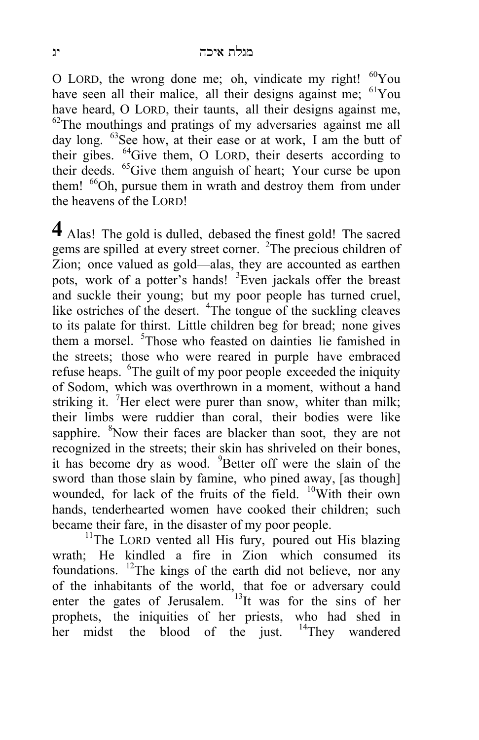O LORD, the wrong done me; oh, vindicate my right! [60]You have seen all their malice, all their designs against me; [61]You have heard, O LORD, their taunts, all their designs against me, [62]The mouthings and pratings of my adversaries against me all day long. [63]See how, at their ease or at work, I am the butt of their gibes. [64]Give them, O LORD, their deserts according to their deeds. [65]Give them anguish of heart; Your curse be upon them! [66]Oh, pursue them in wrath and destroy them from under the heavens of the LORD!

**4** Alas! The gold is dulled, debased the finest gold! The sacred gems are spilled at every street corner. [2]The precious children of Zion; once valued as gold—alas, they are accounted as earthen pots, work of a potter's hands! [3]Even jackals offer the breast and suckle their young; but my poor people has turned cruel, like ostriches of the desert. [4]The tongue of the suckling cleaves to its palate for thirst. Little children beg for bread; none gives them a morsel. [5]Those who feasted on dainties lie famished in the streets; those who were reared in purple have embraced refuse heaps. [6]The guilt of my poor people exceeded the iniquity of Sodom, which was overthrown in a moment, without a hand striking it. [7]Her elect were purer than snow, whiter than milk; their limbs were ruddier than coral, their bodies were like sapphire. [8]Now their faces are blacker than soot, they are not recognized in the streets; their skin has shriveled on their bones, it has become dry as wood. [9]Better off were the slain of the sword than those slain by famine, who pined away, [as though] wounded, for lack of the fruits of the field. [10]With their own hands, tenderhearted women have cooked their children; such became their fare, in the disaster of my poor people.

[11]The LORD vented all His fury, poured out His blazing wrath; He kindled a fire in Zion which consumed its foundations. [12]The kings of the earth did not believe, nor any of the inhabitants of the world, that foe or adversary could enter the gates of Jerusalem. [13]It was for the sins of her prophets, the iniquities of her priests, who had shed in her midst the blood of the just. [14]They wandered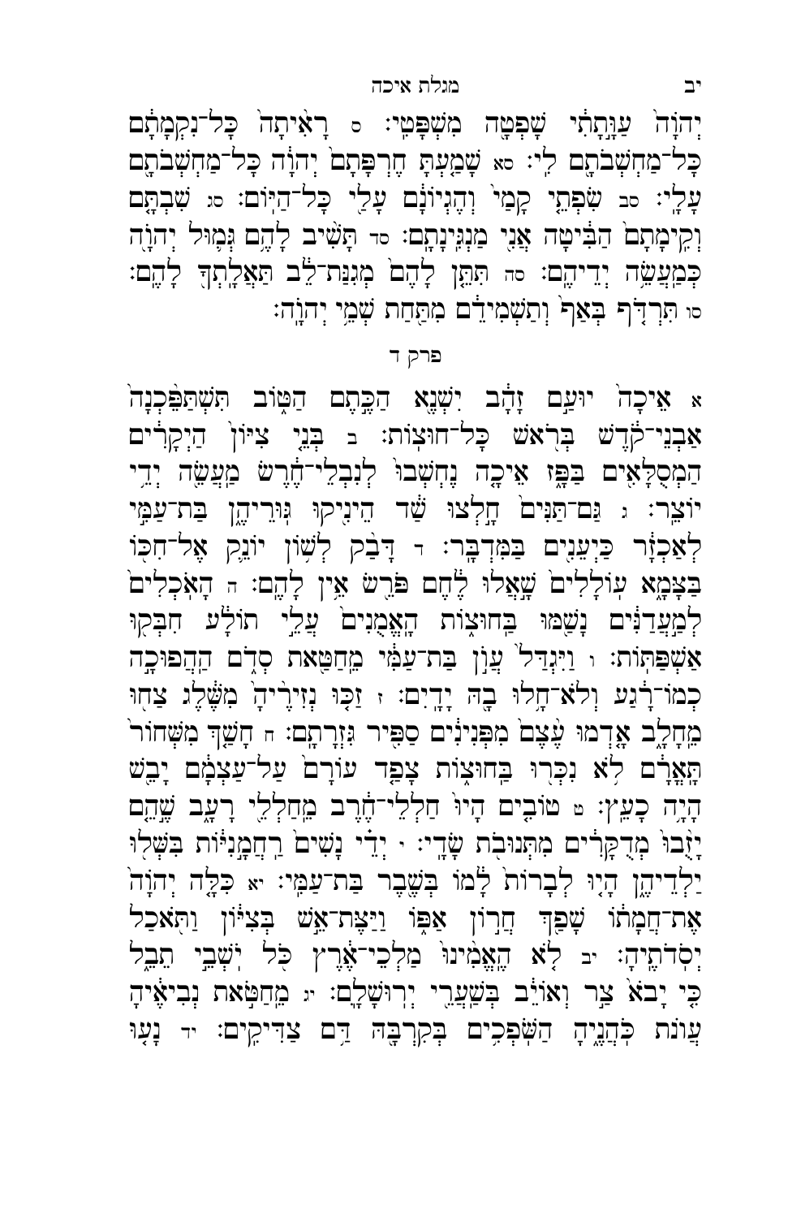יְהוָה֙ עַוָּ֣תָתִ֔י שָׁפְטָ֖ה מִשְׁפָּטִֽי׃ ס רָאִ֙יתָה֙ כָּל־נִקְמָתָ֔ם כָּל־מַחְשְׁבֹתָ֖ם לִֽי׃ סא שָׁמַ֤עְתָּ חֶרְפָּתָם֙ יְהוָ֔ה כָּל־מַחְשְׁבֹתָ֖ם עָלָֽי׃ סב שִׂפְתֵ֤י קָמַי֙ וְהֶגְיוֹנָ֔ם עָלַ֖י כָּל־הַיּֽוֹם׃ סג שִׁבְתָּ֤ם וְקִֽימָתָם֙ הַבִּ֔יטָה אֲנִ֖י מַנְגִּינָתָֽם׃ סד תָּשִׁ֨יב לָהֶ֥ם גְּמ֛וּל יְהוָ֖ה כְּמַעֲשֵׂ֥ה יְדֵיהֶֽם׃ סה תִּתֵּ֤ן לָהֶם֙ מְגִנַּת־לֵ֔ב תַּאֲלָתְךָ֖ לָהֶֽם׃ סו תִּרְדֹּ֤ף בְּאַף֙ וְתַשְׁמִידֵ֔ם מִתַּ֖חַת שְׁמֵ֥י יְהוָֽה׃

פרק ד

א אֵיכָה֙ יוּעַ֣ם זָהָ֔ב יִשְׁנֶ֖א הַכֶּ֣תֶם הַטּ֑וֹב תִּשְׁתַּפֵּ֙כְנָה֙ אַבְנֵי־קֹ֔דֶשׁ בְּרֹ֖אשׁ כָּל־חוּצֽוֹת׃ ב בְּנֵ֤י צִיּוֹן֙ הַיְקָרִ֔ים הַמְסֻלָּאִ֖ים בַּפָּ֑ז אֵיכָ֤ה נֶחְשְׁבוּ֙ לְנִבְלֵי־חֶ֔רֶשׂ מַעֲשֵׂ֖ה יְדֵ֥י יוֹצֵֽר׃ ג גַּם־תַּנִּים֙ חָ֣לְצוּ שַׁ֔ד הֵינִ֖יקוּ גּוּרֵיהֶ֑ן בַּת־עַמִּ֣י לְאַכְזָ֔ר כַּיְעֵנִ֖ים בַּמִּדְבָּֽר׃ ד דָּבַ֨ק לְשׁ֥וֹן יוֹנֵ֛ק אֶל־חִכּ֖וֹ בַּצָּמָ֑א עֽוֹלָלִים֙ שָׁ֣אֲלוּ לֶ֔חֶם פֹּרֵ֖שׂ אֵ֥ין לָהֶֽם׃ ה הָאֹֽכְלִים֙ לְמַ֣עֲדַנִּ֔ים נָשַׁ֖מּוּ בַּחוּצ֑וֹת הָאֱמֻנִים֙ עֲלֵ֣י תוֹלָ֔ע חִבְּק֖וּ אַשְׁפַּתּֽוֹת׃ ו וַיִּגְדַּל֙ עֲוֺ֣ן בַּת־עַמִּ֔י מֵחַטַּ֖את סְדֹ֑ם הַהֲפוּכָ֣ה כְמוֹ־רָ֔גַע וְלֹא־חָ֥לוּ בָ֖הּ יָדָֽיִם׃ ז זַכּ֤וּ נְזִירֶ֙יהָ֙ מִשֶּׁ֔לֶג צַח֖וּ מֵחָלָ֑ב אָ֤דְמוּ עֶ֙צֶם֙ מִפְּנִינִ֔ים סַפִּ֖יר גִּזְרָתָֽם׃ ח חָשַׁ֤ךְ מִשְּׁחוֹר֙ תָּאֳרָ֔ם לֹ֥א נִכְּר֖וּ בַּחוּצ֑וֹת צָפַ֤ד עוֹרָם֙ עַל־עַצְמָ֔ם יָבֵ֖שׁ הָיָ֥ה כָעֵֽץ׃ ט טוֹבִ֤ים הָיוּ֙ חַֽלְלֵי־חֶ֔רֶב מֵחַלְלֵ֖י רָעָ֑ב שֶׁ֣הֵ֞ם יָז֤וּבוּ מְדֻקָּרִים֙ מִתְּנוּבֹ֖ת שָׂדָֽי׃ י יְדֵ֗י נָשִׁים֙ רַחֲמָ֣נִיּ֔וֹת בִּשְּׁל֖וּ יַלְדֵיהֶ֑ן הָי֤וּ לְבָרוֹת֙ לָ֔מוֹ בְּשֶׁ֖בֶר בַּת־עַמִּֽי׃ יא כִּלָּ֤ה יְהוָה֙ אֶת־חֲמָת֔וֹ שָׁפַ֖ךְ חֲר֣וֹן אַפּ֑וֹ וַיַּצֶּת־אֵ֣שׁ בְּצִיּ֔וֹן וַתֹּ֖אכַל יְסוֹדֹתֶֽיהָ׃ יב לֹ֤א הֶאֱמִ֙ינוּ֙ מַלְכֵי־אֶ֔רֶץ כֹּ֖ל יֹשְׁבֵ֣י תֵבֵ֑ל כִּ֤י יָבֹא֙ צַ֣ר וְאוֹיֵ֔ב בְּשַׁעֲרֵ֖י יְרוּשָׁלִָֽם׃ יג מֵחַטֹּ֣את נְבִיאֶ֔יהָ עֲוֺנ֖וֹת כֹּהֲנֶ֑יהָ הַשֹּׁפְכִ֥ים בְּקִרְבָּ֖הּ דַּ֥ם צַדִּיקִֽים׃ יד נָע֤וּ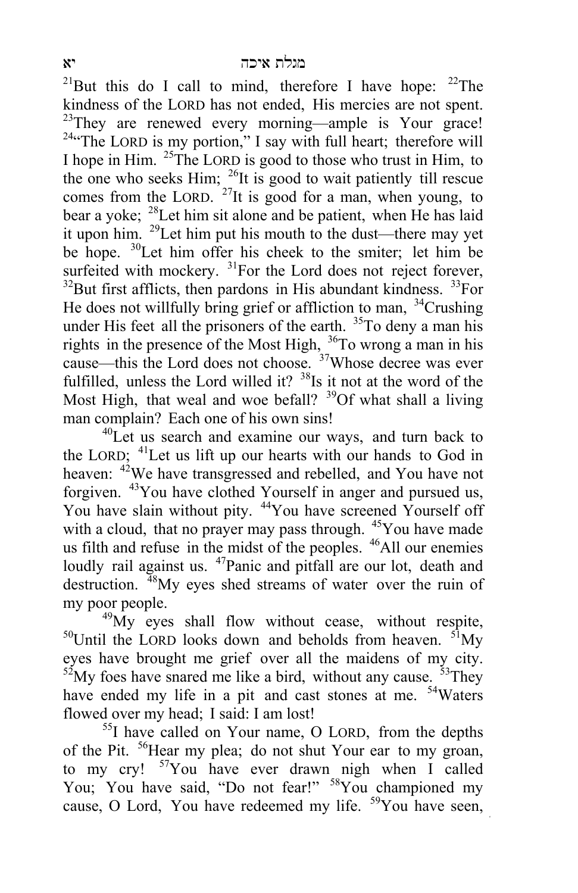[21]But this do I call to mind, therefore I have hope: [22]The kindness of the LORD has not ended, His mercies are not spent. [23]They are renewed every morning—ample is Your grace! [24]"The LORD is my portion," I say with full heart; therefore will I hope in Him. [25]The LORD is good to those who trust in Him, to the one who seeks Him; [26]It is good to wait patiently till rescue comes from the LORD. [27]It is good for a man, when young, to bear a yoke; [28]Let him sit alone and be patient, when He has laid it upon him. [29]Let him put his mouth to the dust—there may yet be hope. [30]Let him offer his cheek to the smiter; let him be surfeited with mockery. [31]For the Lord does not reject forever, [32]But first afflicts, then pardons in His abundant kindness. [33]For He does not willfully bring grief or affliction to man, [34]Crushing under His feet all the prisoners of the earth. [35]To deny a man his rights in the presence of the Most High, [36]To wrong a man in his cause—this the Lord does not choose. [37]Whose decree was ever fulfilled, unless the Lord willed it? [38]Is it not at the word of the Most High, that weal and woe befall? [39]Of what shall a living man complain? Each one of his own sins!

[40]Let us search and examine our ways, and turn back to the LORD; [41]Let us lift up our hearts with our hands to God in heaven: [42]We have transgressed and rebelled, and You have not forgiven. [43]You have clothed Yourself in anger and pursued us, You have slain without pity. [44]You have screened Yourself off with a cloud, that no prayer may pass through. [45]You have made us filth and refuse in the midst of the peoples. [46]All our enemies loudly rail against us. [47]Panic and pitfall are our lot, death and destruction. [48]My eyes shed streams of water over the ruin of my poor people.

[49]My eyes shall flow without cease, without respite, [50]Until the LORD looks down and beholds from heaven. [51]My eyes have brought me grief over all the maidens of my city. [52]My foes have snared me like a bird, without any cause. [53]They have ended my life in a pit and cast stones at me. [54]Waters flowed over my head; I said: I am lost!

[55]I have called on Your name, O LORD, from the depths of the Pit. [56]Hear my plea; do not shut Your ear to my groan, to my cry! [57]You have ever drawn nigh when I called You; You have said, "Do not fear!" [58]You championed my cause, O Lord, You have redeemed my life. [59]You have seen,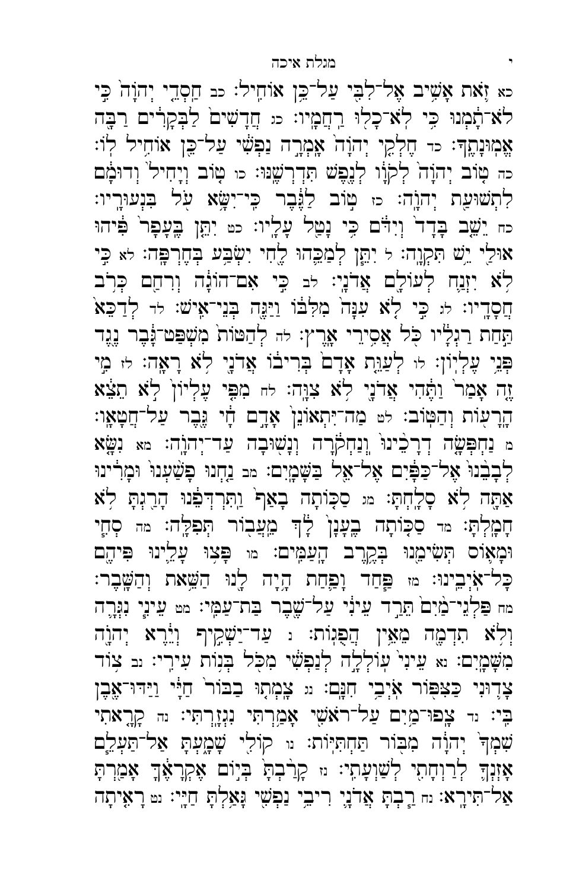כא זֹ֛את אָשִׁ֥יב אֶל־לִבִּ֖י עַל־כֵּ֥ן אוֹחִֽיל׃ כב חַֽסְדֵ֤י יְהוָה֙ כִּ֣י לֹא־תָ֔מְנוּ כִּ֥י לֹא־כָל֖וּ רַחֲמָֽיו׃ כג חֲדָשִׁים֙ לַבְּקָרִ֔ים רַבָּ֖ה אֱמוּנָתֶֽךָ׃ כד חֶלְקִ֤י יְהוָה֙ אָמְרָ֣ה נַפְשִׁ֔י עַל־כֵּ֖ן אוֹחִ֥יל לֽוֹ׃ כה ט֤וֹב יְהוָה֙ לְקֹוָ֔ו לְנֶ֖פֶשׁ תִּדְרְשֶֽׁנּוּ׃ כו ט֤וֹב וְיָחִיל֙ וְדוּמָ֔ם לִתְשׁוּעַ֖ת יְהוָֽה׃ כז ט֣וֹב לַגֶּ֔בֶר כִּֽי־יִשָּׂ֥א עֹ֖ל בִּנְעוּרָֽיו׃ כח יֵשֵׁ֤ב בָּדָד֙ וְיִדֹּ֔ם כִּ֥י נָטַ֖ל עָלָֽיו׃ כט יִתֵּ֤ן בֶּֽעָפָר֙ פִּ֔יהוּ אוּלַ֖י יֵ֥שׁ תִּקְוָֽה׃ ל יִתֵּ֧ן לְמַכֵּ֛הוּ לֶ֖חִי יִשְׂבַּ֥ע בְּחֶרְפָּֽה׃ לא כִּ֣י לֹ֥א יִזְנַ֛ח לְעוֹלָ֖ם אֲדֹנָֽי׃ לב כִּ֣י אִם־הוֹגָ֔ה וְרִחַ֖ם כְּרֹ֥ב חֲסָדָֽיו׃ לג כִּ֣י לֹ֤א עִנָּה֙ מִלִּבּ֔וֹ וַיַּגֶּ֖ה בְּנֵי־אִֽישׁ׃ לד לְדַכֵּא֙ תַּ֣חַת רַגְלָ֔יו כֹּ֖ל אֲסִ֥ירֵי אָֽרֶץ׃ לה לְהַטּוֹת֙ מִשְׁפַּט־גָּ֔בֶר נֶ֖גֶד פְּנֵ֥י עֶלְיֽוֹן׃ לו לְעַוֵּ֤ת אָדָם֙ בְּרִיב֔וֹ אֲדֹנָ֖י לֹ֥א רָאָֽה׃ לז מִ֣י זֶ֤ה אָמַר֙ וַתֶּ֔הִי אֲדֹנָ֖י לֹ֥א צִוָּֽה׃ לח מִפִּ֤י עֶלְיוֹן֙ לֹ֣א תֵצֵ֔א הָרָע֖וֹת וְהַטּֽוֹב׃ לט מַה־יִּתְאוֹנֵן֙ אָדָ֣ם חָ֔י גֶּ֖בֶר עַל־חֲטָאָֽו׃ מ נַחְפְּשָׂ֤ה דְרָכֵ֙ינוּ֙ וְנַחְקֹ֔רָה וְנָשׁ֖וּבָה עַד־יְהוָֽה׃ מא נִשָּׂ֤א לְבָבֵ֙נוּ֙ אֶל־כַּפָּ֔יִם אֶל־אֵ֖ל בַּשָּׁמָֽיִם׃ מב נַ֤חְנוּ פָשַׁ֙עְנוּ֙ וּמָרִ֔ינוּ אַתָּ֖ה לֹ֥א סָלָֽחְתָּ׃ מג סַכֹּ֤תָה בָאַף֙ וַֽתִּרְדְּפֵ֔נוּ הָרַ֖גְתָּ לֹ֥א חָמָֽלְתָּ׃ מד סַכּ֤וֹתָה בֶֽעָנָן֙ לָ֔ךְ מֵעֲב֖וֹר תְּפִלָּֽה׃ מה סְחִ֧י וּמָא֛וֹס תְּשִׂימֵ֖נוּ בְּקֶ֥רֶב הָעַמִּֽים׃ מו פָּצ֥וּ עָלֵ֛ינוּ פִּיהֶ֖ם כָּל־אֹיְבֵֽינוּ׃ מז פַּ֧חַד וָפַ֛חַת הָ֥יָה לָ֖נוּ הַשֵּׁ֥את וְהַשָּֽׁבֶר׃ מח פַּלְגֵי־מַ֙יִם֙ תֵּרַ֣ד עֵינִ֔י עַל־שֶׁ֖בֶר בַּת־עַמִּֽי׃ מט עֵינִ֧י נִגְּרָ֛ה וְלֹ֥א תִדְמֶ֖ה מֵאֵ֥ין הֲפֻגֽוֹת׃ נ עַד־יַשְׁקִ֣יף וְיֵ֔רֶא יְהוָ֖ה מִשָּׁמָֽיִם׃ נא עֵינִי֙ עוֹלְלָ֣ה לְנַפְשִׁ֔י מִכֹּ֖ל בְּנ֥וֹת עִירִֽי׃ נב צ֥וֹד צָד֛וּנִי כַּצִּפּ֖וֹר אֹיְבַ֥י חִנָּֽם׃ נג צָמְת֤וּ בַבּוֹר֙ חַיָּ֔י וַיַּדּוּ־אֶ֖בֶן בִּֽי׃ נד צָֽפוּ־מַ֥יִם עַל־רֹאשִׁ֖י אָמַ֥רְתִּי נִגְזָֽרְתִּי׃ נה קָרָ֤אתִי שִׁמְךָ֙ יְהוָ֔ה מִבּ֖וֹר תַּחְתִּיּֽוֹת׃ נו קוֹלִ֖י שָׁמָ֑עְתָּ אַל־תַּעְלֵ֧ם אָזְנְךָ֛ לְרַוְחָתִ֖י לְשַׁוְעָתִֽי׃ נז קָרַ֙בְתָּ֙ בְּי֣וֹם אֶקְרָאֶ֔ךָּ אָמַ֖רְתָּ אַל־תִּירָֽא׃ נח רַ֧בְתָּ אֲדֹנָ֛י רִיבֵ֥י נַפְשִׁ֖י גָּאַ֥לְתָּ חַיָּֽי׃ נט רָאִ֤יתָה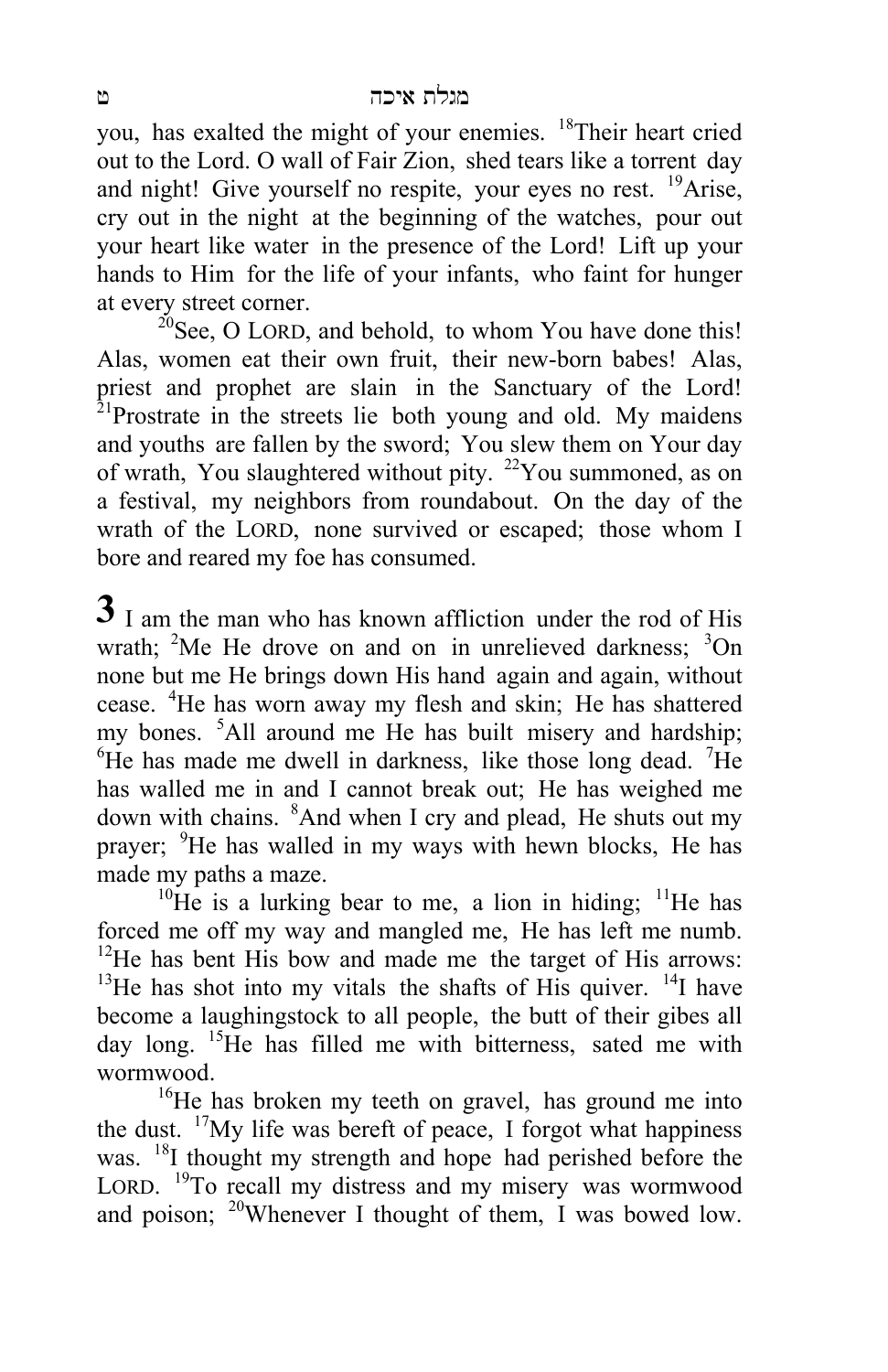you, has exalted the might of your enemies. [18]Their heart cried out to the Lord. O wall of Fair Zion, shed tears like a torrent day and night! Give yourself no respite, your eyes no rest. [19]Arise, cry out in the night at the beginning of the watches, pour out your heart like water in the presence of the Lord! Lift up your hands to Him for the life of your infants, who faint for hunger at every street corner.

[20]See, O LORD, and behold, to whom You have done this! Alas, women eat their own fruit, their new-born babes! Alas, priest and prophet are slain in the Sanctuary of the Lord! [21]Prostrate in the streets lie both young and old. My maidens and youths are fallen by the sword; You slew them on Your day of wrath, You slaughtered without pity. [22]You summoned, as on a festival, my neighbors from roundabout. On the day of the wrath of the LORD, none survived or escaped; those whom I bore and reared my foe has consumed.

**3** I am the man who has known affliction under the rod of His wrath; [2]Me He drove on and on in unrelieved darkness; [3]On none but me He brings down His hand again and again, without cease. [4]He has worn away my flesh and skin; He has shattered my bones. [5]All around me He has built misery and hardship; [6]He has made me dwell in darkness, like those long dead. [7]He has walled me in and I cannot break out; He has weighed me down with chains. [8]And when I cry and plead, He shuts out my prayer; [9]He has walled in my ways with hewn blocks, He has made my paths a maze.

[10]He is a lurking bear to me, a lion in hiding; [11]He has forced me off my way and mangled me, He has left me numb. [12]He has bent His bow and made me the target of His arrows: [13]He has shot into my vitals the shafts of His quiver. [14]I have become a laughingstock to all people, the butt of their gibes all day long. [15]He has filled me with bitterness, sated me with wormwood.

[16]He has broken my teeth on gravel, has ground me into the dust. [17]My life was bereft of peace, I forgot what happiness was. [18]I thought my strength and hope had perished before the LORD. [19]To recall my distress and my misery was wormwood and poison; [20]Whenever I thought of them, I was bowed low.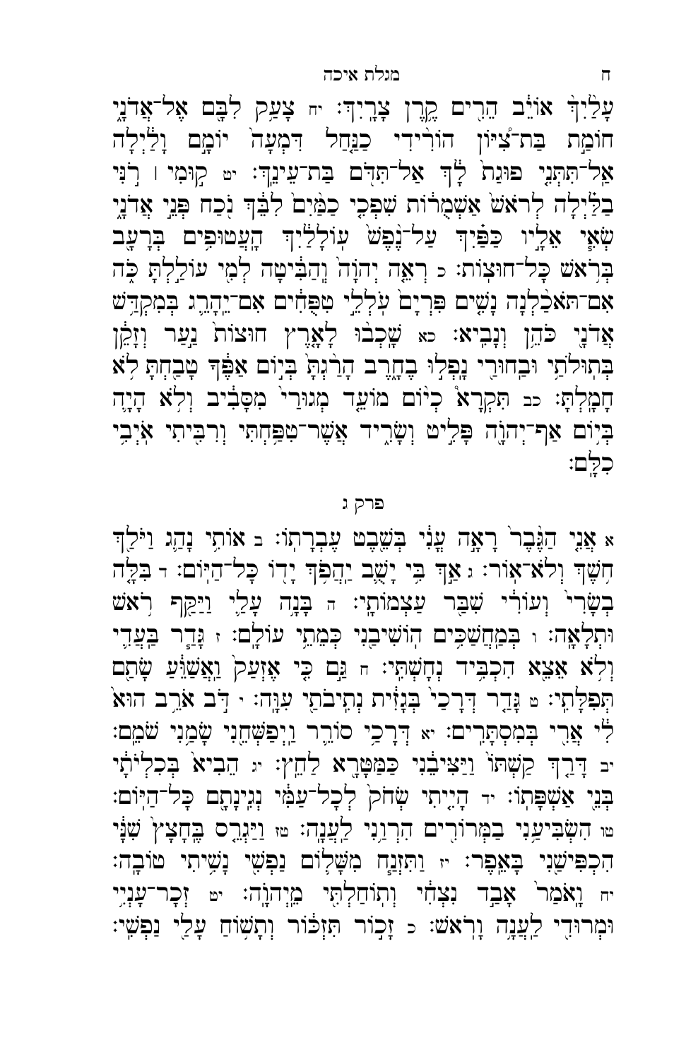עָלַ֙יִךְ֙ אוֹיֵ֔ב הֵרִ֖ים קֶ֥רֶן צָרָֽיִךְ׃ יח צָעַ֥ק לִבָּ֖ם אֶל־אֲדֹנָ֑י חוֹמַ֣ת בַּת־צִ֠יּוֹן הוֹרִ֨ידִי כַנַּ֤חַל דִּמְעָה֙ יוֹמָ֣ם וָלַ֔יְלָה אַל־תִּתְּנִ֤י פוּגַת֙ לָ֔ךְ אַל־תִּדֹּ֖ם בַּת־עֵינֵֽךְ׃ יט ק֣וּמִי ׀ רֹ֣נִּי בַלַּ֗יְלָה לְרֹאשׁ֙ אַשְׁמֻר֔וֹת שִׁפְכִ֤י כַמַּ֙יִם֙ לִבֵּ֔ךְ נֹ֖כַח פְּנֵ֣י אֲדֹנָ֑י שְׂאִ֧י אֵלָ֣יו כַּפַּ֗יִךְ עַל־נֶ֙פֶשׁ֙ עֽוֹלָלַ֔יִךְ הָעֲטוּפִ֥ים בְּרָעָ֖ב בְּרֹ֥אשׁ כָּל־חוּצֽוֹת׃ כ רְאֵ֤ה יְהוָה֙ וְֽהַבִּ֔יטָה לְמִ֖י עוֹלַ֣לְתָּ כֹּ֑ה אִם־תֹּאכַ֨לְנָה נָשִׁ֤ים פִּרְיָם֙ עֹלְלֵ֣י טִפֻּחִ֔ים אִם־יֵהָרֵ֛ג בְּמִקְדַּ֥שׁ אֲדֹנָ֖י כֹּהֵ֥ן וְנָבִֽיא׃ כא שָׁכְב֨וּ לָאָ֤רֶץ חוּצוֹת֙ נַ֣עַר וְזָקֵ֔ן בְּתוּלֹתַ֥י וּבַחוּרַ֖י נָפְל֣וּ בֶחָ֑רֶב הָרַ֙גְתָּ֙ בְּי֣וֹם אַפֶּ֔ךָ טָבַ֖חְתָּ לֹ֥א חָמָֽלְתָּ׃ כב תִּקְרָא֩ כְי֨וֹם מוֹעֵ֜ד מְגוּרַי֙ מִסָּבִ֔יב וְלֹ֥א הָיָ֛ה בְּי֥וֹם אַף־יְהוָ֖ה פָּלִ֣יט וְשָׂרִ֑יד אֲשֶׁר־טִפַּ֥חְתִּי וְרִבִּ֖יתִי אֹיְבִ֥י כִלָּֽם׃

## פרק ג

א אֲנִ֤י הַגֶּ֙בֶר֙ רָאָ֣ה עֳנִ֔י בְּשֵׁ֖בֶט עֶבְרָתֽוֹ׃ ב אוֹתִ֥י נָהַ֛ג וַיֹּלַ֖ךְ חֹ֥שֶׁךְ וְלֹא־אֽוֹר׃ ג אַ֣ךְ בִּ֥י יָשֻׁ֛ב יַהֲפֹ֥ךְ יָד֖וֹ כָּל־הַיּֽוֹם׃ ד בִּלָּ֤ה בְשָׂרִי֙ וְעוֹרִ֔י שִׁבַּ֖ר עַצְמוֹתָֽי׃ ה בָּנָ֥ה עָלַ֛י וַיַּקַּ֖ף רֹ֥אשׁ וּתְלָאָֽה׃ ו בְּמַחֲשַׁכִּ֣ים הוֹשִׁיבַ֔נִי כְּמֵתֵ֖י עוֹלָֽם׃ ז גָּדַ֧ר בַּעֲדִ֛י וְלֹ֥א אֵצֵ֖א הִכְבִּ֥יד נְחָשְׁתִּֽי׃ ח גַּ֣ם כִּ֤י אֶזְעַק֙ וַאֲשַׁוֵּ֔עַ שָׂתַ֖ם תְּפִלָּתִֽי׃ ט גָּדַ֤ר דְּרָכַי֙ בְּגָזִ֔ית נְתִיבֹתַ֖י עִוָּֽה׃ י דֹּ֣ב אֹרֵ֥ב הוּא֙ לִ֔י אֲרִ֖י בְּמִסְתָּרִֽים׃ יא דְּרָכַ֥י סוֹרֵ֛ר וַיְפַשְּׁחֵ֖נִי שָׂמַ֥נִי שֹׁמֵֽם׃ יב דָּרַ֤ךְ קַשְׁתּוֹ֙ וַיַּצִּיבֵ֔נִי כַּמַּטָּרָ֖א לַחֵֽץ׃ יג הֵבִיא֙ בְּכִלְיוֹתָ֔י בְּנֵ֖י אַשְׁפָּתֽוֹ׃ יד הָיִ֤יתִי שְּׂחֹק֙ לְכָל־עַמִּ֔י נְגִינָתָ֖ם כָּל־הַיּֽוֹם׃ טו הִשְׂבִּיעַ֥נִי בַמְּרוֹרִ֖ים הִרְוַ֥נִי לַעֲנָֽה׃ טז וַיַּגְרֵ֤ס בֶּֽחָצָץ֙ שִׁנָּ֔י הִכְפִּישַׁ֖נִי בָּאֵֽפֶר׃ יז וַתִּזְנַ֧ח מִשָּׁל֛וֹם נַפְשִׁ֖י נָשִׁ֥יתִי טוֹבָֽה׃ יח וָאֹמַר֙ אָבַ֣ד נִצְחִ֔י וְתוֹחַלְתִּ֖י מֵיְהוָֽה׃ יט זְכָר־עָנְיִ֥י וּמְרוּדִ֖י לַעֲנָ֥ה וָרֹֽאשׁ׃ כ זָכ֣וֹר תִּזְכּ֔וֹר וְתָשׁ֥וֹחַ עָלַ֖י נַפְשִֽׁי׃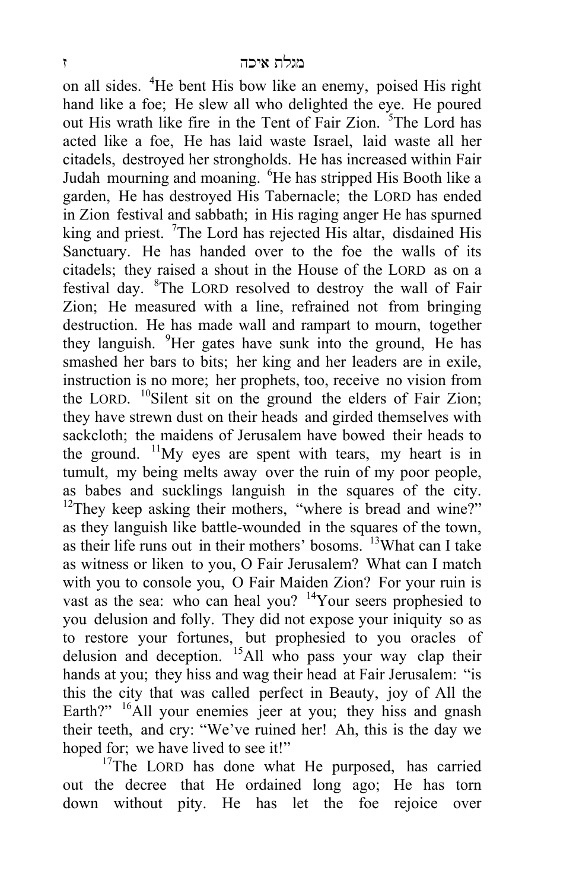on all sides. [4]He bent His bow like an enemy, poised His right hand like a foe; He slew all who delighted the eye. He poured out His wrath like fire in the Tent of Fair Zion. [5]The Lord has acted like a foe, He has laid waste Israel, laid waste all her citadels, destroyed her strongholds. He has increased within Fair Judah mourning and moaning. [6]He has stripped His Booth like a garden, He has destroyed His Tabernacle; the LORD has ended in Zion festival and sabbath; in His raging anger He has spurned king and priest. [7]The Lord has rejected His altar, disdained His Sanctuary. He has handed over to the foe the walls of its citadels; they raised a shout in the House of the LORD as on a festival day. [8]The LORD resolved to destroy the wall of Fair Zion; He measured with a line, refrained not from bringing destruction. He has made wall and rampart to mourn, together they languish. [9]Her gates have sunk into the ground, He has smashed her bars to bits; her king and her leaders are in exile, instruction is no more; her prophets, too, receive no vision from the LORD. [10]Silent sit on the ground the elders of Fair Zion; they have strewn dust on their heads and girded themselves with sackcloth; the maidens of Jerusalem have bowed their heads to the ground. [11]My eyes are spent with tears, my heart is in tumult, my being melts away over the ruin of my poor people, as babes and sucklings languish in the squares of the city. [12]They keep asking their mothers, "where is bread and wine?" as they languish like battle-wounded in the squares of the town, as their life runs out in their mothers' bosoms. [13]What can I take as witness or liken to you, O Fair Jerusalem? What can I match with you to console you, O Fair Maiden Zion? For your ruin is vast as the sea: who can heal you? [14]Your seers prophesied to you delusion and folly. They did not expose your iniquity so as to restore your fortunes, but prophesied to you oracles of delusion and deception. [15]All who pass your way clap their hands at you; they hiss and wag their head at Fair Jerusalem: "is this the city that was called perfect in Beauty, joy of All the Earth?" [16]All your enemies jeer at you; they hiss and gnash their teeth, and cry: "We've ruined her! Ah, this is the day we hoped for; we have lived to see it!"

[17]The LORD has done what He purposed, has carried out the decree that He ordained long ago; He has torn down without pity. He has let the foe rejoice over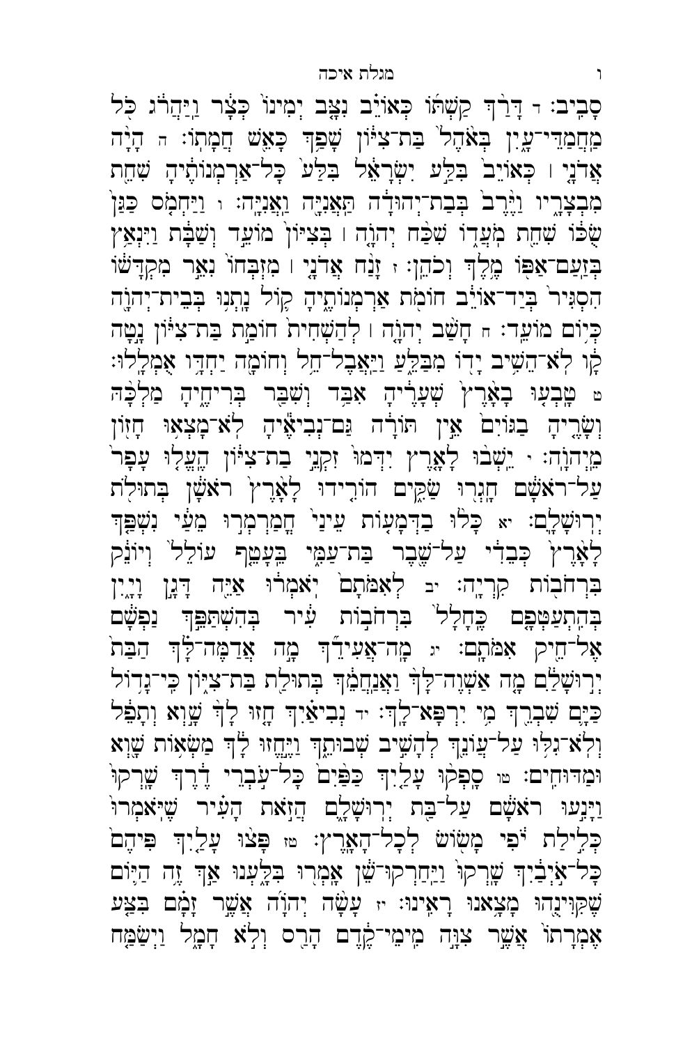סָבִֽיב׃ ד דָּרַ֨ךְ קַשְׁתּ֜וֹ כְּאוֹיֵ֗ב נִצָּ֤ב יְמִינוֹ֙ כְּצָ֔ר וַֽיַּהֲרֹ֔ג כֹּ֖ל
מַחֲמַדֵּי־עָ֑יִן בְּאֹ֙הֶל֙ בַּת־צִיּ֔וֹן שָׁפַ֥ךְ כָּאֵ֖שׁ חֲמָתֽוֹ׃ ה הָיָ֨ה
אֲדֹנָ֤י ׀ כְּאוֹיֵב֙ בִּלַּ֣ע יִשְׂרָאֵ֔ל בִּלַּע֙ כָּל־אַרְמְנוֹתֶ֔יהָ שִׁחֵ֖ת
מִבְצָרָ֑יו וַיֶּ֙רֶב֙ בְּבַת־יְהוּדָ֔ה תַּאֲנִיָּ֖ה וַאֲנִיָּֽה׃ ו וַיַּחְמֹ֤ס כַּגַּן֙
שֻׂכּ֔וֹ שִׁחֵ֖ת מֹעֲד֑וֹ שִׁכַּ֨ח יְהוָ֤ה ׀ בְּצִיּוֹן֙ מוֹעֵ֣ד וְשַׁבָּ֔ת וַיִּנְאַ֥ץ
בְּזַֽעַם־אַפּ֖וֹ מֶ֥לֶךְ וְכֹהֵֽן׃ ז זָנַ֨ח אֲדֹנָ֤י ׀ מִזְבְּחוֹ֙ נִאֵ֣ר מִקְדָּשׁ֔וֹ
הִסְגִּיר֙ בְּיַד־אוֹיֵ֔ב חוֹמֹ֖ת אַרְמְנוֹתֶ֑יהָ ק֛וֹל נָתְנ֥וּ בְּבֵית־יְהוָ֖ה
כְּי֥וֹם מוֹעֵֽד׃ ח חָשַׁ֨ב יְהוָ֤ה ׀ לְהַשְׁחִית֙ חוֹמַ֣ת בַּת־צִיּ֔וֹן נָ֣טָה
קָ֔ו לֹא־הֵשִׁ֥יב יָד֖וֹ מִבַּלֵּ֑עַ וַיַּֽאֲבֶל־חֵ֥ל וְחוֹמָ֖ה יַחְדָּ֥ו אֻמְלָֽלוּ׃
ט טָבְע֤וּ בָאָ֙רֶץ֙ שְׁעָרֶ֔יהָ אִבַּ֥ד וְשִׁבַּ֖ר בְּרִיחֶ֑יהָ מַלְכָּ֨הּ
וְשָׂרֶ֤יהָ בַגּוֹיִם֙ אֵ֣ין תּוֹרָ֔ה גַּם־נְבִיאֶ֕יהָ לֹא־מָצְא֥וּ חָז֖וֹן
מֵיְהוָֽה׃ י יֵשְׁב֨וּ לָאָ֤רֶץ יִדְּמוּ֙ זִקְנֵ֣י בַת־צִיּ֔וֹן הֶעֱל֤וּ עָפָר֙
עַל־רֹאשָׁ֔ם חָגְר֖וּ שַׂקִּ֑ים הוֹרִ֤ידוּ לָאָ֙רֶץ֙ רֹאשָׁ֔ן בְּתוּלֹ֖ת
יְרוּשָׁלָֽ͏ִם׃ יא כָּל֨וּ בַדְּמָע֤וֹת עֵינַי֙ חֳמַרְמְר֣וּ מֵעַ֔י נִשְׁפַּ֤ךְ
לָאָ֙רֶץ֙ כְּבֵדִ֔י עַל־שֶׁ֖בֶר בַּת־עַמִּ֑י בֵּֽעָטֵ֤ף עוֹלֵל֙ וְיוֹנֵ֔ק
בִּרְחֹב֖וֹת קִרְיָֽה׃ יב לְאִמֹּתָם֙ יֹֽאמְר֔וּ אַיֵּ֖ה דָּגָ֣ן וָיָ֑יִן
בְּהִֽתְעַטְּפָ֤ם כֶּֽחָלָל֙ בִּרְחֹב֣וֹת עִ֔יר בְּהִשְׁתַּפֵּ֣ךְ נַפְשָׁ֔ם
אֶל־חֵ֖יק אִמֹּתָֽם׃ יג מָֽה־אֲעִידֵ֞ךְ מָ֣ה אֲדַמֶּה־לָּ֗ךְ הַבַּת֙
יְר֣וּשָׁלַ֔͏ִם מָ֤ה אַשְׁוֶה־לָּךְ֙ וַאֲנַֽחֲמֵ֔ךְ בְּתוּלַ֖ת בַּת־צִיּ֑וֹן כִּֽי־גָד֥וֹל
כַּיָּ֛ם שִׁבְרֵ֖ךְ מִ֥י יִרְפָּא־לָֽךְ׃ יד נְבִיאַ֗יִךְ חָ֤זוּ לָךְ֙ שָׁ֣וְא וְתָפֵ֔ל
וְלֹֽא־גִלּ֥וּ עַל־עֲוֺנֵ֖ךְ לְהָשִׁ֣יב שְׁבוּתֵ֑ךְ וַיֶּ֣חֱזוּ לָ֔ךְ מַשְׂא֥וֹת שָׁ֖וְא
וּמַדּוּחִֽים׃ טו סָפְק֨וּ עָלַ֤יִךְ כַּפַּ֙יִם֙ כָּל־עֹ֣בְרֵי דֶ֔רֶךְ שָֽׁרְקוּ֙
וַיָּנִ֣עוּ רֹאשָׁ֔ם עַל־בַּ֖ת יְרוּשָׁלָ֑͏ִם הֲזֹ֣את הָעִ֗יר שֶׁיֹּֽאמְרוּ֙
כְּלִ֣ילַת יֹ֔פִי מָשׂ֖וֹשׂ לְכָל־הָאָֽרֶץ׃ טז פָּצ֨וּ עָלַ֤יִךְ פִּיהֶם֙
כָּל־א֣וֹיְבַ֔יִךְ שָֽׁרְקוּ֙ וַיַּֽחַרְקוּ־שֵׁ֔ן אָמְר֖וּ בִּלָּ֑עְנוּ אַ֣ךְ זֶ֥ה הַיּ֛וֹם
שֶׁקִּוִּינֻ֖הוּ מָצָ֥אנוּ רָאִֽינוּ׃ יז עָשָׂ֨ה יְהוָ֜ה אֲשֶׁ֣ר זָמָ֗ם בִּצַּ֤ע
אֶמְרָתוֹ֙ אֲשֶׁ֣ר צִוָּ֣ה מִֽימֵי־קֶ֔דֶם הָרַ֖ס וְלֹ֣א חָמָ֑ל וַיְשַׂמַּ֥ח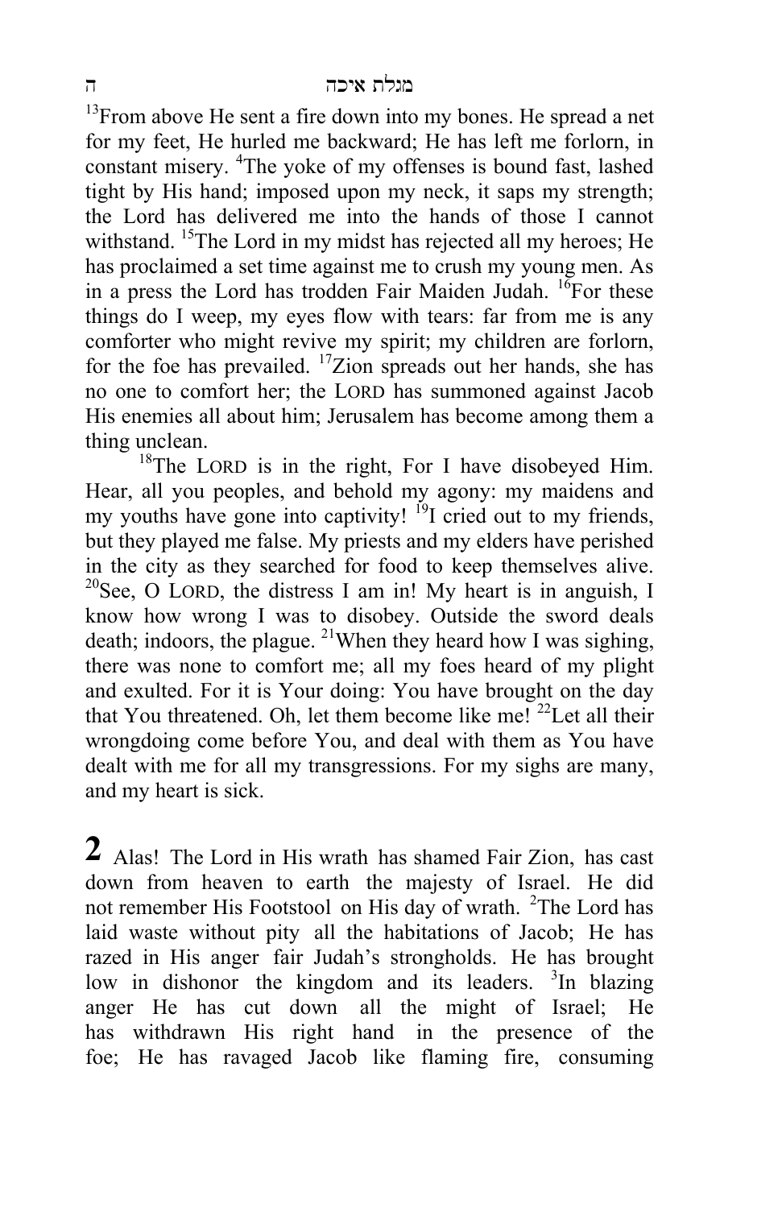[13]From above He sent a fire down into my bones. He spread a net for my feet, He hurled me backward; He has left me forlorn, in constant misery. [4]The yoke of my offenses is bound fast, lashed tight by His hand; imposed upon my neck, it saps my strength; the Lord has delivered me into the hands of those I cannot withstand. [15]The Lord in my midst has rejected all my heroes; He has proclaimed a set time against me to crush my young men. As in a press the Lord has trodden Fair Maiden Judah. [16]For these things do I weep, my eyes flow with tears: far from me is any comforter who might revive my spirit; my children are forlorn, for the foe has prevailed. [17]Zion spreads out her hands, she has no one to comfort her; the LORD has summoned against Jacob His enemies all about him; Jerusalem has become among them a thing unclean.

[18]The LORD is in the right, For I have disobeyed Him. Hear, all you peoples, and behold my agony: my maidens and my youths have gone into captivity! [19]I cried out to my friends, but they played me false. My priests and my elders have perished in the city as they searched for food to keep themselves alive. [20]See, O LORD, the distress I am in! My heart is in anguish, I know how wrong I was to disobey. Outside the sword deals death; indoors, the plague. [21]When they heard how I was sighing, there was none to comfort me; all my foes heard of my plight and exulted. For it is Your doing: You have brought on the day that You threatened. Oh, let them become like me! [22]Let all their wrongdoing come before You, and deal with them as You have dealt with me for all my transgressions. For my sighs are many, and my heart is sick.

**2** Alas! The Lord in His wrath has shamed Fair Zion, has cast down from heaven to earth the majesty of Israel. He did not remember His Footstool on His day of wrath. [2]The Lord has laid waste without pity all the habitations of Jacob; He has razed in His anger fair Judah's strongholds. He has brought low in dishonor the kingdom and its leaders. [3]In blazing anger He has cut down all the might of Israel; He has withdrawn His right hand in the presence of the foe; He has ravaged Jacob like flaming fire, consuming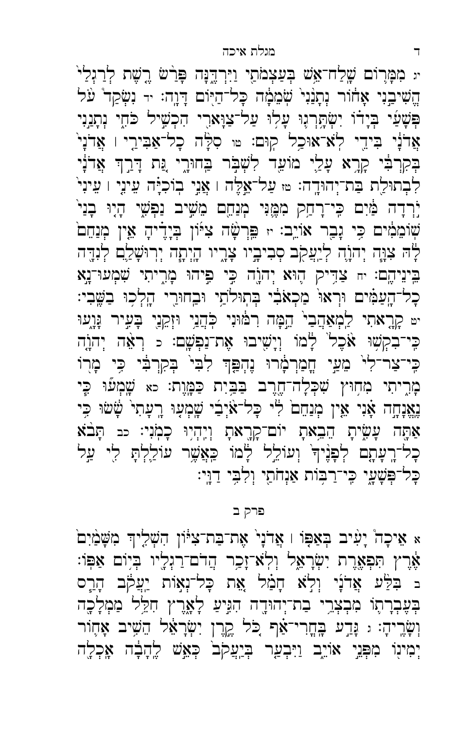יג מִמָּר֛וֹם שָֽׁלַח־אֵ֥שׁ בְּעַצְמֹתַ֖י וַיִּרְדֶּ֑נָּה פָּרַ֨שׂ רֶ֤שֶׁת לְרַגְלַי֙ הֱשִׁיבַ֣נִי אָח֔וֹר נְתָנַ֙נִי֙ שֹֽׁמֵמָ֔ה כָּל־הַיּ֖וֹם דָּוָֽה׃ יד נִשְׂקַד֩ עֹ֨ל פְּשָׁעַ֜י בְּיָד֗וֹ יִשְׂתָּֽרְג֛וּ עָל֥וּ עַל־צַוָּארִ֖י הִכְשִׁ֣יל כֹּחִ֑י נְתָנַ֣נִי אֲדֹנָ֔י בִּידֵ֖י לֹא־אוּכַ֥ל קֽוּם׃ טו סִלָּ֨ה כָל־אַבִּירַ֤י ׀ אֲדֹנָי֙ בְּקִרְבִּ֔י קָרָ֥א עָלַ֛י מוֹעֵ֖ד לִשְׁבֹּ֣ר בַּחוּרָ֑י גַּ֚ת דָּרַ֣ךְ אֲדֹנָ֔י לִבְתוּלַ֖ת בַּת־יְהוּדָֽה׃ טז עַל־אֵ֣לֶּה ׀ אֲנִ֣י בוֹכִיָּ֗ה עֵינִ֤י ׀ עֵינִי֙ יֹ֣רְדָה מַּ֔יִם כִּֽי־רָחַ֥ק מִמֶּ֛נִּי מְנַחֵ֖ם מֵשִׁ֣יב נַפְשִׁ֑י הָי֤וּ בָנַי֙ שֽׁוֹמֵמִ֔ים כִּ֥י גָבַ֖ר אוֹיֵֽב׃ יז פֵּֽרְשָׂ֨ה צִיּ֜וֹן בְּיָדֶ֗יהָ אֵ֤ין מְנַחֵם֙ לָ֔הּ צִוָּ֧ה יְהוָ֛ה לְיַעֲקֹ֖ב סְבִיבָ֣יו צָרָ֑יו הָיְתָ֧ה יְרוּשָׁלַ֛͏ִם לְנִדָּ֖ה בֵּינֵיהֶֽם׃ יח צַדִּ֥יק ה֛וּא יְהוָ֖ה כִּ֣י פִ֣יהוּ מָרִ֑יתִי שִׁמְעוּ־נָ֨א כָל־הָֽעַמִּ֜ים וּרְא֣וּ מַכְאֹבִ֗י בְּתוּלֹתַ֥י וּבַחוּרַ֖י הָלְכ֥וּ בַשֶּֽׁבִי׃ יט קָרָ֤אתִי לַֽמְאַהֲבַי֙ הֵ֣מָּה רִמּ֔וּנִי כֹּהֲנַ֥י וּזְקֵנַ֖י בָּעִ֣יר גָּוָ֑עוּ כִּֽי־בִקְשׁ֥וּ אֹ֙כֶל֙ לָ֔מוֹ וְיָשִׁ֖יבוּ אֶת־נַפְשָֽׁם׃ כ רְאֵ֨ה יְהוָ֤ה כִּֽי־צַר־לִי֙ מֵעַ֣י חֳמַרְמָ֔רוּ נֶהְפַּ֤ךְ לִבִּי֙ בְּקִרְבִּ֔י כִּ֥י מָר֖וֹ מָרִ֑יתִי מִח֥וּץ שִׁכְּלָה־חֶ֖רֶב בַּבַּ֥יִת כַּמָּֽוֶת׃ כא שָׁמְע֞וּ כִּ֧י נֶאֱנָחָ֣ה אָ֗נִי אֵ֤ין מְנַחֵם֙ לִ֔י כָּל־אֹ֨יְבַ֜י שָׁמְע֤וּ רָֽעָתִי֙ שָׂ֔שׂוּ כִּ֥י אַתָּ֖ה עָשִׂ֑יתָ הֵבֵ֥אתָ יוֹם־קָרָ֖אתָ וְיִהְי֥וּ כָמֹֽנִי׃ כב תָּבֹ֨א כָל־רָעָתָ֤ם לְפָנֶ֙יךָ֙ וְעוֹלֵ֣ל לָ֔מוֹ כַּאֲשֶׁ֥ר עוֹלַ֛לְתָּ לִ֖י עַ֣ל כָּל־פְּשָׁעָ֑י כִּֽי־רַבּ֥וֹת אַנְחֹתַ֖י וְלִבִּ֥י דַוָּֽי׃

## פרק ב

א אֵיכָה֩ יָעִ֨יב בְּאַפּ֤וֹ ׀ אֲדֹנָי֙ אֶת־בַּת־צִיּ֔וֹן הִשְׁלִ֤יךְ מִשָּׁמַ֙יִם֙ אֶ֔רֶץ תִּפְאֶ֖רֶת יִשְׂרָאֵ֑ל וְלֹֽא־זָכַ֥ר הֲדֹם־רַגְלָ֖יו בְּי֥וֹם אַפּֽוֹ׃ ב בִּלַּ֨ע אֲדֹנָ֜י וְלֹ֣א חָמַ֗ל אֵ֚ת כָּל־נְא֣וֹת יַעֲקֹ֔ב הָרַ֧ס בְּעֶבְרָת֛וֹ מִבְצְרֵ֥י בַת־יְהוּדָ֖ה הִגִּ֣יעַ לָאָ֑רֶץ חִלֵּ֥ל מַמְלָכָ֖ה וְשָׂרֶֽיהָ׃ ג גָּדַ֣ע בָּֽחֳרִי־אַ֗ף כֹּ֚ל קֶ֣רֶן יִשְׂרָאֵ֔ל הֵשִׁ֥יב אָח֛וֹר יְמִינ֖וֹ מִפְּנֵ֣י אוֹיֵ֑ב וַיִּבְעַ֤ר בְּיַעֲקֹב֙ כְּאֵ֣שׁ לֶֽהָבָ֔ה אָכְלָ֖ה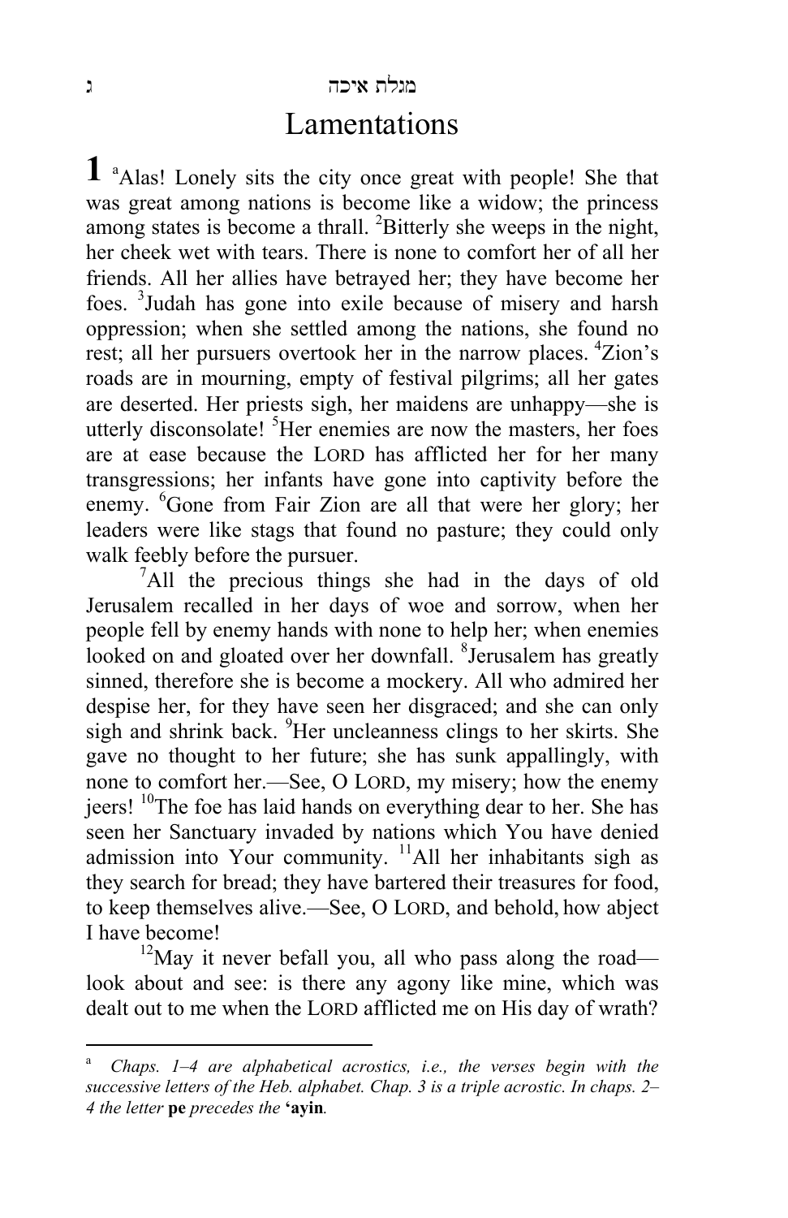# מגלת איכה

# Lamentations

**1** [a]Alas! Lonely sits the city once great with people! She that was great among nations is become like a widow; the princess among states is become a thrall. [2]Bitterly she weeps in the night, her cheek wet with tears. There is none to comfort her of all her friends. All her allies have betrayed her; they have become her foes. [3]Judah has gone into exile because of misery and harsh oppression; when she settled among the nations, she found no rest; all her pursuers overtook her in the narrow places. [4]Zion's roads are in mourning, empty of festival pilgrims; all her gates are deserted. Her priests sigh, her maidens are unhappy—she is utterly disconsolate! [5]Her enemies are now the masters, her foes are at ease because the LORD has afflicted her for her many transgressions; her infants have gone into captivity before the enemy. [6]Gone from Fair Zion are all that were her glory; her leaders were like stags that found no pasture; they could only walk feebly before the pursuer.

[7]All the precious things she had in the days of old Jerusalem recalled in her days of woe and sorrow, when her people fell by enemy hands with none to help her; when enemies looked on and gloated over her downfall. [8]Jerusalem has greatly sinned, therefore she is become a mockery. All who admired her despise her, for they have seen her disgraced; and she can only sigh and shrink back. [9]Her uncleanness clings to her skirts. She gave no thought to her future; she has sunk appallingly, with none to comfort her.—See, O LORD, my misery; how the enemy jeers! [10]The foe has laid hands on everything dear to her. She has seen her Sanctuary invaded by nations which You have denied admission into Your community. [11]All her inhabitants sigh as they search for bread; they have bartered their treasures for food, to keep themselves alive.—See, O LORD, and behold, how abject I have become!

[12]May it never befall you, all who pass along the road—look about and see: is there any agony like mine, which was dealt out to me when the LORD afflicted me on His day of wrath?

---

[a] *Chaps. 1–4 are alphabetical acrostics, i.e., the verses begin with the successive letters of the Heb. alphabet. Chap. 3 is a triple acrostic. In chaps. 2–4 the letter* **pe** *precedes the* **'ayin***.*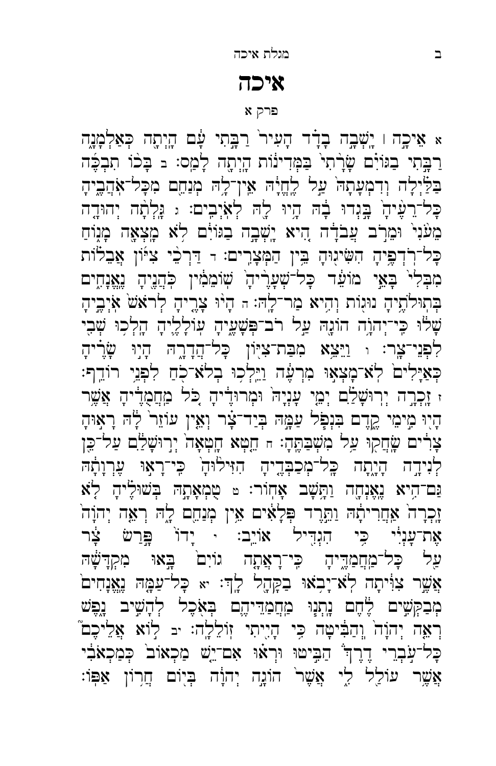# איכה

## פרק א

א אֵיכָ֣ה ׀ יָשְׁבָ֣ה בָדָ֗ד הָעִיר֙ רַבָּ֣תִי עָ֔ם הָיְתָ֖ה כְּאַלְמָנָ֑ה רַבָּ֣תִי בַגּוֹיִ֗ם שָׂרָ֙תִי֙ בַּמְּדִינ֔וֹת הָיְתָ֖ה לָמַֽס׃ ב בָּכ֨וֹ תִבְכֶּ֜ה בַּלַּ֗יְלָה וְדִמְעָתָהּ֙ עַ֣ל לֶֽחֱיָ֔הּ אֵֽין־לָ֥הּ מְנַחֵ֖ם מִכָּל־אֹהֲבֶ֑יהָ כָּל־רֵעֶ֙יהָ֙ בָּ֣גְדוּ בָ֔הּ הָ֥יוּ לָ֖הּ לְאֹיְבִֽים׃ ג גָּלְתָ֨ה יְהוּדָ֤ה מֵעֹ֙נִי֙ וּמֵרֹ֣ב עֲבֹדָ֔ה הִ֚יא יָשְׁבָ֣ה בַגּוֹיִ֔ם לֹ֥א מָצְאָ֖ה מָנ֑וֹחַ כָּל־רֹדְפֶ֥יהָ הִשִּׂיג֖וּהָ בֵּ֥ין הַמְּצָרִֽים׃ ד דַּרְכֵ֨י צִיּ֜וֹן אֲבֵל֗וֹת מִבְּלִי֙ בָּאֵ֣י מוֹעֵ֔ד כָּל־שְׁעָרֶ֙יהָ֙ שֽׁוֹמֵמִ֔ין כֹּהֲנֶ֖יהָ נֶאֱנָחִ֑ים בְּתוּלֹתֶ֥יהָ נּוּג֖וֹת וְהִ֥יא מַר־לָֽהּ׃ ה הָי֨וּ צָרֶ֤יהָ לְרֹאשׁ֙ אֹיְבֶ֣יהָ שָׁל֔וּ כִּֽי־יְהוָ֥ה הוֹגָ֖הּ עַ֣ל רֹב־פְּשָׁעֶ֑יהָ עוֹלָלֶ֛יהָ הָלְכ֥וּ שְׁבִ֖י לִפְנֵי־צָֽר׃ ו וַיֵּצֵ֥א מִבַּת־צִיּ֖וֹן כָּל־הֲדָרָ֑הּ הָי֣וּ שָׂרֶ֗יהָ כְּאַיָּלִים֙ לֹא־מָצְא֣וּ מִרְעֶ֔ה וַיֵּלְכ֥וּ בְלֹא־כֹ֖חַ לִפְנֵ֥י רוֹדֵֽף׃ ז זָֽכְרָ֣ה יְרוּשָׁלַ֗͏ִם יְמֵ֤י עָנְיָהּ֙ וּמְרוּדֶ֔יהָ כֹּ֚ל מַחֲמֻדֶ֔יהָ אֲשֶׁ֥ר הָי֖וּ מִ֣ימֵי קֶ֑דֶם בִּנְפֹ֧ל עַמָּ֣הּ בְּיַד־צָ֗ר וְאֵ֤ין עוֹזֵר֙ לָ֔הּ רָא֣וּהָ צָרִ֔ים שָׂחֲק֖וּ עַ֥ל מִשְׁבַּתֶּֽהָ׃ ח חֵ֤טְא חָֽטְאָה֙ יְר֣וּשָׁלַ֔͏ִם עַל־כֵּ֖ן לְנִידָ֣ה הָיָ֑תָה כָּֽל־מְכַבְּדֶ֤יהָ הִזִּיל֙וּהָ֙ כִּֽי־רָא֣וּ עֶרְוָתָ֔הּ גַּם־הִ֥יא נֶֽאֶנְחָ֖ה וַתָּ֥שָׁב אָחֽוֹר׃ ט טֻמְאָתָ֣הּ בְּשׁוּלֶ֗יהָ לֹ֤א זָֽכְרָה֙ אַחֲרִיתָ֔הּ וַתֵּ֣רֶד פְּלָאִ֔ים אֵ֥ין מְנַחֵ֖ם לָ֑הּ רְאֵ֤ה יְהוָה֙ אֶת־עָנְיִ֔י כִּ֥י הִגְדִּ֖יל אוֹיֵֽב׃ י יָדוֹ֙ פָּ֣רַשׂ צָ֔ר עַ֖ל כָּל־מַחֲמַדֶּ֑יהָ כִּֽי־רָאֲתָ֤ה גוֹיִם֙ בָּ֣אוּ מִקְדָּשָׁ֔הּ אֲשֶׁ֣ר צִוִּ֔יתָה לֹא־יָבֹ֥אוּ בַקָּהָ֖ל לָֽךְ׃ יא כָּל־עַמָּ֤הּ נֶאֱנָחִים֙ מְבַקְּשִׁ֣ים לֶ֔חֶם נָתְנ֧וּ מַחֲמַדֵּיהֶ֛ם בְּאֹ֖כֶל לְהָשִׁ֣יב נָ֑פֶשׁ רְאֵ֤ה יְהוָה֙ וְֽהַבִּ֔יטָה כִּ֥י הָיִ֖יתִי זוֹלֵלָֽה׃ יב ל֣וֹא אֲלֵיכֶם֮ כָּל־עֹ֣בְרֵי דֶרֶךְ֒ הַבִּ֣יטוּ וּרְא֔וּ אִם־יֵ֤שׁ מַכְאוֹב֙ כְּמַכְאֹבִ֔י אֲשֶׁ֥ר עוֹלַ֖ל לִ֑י אֲשֶׁר֙ הוֹגָ֣ה יְהוָ֔ה בְּי֖וֹם חֲר֥וֹן אַפּֽוֹ׃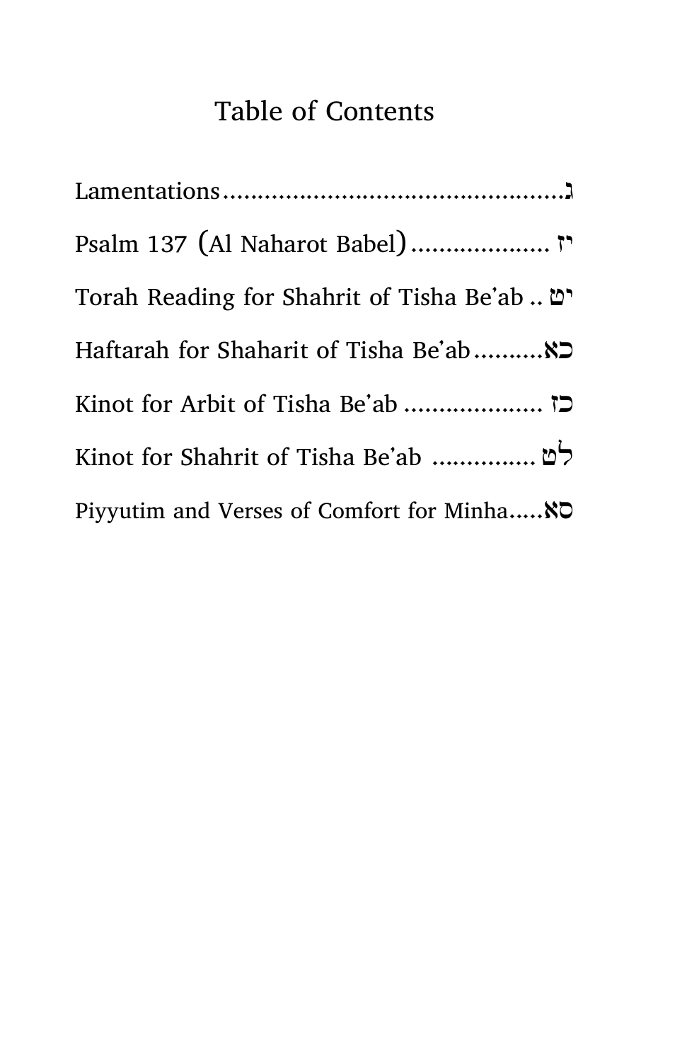# Table of Contents

Lamentations.................................................ג

Psalm 137 (Al Naharot Babel)................... יז

Torah Reading for Shahrit of Tisha Be'ab .. יט

Haftarah for Shaharit of Tisha Be'ab.........כא

Kinot for Arbit of Tisha Be'ab ................... כז

Kinot for Shahrit of Tisha Be'ab .............. לט

Piyyutim and Verses of Comfort for Minha.....סא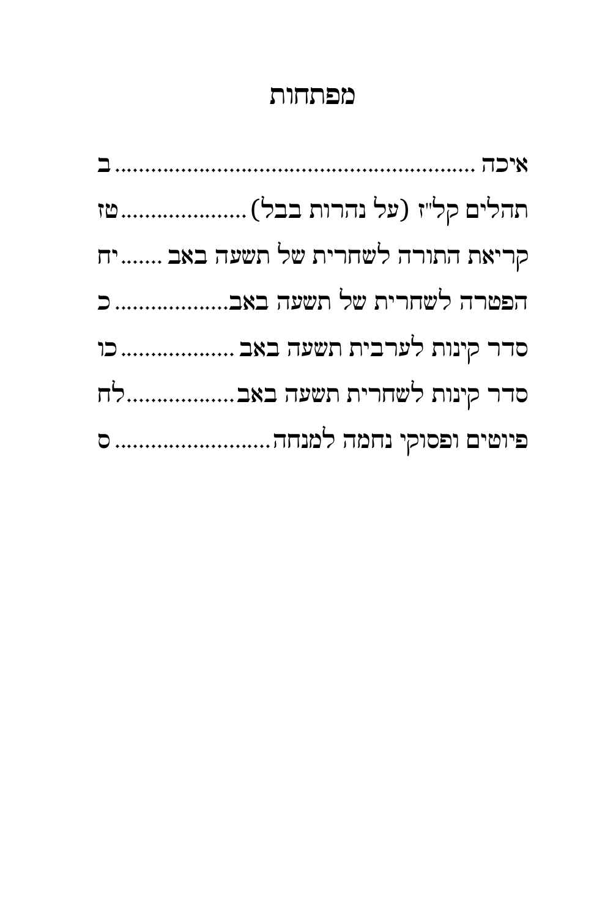# מפתחות

איכה ........................................................... ב

תהלים קל"ז (על נהרות בבל) ..................... טז

קריאת התורה לשחרית של תשעה באב ....... יח

הפטרה לשחרית של תשעה באב.................. כ

סדר קינות לערבית תשעה באב ................... כו

סדר קינות לשחרית תשעה באב.................. לח

פיוטים ופסוקי נחמה למנחה.......................... ס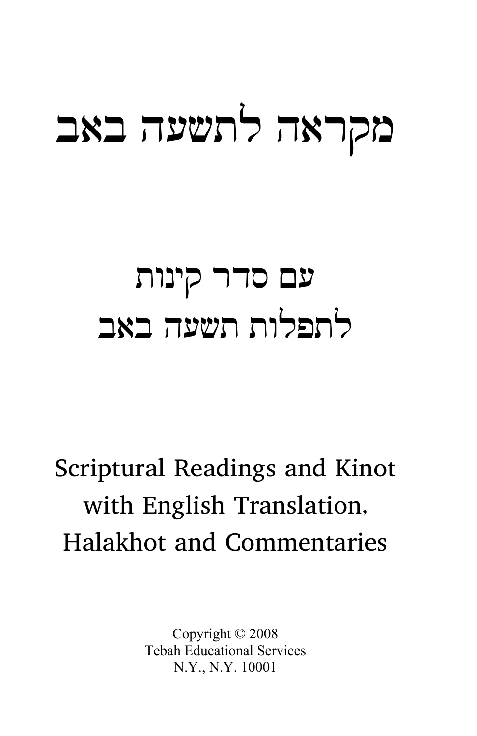# מקראה לתשעה באב

## עם סדר קינות
## לתפלות תשעה באב

Scriptural Readings and Kinot
with English Translation,
Halakhot and Commentaries

Copyright © 2008
Tebah Educational Services
N.Y., N.Y. 10001